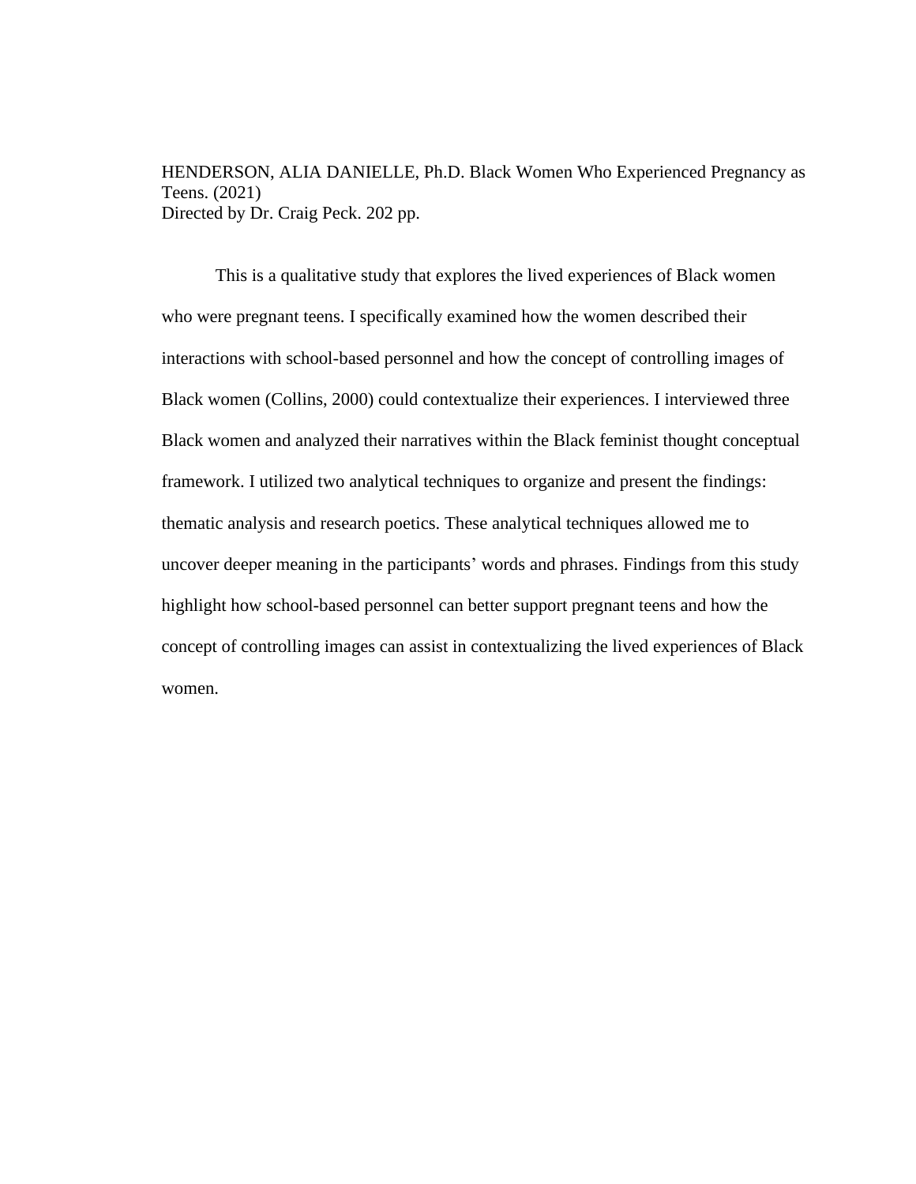HENDERSON, ALIA DANIELLE, Ph.D. Black Women Who Experienced Pregnancy as Teens. (2021)
Directed by Dr. Craig Peck. 202 pp.

This is a qualitative study that explores the lived experiences of Black women who were pregnant teens. I specifically examined how the women described their interactions with school-based personnel and how the concept of controlling images of Black women (Collins, 2000) could contextualize their experiences. I interviewed three Black women and analyzed their narratives within the Black feminist thought conceptual framework. I utilized two analytical techniques to organize and present the findings: thematic analysis and research poetics. These analytical techniques allowed me to uncover deeper meaning in the participants' words and phrases. Findings from this study highlight how school-based personnel can better support pregnant teens and how the concept of controlling images can assist in contextualizing the lived experiences of Black women.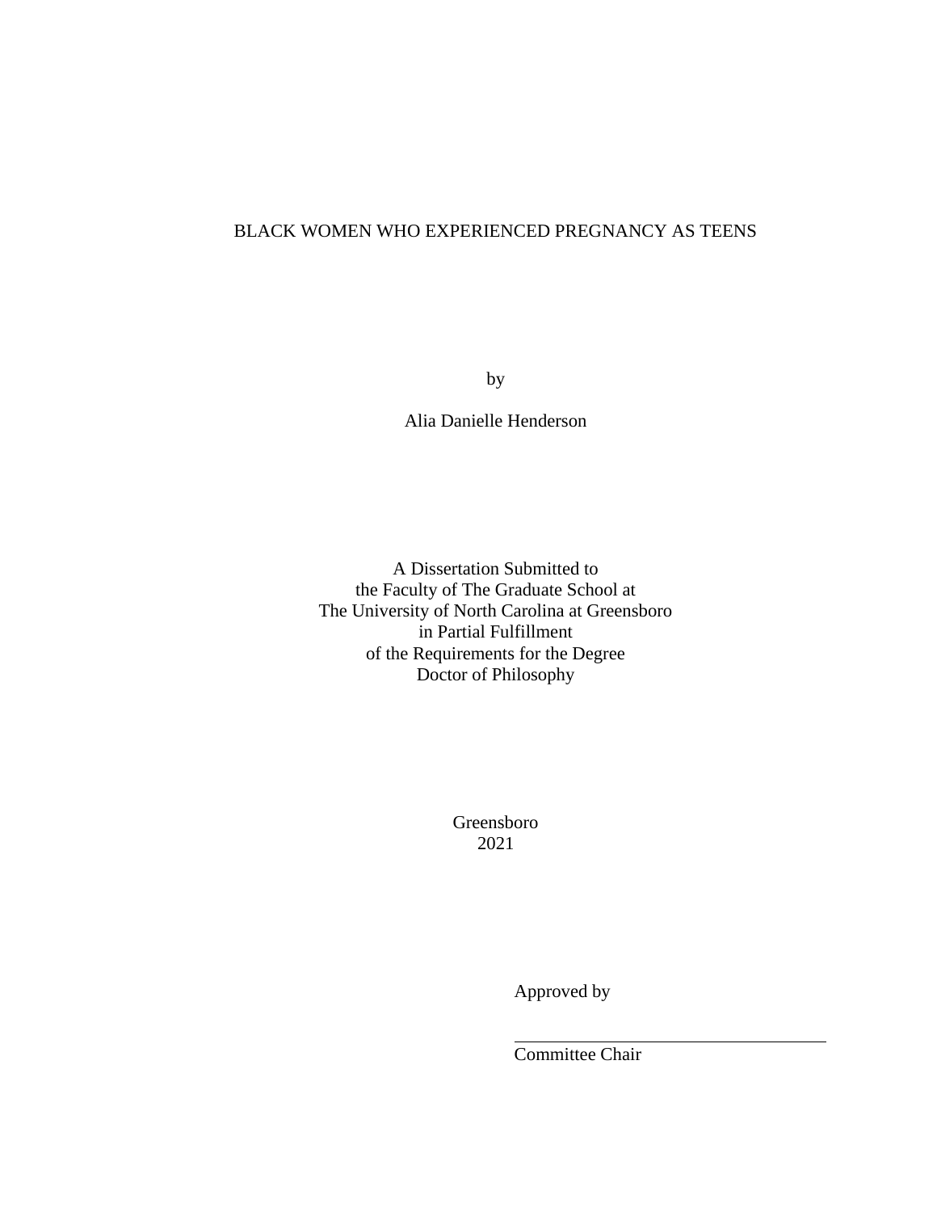BLACK WOMEN WHO EXPERIENCED PREGNANCY AS TEENS

by

Alia Danielle Henderson

A Dissertation Submitted to
the Faculty of The Graduate School at
The University of North Carolina at Greensboro
in Partial Fulfillment
of the Requirements for the Degree
Doctor of Philosophy

Greensboro
2021

Approved by

\_\_\_\_\_\_\_\_\_\_\_\_\_\_\_\_\_\_\_\_\_\_\_\_\_\_\_\_\_\_\_\_\_\_

Committee Chair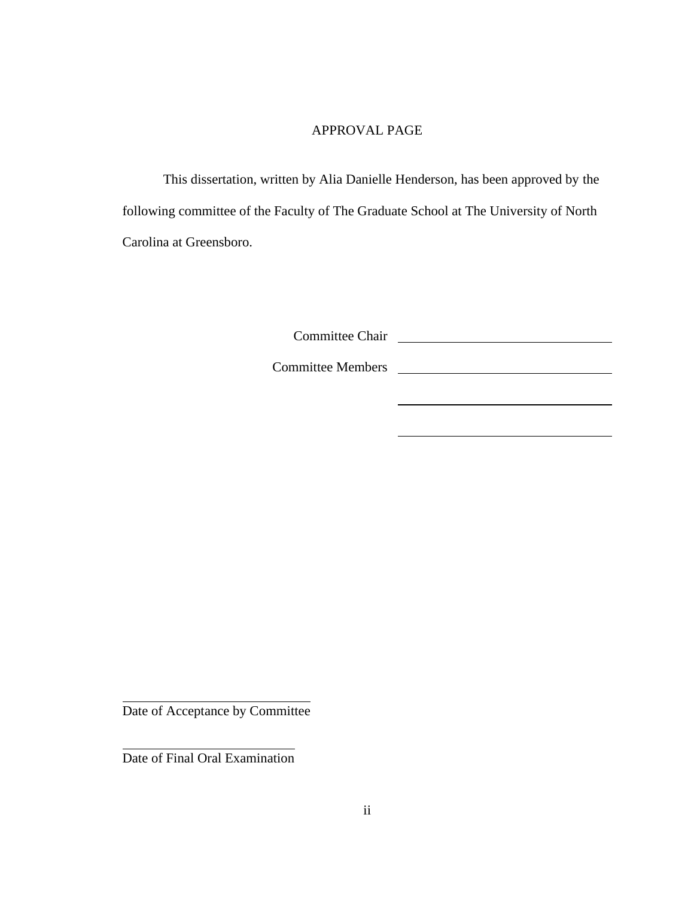# APPROVAL PAGE

This dissertation, written by Alia Danielle Henderson, has been approved by the following committee of the Faculty of The Graduate School at The University of North Carolina at Greensboro.

Committee Chair \_\_\_\_\_\_\_\_\_\_\_\_\_\_\_\_\_\_\_\_\_\_\_\_\_\_\_\_\_\_

Committee Members \_\_\_\_\_\_\_\_\_\_\_\_\_\_\_\_\_\_\_\_\_\_\_\_\_\_\_\_\_\_

\_\_\_\_\_\_\_\_\_\_\_\_\_\_\_\_\_\_\_\_\_\_\_\_\_\_\_\_\_\_

\_\_\_\_\_\_\_\_\_\_\_\_\_\_\_\_\_\_\_\_\_\_\_\_\_\_\_\_\_\_

\_\_\_\_\_\_\_\_\_\_\_\_\_\_\_\_\_\_\_\_\_\_\_\_\_\_\_\_\_\_

Date of Acceptance by Committee

\_\_\_\_\_\_\_\_\_\_\_\_\_\_\_\_\_\_\_\_\_\_\_\_\_\_\_\_\_\_

Date of Final Oral Examination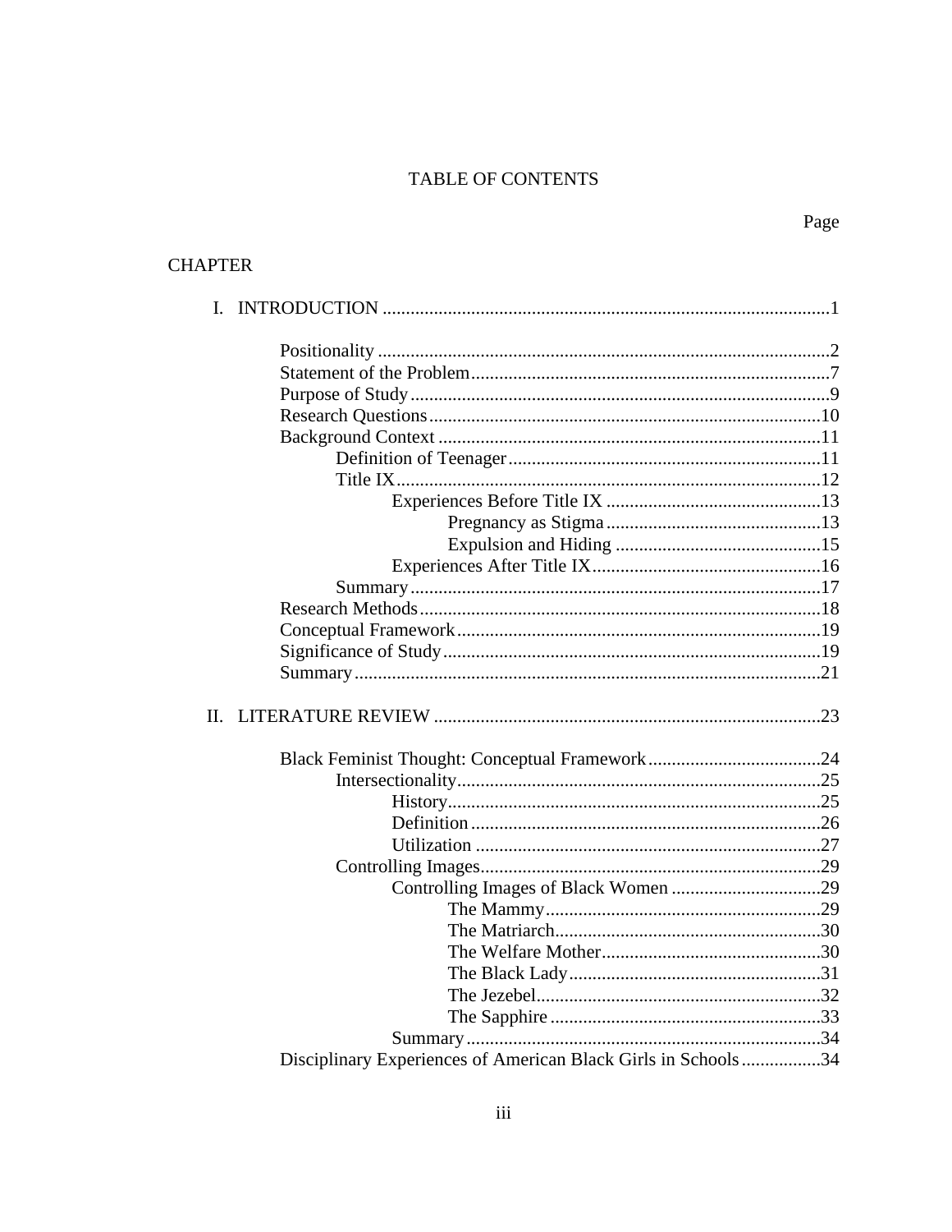# TABLE OF CONTENTS

Page

CHAPTER

I. INTRODUCTION ..... 1

- Positionality ..... 2
- Statement of the Problem ..... 7
- Purpose of Study ..... 9
- Research Questions ..... 10
- Background Context ..... 11
  - Definition of Teenager ..... 11
  - Title IX ..... 12
    - Experiences Before Title IX ..... 13
      - Pregnancy as Stigma ..... 13
      - Expulsion and Hiding ..... 15
    - Experiences After Title IX ..... 16
  - Summary ..... 17
- Research Methods ..... 18
- Conceptual Framework ..... 19
- Significance of Study ..... 19
- Summary ..... 21

II. LITERATURE REVIEW ..... 23

- Black Feminist Thought: Conceptual Framework ..... 24
  - Intersectionality ..... 25
    - History ..... 25
    - Definition ..... 26
    - Utilization ..... 27
  - Controlling Images ..... 29
    - Controlling Images of Black Women ..... 29
      - The Mammy ..... 29
      - The Matriarch ..... 30
      - The Welfare Mother ..... 30
      - The Black Lady ..... 31
      - The Jezebel ..... 32
      - The Sapphire ..... 33
    - Summary ..... 34
- Disciplinary Experiences of American Black Girls in Schools ..... 34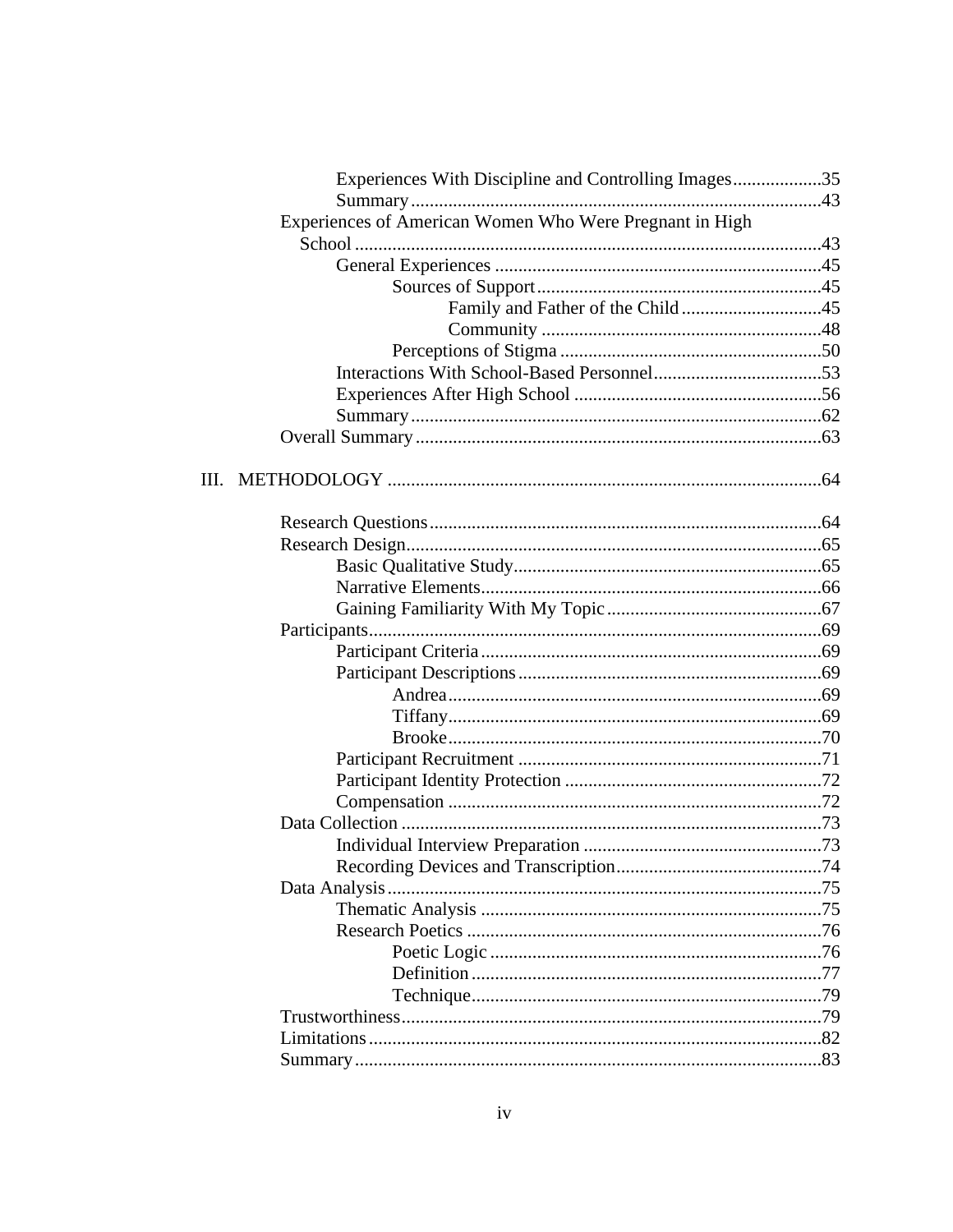Experiences With Discipline and Controlling Images ................... 35
Summary ........................................................................................ 43
Experiences of American Women Who Were Pregnant in High School ................................................................................................... 43
General Experiences ..................................................................... 45
Sources of Support ............................................................ 45
Family and Father of the Child ............................. 45
Community ........................................................... 48
Perceptions of Stigma ........................................................ 50
Interactions With School-Based Personnel .................................... 53
Experiences After High School ..................................................... 56
Summary ........................................................................................ 62
Overall Summary ...................................................................................... 63

III. METHODOLOGY ............................................................................................. 64

Research Questions .................................................................................... 64
Research Design ......................................................................................... 65
Basic Qualitative Study ................................................................. 65
Narrative Elements ........................................................................ 66
Gaining Familiarity With My Topic .............................................. 67
Participants ................................................................................................. 69
Participant Criteria ........................................................................ 69
Participant Descriptions ................................................................. 69
Andrea ............................................................................... 69
Tiffany ............................................................................... 69
Brooke ............................................................................... 70
Participant Recruitment ................................................................. 71
Participant Identity Protection ....................................................... 72
Compensation ............................................................................... 72
Data Collection .......................................................................................... 73
Individual Interview Preparation ................................................... 73
Recording Devices and Transcription ............................................ 74
Data Analysis ............................................................................................. 75
Thematic Analysis ......................................................................... 75
Research Poetics ........................................................................... 76
Poetic Logic ...................................................................... 76
Definition .......................................................................... 77
Technique .......................................................................... 79
Trustworthiness .......................................................................................... 79
Limitations ................................................................................................. 82
Summary .................................................................................................... 83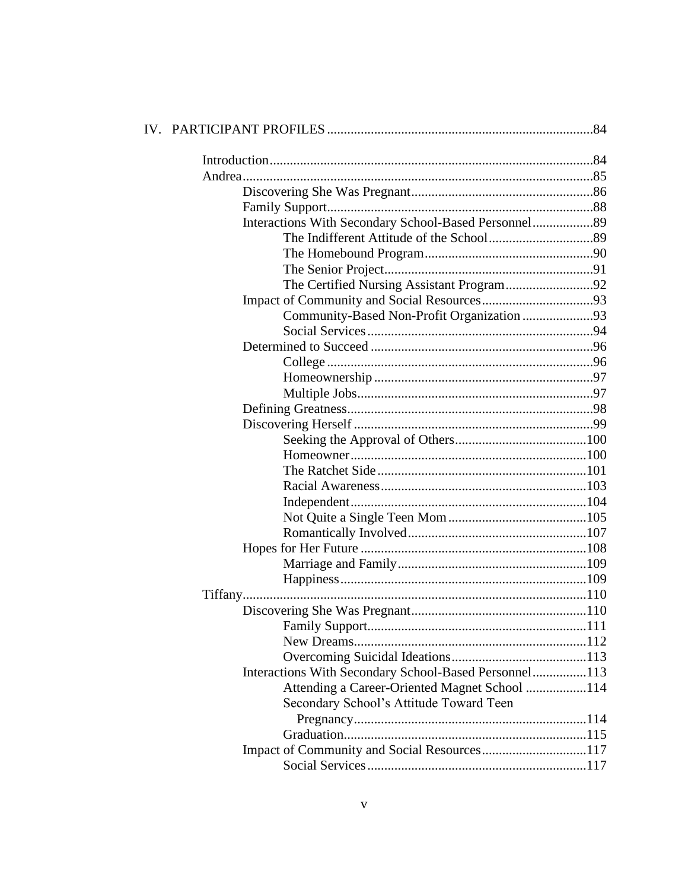IV. PARTICIPANT PROFILES .......................................................................84

- Introduction.......................................................................................84
- Andrea..............................................................................................85
  - Discovering She Was Pregnant.....................................................86
  - Family Support.............................................................................88
  - Interactions With Secondary School-Based Personnel..................89
    - The Indifferent Attitude of the School..............................89
    - The Homebound Program.................................................90
    - The Senior Project.............................................................91
    - The Certified Nursing Assistant Program..........................92
  - Impact of Community and Social Resources.................................93
    - Community-Based Non-Profit Organization.....................93
    - Social Services..................................................................94
  - Determined to Succeed..................................................................96
    - College..............................................................................96
    - Homeownership................................................................97
    - Multiple Jobs.....................................................................97
  - Defining Greatness........................................................................98
  - Discovering Herself.......................................................................99
    - Seeking the Approval of Others.......................................100
    - Homeowner.....................................................................100
    - The Ratchet Side.............................................................101
    - Racial Awareness............................................................103
    - Independent.....................................................................104
    - Not Quite a Single Teen Mom.........................................105
    - Romantically Involved....................................................107
  - Hopes for Her Future...................................................................108
    - Marriage and Family........................................................109
    - Happiness........................................................................109
- Tiffany.............................................................................................110
  - Discovering She Was Pregnant....................................................110
    - Family Support................................................................111
    - New Dreams....................................................................112
    - Overcoming Suicidal Ideations........................................113
  - Interactions With Secondary School-Based Personnel................113
    - Attending a Career-Oriented Magnet School..................114
    - Secondary School's Attitude Toward Teen Pregnancy.....................................................................114
    - Graduation.......................................................................115
  - Impact of Community and Social Resources...............................117
    - Social Services................................................................117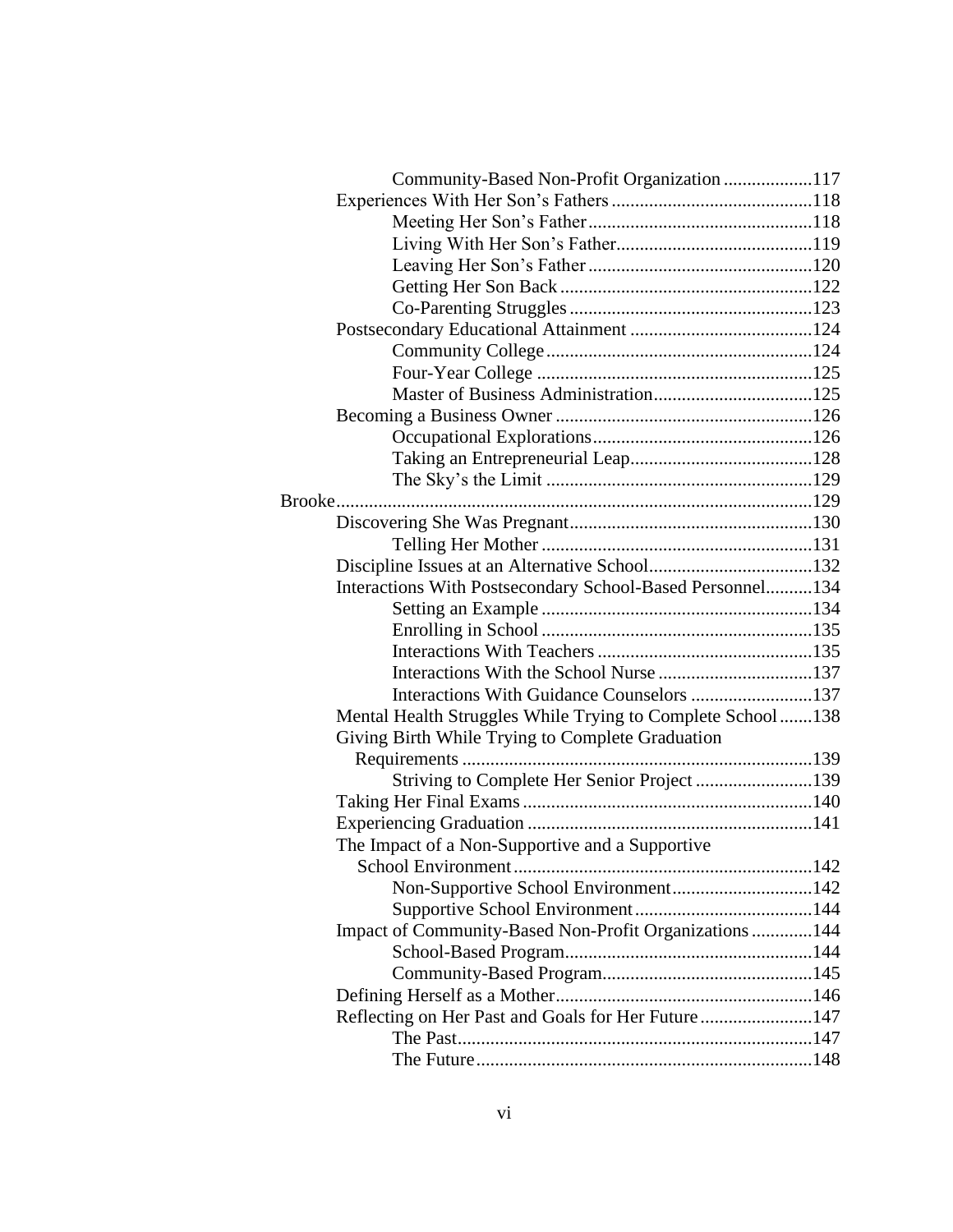- Community-Based Non-Profit Organization ....................117
- Experiences With Her Son's Fathers ............................................118
  - Meeting Her Son's Father ................................................118
  - Living With Her Son's Father...........................................119
  - Leaving Her Son's Father ................................................120
  - Getting Her Son Back .......................................................122
  - Co-Parenting Struggles ....................................................123
- Postsecondary Educational Attainment ........................................124
  - Community College .........................................................124
  - Four-Year College ............................................................125
  - Master of Business Administration..................................125
- Becoming a Business Owner .......................................................126
  - Occupational Explorations...............................................126
  - Taking an Entrepreneurial Leap.......................................128
  - The Sky's the Limit .........................................................129

Brooke......................................................................................................129

- Discovering She Was Pregnant....................................................130
  - Telling Her Mother ..........................................................131
- Discipline Issues at an Alternative School...................................132
- Interactions With Postsecondary School-Based Personnel..........134
  - Setting an Example ..........................................................134
  - Enrolling in School ..........................................................135
  - Interactions With Teachers ..............................................135
  - Interactions With the School Nurse .................................137
  - Interactions With Guidance Counselors ..........................137
- Mental Health Struggles While Trying to Complete School.......138
- Giving Birth While Trying to Complete Graduation Requirements ...........................................................................139
  - Striving to Complete Her Senior Project .........................139
- Taking Her Final Exams ..............................................................140
- Experiencing Graduation .............................................................141
- The Impact of a Non-Supportive and a Supportive School Environment................................................................142
  - Non-Supportive School Environment..............................142
  - Supportive School Environment......................................144
- Impact of Community-Based Non-Profit Organizations .............144
  - School-Based Program.....................................................144
  - Community-Based Program.............................................145
- Defining Herself as a Mother.......................................................146
- Reflecting on Her Past and Goals for Her Future........................147
  - The Past............................................................................147
  - The Future.......................................................................148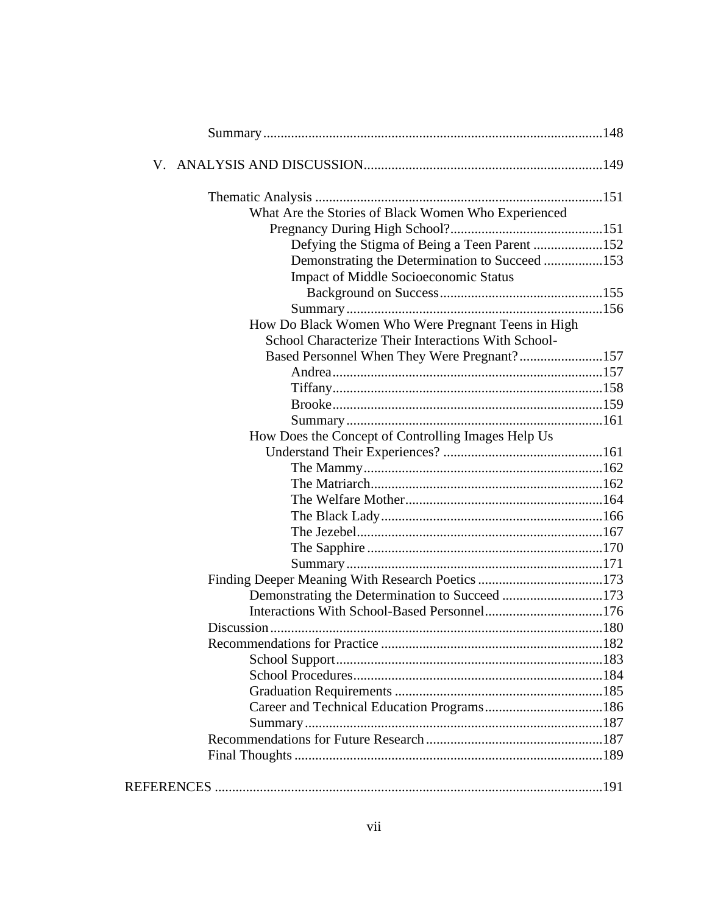Summary ..................................................................................................148

V. ANALYSIS AND DISCUSSION.....................................................................149

Thematic Analysis ..................................................................................151

What Are the Stories of Black Women Who Experienced Pregnancy During High School?............................................151

Defying the Stigma of Being a Teen Parent ....................152

Demonstrating the Determination to Succeed .................153

Impact of Middle Socioeconomic Status Background on Success...............................................155

Summary..........................................................................156

How Do Black Women Who Were Pregnant Teens in High School Characterize Their Interactions With School-Based Personnel When They Were Pregnant?........................157

Andrea..............................................................................157

Tiffany..............................................................................158

Brooke..............................................................................159

Summary..........................................................................161

How Does the Concept of Controlling Images Help Us Understand Their Experiences? ..............................................161

The Mammy.....................................................................162

The Matriarch...................................................................162

The Welfare Mother.........................................................164

The Black Lady................................................................166

The Jezebel.......................................................................167

The Sapphire ....................................................................170

Summary..........................................................................171

Finding Deeper Meaning With Research Poetics ....................................173

Demonstrating the Determination to Succeed .............................173

Interactions With School-Based Personnel..................................176

Discussion...............................................................................................180

Recommendations for Practice ................................................................182

School Support............................................................................183

School Procedures.......................................................................184

Graduation Requirements ............................................................185

Career and Technical Education Programs..................................186

Summary......................................................................................187

Recommendations for Future Research...................................................187

Final Thoughts .........................................................................................189

REFERENCES ...............................................................................................................191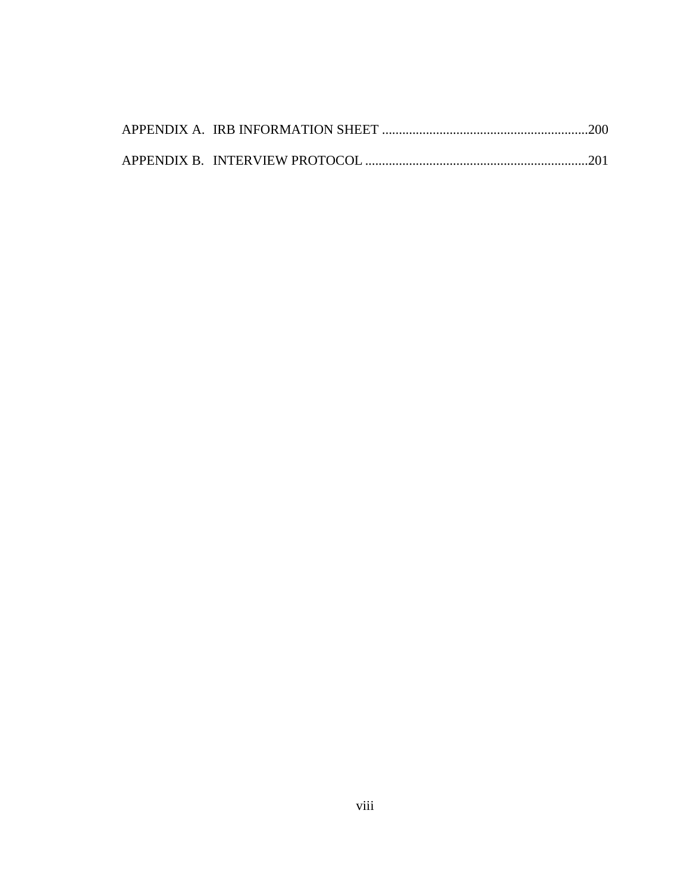APPENDIX A. IRB INFORMATION SHEET ............................................................200

APPENDIX B. INTERVIEW PROTOCOL ..................................................................201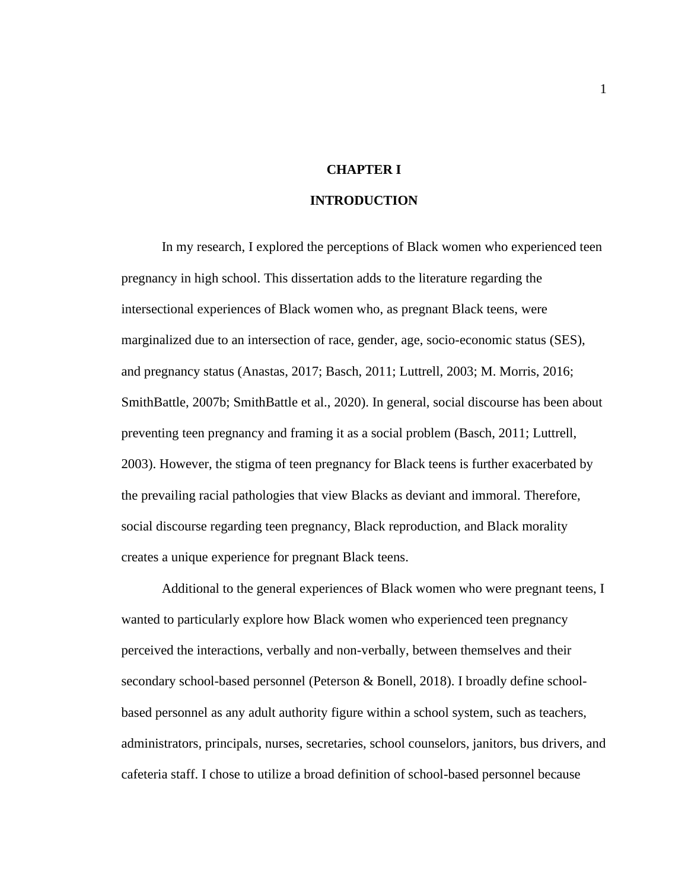# CHAPTER I

# INTRODUCTION

In my research, I explored the perceptions of Black women who experienced teen pregnancy in high school. This dissertation adds to the literature regarding the intersectional experiences of Black women who, as pregnant Black teens, were marginalized due to an intersection of race, gender, age, socio-economic status (SES), and pregnancy status (Anastas, 2017; Basch, 2011; Luttrell, 2003; M. Morris, 2016; SmithBattle, 2007b; SmithBattle et al., 2020). In general, social discourse has been about preventing teen pregnancy and framing it as a social problem (Basch, 2011; Luttrell, 2003). However, the stigma of teen pregnancy for Black teens is further exacerbated by the prevailing racial pathologies that view Blacks as deviant and immoral. Therefore, social discourse regarding teen pregnancy, Black reproduction, and Black morality creates a unique experience for pregnant Black teens.

Additional to the general experiences of Black women who were pregnant teens, I wanted to particularly explore how Black women who experienced teen pregnancy perceived the interactions, verbally and non-verbally, between themselves and their secondary school-based personnel (Peterson & Bonell, 2018). I broadly define school-based personnel as any adult authority figure within a school system, such as teachers, administrators, principals, nurses, secretaries, school counselors, janitors, bus drivers, and cafeteria staff. I chose to utilize a broad definition of school-based personnel because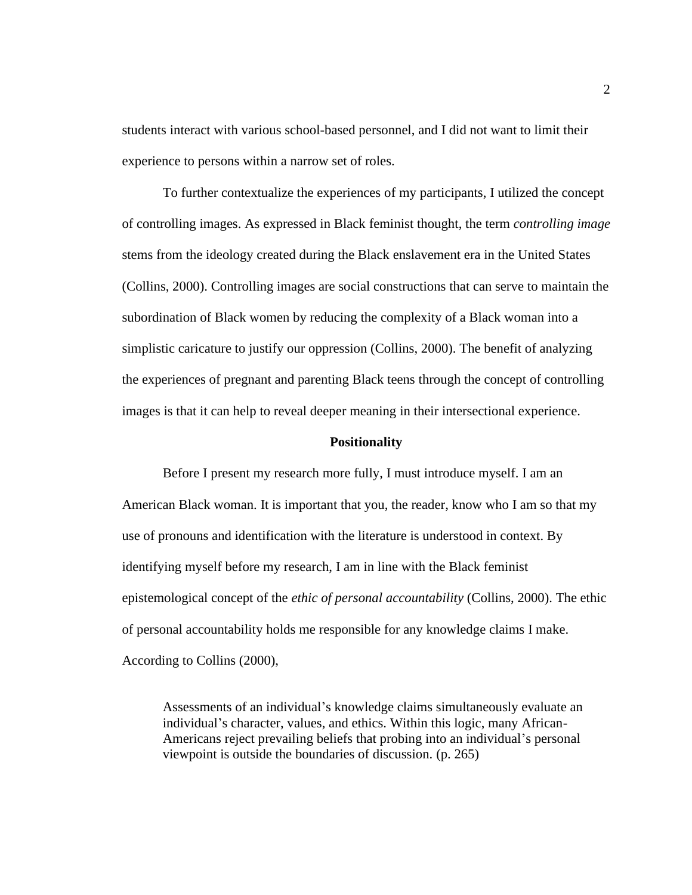students interact with various school-based personnel, and I did not want to limit their experience to persons within a narrow set of roles.

To further contextualize the experiences of my participants, I utilized the concept of controlling images. As expressed in Black feminist thought, the term *controlling image* stems from the ideology created during the Black enslavement era in the United States (Collins, 2000). Controlling images are social constructions that can serve to maintain the subordination of Black women by reducing the complexity of a Black woman into a simplistic caricature to justify our oppression (Collins, 2000). The benefit of analyzing the experiences of pregnant and parenting Black teens through the concept of controlling images is that it can help to reveal deeper meaning in their intersectional experience.

## Positionality

Before I present my research more fully, I must introduce myself. I am an American Black woman. It is important that you, the reader, know who I am so that my use of pronouns and identification with the literature is understood in context. By identifying myself before my research, I am in line with the Black feminist epistemological concept of the *ethic of personal accountability* (Collins, 2000). The ethic of personal accountability holds me responsible for any knowledge claims I make. According to Collins (2000),

> Assessments of an individual's knowledge claims simultaneously evaluate an individual's character, values, and ethics. Within this logic, many African-Americans reject prevailing beliefs that probing into an individual's personal viewpoint is outside the boundaries of discussion. (p. 265)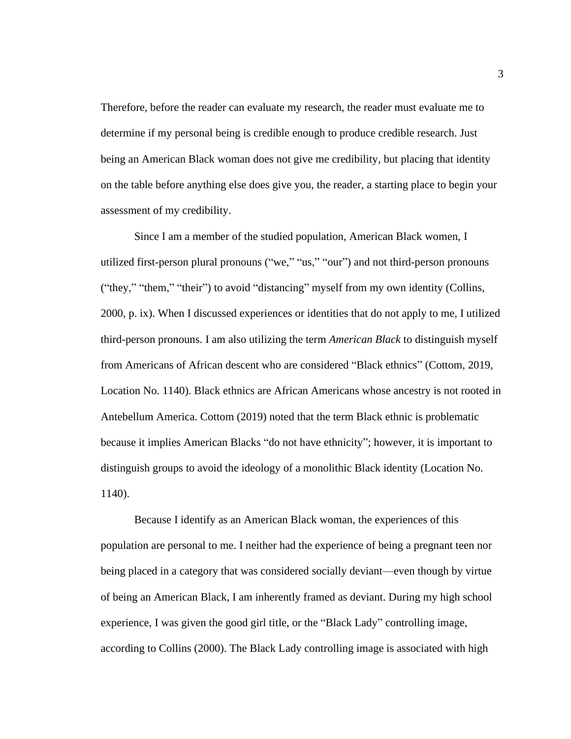Therefore, before the reader can evaluate my research, the reader must evaluate me to determine if my personal being is credible enough to produce credible research. Just being an American Black woman does not give me credibility, but placing that identity on the table before anything else does give you, the reader, a starting place to begin your assessment of my credibility.

Since I am a member of the studied population, American Black women, I utilized first-person plural pronouns ("we," "us," "our") and not third-person pronouns ("they," "them," "their") to avoid "distancing" myself from my own identity (Collins, 2000, p. ix). When I discussed experiences or identities that do not apply to me, I utilized third-person pronouns. I am also utilizing the term *American Black* to distinguish myself from Americans of African descent who are considered "Black ethnics" (Cottom, 2019, Location No. 1140). Black ethnics are African Americans whose ancestry is not rooted in Antebellum America. Cottom (2019) noted that the term Black ethnic is problematic because it implies American Blacks "do not have ethnicity"; however, it is important to distinguish groups to avoid the ideology of a monolithic Black identity (Location No. 1140).

Because I identify as an American Black woman, the experiences of this population are personal to me. I neither had the experience of being a pregnant teen nor being placed in a category that was considered socially deviant—even though by virtue of being an American Black, I am inherently framed as deviant. During my high school experience, I was given the good girl title, or the "Black Lady" controlling image, according to Collins (2000). The Black Lady controlling image is associated with high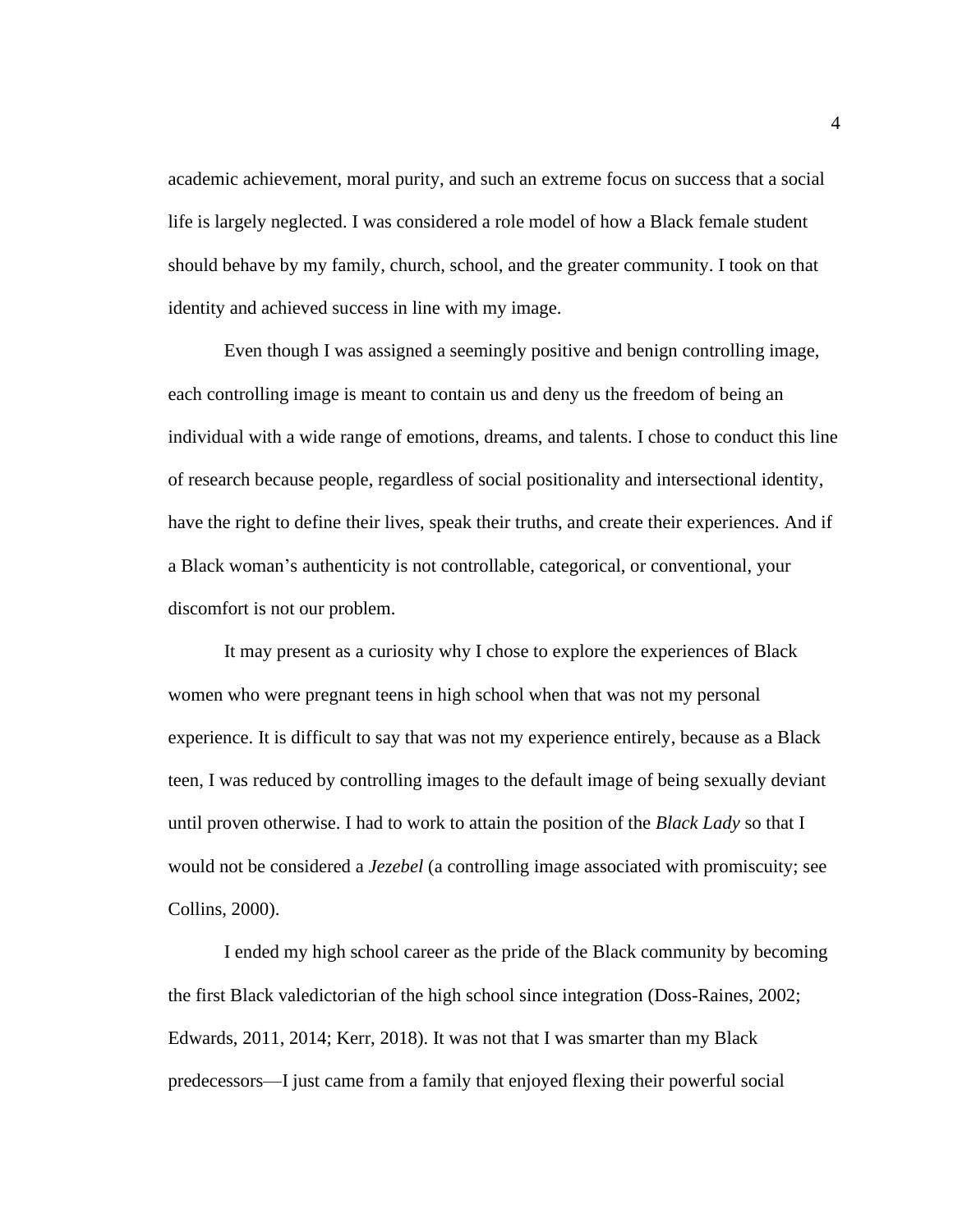academic achievement, moral purity, and such an extreme focus on success that a social life is largely neglected. I was considered a role model of how a Black female student should behave by my family, church, school, and the greater community. I took on that identity and achieved success in line with my image.

Even though I was assigned a seemingly positive and benign controlling image, each controlling image is meant to contain us and deny us the freedom of being an individual with a wide range of emotions, dreams, and talents. I chose to conduct this line of research because people, regardless of social positionality and intersectional identity, have the right to define their lives, speak their truths, and create their experiences. And if a Black woman's authenticity is not controllable, categorical, or conventional, your discomfort is not our problem.

It may present as a curiosity why I chose to explore the experiences of Black women who were pregnant teens in high school when that was not my personal experience. It is difficult to say that was not my experience entirely, because as a Black teen, I was reduced by controlling images to the default image of being sexually deviant until proven otherwise. I had to work to attain the position of the *Black Lady* so that I would not be considered a *Jezebel* (a controlling image associated with promiscuity; see Collins, 2000).

I ended my high school career as the pride of the Black community by becoming the first Black valedictorian of the high school since integration (Doss-Raines, 2002; Edwards, 2011, 2014; Kerr, 2018). It was not that I was smarter than my Black predecessors—I just came from a family that enjoyed flexing their powerful social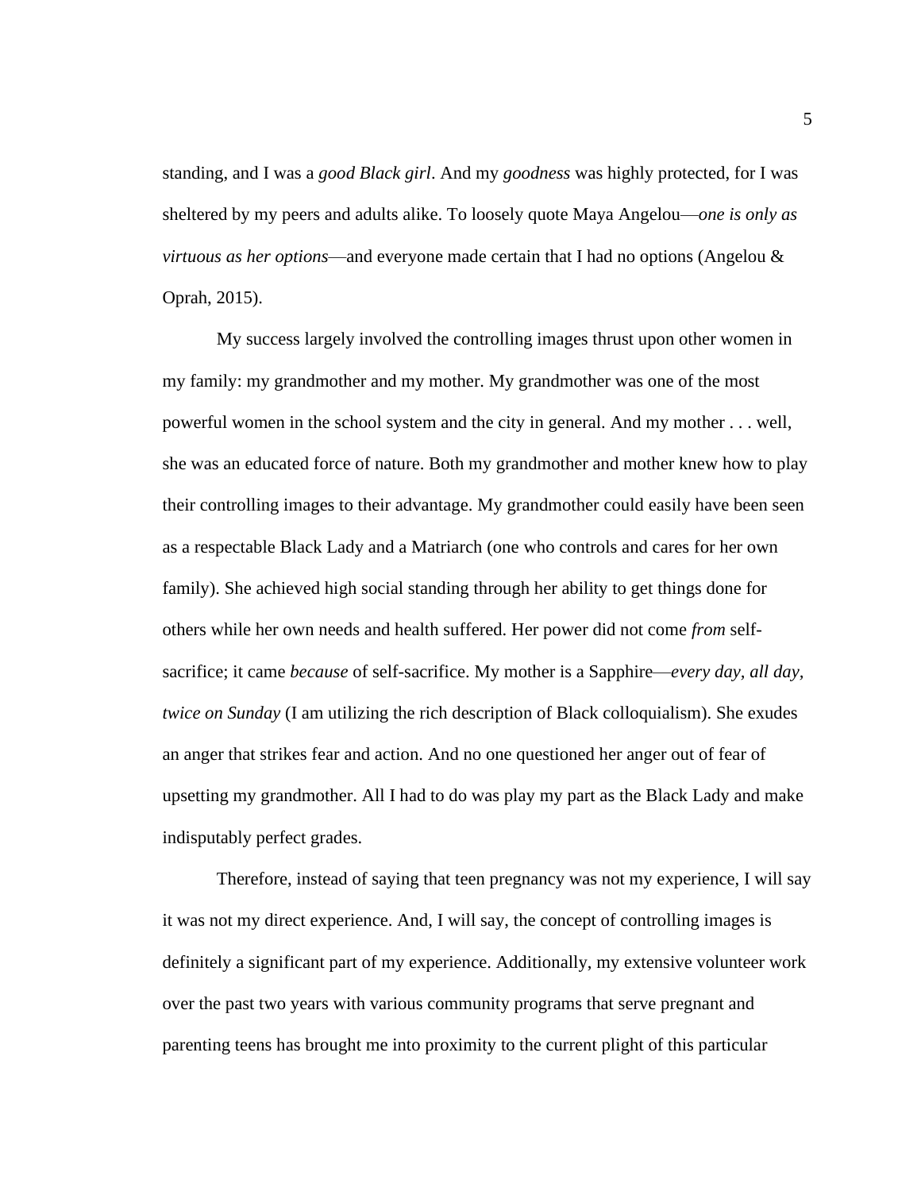standing, and I was a *good Black girl*. And my *goodness* was highly protected, for I was sheltered by my peers and adults alike. To loosely quote Maya Angelou—*one is only as virtuous as her options*—and everyone made certain that I had no options (Angelou & Oprah, 2015).

My success largely involved the controlling images thrust upon other women in my family: my grandmother and my mother. My grandmother was one of the most powerful women in the school system and the city in general. And my mother . . . well, she was an educated force of nature. Both my grandmother and mother knew how to play their controlling images to their advantage. My grandmother could easily have been seen as a respectable Black Lady and a Matriarch (one who controls and cares for her own family). She achieved high social standing through her ability to get things done for others while her own needs and health suffered. Her power did not come *from* self-sacrifice; it came *because* of self-sacrifice. My mother is a Sapphire—*every day, all day, twice on Sunday* (I am utilizing the rich description of Black colloquialism). She exudes an anger that strikes fear and action. And no one questioned her anger out of fear of upsetting my grandmother. All I had to do was play my part as the Black Lady and make indisputably perfect grades.

Therefore, instead of saying that teen pregnancy was not my experience, I will say it was not my direct experience. And, I will say, the concept of controlling images is definitely a significant part of my experience. Additionally, my extensive volunteer work over the past two years with various community programs that serve pregnant and parenting teens has brought me into proximity to the current plight of this particular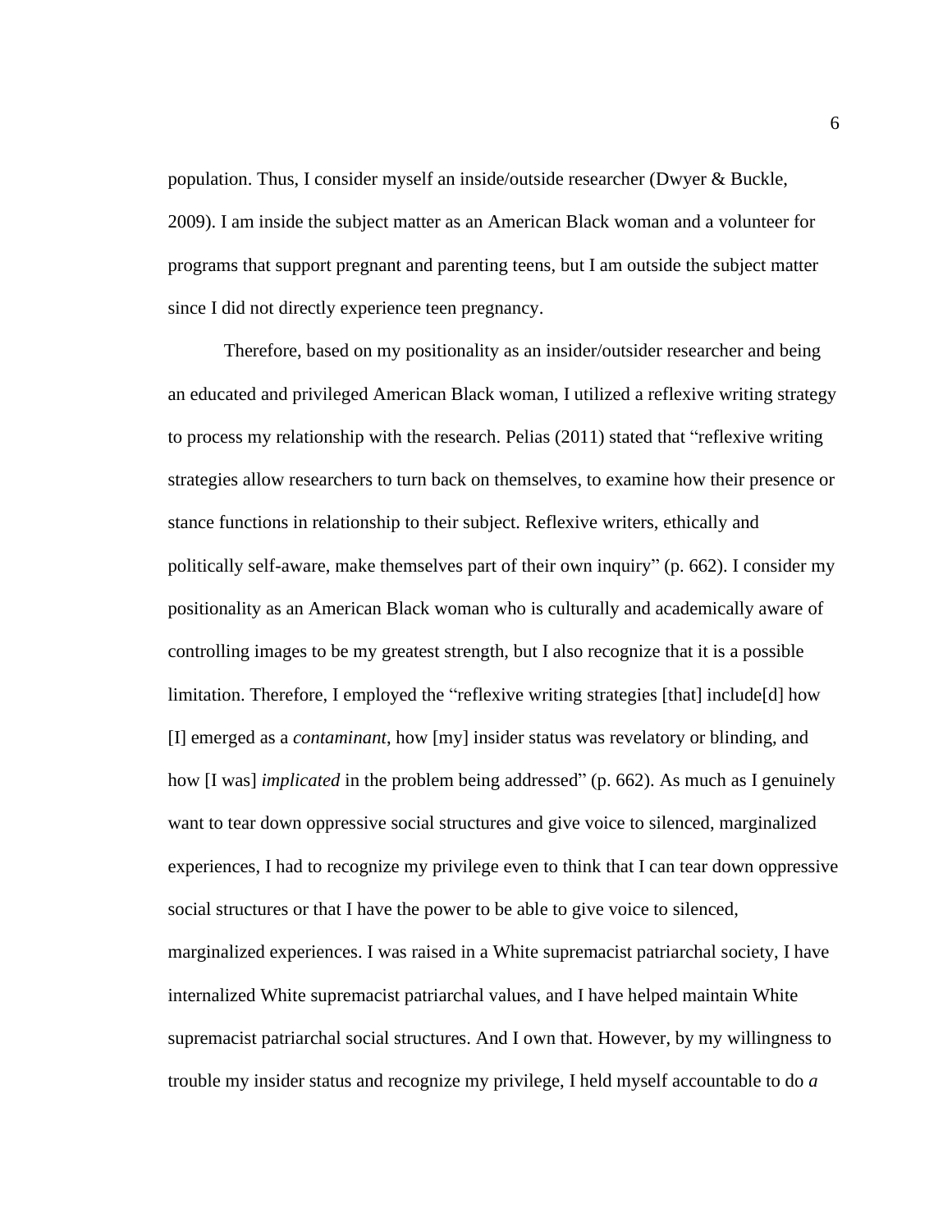population. Thus, I consider myself an inside/outside researcher (Dwyer & Buckle, 2009). I am inside the subject matter as an American Black woman and a volunteer for programs that support pregnant and parenting teens, but I am outside the subject matter since I did not directly experience teen pregnancy.

Therefore, based on my positionality as an insider/outsider researcher and being an educated and privileged American Black woman, I utilized a reflexive writing strategy to process my relationship with the research. Pelias (2011) stated that "reflexive writing strategies allow researchers to turn back on themselves, to examine how their presence or stance functions in relationship to their subject. Reflexive writers, ethically and politically self-aware, make themselves part of their own inquiry" (p. 662). I consider my positionality as an American Black woman who is culturally and academically aware of controlling images to be my greatest strength, but I also recognize that it is a possible limitation. Therefore, I employed the "reflexive writing strategies [that] include[d] how [I] emerged as a *contaminant*, how [my] insider status was revelatory or blinding, and how [I was] *implicated* in the problem being addressed" (p. 662). As much as I genuinely want to tear down oppressive social structures and give voice to silenced, marginalized experiences, I had to recognize my privilege even to think that I can tear down oppressive social structures or that I have the power to be able to give voice to silenced, marginalized experiences. I was raised in a White supremacist patriarchal society, I have internalized White supremacist patriarchal values, and I have helped maintain White supremacist patriarchal social structures. And I own that. However, by my willingness to trouble my insider status and recognize my privilege, I held myself accountable to do *a*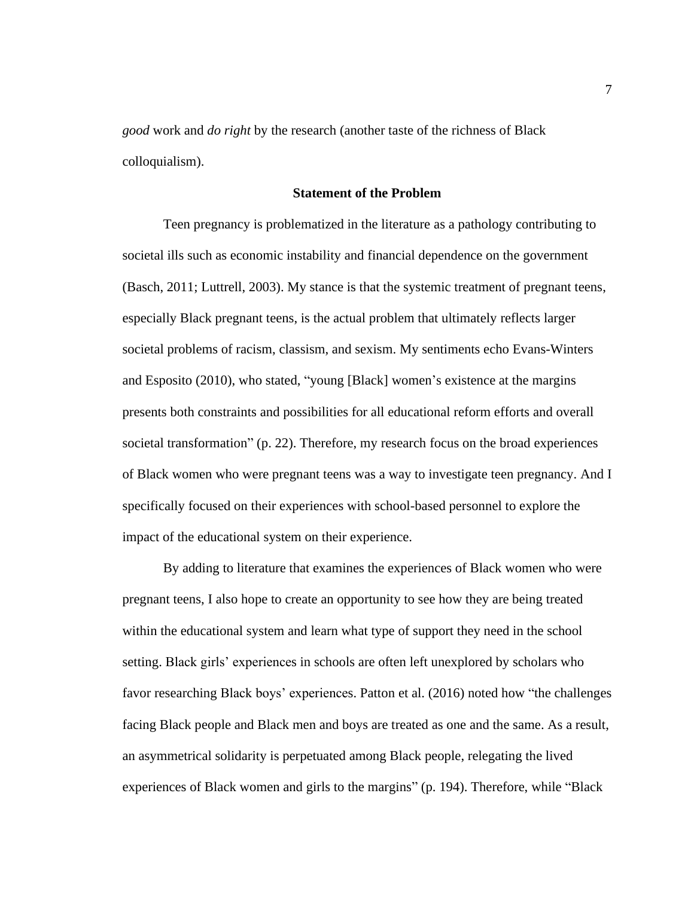*good* work and *do right* by the research (another taste of the richness of Black colloquialism).

### Statement of the Problem

Teen pregnancy is problematized in the literature as a pathology contributing to societal ills such as economic instability and financial dependence on the government (Basch, 2011; Luttrell, 2003). My stance is that the systemic treatment of pregnant teens, especially Black pregnant teens, is the actual problem that ultimately reflects larger societal problems of racism, classism, and sexism. My sentiments echo Evans-Winters and Esposito (2010), who stated, "young [Black] women's existence at the margins presents both constraints and possibilities for all educational reform efforts and overall societal transformation" (p. 22). Therefore, my research focus on the broad experiences of Black women who were pregnant teens was a way to investigate teen pregnancy. And I specifically focused on their experiences with school-based personnel to explore the impact of the educational system on their experience.

By adding to literature that examines the experiences of Black women who were pregnant teens, I also hope to create an opportunity to see how they are being treated within the educational system and learn what type of support they need in the school setting. Black girls' experiences in schools are often left unexplored by scholars who favor researching Black boys' experiences. Patton et al. (2016) noted how "the challenges facing Black people and Black men and boys are treated as one and the same. As a result, an asymmetrical solidarity is perpetuated among Black people, relegating the lived experiences of Black women and girls to the margins" (p. 194). Therefore, while "Black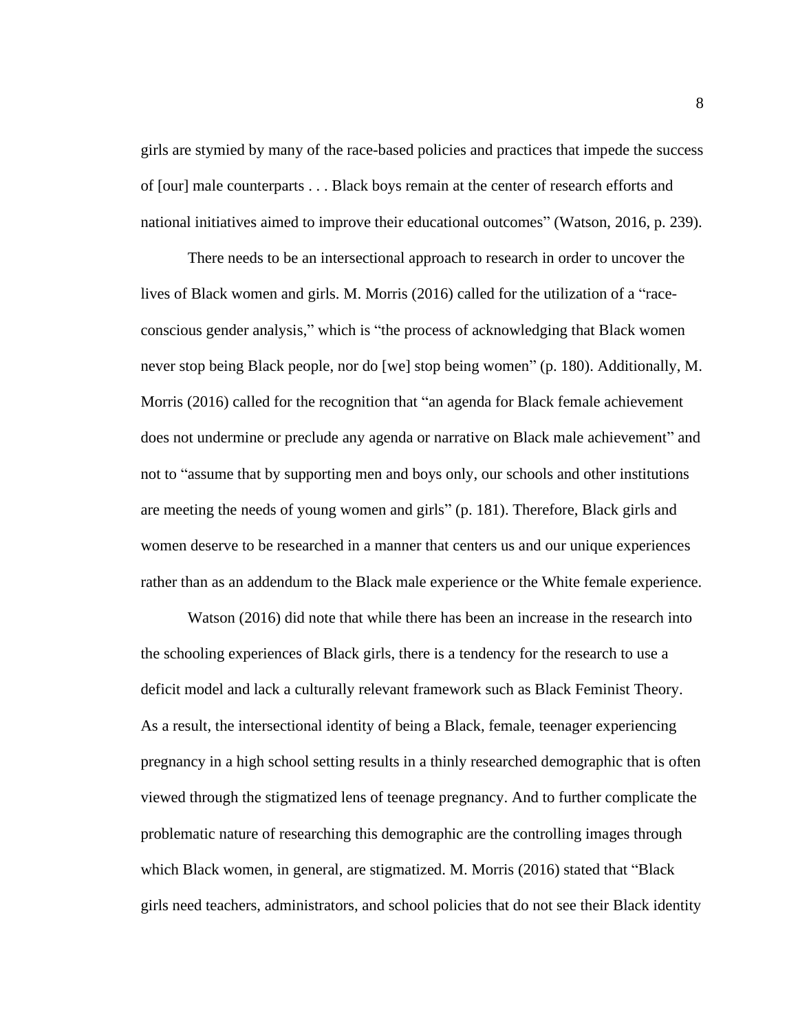girls are stymied by many of the race-based policies and practices that impede the success of [our] male counterparts . . . Black boys remain at the center of research efforts and national initiatives aimed to improve their educational outcomes" (Watson, 2016, p. 239).

There needs to be an intersectional approach to research in order to uncover the lives of Black women and girls. M. Morris (2016) called for the utilization of a "race-conscious gender analysis," which is "the process of acknowledging that Black women never stop being Black people, nor do [we] stop being women" (p. 180). Additionally, M. Morris (2016) called for the recognition that "an agenda for Black female achievement does not undermine or preclude any agenda or narrative on Black male achievement" and not to "assume that by supporting men and boys only, our schools and other institutions are meeting the needs of young women and girls" (p. 181). Therefore, Black girls and women deserve to be researched in a manner that centers us and our unique experiences rather than as an addendum to the Black male experience or the White female experience.

Watson (2016) did note that while there has been an increase in the research into the schooling experiences of Black girls, there is a tendency for the research to use a deficit model and lack a culturally relevant framework such as Black Feminist Theory. As a result, the intersectional identity of being a Black, female, teenager experiencing pregnancy in a high school setting results in a thinly researched demographic that is often viewed through the stigmatized lens of teenage pregnancy. And to further complicate the problematic nature of researching this demographic are the controlling images through which Black women, in general, are stigmatized. M. Morris (2016) stated that "Black girls need teachers, administrators, and school policies that do not see their Black identity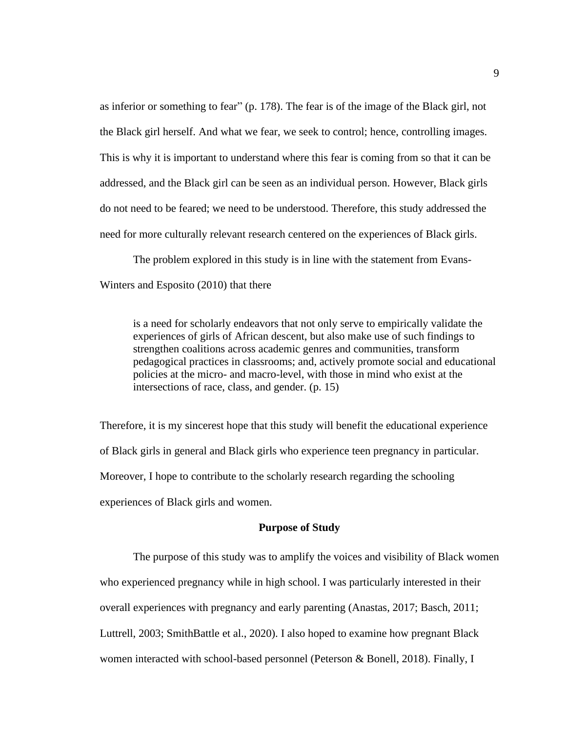as inferior or something to fear" (p. 178). The fear is of the image of the Black girl, not the Black girl herself. And what we fear, we seek to control; hence, controlling images. This is why it is important to understand where this fear is coming from so that it can be addressed, and the Black girl can be seen as an individual person. However, Black girls do not need to be feared; we need to be understood. Therefore, this study addressed the need for more culturally relevant research centered on the experiences of Black girls.

The problem explored in this study is in line with the statement from Evans-Winters and Esposito (2010) that there

> is a need for scholarly endeavors that not only serve to empirically validate the experiences of girls of African descent, but also make use of such findings to strengthen coalitions across academic genres and communities, transform pedagogical practices in classrooms; and, actively promote social and educational policies at the micro- and macro-level, with those in mind who exist at the intersections of race, class, and gender. (p. 15)

Therefore, it is my sincerest hope that this study will benefit the educational experience of Black girls in general and Black girls who experience teen pregnancy in particular. Moreover, I hope to contribute to the scholarly research regarding the schooling experiences of Black girls and women.

## Purpose of Study

The purpose of this study was to amplify the voices and visibility of Black women who experienced pregnancy while in high school. I was particularly interested in their overall experiences with pregnancy and early parenting (Anastas, 2017; Basch, 2011; Luttrell, 2003; SmithBattle et al., 2020). I also hoped to examine how pregnant Black women interacted with school-based personnel (Peterson & Bonell, 2018). Finally, I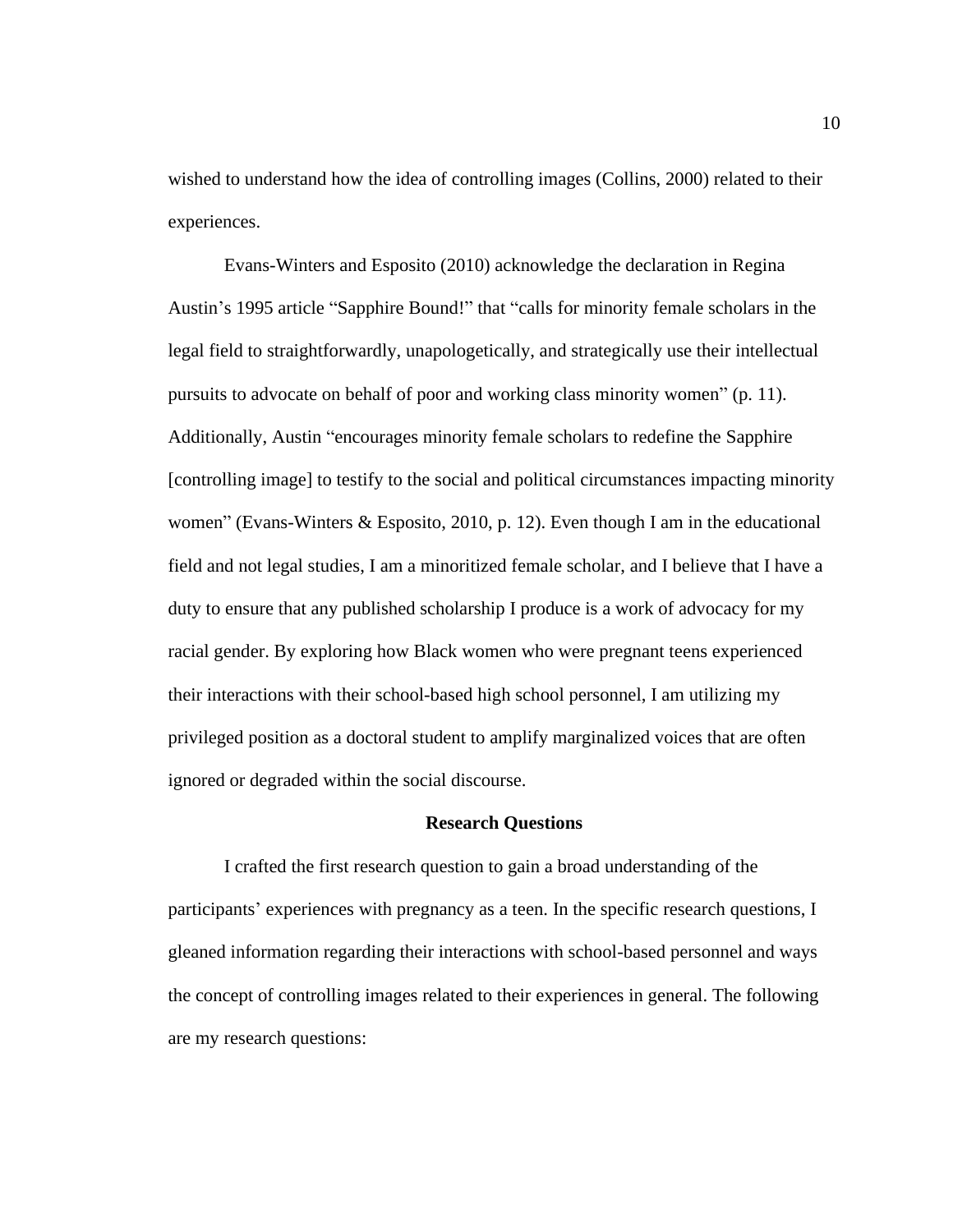wished to understand how the idea of controlling images (Collins, 2000) related to their experiences.

Evans-Winters and Esposito (2010) acknowledge the declaration in Regina Austin's 1995 article "Sapphire Bound!" that "calls for minority female scholars in the legal field to straightforwardly, unapologetically, and strategically use their intellectual pursuits to advocate on behalf of poor and working class minority women" (p. 11). Additionally, Austin "encourages minority female scholars to redefine the Sapphire [controlling image] to testify to the social and political circumstances impacting minority women" (Evans-Winters & Esposito, 2010, p. 12). Even though I am in the educational field and not legal studies, I am a minoritized female scholar, and I believe that I have a duty to ensure that any published scholarship I produce is a work of advocacy for my racial gender. By exploring how Black women who were pregnant teens experienced their interactions with their school-based high school personnel, I am utilizing my privileged position as a doctoral student to amplify marginalized voices that are often ignored or degraded within the social discourse.

## Research Questions

I crafted the first research question to gain a broad understanding of the participants' experiences with pregnancy as a teen. In the specific research questions, I gleaned information regarding their interactions with school-based personnel and ways the concept of controlling images related to their experiences in general. The following are my research questions: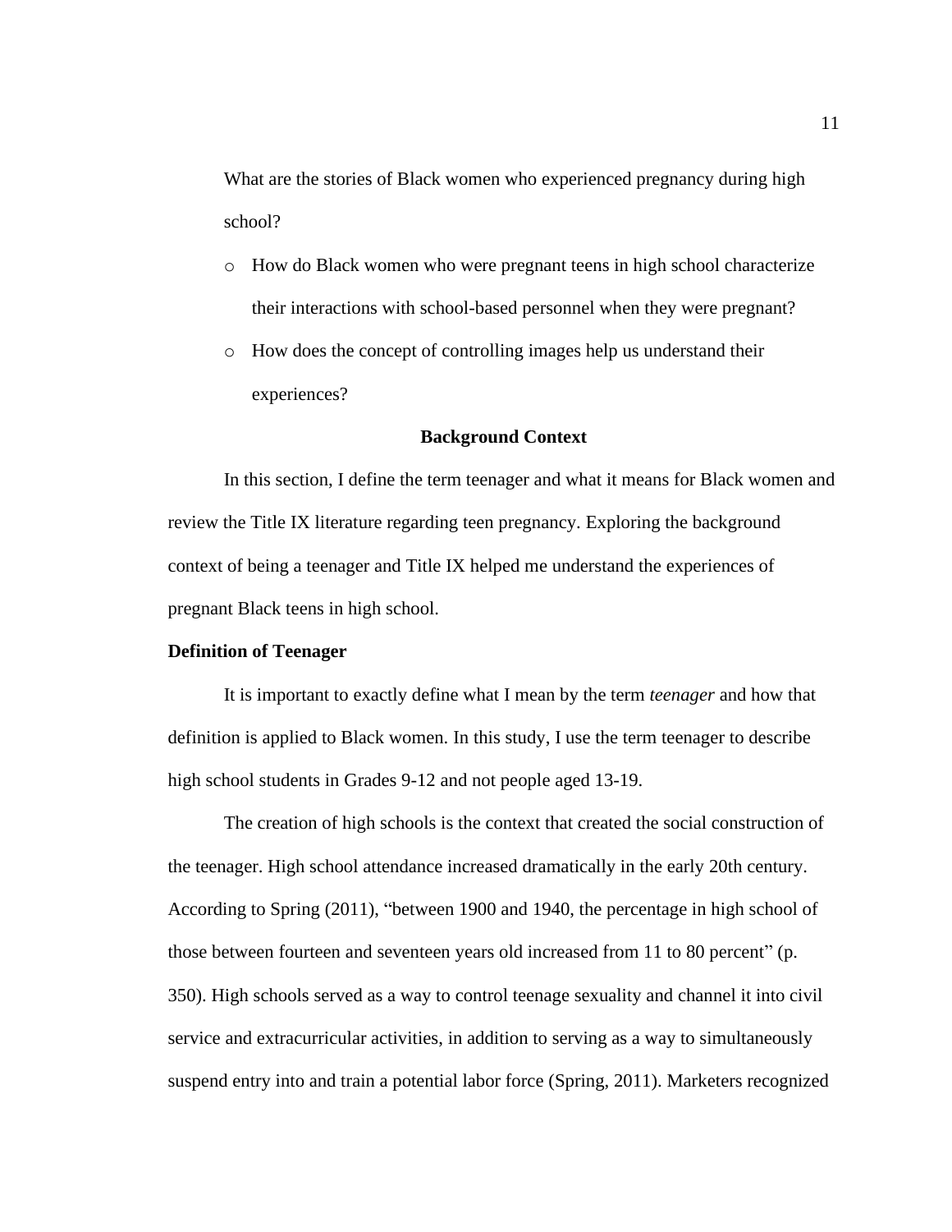What are the stories of Black women who experienced pregnancy during high school?

- How do Black women who were pregnant teens in high school characterize their interactions with school-based personnel when they were pregnant?
- How does the concept of controlling images help us understand their experiences?

## Background Context

In this section, I define the term teenager and what it means for Black women and review the Title IX literature regarding teen pregnancy. Exploring the background context of being a teenager and Title IX helped me understand the experiences of pregnant Black teens in high school.

### Definition of Teenager

It is important to exactly define what I mean by the term *teenager* and how that definition is applied to Black women. In this study, I use the term teenager to describe high school students in Grades 9-12 and not people aged 13-19.

The creation of high schools is the context that created the social construction of the teenager. High school attendance increased dramatically in the early 20th century. According to Spring (2011), "between 1900 and 1940, the percentage in high school of those between fourteen and seventeen years old increased from 11 to 80 percent" (p. 350). High schools served as a way to control teenage sexuality and channel it into civil service and extracurricular activities, in addition to serving as a way to simultaneously suspend entry into and train a potential labor force (Spring, 2011). Marketers recognized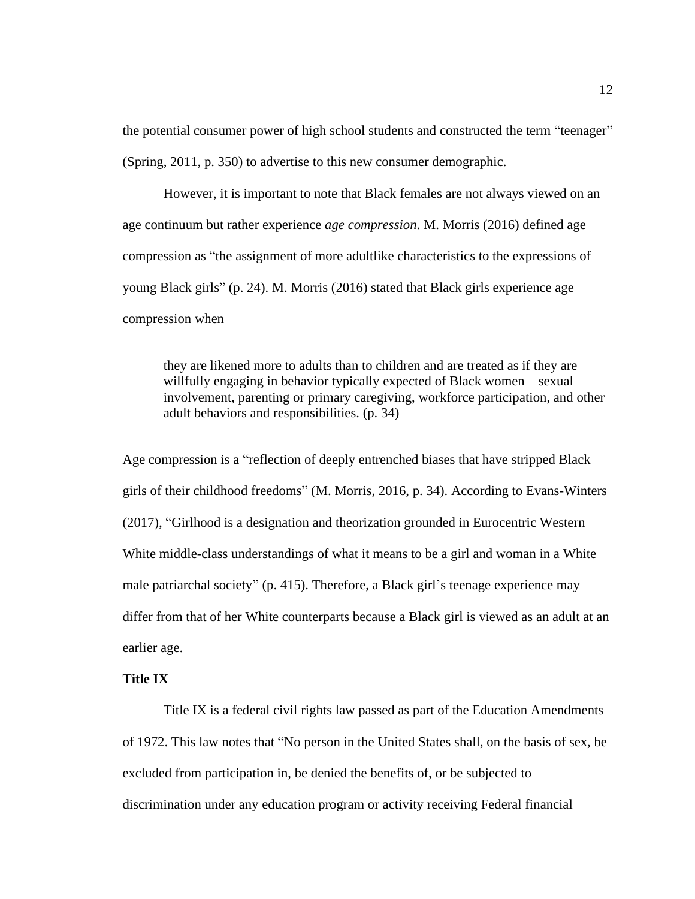the potential consumer power of high school students and constructed the term "teenager" (Spring, 2011, p. 350) to advertise to this new consumer demographic.

However, it is important to note that Black females are not always viewed on an age continuum but rather experience *age compression*. M. Morris (2016) defined age compression as "the assignment of more adultlike characteristics to the expressions of young Black girls" (p. 24). M. Morris (2016) stated that Black girls experience age compression when

> they are likened more to adults than to children and are treated as if they are willfully engaging in behavior typically expected of Black women—sexual involvement, parenting or primary caregiving, workforce participation, and other adult behaviors and responsibilities. (p. 34)

Age compression is a "reflection of deeply entrenched biases that have stripped Black girls of their childhood freedoms" (M. Morris, 2016, p. 34). According to Evans-Winters (2017), "Girlhood is a designation and theorization grounded in Eurocentric Western White middle-class understandings of what it means to be a girl and woman in a White male patriarchal society" (p. 415). Therefore, a Black girl's teenage experience may differ from that of her White counterparts because a Black girl is viewed as an adult at an earlier age.

**Title IX**

Title IX is a federal civil rights law passed as part of the Education Amendments of 1972. This law notes that "No person in the United States shall, on the basis of sex, be excluded from participation in, be denied the benefits of, or be subjected to discrimination under any education program or activity receiving Federal financial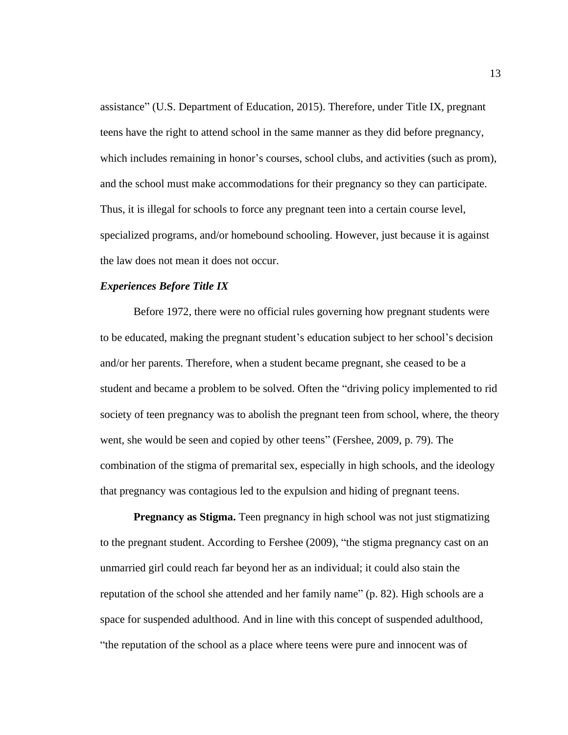assistance" (U.S. Department of Education, 2015). Therefore, under Title IX, pregnant teens have the right to attend school in the same manner as they did before pregnancy, which includes remaining in honor's courses, school clubs, and activities (such as prom), and the school must make accommodations for their pregnancy so they can participate. Thus, it is illegal for schools to force any pregnant teen into a certain course level, specialized programs, and/or homebound schooling. However, just because it is against the law does not mean it does not occur.

### *Experiences Before Title IX*

Before 1972, there were no official rules governing how pregnant students were to be educated, making the pregnant student's education subject to her school's decision and/or her parents. Therefore, when a student became pregnant, she ceased to be a student and became a problem to be solved. Often the "driving policy implemented to rid society of teen pregnancy was to abolish the pregnant teen from school, where, the theory went, she would be seen and copied by other teens" (Fershee, 2009, p. 79). The combination of the stigma of premarital sex, especially in high schools, and the ideology that pregnancy was contagious led to the expulsion and hiding of pregnant teens.

**Pregnancy as Stigma.** Teen pregnancy in high school was not just stigmatizing to the pregnant student. According to Fershee (2009), "the stigma pregnancy cast on an unmarried girl could reach far beyond her as an individual; it could also stain the reputation of the school she attended and her family name" (p. 82). High schools are a space for suspended adulthood. And in line with this concept of suspended adulthood, "the reputation of the school as a place where teens were pure and innocent was of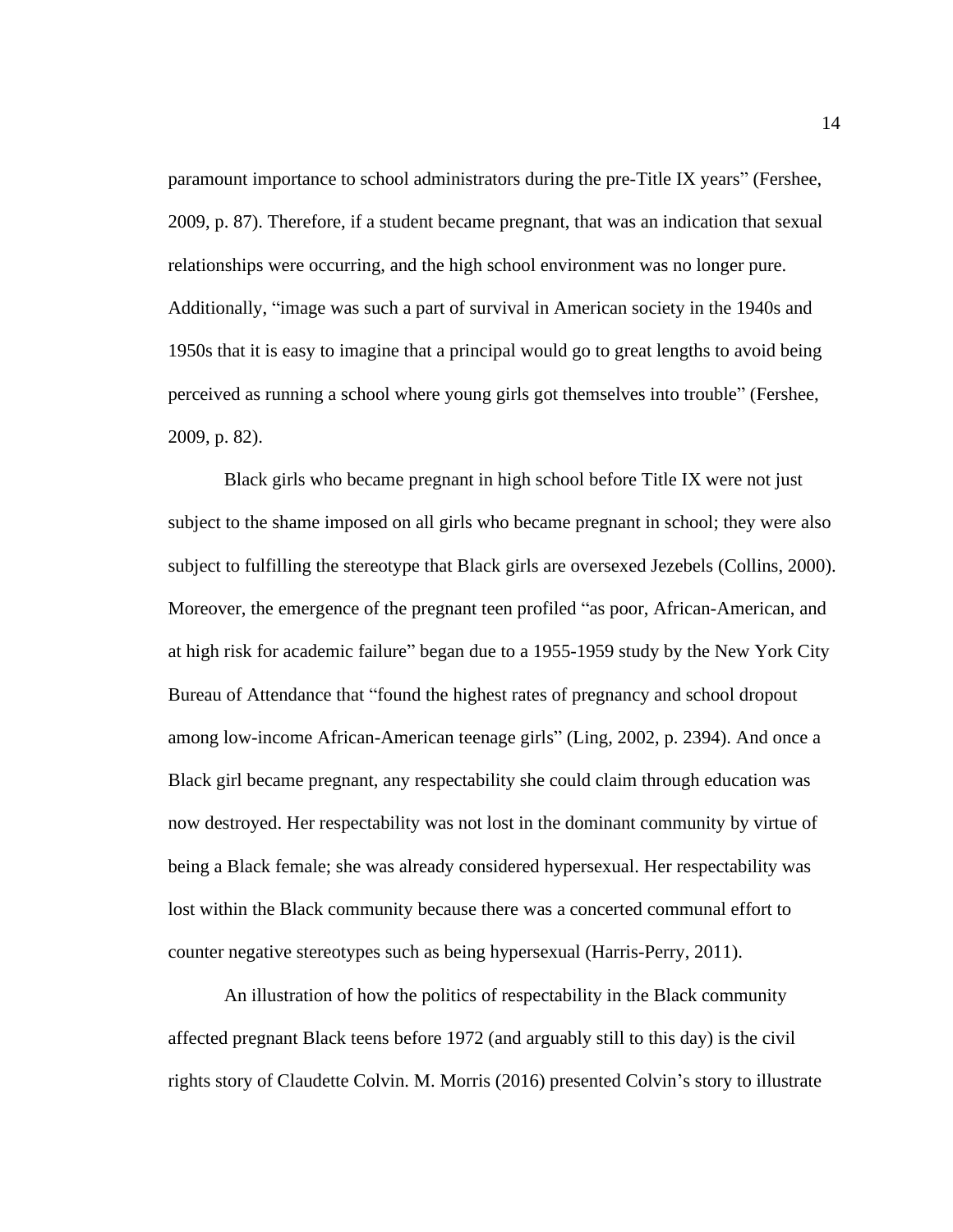paramount importance to school administrators during the pre-Title IX years" (Fershee, 2009, p. 87). Therefore, if a student became pregnant, that was an indication that sexual relationships were occurring, and the high school environment was no longer pure. Additionally, "image was such a part of survival in American society in the 1940s and 1950s that it is easy to imagine that a principal would go to great lengths to avoid being perceived as running a school where young girls got themselves into trouble" (Fershee, 2009, p. 82).

Black girls who became pregnant in high school before Title IX were not just subject to the shame imposed on all girls who became pregnant in school; they were also subject to fulfilling the stereotype that Black girls are oversexed Jezebels (Collins, 2000). Moreover, the emergence of the pregnant teen profiled "as poor, African-American, and at high risk for academic failure" began due to a 1955-1959 study by the New York City Bureau of Attendance that "found the highest rates of pregnancy and school dropout among low-income African-American teenage girls" (Ling, 2002, p. 2394). And once a Black girl became pregnant, any respectability she could claim through education was now destroyed. Her respectability was not lost in the dominant community by virtue of being a Black female; she was already considered hypersexual. Her respectability was lost within the Black community because there was a concerted communal effort to counter negative stereotypes such as being hypersexual (Harris-Perry, 2011).

An illustration of how the politics of respectability in the Black community affected pregnant Black teens before 1972 (and arguably still to this day) is the civil rights story of Claudette Colvin. M. Morris (2016) presented Colvin's story to illustrate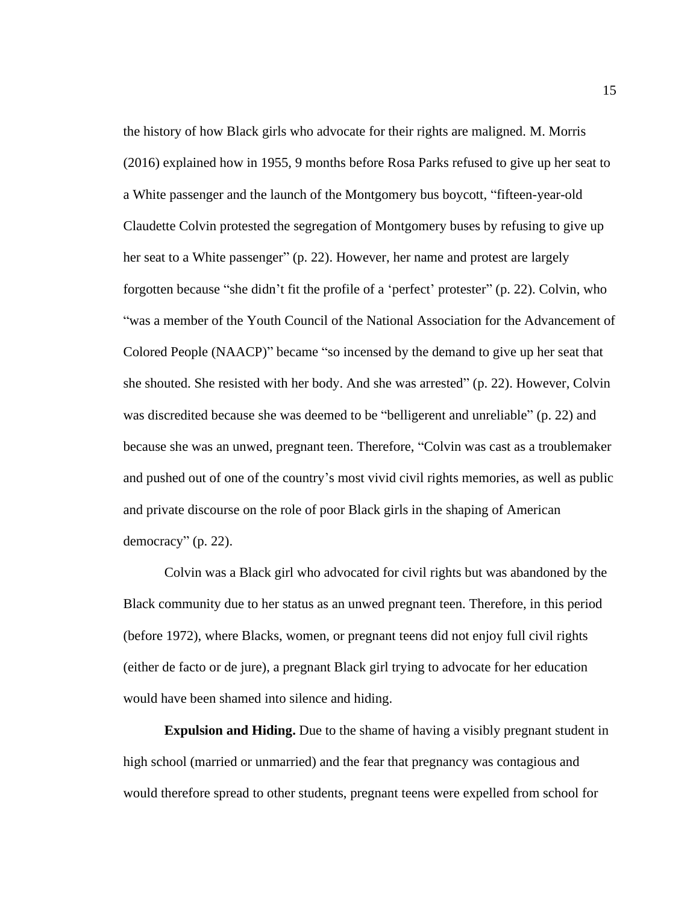the history of how Black girls who advocate for their rights are maligned. M. Morris (2016) explained how in 1955, 9 months before Rosa Parks refused to give up her seat to a White passenger and the launch of the Montgomery bus boycott, "fifteen-year-old Claudette Colvin protested the segregation of Montgomery buses by refusing to give up her seat to a White passenger" (p. 22). However, her name and protest are largely forgotten because "she didn't fit the profile of a 'perfect' protester" (p. 22). Colvin, who "was a member of the Youth Council of the National Association for the Advancement of Colored People (NAACP)" became "so incensed by the demand to give up her seat that she shouted. She resisted with her body. And she was arrested" (p. 22). However, Colvin was discredited because she was deemed to be "belligerent and unreliable" (p. 22) and because she was an unwed, pregnant teen. Therefore, "Colvin was cast as a troublemaker and pushed out of one of the country's most vivid civil rights memories, as well as public and private discourse on the role of poor Black girls in the shaping of American democracy" (p. 22).

Colvin was a Black girl who advocated for civil rights but was abandoned by the Black community due to her status as an unwed pregnant teen. Therefore, in this period (before 1972), where Blacks, women, or pregnant teens did not enjoy full civil rights (either de facto or de jure), a pregnant Black girl trying to advocate for her education would have been shamed into silence and hiding.

**Expulsion and Hiding.** Due to the shame of having a visibly pregnant student in high school (married or unmarried) and the fear that pregnancy was contagious and would therefore spread to other students, pregnant teens were expelled from school for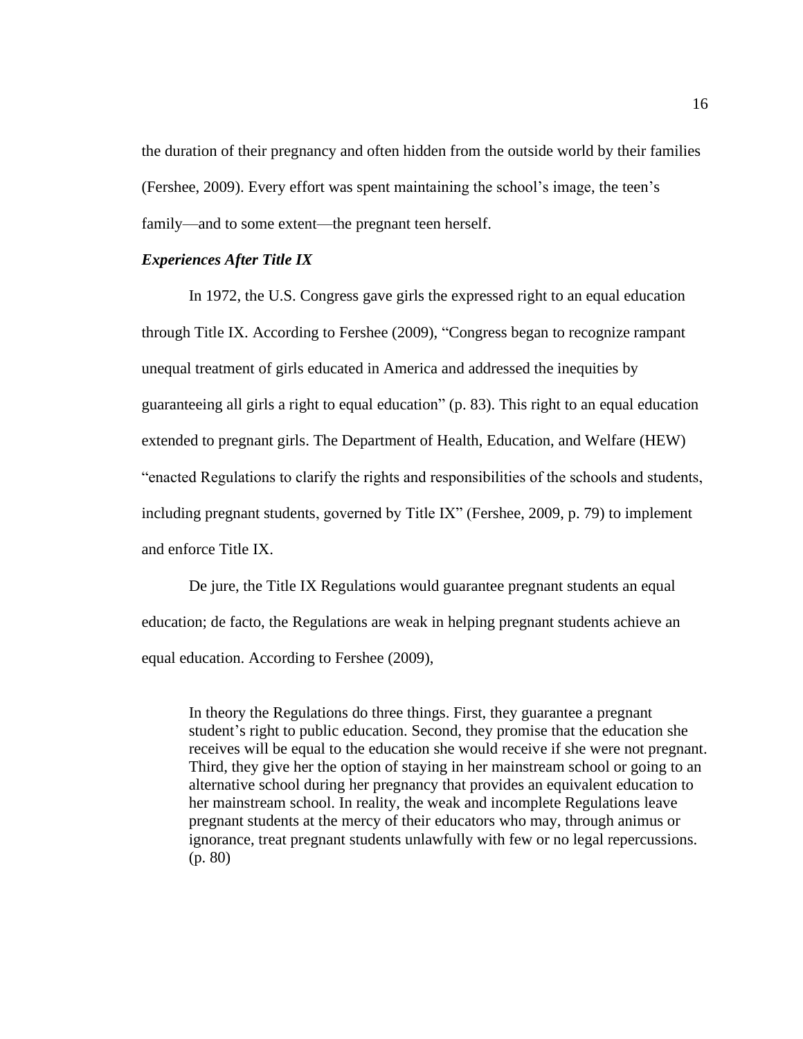the duration of their pregnancy and often hidden from the outside world by their families (Fershee, 2009). Every effort was spent maintaining the school's image, the teen's family—and to some extent—the pregnant teen herself.

### *Experiences After Title IX*

In 1972, the U.S. Congress gave girls the expressed right to an equal education through Title IX. According to Fershee (2009), "Congress began to recognize rampant unequal treatment of girls educated in America and addressed the inequities by guaranteeing all girls a right to equal education" (p. 83). This right to an equal education extended to pregnant girls. The Department of Health, Education, and Welfare (HEW) "enacted Regulations to clarify the rights and responsibilities of the schools and students, including pregnant students, governed by Title IX" (Fershee, 2009, p. 79) to implement and enforce Title IX.

De jure, the Title IX Regulations would guarantee pregnant students an equal education; de facto, the Regulations are weak in helping pregnant students achieve an equal education. According to Fershee (2009),

> In theory the Regulations do three things. First, they guarantee a pregnant student's right to public education. Second, they promise that the education she receives will be equal to the education she would receive if she were not pregnant. Third, they give her the option of staying in her mainstream school or going to an alternative school during her pregnancy that provides an equivalent education to her mainstream school. In reality, the weak and incomplete Regulations leave pregnant students at the mercy of their educators who may, through animus or ignorance, treat pregnant students unlawfully with few or no legal repercussions. (p. 80)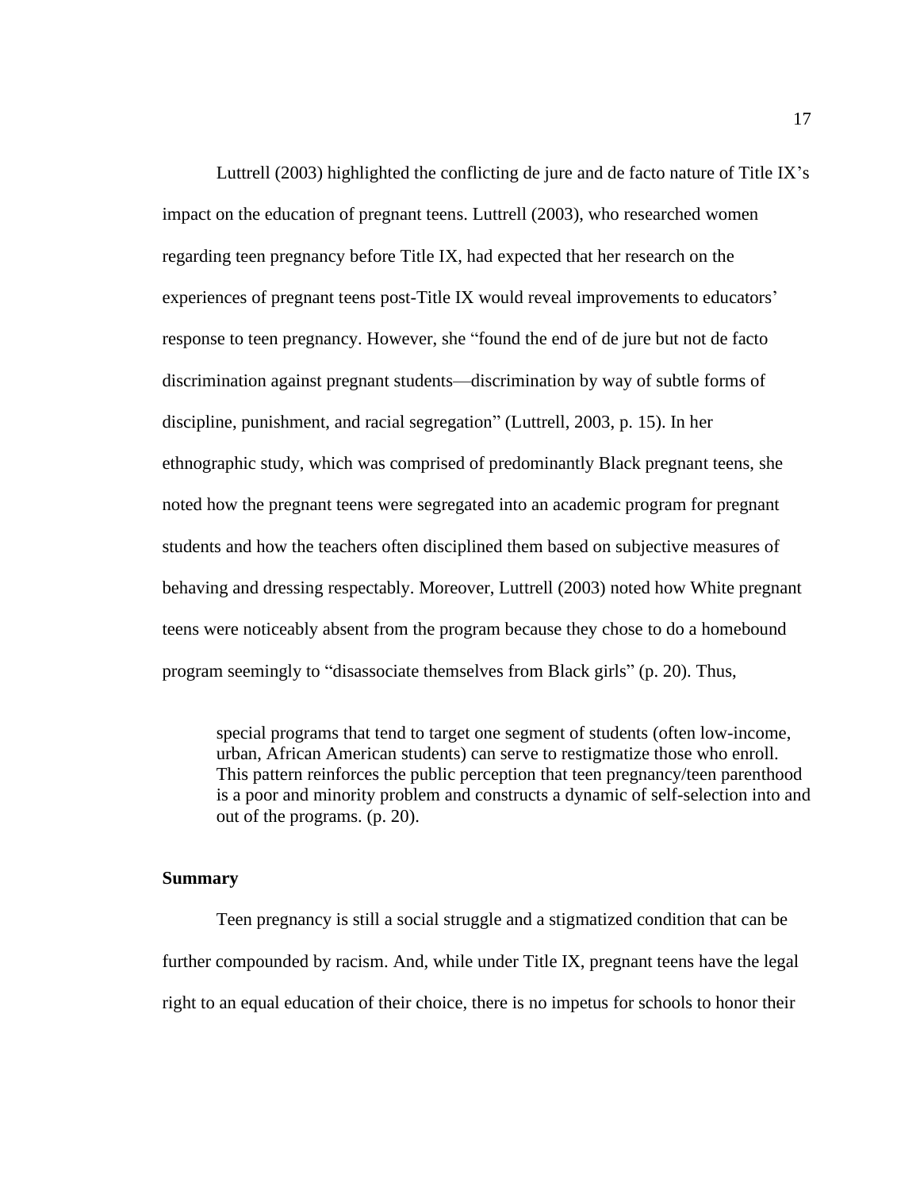Luttrell (2003) highlighted the conflicting de jure and de facto nature of Title IX's impact on the education of pregnant teens. Luttrell (2003), who researched women regarding teen pregnancy before Title IX, had expected that her research on the experiences of pregnant teens post-Title IX would reveal improvements to educators' response to teen pregnancy. However, she "found the end of de jure but not de facto discrimination against pregnant students—discrimination by way of subtle forms of discipline, punishment, and racial segregation" (Luttrell, 2003, p. 15). In her ethnographic study, which was comprised of predominantly Black pregnant teens, she noted how the pregnant teens were segregated into an academic program for pregnant students and how the teachers often disciplined them based on subjective measures of behaving and dressing respectably. Moreover, Luttrell (2003) noted how White pregnant teens were noticeably absent from the program because they chose to do a homebound program seemingly to "disassociate themselves from Black girls" (p. 20). Thus,

> special programs that tend to target one segment of students (often low-income, urban, African American students) can serve to restigmatize those who enroll. This pattern reinforces the public perception that teen pregnancy/teen parenthood is a poor and minority problem and constructs a dynamic of self-selection into and out of the programs. (p. 20).

**Summary**

Teen pregnancy is still a social struggle and a stigmatized condition that can be further compounded by racism. And, while under Title IX, pregnant teens have the legal right to an equal education of their choice, there is no impetus for schools to honor their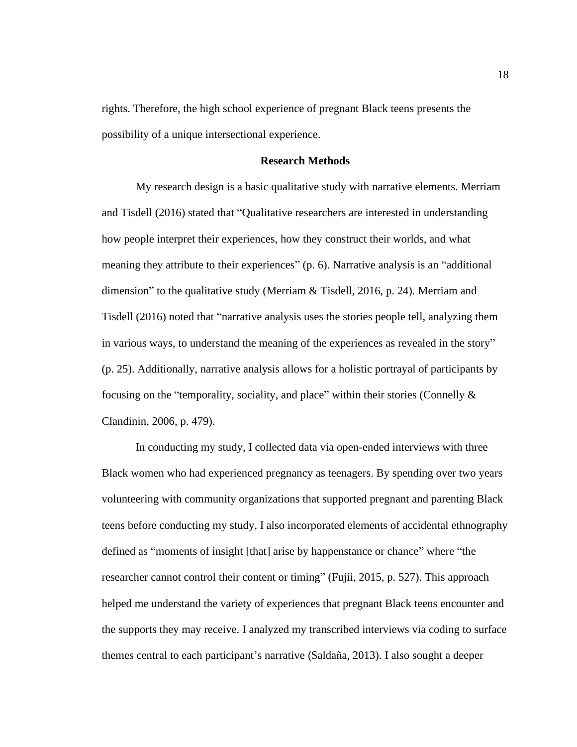rights. Therefore, the high school experience of pregnant Black teens presents the possibility of a unique intersectional experience.

## Research Methods

My research design is a basic qualitative study with narrative elements. Merriam and Tisdell (2016) stated that "Qualitative researchers are interested in understanding how people interpret their experiences, how they construct their worlds, and what meaning they attribute to their experiences" (p. 6). Narrative analysis is an "additional dimension" to the qualitative study (Merriam & Tisdell, 2016, p. 24). Merriam and Tisdell (2016) noted that "narrative analysis uses the stories people tell, analyzing them in various ways, to understand the meaning of the experiences as revealed in the story" (p. 25). Additionally, narrative analysis allows for a holistic portrayal of participants by focusing on the "temporality, sociality, and place" within their stories (Connelly & Clandinin, 2006, p. 479).

In conducting my study, I collected data via open-ended interviews with three Black women who had experienced pregnancy as teenagers. By spending over two years volunteering with community organizations that supported pregnant and parenting Black teens before conducting my study, I also incorporated elements of accidental ethnography defined as "moments of insight [that] arise by happenstance or chance" where "the researcher cannot control their content or timing" (Fujii, 2015, p. 527). This approach helped me understand the variety of experiences that pregnant Black teens encounter and the supports they may receive. I analyzed my transcribed interviews via coding to surface themes central to each participant's narrative (Saldaña, 2013). I also sought a deeper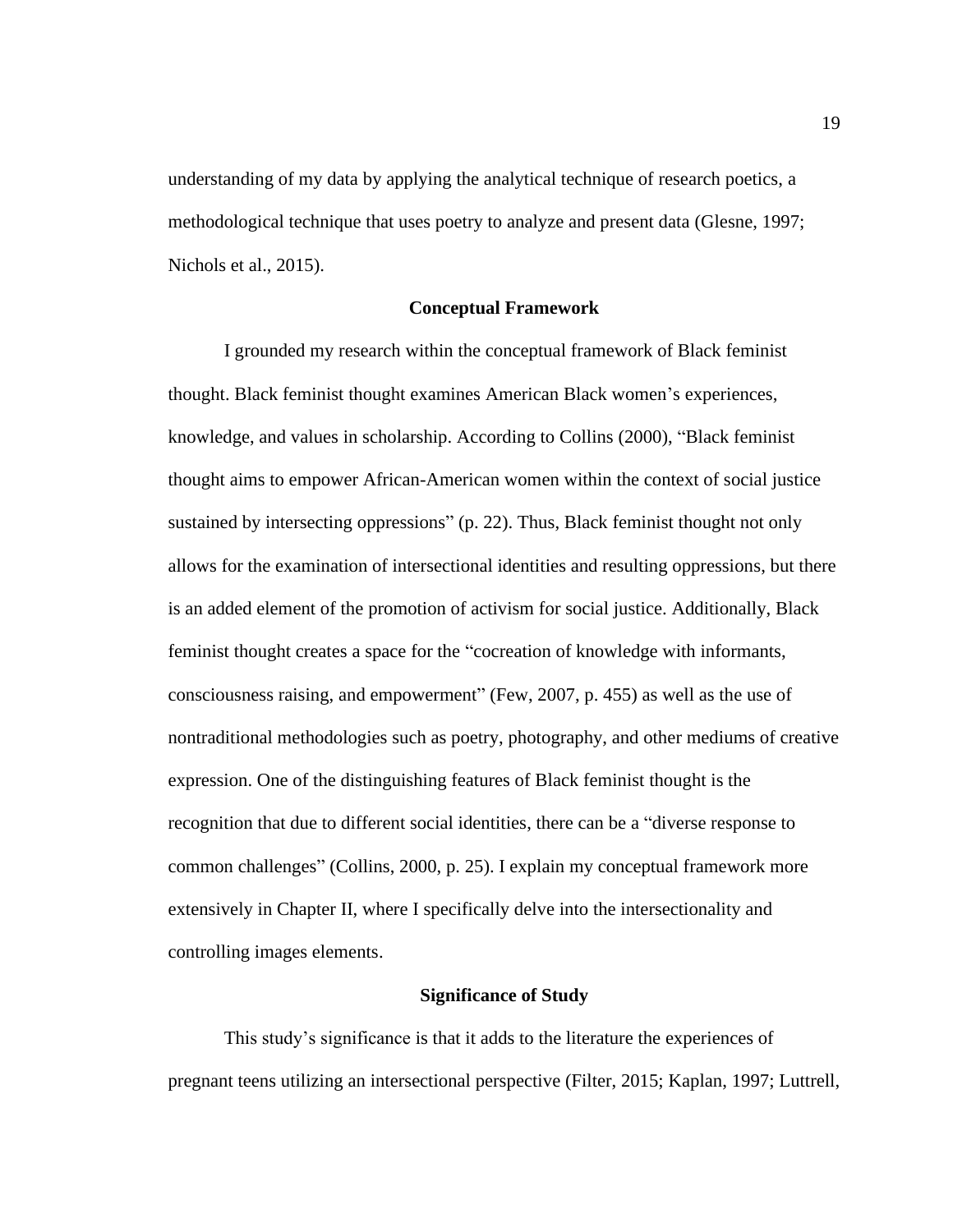understanding of my data by applying the analytical technique of research poetics, a methodological technique that uses poetry to analyze and present data (Glesne, 1997; Nichols et al., 2015).

## Conceptual Framework

I grounded my research within the conceptual framework of Black feminist thought. Black feminist thought examines American Black women's experiences, knowledge, and values in scholarship. According to Collins (2000), "Black feminist thought aims to empower African-American women within the context of social justice sustained by intersecting oppressions" (p. 22). Thus, Black feminist thought not only allows for the examination of intersectional identities and resulting oppressions, but there is an added element of the promotion of activism for social justice. Additionally, Black feminist thought creates a space for the "cocreation of knowledge with informants, consciousness raising, and empowerment" (Few, 2007, p. 455) as well as the use of nontraditional methodologies such as poetry, photography, and other mediums of creative expression. One of the distinguishing features of Black feminist thought is the recognition that due to different social identities, there can be a "diverse response to common challenges" (Collins, 2000, p. 25). I explain my conceptual framework more extensively in Chapter II, where I specifically delve into the intersectionality and controlling images elements.

## Significance of Study

This study's significance is that it adds to the literature the experiences of pregnant teens utilizing an intersectional perspective (Filter, 2015; Kaplan, 1997; Luttrell,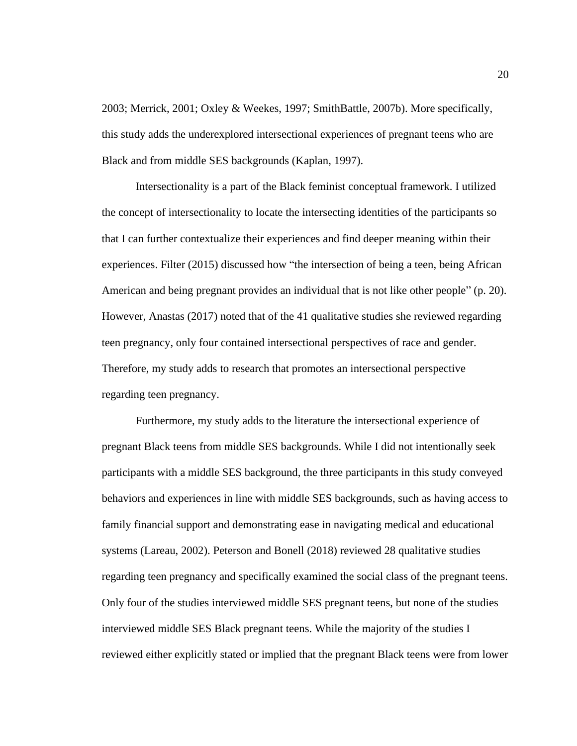2003; Merrick, 2001; Oxley & Weekes, 1997; SmithBattle, 2007b). More specifically, this study adds the underexplored intersectional experiences of pregnant teens who are Black and from middle SES backgrounds (Kaplan, 1997).

Intersectionality is a part of the Black feminist conceptual framework. I utilized the concept of intersectionality to locate the intersecting identities of the participants so that I can further contextualize their experiences and find deeper meaning within their experiences. Filter (2015) discussed how "the intersection of being a teen, being African American and being pregnant provides an individual that is not like other people" (p. 20). However, Anastas (2017) noted that of the 41 qualitative studies she reviewed regarding teen pregnancy, only four contained intersectional perspectives of race and gender. Therefore, my study adds to research that promotes an intersectional perspective regarding teen pregnancy.

Furthermore, my study adds to the literature the intersectional experience of pregnant Black teens from middle SES backgrounds. While I did not intentionally seek participants with a middle SES background, the three participants in this study conveyed behaviors and experiences in line with middle SES backgrounds, such as having access to family financial support and demonstrating ease in navigating medical and educational systems (Lareau, 2002). Peterson and Bonell (2018) reviewed 28 qualitative studies regarding teen pregnancy and specifically examined the social class of the pregnant teens. Only four of the studies interviewed middle SES pregnant teens, but none of the studies interviewed middle SES Black pregnant teens. While the majority of the studies I reviewed either explicitly stated or implied that the pregnant Black teens were from lower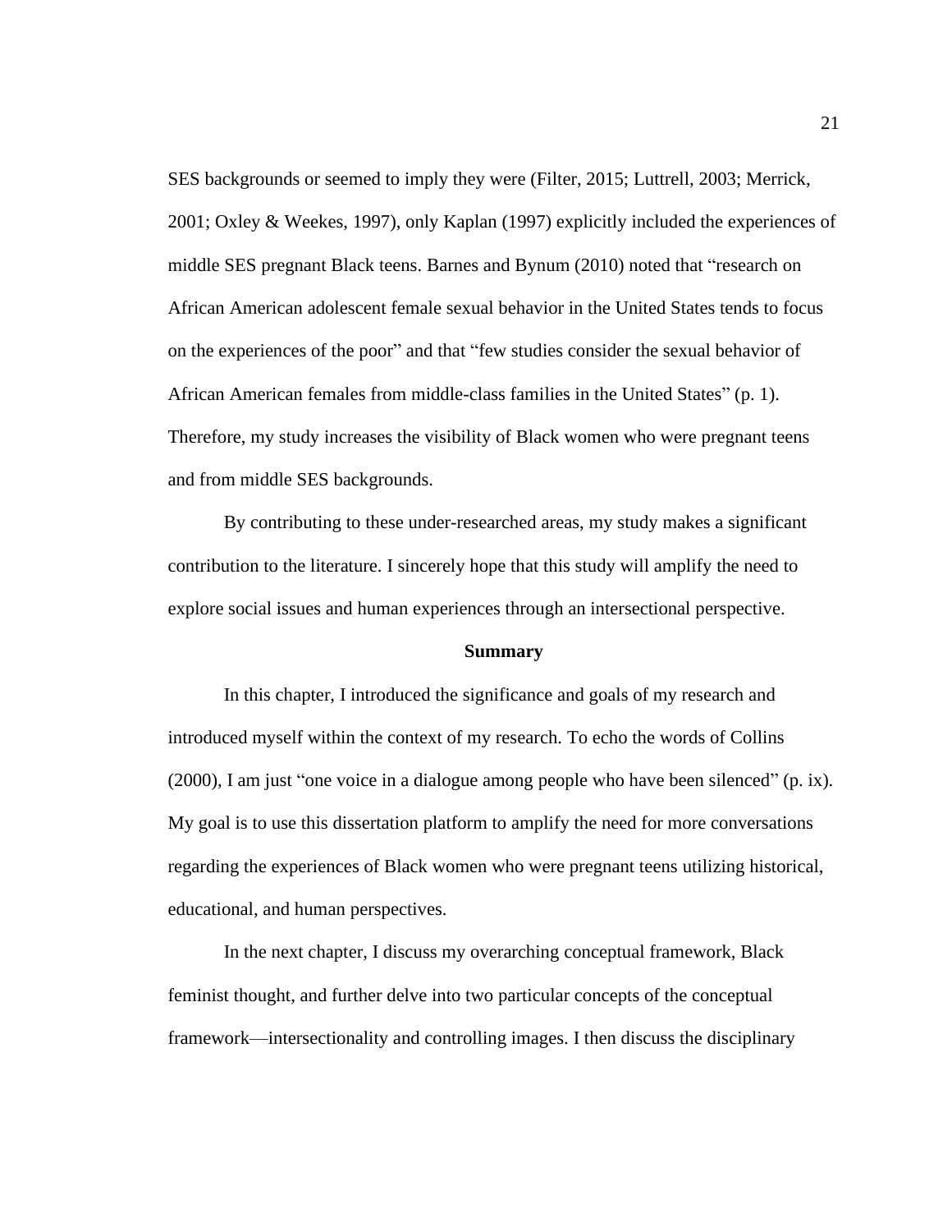SES backgrounds or seemed to imply they were (Filter, 2015; Luttrell, 2003; Merrick, 2001; Oxley & Weekes, 1997), only Kaplan (1997) explicitly included the experiences of middle SES pregnant Black teens. Barnes and Bynum (2010) noted that "research on African American adolescent female sexual behavior in the United States tends to focus on the experiences of the poor" and that "few studies consider the sexual behavior of African American females from middle-class families in the United States" (p. 1). Therefore, my study increases the visibility of Black women who were pregnant teens and from middle SES backgrounds.

By contributing to these under-researched areas, my study makes a significant contribution to the literature. I sincerely hope that this study will amplify the need to explore social issues and human experiences through an intersectional perspective.

## Summary

In this chapter, I introduced the significance and goals of my research and introduced myself within the context of my research. To echo the words of Collins (2000), I am just "one voice in a dialogue among people who have been silenced" (p. ix). My goal is to use this dissertation platform to amplify the need for more conversations regarding the experiences of Black women who were pregnant teens utilizing historical, educational, and human perspectives.

In the next chapter, I discuss my overarching conceptual framework, Black feminist thought, and further delve into two particular concepts of the conceptual framework—intersectionality and controlling images. I then discuss the disciplinary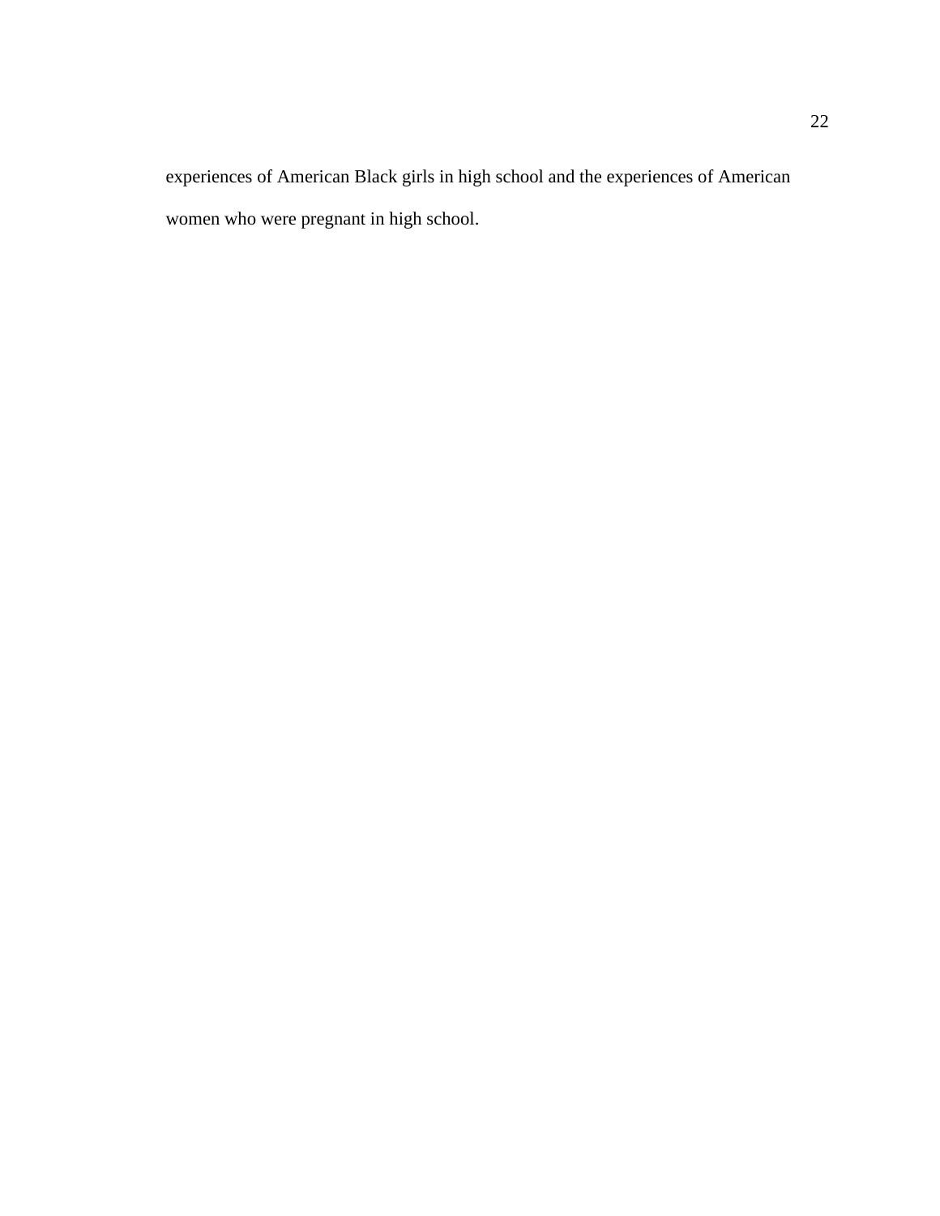experiences of American Black girls in high school and the experiences of American women who were pregnant in high school.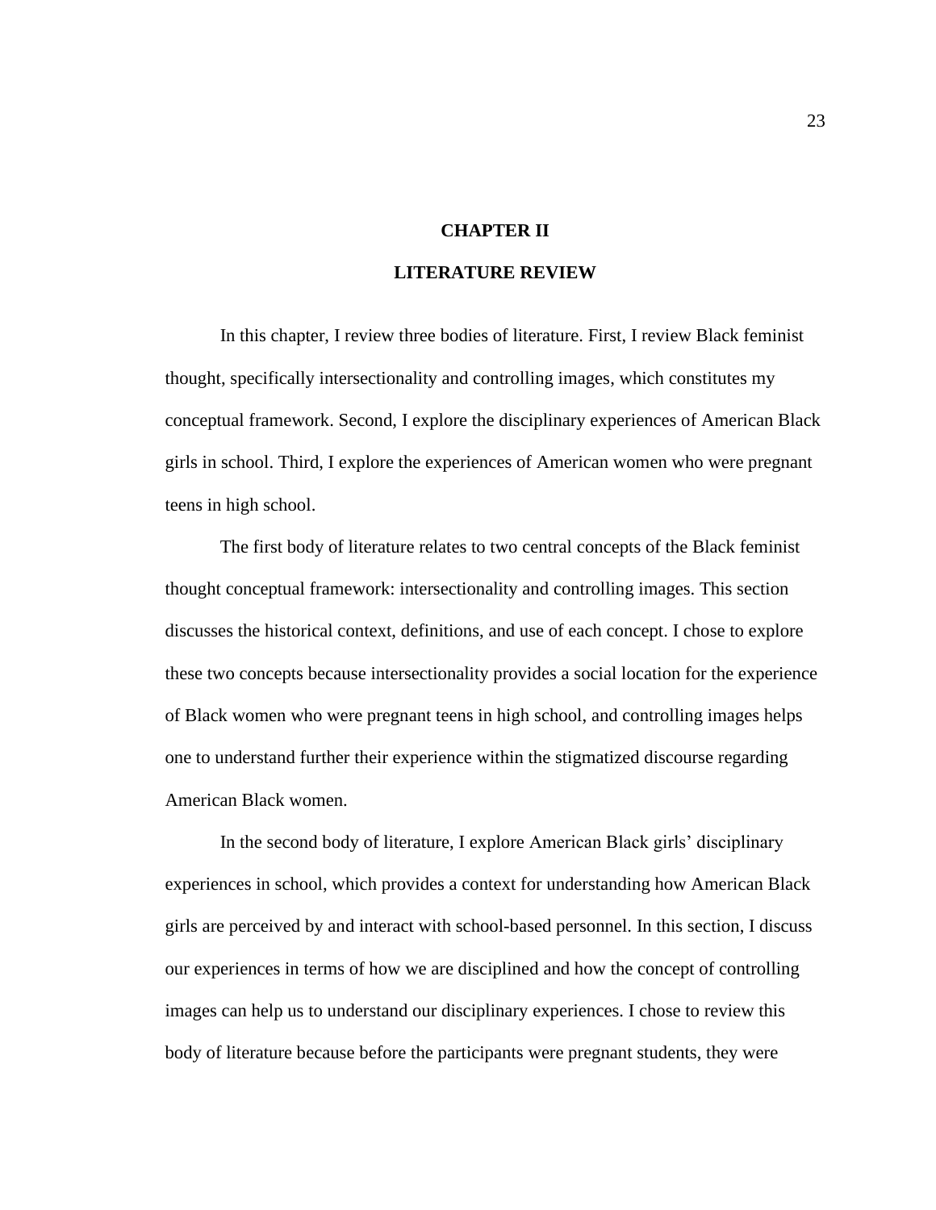# CHAPTER II

# LITERATURE REVIEW

In this chapter, I review three bodies of literature. First, I review Black feminist thought, specifically intersectionality and controlling images, which constitutes my conceptual framework. Second, I explore the disciplinary experiences of American Black girls in school. Third, I explore the experiences of American women who were pregnant teens in high school.

The first body of literature relates to two central concepts of the Black feminist thought conceptual framework: intersectionality and controlling images. This section discusses the historical context, definitions, and use of each concept. I chose to explore these two concepts because intersectionality provides a social location for the experience of Black women who were pregnant teens in high school, and controlling images helps one to understand further their experience within the stigmatized discourse regarding American Black women.

In the second body of literature, I explore American Black girls' disciplinary experiences in school, which provides a context for understanding how American Black girls are perceived by and interact with school-based personnel. In this section, I discuss our experiences in terms of how we are disciplined and how the concept of controlling images can help us to understand our disciplinary experiences. I chose to review this body of literature because before the participants were pregnant students, they were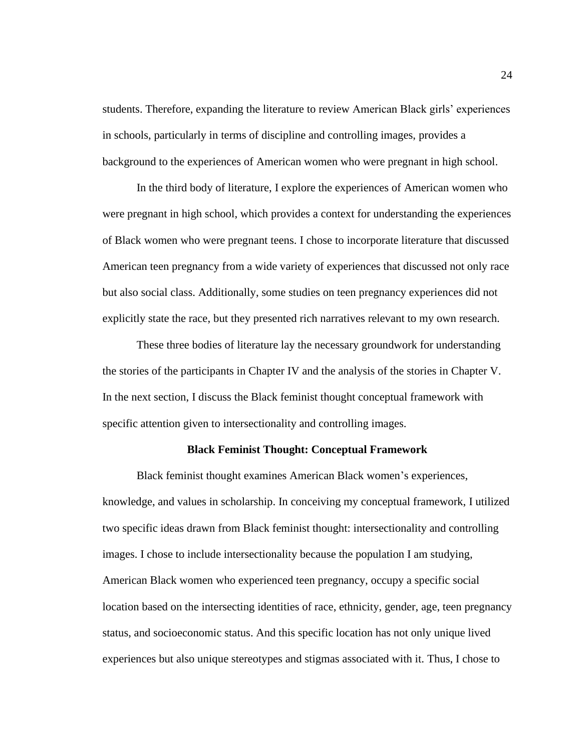students. Therefore, expanding the literature to review American Black girls' experiences in schools, particularly in terms of discipline and controlling images, provides a background to the experiences of American women who were pregnant in high school.

In the third body of literature, I explore the experiences of American women who were pregnant in high school, which provides a context for understanding the experiences of Black women who were pregnant teens. I chose to incorporate literature that discussed American teen pregnancy from a wide variety of experiences that discussed not only race but also social class. Additionally, some studies on teen pregnancy experiences did not explicitly state the race, but they presented rich narratives relevant to my own research.

These three bodies of literature lay the necessary groundwork for understanding the stories of the participants in Chapter IV and the analysis of the stories in Chapter V. In the next section, I discuss the Black feminist thought conceptual framework with specific attention given to intersectionality and controlling images.

## Black Feminist Thought: Conceptual Framework

Black feminist thought examines American Black women's experiences, knowledge, and values in scholarship. In conceiving my conceptual framework, I utilized two specific ideas drawn from Black feminist thought: intersectionality and controlling images. I chose to include intersectionality because the population I am studying, American Black women who experienced teen pregnancy, occupy a specific social location based on the intersecting identities of race, ethnicity, gender, age, teen pregnancy status, and socioeconomic status. And this specific location has not only unique lived experiences but also unique stereotypes and stigmas associated with it. Thus, I chose to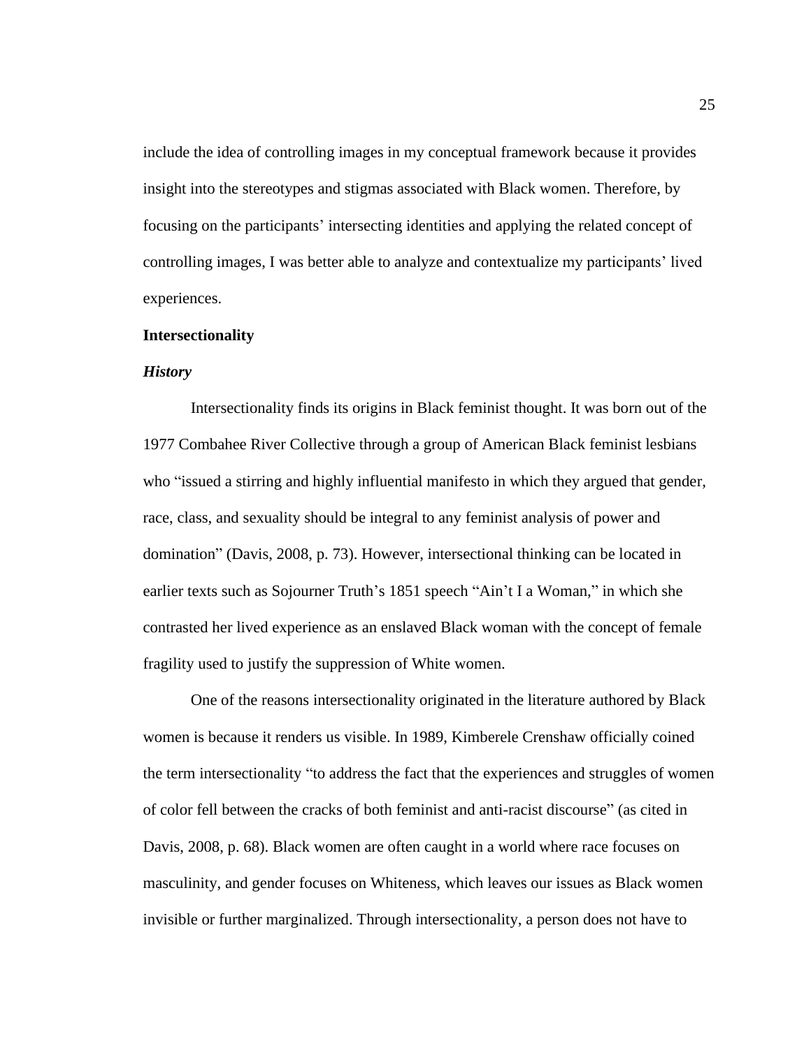include the idea of controlling images in my conceptual framework because it provides insight into the stereotypes and stigmas associated with Black women. Therefore, by focusing on the participants' intersecting identities and applying the related concept of controlling images, I was better able to analyze and contextualize my participants' lived experiences.

## Intersectionality

### *History*

Intersectionality finds its origins in Black feminist thought. It was born out of the 1977 Combahee River Collective through a group of American Black feminist lesbians who "issued a stirring and highly influential manifesto in which they argued that gender, race, class, and sexuality should be integral to any feminist analysis of power and domination" (Davis, 2008, p. 73). However, intersectional thinking can be located in earlier texts such as Sojourner Truth's 1851 speech "Ain't I a Woman," in which she contrasted her lived experience as an enslaved Black woman with the concept of female fragility used to justify the suppression of White women.

One of the reasons intersectionality originated in the literature authored by Black women is because it renders us visible. In 1989, Kimberele Crenshaw officially coined the term intersectionality "to address the fact that the experiences and struggles of women of color fell between the cracks of both feminist and anti-racist discourse" (as cited in Davis, 2008, p. 68). Black women are often caught in a world where race focuses on masculinity, and gender focuses on Whiteness, which leaves our issues as Black women invisible or further marginalized. Through intersectionality, a person does not have to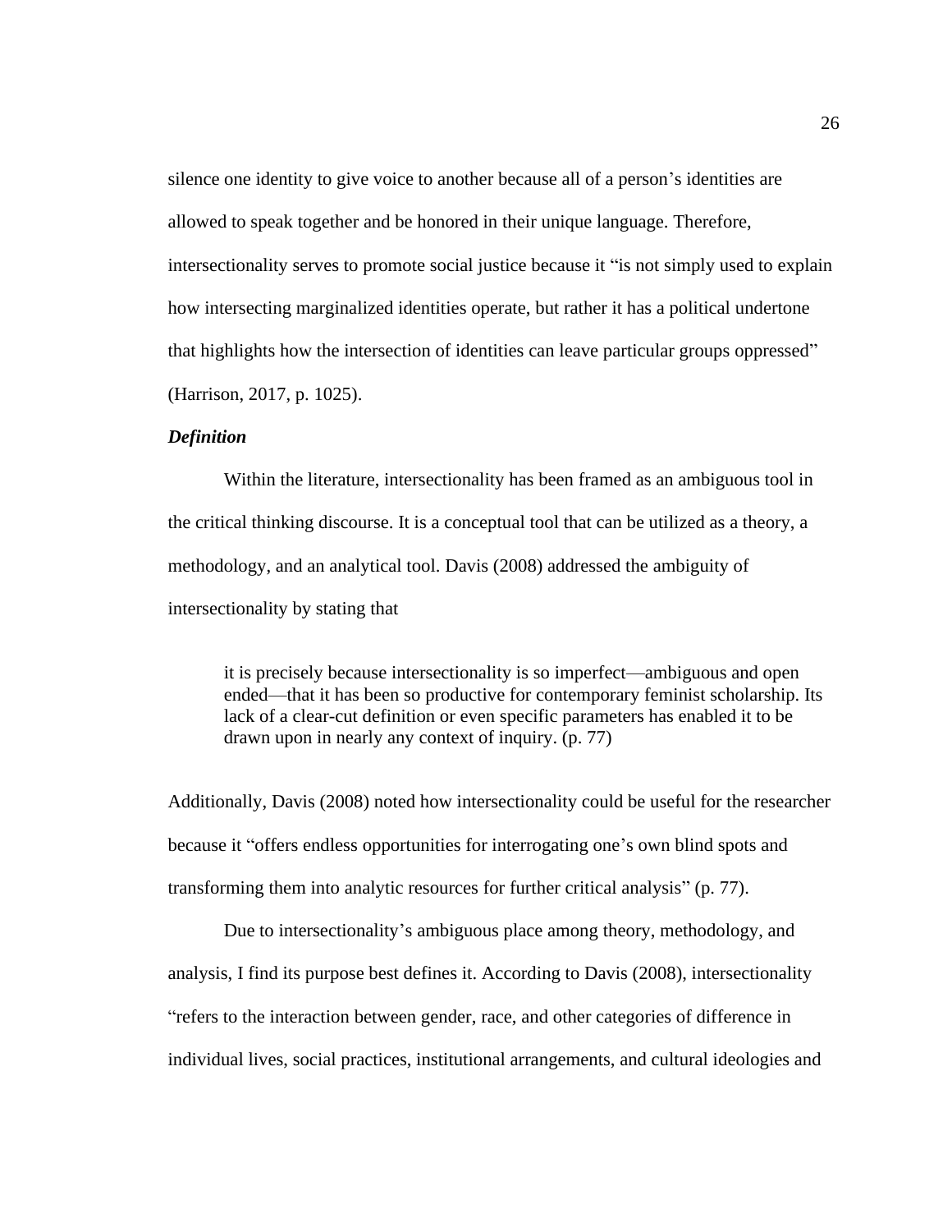silence one identity to give voice to another because all of a person's identities are allowed to speak together and be honored in their unique language. Therefore, intersectionality serves to promote social justice because it "is not simply used to explain how intersecting marginalized identities operate, but rather it has a political undertone that highlights how the intersection of identities can leave particular groups oppressed" (Harrison, 2017, p. 1025).

### *Definition*

Within the literature, intersectionality has been framed as an ambiguous tool in the critical thinking discourse. It is a conceptual tool that can be utilized as a theory, a methodology, and an analytical tool. Davis (2008) addressed the ambiguity of intersectionality by stating that

> it is precisely because intersectionality is so imperfect—ambiguous and open ended—that it has been so productive for contemporary feminist scholarship. Its lack of a clear-cut definition or even specific parameters has enabled it to be drawn upon in nearly any context of inquiry. (p. 77)

Additionally, Davis (2008) noted how intersectionality could be useful for the researcher because it "offers endless opportunities for interrogating one's own blind spots and transforming them into analytic resources for further critical analysis" (p. 77).

Due to intersectionality's ambiguous place among theory, methodology, and analysis, I find its purpose best defines it. According to Davis (2008), intersectionality "refers to the interaction between gender, race, and other categories of difference in individual lives, social practices, institutional arrangements, and cultural ideologies and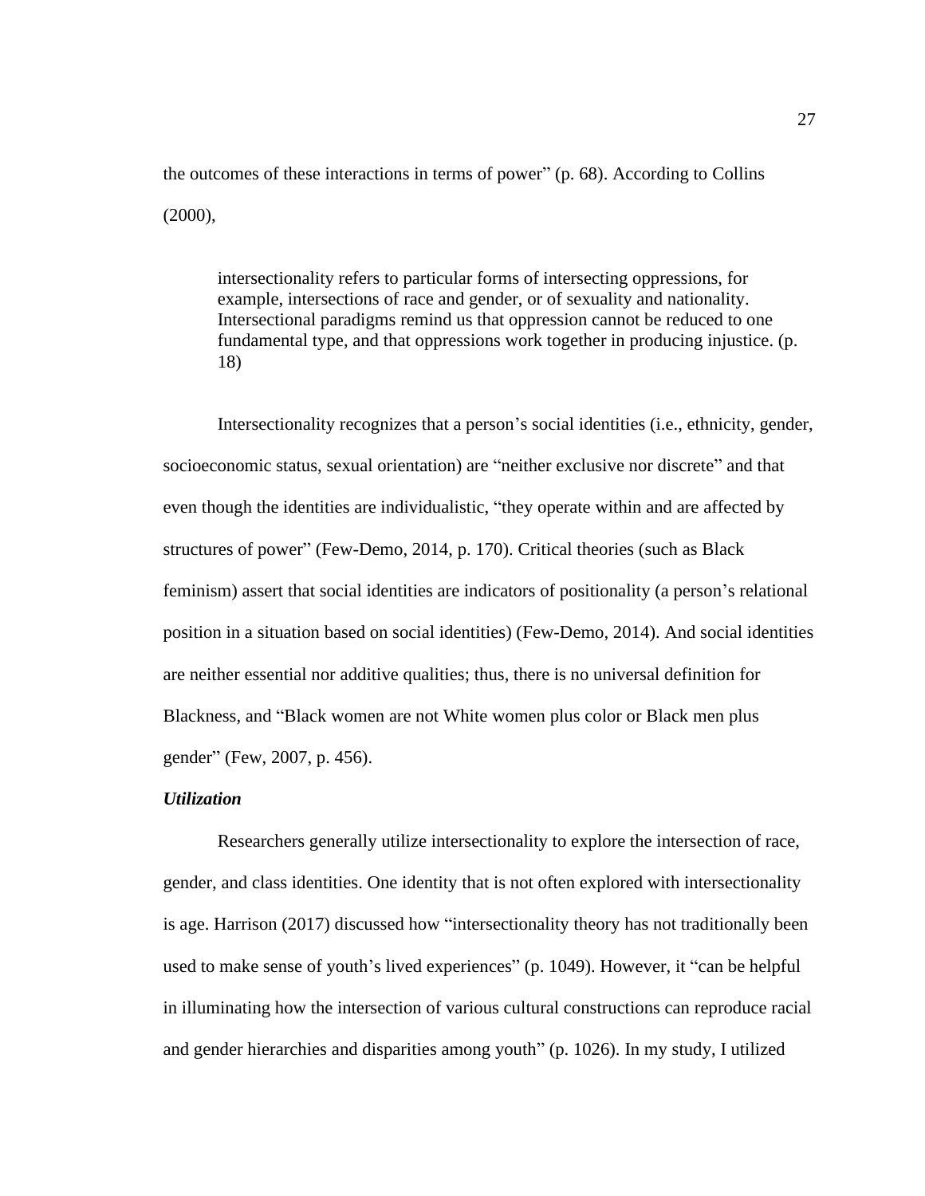the outcomes of these interactions in terms of power" (p. 68). According to Collins (2000),

> intersectionality refers to particular forms of intersecting oppressions, for example, intersections of race and gender, or of sexuality and nationality. Intersectional paradigms remind us that oppression cannot be reduced to one fundamental type, and that oppressions work together in producing injustice. (p. 18)

Intersectionality recognizes that a person's social identities (i.e., ethnicity, gender, socioeconomic status, sexual orientation) are "neither exclusive nor discrete" and that even though the identities are individualistic, "they operate within and are affected by structures of power" (Few-Demo, 2014, p. 170). Critical theories (such as Black feminism) assert that social identities are indicators of positionality (a person's relational position in a situation based on social identities) (Few-Demo, 2014). And social identities are neither essential nor additive qualities; thus, there is no universal definition for Blackness, and "Black women are not White women plus color or Black men plus gender" (Few, 2007, p. 456).

### *Utilization*

Researchers generally utilize intersectionality to explore the intersection of race, gender, and class identities. One identity that is not often explored with intersectionality is age. Harrison (2017) discussed how "intersectionality theory has not traditionally been used to make sense of youth's lived experiences" (p. 1049). However, it "can be helpful in illuminating how the intersection of various cultural constructions can reproduce racial and gender hierarchies and disparities among youth" (p. 1026). In my study, I utilized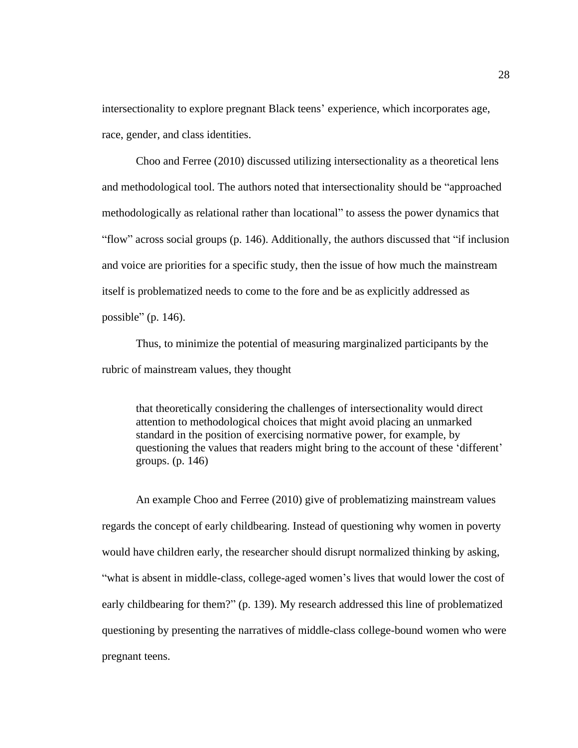intersectionality to explore pregnant Black teens' experience, which incorporates age, race, gender, and class identities.

Choo and Ferree (2010) discussed utilizing intersectionality as a theoretical lens and methodological tool. The authors noted that intersectionality should be "approached methodologically as relational rather than locational" to assess the power dynamics that "flow" across social groups (p. 146). Additionally, the authors discussed that "if inclusion and voice are priorities for a specific study, then the issue of how much the mainstream itself is problematized needs to come to the fore and be as explicitly addressed as possible" (p. 146).

Thus, to minimize the potential of measuring marginalized participants by the rubric of mainstream values, they thought

> that theoretically considering the challenges of intersectionality would direct attention to methodological choices that might avoid placing an unmarked standard in the position of exercising normative power, for example, by questioning the values that readers might bring to the account of these 'different' groups. (p. 146)

An example Choo and Ferree (2010) give of problematizing mainstream values regards the concept of early childbearing. Instead of questioning why women in poverty would have children early, the researcher should disrupt normalized thinking by asking, "what is absent in middle-class, college-aged women's lives that would lower the cost of early childbearing for them?" (p. 139). My research addressed this line of problematized questioning by presenting the narratives of middle-class college-bound women who were pregnant teens.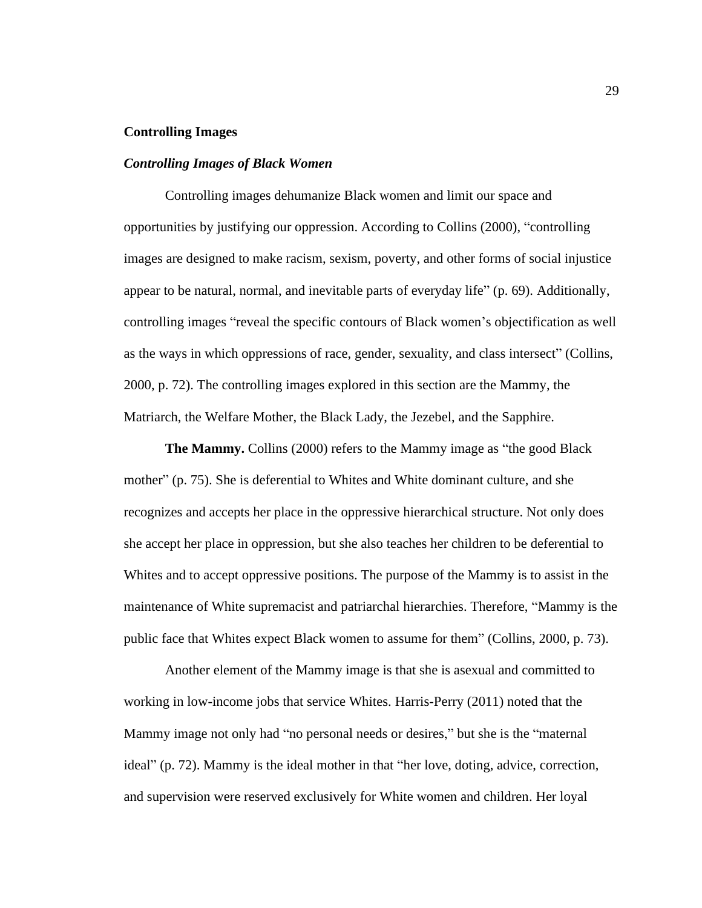## Controlling Images

### *Controlling Images of Black Women*

Controlling images dehumanize Black women and limit our space and opportunities by justifying our oppression. According to Collins (2000), "controlling images are designed to make racism, sexism, poverty, and other forms of social injustice appear to be natural, normal, and inevitable parts of everyday life" (p. 69). Additionally, controlling images "reveal the specific contours of Black women's objectification as well as the ways in which oppressions of race, gender, sexuality, and class intersect" (Collins, 2000, p. 72). The controlling images explored in this section are the Mammy, the Matriarch, the Welfare Mother, the Black Lady, the Jezebel, and the Sapphire.

**The Mammy.** Collins (2000) refers to the Mammy image as "the good Black mother" (p. 75). She is deferential to Whites and White dominant culture, and she recognizes and accepts her place in the oppressive hierarchical structure. Not only does she accept her place in oppression, but she also teaches her children to be deferential to Whites and to accept oppressive positions. The purpose of the Mammy is to assist in the maintenance of White supremacist and patriarchal hierarchies. Therefore, "Mammy is the public face that Whites expect Black women to assume for them" (Collins, 2000, p. 73).

Another element of the Mammy image is that she is asexual and committed to working in low-income jobs that service Whites. Harris-Perry (2011) noted that the Mammy image not only had "no personal needs or desires," but she is the "maternal ideal" (p. 72). Mammy is the ideal mother in that "her love, doting, advice, correction, and supervision were reserved exclusively for White women and children. Her loyal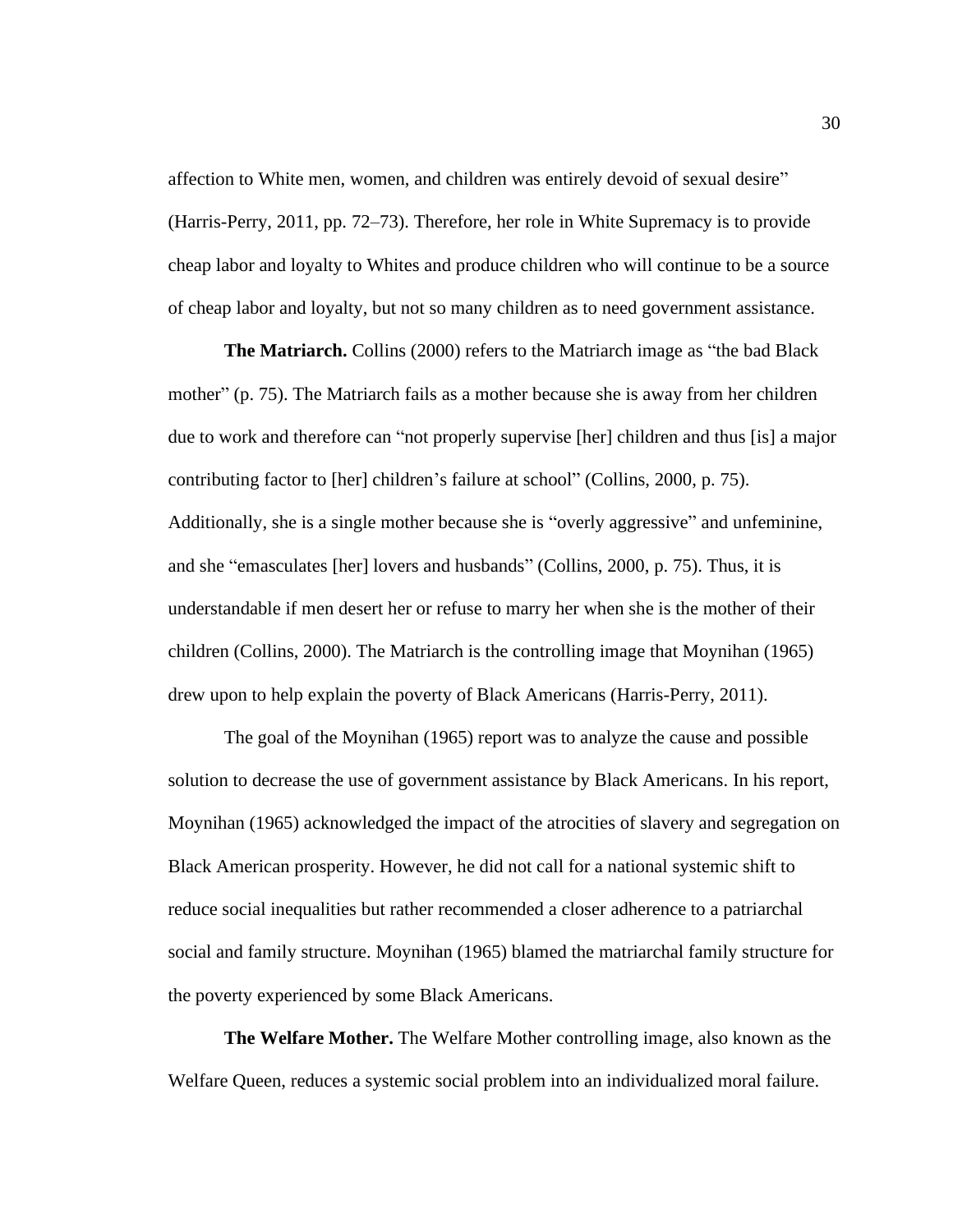affection to White men, women, and children was entirely devoid of sexual desire" (Harris-Perry, 2011, pp. 72–73). Therefore, her role in White Supremacy is to provide cheap labor and loyalty to Whites and produce children who will continue to be a source of cheap labor and loyalty, but not so many children as to need government assistance.

**The Matriarch.** Collins (2000) refers to the Matriarch image as "the bad Black mother" (p. 75). The Matriarch fails as a mother because she is away from her children due to work and therefore can "not properly supervise [her] children and thus [is] a major contributing factor to [her] children's failure at school" (Collins, 2000, p. 75). Additionally, she is a single mother because she is "overly aggressive" and unfeminine, and she "emasculates [her] lovers and husbands" (Collins, 2000, p. 75). Thus, it is understandable if men desert her or refuse to marry her when she is the mother of their children (Collins, 2000). The Matriarch is the controlling image that Moynihan (1965) drew upon to help explain the poverty of Black Americans (Harris-Perry, 2011).

The goal of the Moynihan (1965) report was to analyze the cause and possible solution to decrease the use of government assistance by Black Americans. In his report, Moynihan (1965) acknowledged the impact of the atrocities of slavery and segregation on Black American prosperity. However, he did not call for a national systemic shift to reduce social inequalities but rather recommended a closer adherence to a patriarchal social and family structure. Moynihan (1965) blamed the matriarchal family structure for the poverty experienced by some Black Americans.

**The Welfare Mother.** The Welfare Mother controlling image, also known as the Welfare Queen, reduces a systemic social problem into an individualized moral failure.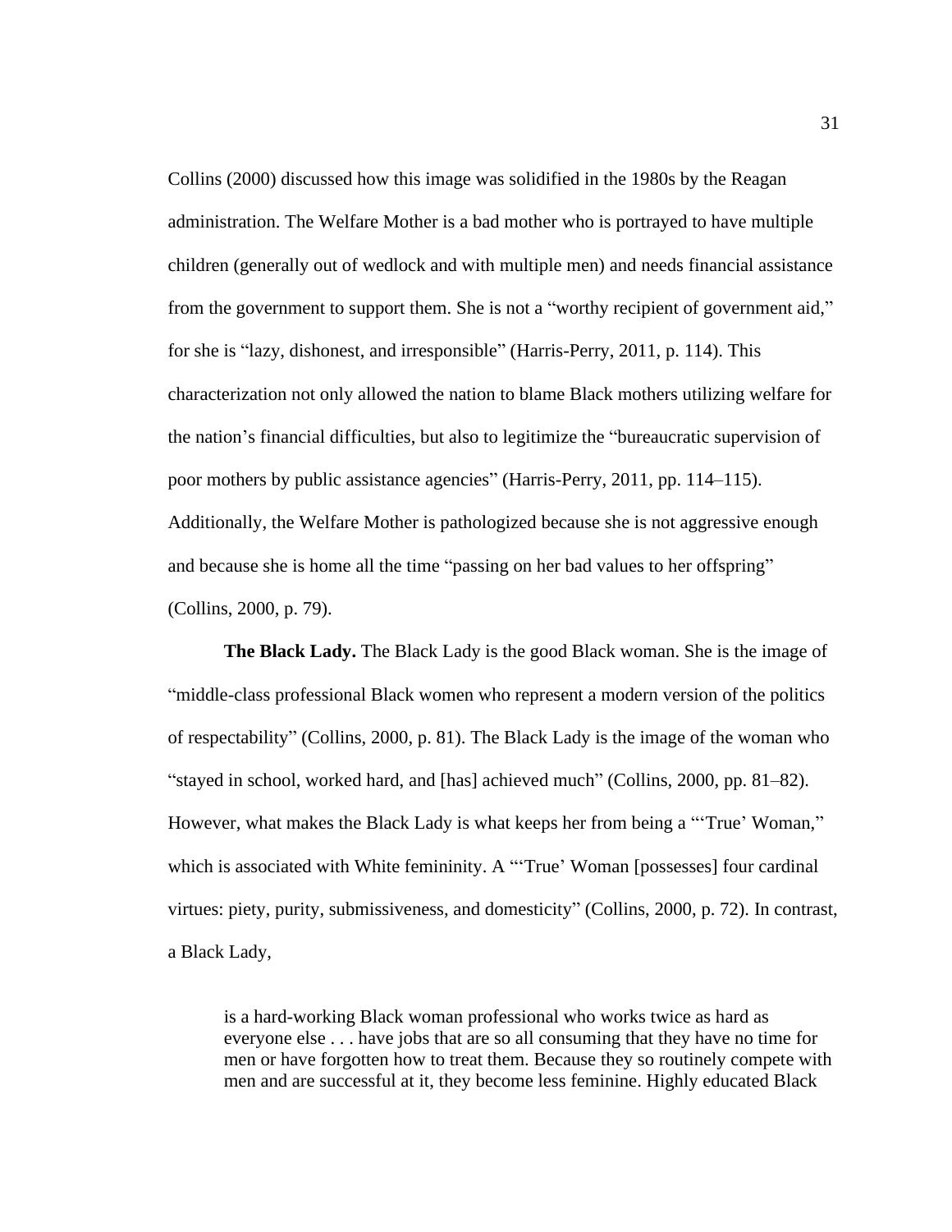Collins (2000) discussed how this image was solidified in the 1980s by the Reagan administration. The Welfare Mother is a bad mother who is portrayed to have multiple children (generally out of wedlock and with multiple men) and needs financial assistance from the government to support them. She is not a "worthy recipient of government aid," for she is "lazy, dishonest, and irresponsible" (Harris-Perry, 2011, p. 114). This characterization not only allowed the nation to blame Black mothers utilizing welfare for the nation's financial difficulties, but also to legitimize the "bureaucratic supervision of poor mothers by public assistance agencies" (Harris-Perry, 2011, pp. 114–115). Additionally, the Welfare Mother is pathologized because she is not aggressive enough and because she is home all the time "passing on her bad values to her offspring" (Collins, 2000, p. 79).

**The Black Lady.** The Black Lady is the good Black woman. She is the image of "middle-class professional Black women who represent a modern version of the politics of respectability" (Collins, 2000, p. 81). The Black Lady is the image of the woman who "stayed in school, worked hard, and [has] achieved much" (Collins, 2000, pp. 81–82). However, what makes the Black Lady is what keeps her from being a "'True' Woman," which is associated with White femininity. A "'True' Woman [possesses] four cardinal virtues: piety, purity, submissiveness, and domesticity" (Collins, 2000, p. 72). In contrast, a Black Lady,

> is a hard-working Black woman professional who works twice as hard as everyone else . . . have jobs that are so all consuming that they have no time for men or have forgotten how to treat them. Because they so routinely compete with men and are successful at it, they become less feminine. Highly educated Black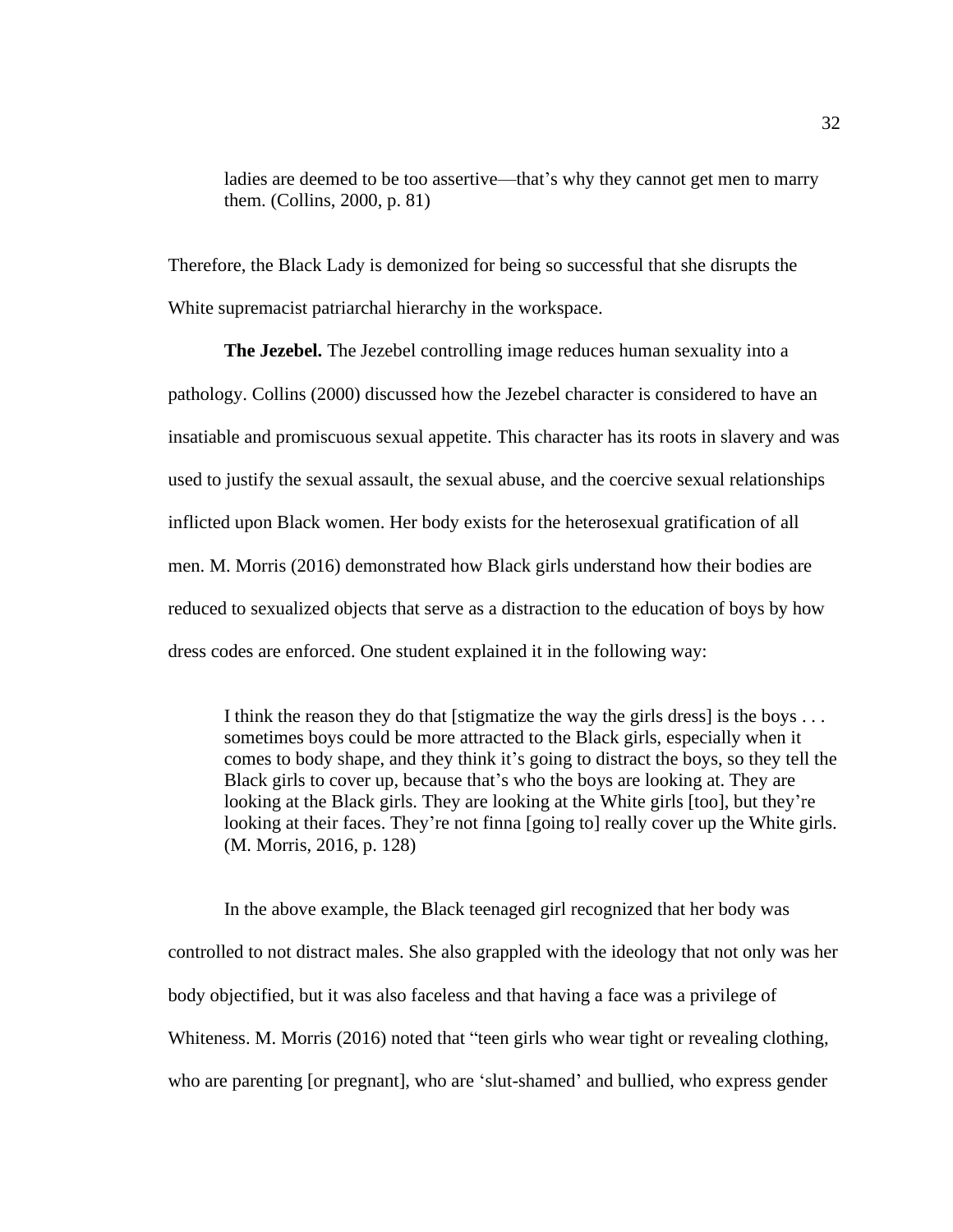> ladies are deemed to be too assertive—that's why they cannot get men to marry them. (Collins, 2000, p. 81)

Therefore, the Black Lady is demonized for being so successful that she disrupts the White supremacist patriarchal hierarchy in the workspace.

**The Jezebel.** The Jezebel controlling image reduces human sexuality into a pathology. Collins (2000) discussed how the Jezebel character is considered to have an insatiable and promiscuous sexual appetite. This character has its roots in slavery and was used to justify the sexual assault, the sexual abuse, and the coercive sexual relationships inflicted upon Black women. Her body exists for the heterosexual gratification of all men. M. Morris (2016) demonstrated how Black girls understand how their bodies are reduced to sexualized objects that serve as a distraction to the education of boys by how dress codes are enforced. One student explained it in the following way:

> I think the reason they do that [stigmatize the way the girls dress] is the boys . . . sometimes boys could be more attracted to the Black girls, especially when it comes to body shape, and they think it's going to distract the boys, so they tell the Black girls to cover up, because that's who the boys are looking at. They are looking at the Black girls. They are looking at the White girls [too], but they're looking at their faces. They're not finna [going to] really cover up the White girls. (M. Morris, 2016, p. 128)

In the above example, the Black teenaged girl recognized that her body was controlled to not distract males. She also grappled with the ideology that not only was her body objectified, but it was also faceless and that having a face was a privilege of Whiteness. M. Morris (2016) noted that "teen girls who wear tight or revealing clothing, who are parenting [or pregnant], who are 'slut-shamed' and bullied, who express gender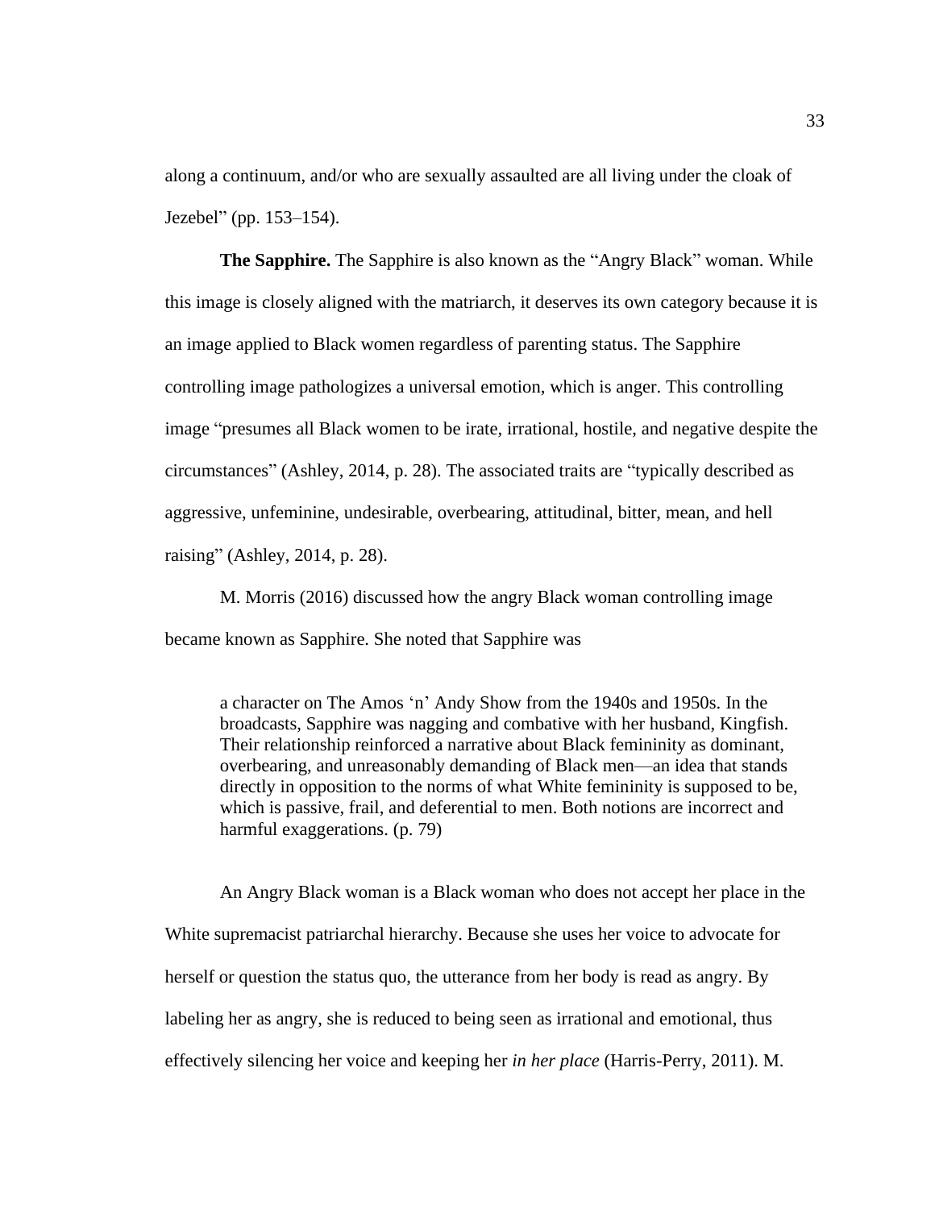along a continuum, and/or who are sexually assaulted are all living under the cloak of Jezebel" (pp. 153–154).

**The Sapphire.** The Sapphire is also known as the "Angry Black" woman. While this image is closely aligned with the matriarch, it deserves its own category because it is an image applied to Black women regardless of parenting status. The Sapphire controlling image pathologizes a universal emotion, which is anger. This controlling image "presumes all Black women to be irate, irrational, hostile, and negative despite the circumstances" (Ashley, 2014, p. 28). The associated traits are "typically described as aggressive, unfeminine, undesirable, overbearing, attitudinal, bitter, mean, and hell raising" (Ashley, 2014, p. 28).

M. Morris (2016) discussed how the angry Black woman controlling image became known as Sapphire. She noted that Sapphire was

> a character on The Amos 'n' Andy Show from the 1940s and 1950s. In the broadcasts, Sapphire was nagging and combative with her husband, Kingfish. Their relationship reinforced a narrative about Black femininity as dominant, overbearing, and unreasonably demanding of Black men—an idea that stands directly in opposition to the norms of what White femininity is supposed to be, which is passive, frail, and deferential to men. Both notions are incorrect and harmful exaggerations. (p. 79)

An Angry Black woman is a Black woman who does not accept her place in the White supremacist patriarchal hierarchy. Because she uses her voice to advocate for herself or question the status quo, the utterance from her body is read as angry. By labeling her as angry, she is reduced to being seen as irrational and emotional, thus effectively silencing her voice and keeping her *in her place* (Harris-Perry, 2011). M.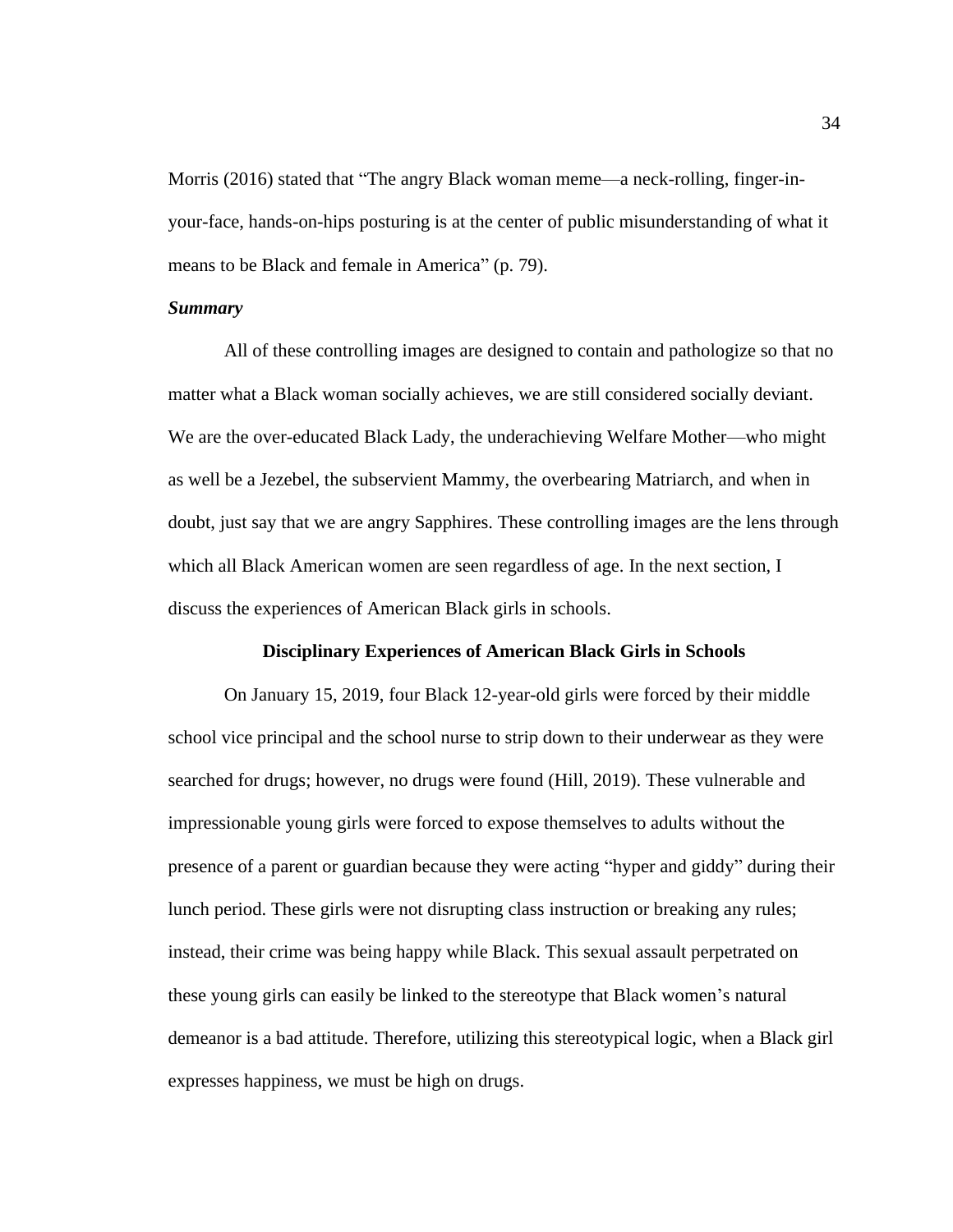Morris (2016) stated that "The angry Black woman meme—a neck-rolling, finger-in-your-face, hands-on-hips posturing is at the center of public misunderstanding of what it means to be Black and female in America" (p. 79).

### *Summary*

All of these controlling images are designed to contain and pathologize so that no matter what a Black woman socially achieves, we are still considered socially deviant. We are the over-educated Black Lady, the underachieving Welfare Mother—who might as well be a Jezebel, the subservient Mammy, the overbearing Matriarch, and when in doubt, just say that we are angry Sapphires. These controlling images are the lens through which all Black American women are seen regardless of age. In the next section, I discuss the experiences of American Black girls in schools.

## Disciplinary Experiences of American Black Girls in Schools

On January 15, 2019, four Black 12-year-old girls were forced by their middle school vice principal and the school nurse to strip down to their underwear as they were searched for drugs; however, no drugs were found (Hill, 2019). These vulnerable and impressionable young girls were forced to expose themselves to adults without the presence of a parent or guardian because they were acting "hyper and giddy" during their lunch period. These girls were not disrupting class instruction or breaking any rules; instead, their crime was being happy while Black. This sexual assault perpetrated on these young girls can easily be linked to the stereotype that Black women's natural demeanor is a bad attitude. Therefore, utilizing this stereotypical logic, when a Black girl expresses happiness, we must be high on drugs.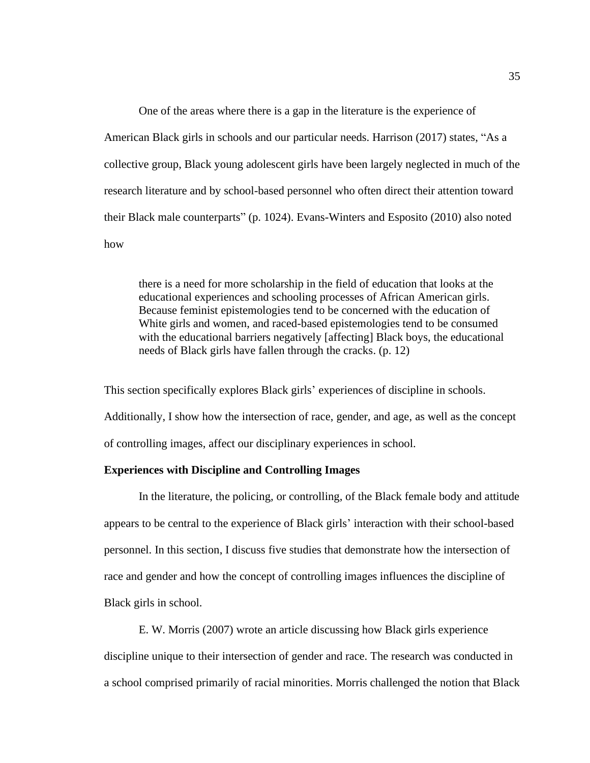One of the areas where there is a gap in the literature is the experience of American Black girls in schools and our particular needs. Harrison (2017) states, "As a collective group, Black young adolescent girls have been largely neglected in much of the research literature and by school-based personnel who often direct their attention toward their Black male counterparts" (p. 1024). Evans-Winters and Esposito (2010) also noted how

> there is a need for more scholarship in the field of education that looks at the educational experiences and schooling processes of African American girls. Because feminist epistemologies tend to be concerned with the education of White girls and women, and raced-based epistemologies tend to be consumed with the educational barriers negatively [affecting] Black boys, the educational needs of Black girls have fallen through the cracks. (p. 12)

This section specifically explores Black girls' experiences of discipline in schools. Additionally, I show how the intersection of race, gender, and age, as well as the concept of controlling images, affect our disciplinary experiences in school.

**Experiences with Discipline and Controlling Images**

In the literature, the policing, or controlling, of the Black female body and attitude appears to be central to the experience of Black girls' interaction with their school-based personnel. In this section, I discuss five studies that demonstrate how the intersection of race and gender and how the concept of controlling images influences the discipline of Black girls in school.

E. W. Morris (2007) wrote an article discussing how Black girls experience discipline unique to their intersection of gender and race. The research was conducted in a school comprised primarily of racial minorities. Morris challenged the notion that Black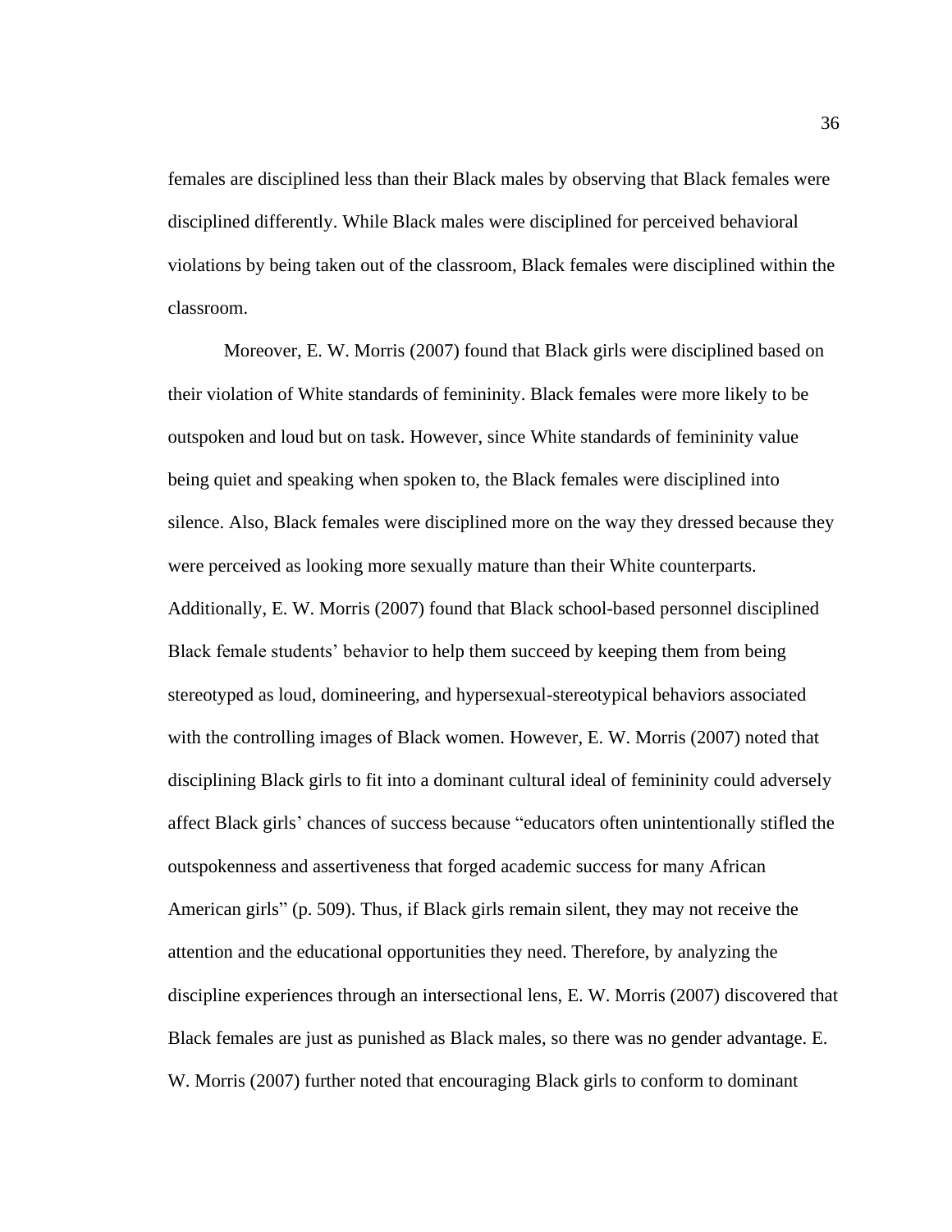females are disciplined less than their Black males by observing that Black females were disciplined differently. While Black males were disciplined for perceived behavioral violations by being taken out of the classroom, Black females were disciplined within the classroom.

Moreover, E. W. Morris (2007) found that Black girls were disciplined based on their violation of White standards of femininity. Black females were more likely to be outspoken and loud but on task. However, since White standards of femininity value being quiet and speaking when spoken to, the Black females were disciplined into silence. Also, Black females were disciplined more on the way they dressed because they were perceived as looking more sexually mature than their White counterparts. Additionally, E. W. Morris (2007) found that Black school-based personnel disciplined Black female students' behavior to help them succeed by keeping them from being stereotyped as loud, domineering, and hypersexual-stereotypical behaviors associated with the controlling images of Black women. However, E. W. Morris (2007) noted that disciplining Black girls to fit into a dominant cultural ideal of femininity could adversely affect Black girls' chances of success because "educators often unintentionally stifled the outspokenness and assertiveness that forged academic success for many African American girls" (p. 509). Thus, if Black girls remain silent, they may not receive the attention and the educational opportunities they need. Therefore, by analyzing the discipline experiences through an intersectional lens, E. W. Morris (2007) discovered that Black females are just as punished as Black males, so there was no gender advantage. E. W. Morris (2007) further noted that encouraging Black girls to conform to dominant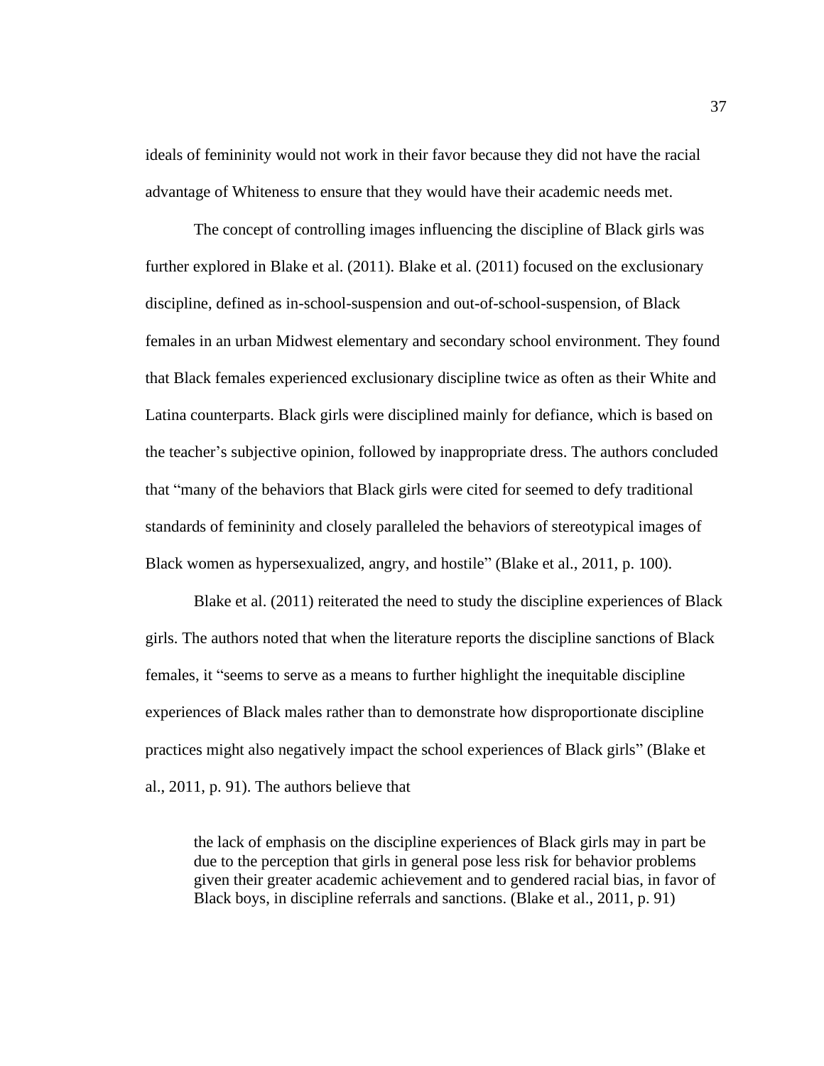ideals of femininity would not work in their favor because they did not have the racial advantage of Whiteness to ensure that they would have their academic needs met.

The concept of controlling images influencing the discipline of Black girls was further explored in Blake et al. (2011). Blake et al. (2011) focused on the exclusionary discipline, defined as in-school-suspension and out-of-school-suspension, of Black females in an urban Midwest elementary and secondary school environment. They found that Black females experienced exclusionary discipline twice as often as their White and Latina counterparts. Black girls were disciplined mainly for defiance, which is based on the teacher's subjective opinion, followed by inappropriate dress. The authors concluded that "many of the behaviors that Black girls were cited for seemed to defy traditional standards of femininity and closely paralleled the behaviors of stereotypical images of Black women as hypersexualized, angry, and hostile" (Blake et al., 2011, p. 100).

Blake et al. (2011) reiterated the need to study the discipline experiences of Black girls. The authors noted that when the literature reports the discipline sanctions of Black females, it "seems to serve as a means to further highlight the inequitable discipline experiences of Black males rather than to demonstrate how disproportionate discipline practices might also negatively impact the school experiences of Black girls" (Blake et al., 2011, p. 91). The authors believe that

> the lack of emphasis on the discipline experiences of Black girls may in part be due to the perception that girls in general pose less risk for behavior problems given their greater academic achievement and to gendered racial bias, in favor of Black boys, in discipline referrals and sanctions. (Blake et al., 2011, p. 91)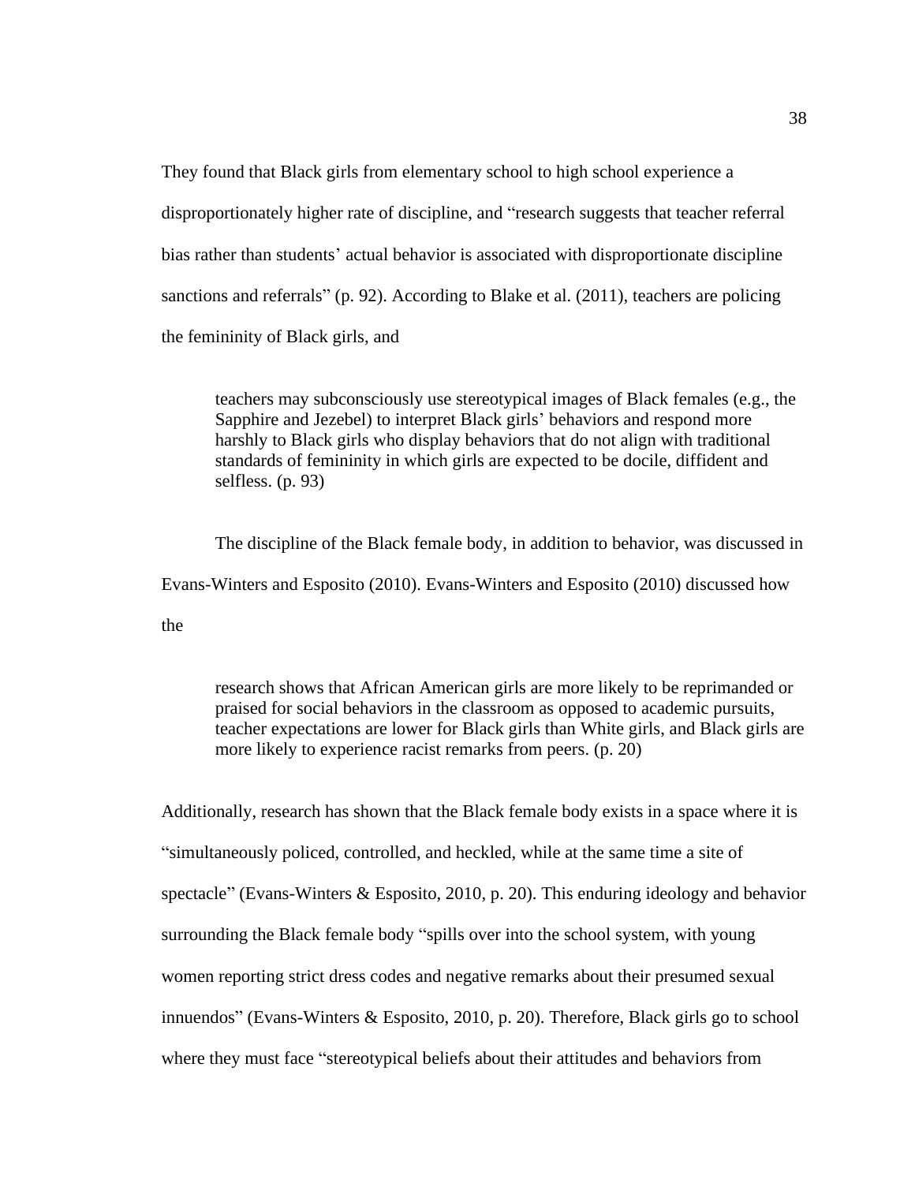They found that Black girls from elementary school to high school experience a disproportionately higher rate of discipline, and "research suggests that teacher referral bias rather than students' actual behavior is associated with disproportionate discipline sanctions and referrals" (p. 92). According to Blake et al. (2011), teachers are policing the femininity of Black girls, and

> teachers may subconsciously use stereotypical images of Black females (e.g., the Sapphire and Jezebel) to interpret Black girls' behaviors and respond more harshly to Black girls who display behaviors that do not align with traditional standards of femininity in which girls are expected to be docile, diffident and selfless. (p. 93)

The discipline of the Black female body, in addition to behavior, was discussed in Evans-Winters and Esposito (2010). Evans-Winters and Esposito (2010) discussed how the

> research shows that African American girls are more likely to be reprimanded or praised for social behaviors in the classroom as opposed to academic pursuits, teacher expectations are lower for Black girls than White girls, and Black girls are more likely to experience racist remarks from peers. (p. 20)

Additionally, research has shown that the Black female body exists in a space where it is "simultaneously policed, controlled, and heckled, while at the same time a site of spectacle" (Evans-Winters & Esposito, 2010, p. 20). This enduring ideology and behavior surrounding the Black female body "spills over into the school system, with young women reporting strict dress codes and negative remarks about their presumed sexual innuendos" (Evans-Winters & Esposito, 2010, p. 20). Therefore, Black girls go to school where they must face "stereotypical beliefs about their attitudes and behaviors from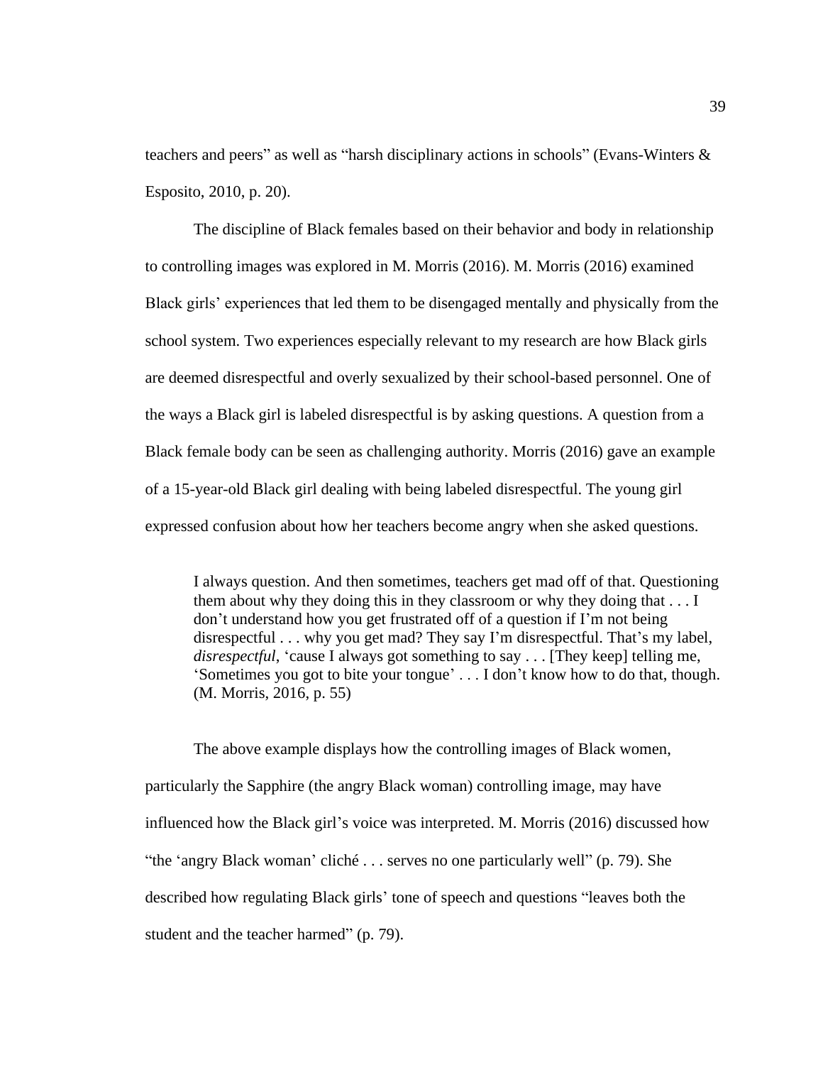teachers and peers" as well as "harsh disciplinary actions in schools" (Evans-Winters & Esposito, 2010, p. 20).

The discipline of Black females based on their behavior and body in relationship to controlling images was explored in M. Morris (2016). M. Morris (2016) examined Black girls' experiences that led them to be disengaged mentally and physically from the school system. Two experiences especially relevant to my research are how Black girls are deemed disrespectful and overly sexualized by their school-based personnel. One of the ways a Black girl is labeled disrespectful is by asking questions. A question from a Black female body can be seen as challenging authority. Morris (2016) gave an example of a 15-year-old Black girl dealing with being labeled disrespectful. The young girl expressed confusion about how her teachers become angry when she asked questions.

> I always question. And then sometimes, teachers get mad off of that. Questioning them about why they doing this in they classroom or why they doing that . . . I don't understand how you get frustrated off of a question if I'm not being disrespectful . . . why you get mad? They say I'm disrespectful. That's my label, *disrespectful*, 'cause I always got something to say . . . [They keep] telling me, 'Sometimes you got to bite your tongue' . . . I don't know how to do that, though. (M. Morris, 2016, p. 55)

The above example displays how the controlling images of Black women, particularly the Sapphire (the angry Black woman) controlling image, may have influenced how the Black girl's voice was interpreted. M. Morris (2016) discussed how "the 'angry Black woman' cliché . . . serves no one particularly well" (p. 79). She described how regulating Black girls' tone of speech and questions "leaves both the student and the teacher harmed" (p. 79).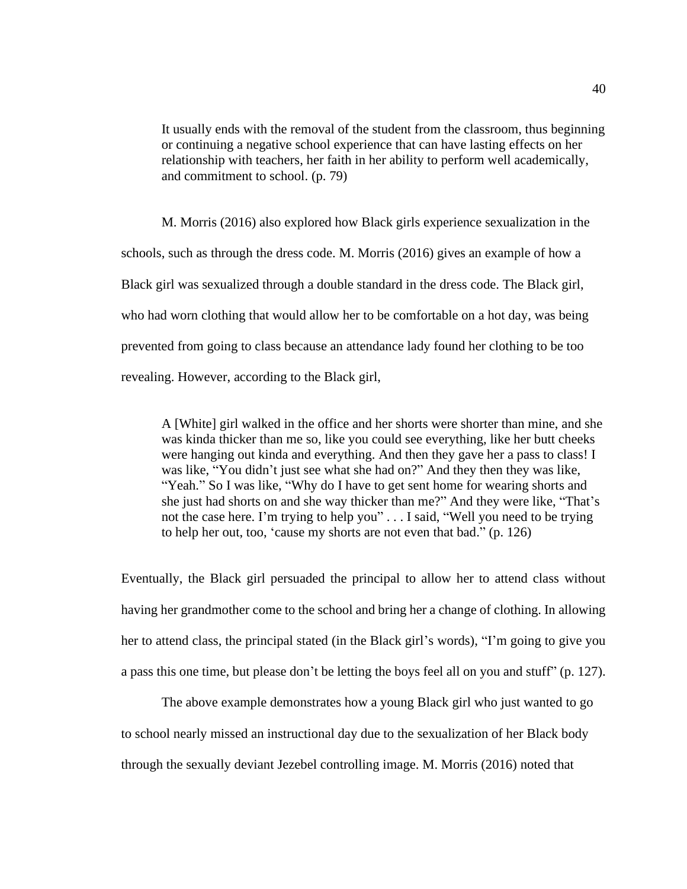> It usually ends with the removal of the student from the classroom, thus beginning or continuing a negative school experience that can have lasting effects on her relationship with teachers, her faith in her ability to perform well academically, and commitment to school. (p. 79)

M. Morris (2016) also explored how Black girls experience sexualization in the schools, such as through the dress code. M. Morris (2016) gives an example of how a Black girl was sexualized through a double standard in the dress code. The Black girl, who had worn clothing that would allow her to be comfortable on a hot day, was being prevented from going to class because an attendance lady found her clothing to be too revealing. However, according to the Black girl,

> A [White] girl walked in the office and her shorts were shorter than mine, and she was kinda thicker than me so, like you could see everything, like her butt cheeks were hanging out kinda and everything. And then they gave her a pass to class! I was like, "You didn't just see what she had on?" And they then they was like, "Yeah." So I was like, "Why do I have to get sent home for wearing shorts and she just had shorts on and she way thicker than me?" And they were like, "That's not the case here. I'm trying to help you" . . . I said, "Well you need to be trying to help her out, too, 'cause my shorts are not even that bad." (p. 126)

Eventually, the Black girl persuaded the principal to allow her to attend class without having her grandmother come to the school and bring her a change of clothing. In allowing her to attend class, the principal stated (in the Black girl's words), "I'm going to give you a pass this one time, but please don't be letting the boys feel all on you and stuff" (p. 127).

The above example demonstrates how a young Black girl who just wanted to go to school nearly missed an instructional day due to the sexualization of her Black body through the sexually deviant Jezebel controlling image. M. Morris (2016) noted that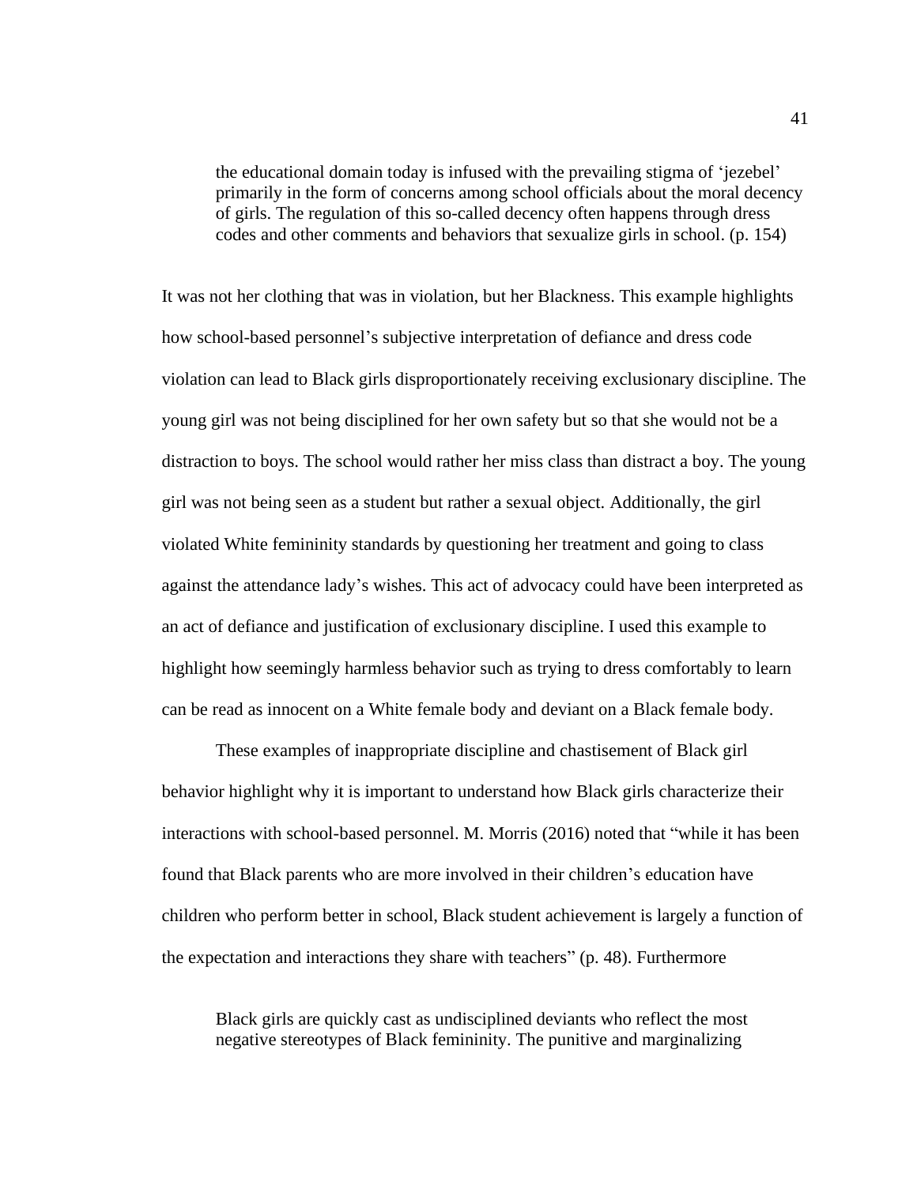> the educational domain today is infused with the prevailing stigma of 'jezebel' primarily in the form of concerns among school officials about the moral decency of girls. The regulation of this so-called decency often happens through dress codes and other comments and behaviors that sexualize girls in school. (p. 154)

It was not her clothing that was in violation, but her Blackness. This example highlights how school-based personnel's subjective interpretation of defiance and dress code violation can lead to Black girls disproportionately receiving exclusionary discipline. The young girl was not being disciplined for her own safety but so that she would not be a distraction to boys. The school would rather her miss class than distract a boy. The young girl was not being seen as a student but rather a sexual object. Additionally, the girl violated White femininity standards by questioning her treatment and going to class against the attendance lady's wishes. This act of advocacy could have been interpreted as an act of defiance and justification of exclusionary discipline. I used this example to highlight how seemingly harmless behavior such as trying to dress comfortably to learn can be read as innocent on a White female body and deviant on a Black female body.

These examples of inappropriate discipline and chastisement of Black girl behavior highlight why it is important to understand how Black girls characterize their interactions with school-based personnel. M. Morris (2016) noted that "while it has been found that Black parents who are more involved in their children's education have children who perform better in school, Black student achievement is largely a function of the expectation and interactions they share with teachers" (p. 48). Furthermore

> Black girls are quickly cast as undisciplined deviants who reflect the most negative stereotypes of Black femininity. The punitive and marginalizing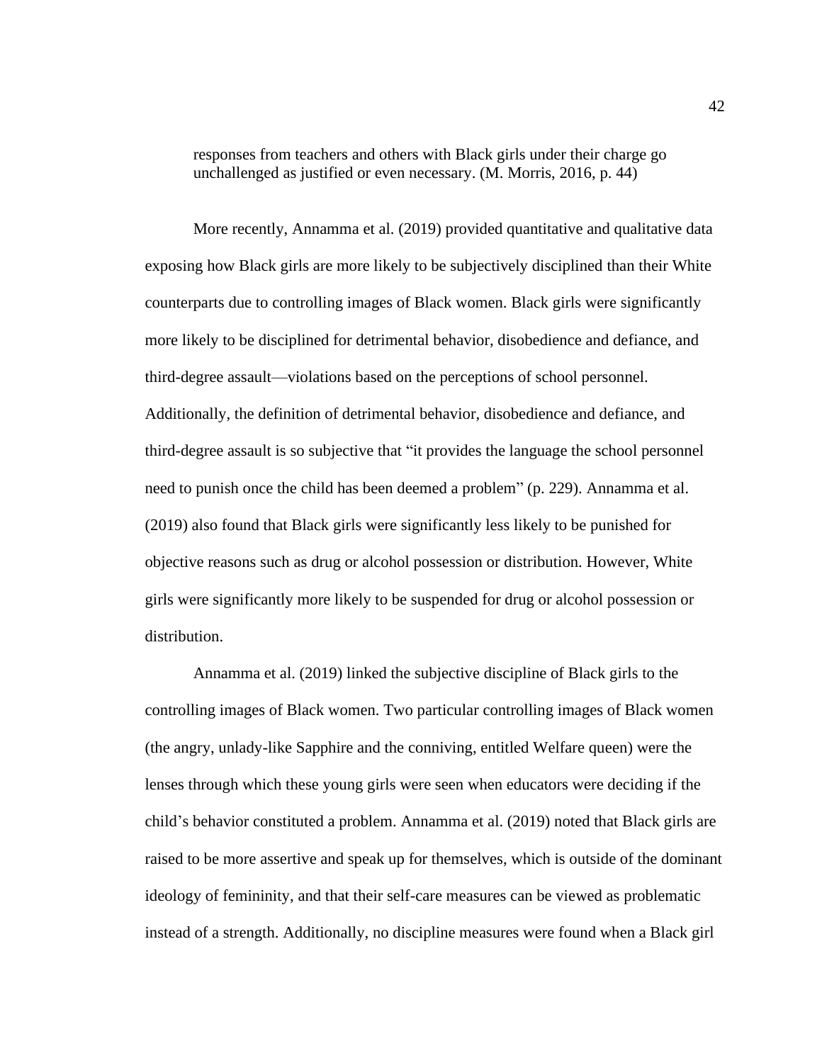> responses from teachers and others with Black girls under their charge go unchallenged as justified or even necessary. (M. Morris, 2016, p. 44)

More recently, Annamma et al. (2019) provided quantitative and qualitative data exposing how Black girls are more likely to be subjectively disciplined than their White counterparts due to controlling images of Black women. Black girls were significantly more likely to be disciplined for detrimental behavior, disobedience and defiance, and third-degree assault—violations based on the perceptions of school personnel. Additionally, the definition of detrimental behavior, disobedience and defiance, and third-degree assault is so subjective that "it provides the language the school personnel need to punish once the child has been deemed a problem" (p. 229). Annamma et al. (2019) also found that Black girls were significantly less likely to be punished for objective reasons such as drug or alcohol possession or distribution. However, White girls were significantly more likely to be suspended for drug or alcohol possession or distribution.

Annamma et al. (2019) linked the subjective discipline of Black girls to the controlling images of Black women. Two particular controlling images of Black women (the angry, unlady-like Sapphire and the conniving, entitled Welfare queen) were the lenses through which these young girls were seen when educators were deciding if the child's behavior constituted a problem. Annamma et al. (2019) noted that Black girls are raised to be more assertive and speak up for themselves, which is outside of the dominant ideology of femininity, and that their self-care measures can be viewed as problematic instead of a strength. Additionally, no discipline measures were found when a Black girl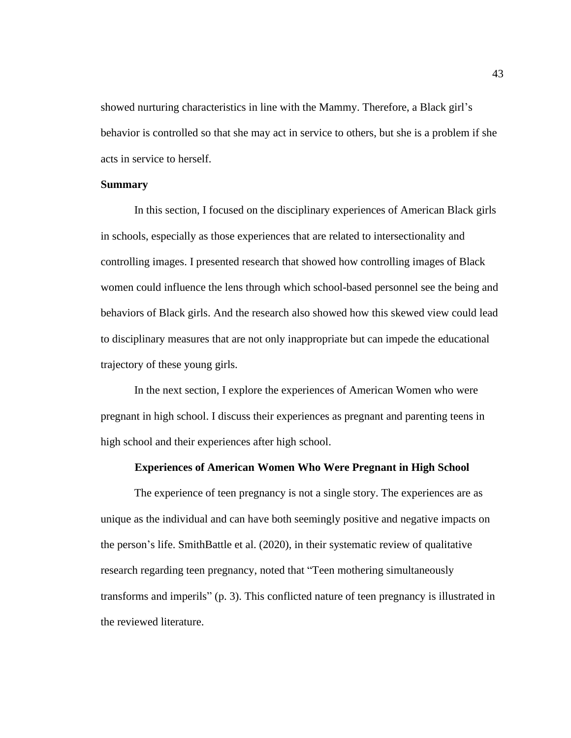showed nurturing characteristics in line with the Mammy. Therefore, a Black girl's behavior is controlled so that she may act in service to others, but she is a problem if she acts in service to herself.

### Summary

In this section, I focused on the disciplinary experiences of American Black girls in schools, especially as those experiences that are related to intersectionality and controlling images. I presented research that showed how controlling images of Black women could influence the lens through which school-based personnel see the being and behaviors of Black girls. And the research also showed how this skewed view could lead to disciplinary measures that are not only inappropriate but can impede the educational trajectory of these young girls.

In the next section, I explore the experiences of American Women who were pregnant in high school. I discuss their experiences as pregnant and parenting teens in high school and their experiences after high school.

## Experiences of American Women Who Were Pregnant in High School

The experience of teen pregnancy is not a single story. The experiences are as unique as the individual and can have both seemingly positive and negative impacts on the person's life. SmithBattle et al. (2020), in their systematic review of qualitative research regarding teen pregnancy, noted that "Teen mothering simultaneously transforms and imperils" (p. 3). This conflicted nature of teen pregnancy is illustrated in the reviewed literature.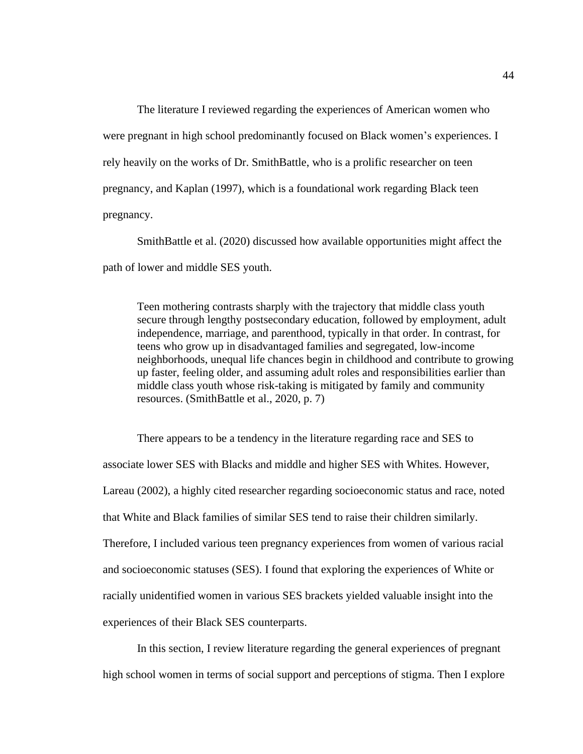The literature I reviewed regarding the experiences of American women who were pregnant in high school predominantly focused on Black women's experiences. I rely heavily on the works of Dr. SmithBattle, who is a prolific researcher on teen pregnancy, and Kaplan (1997), which is a foundational work regarding Black teen pregnancy.

SmithBattle et al. (2020) discussed how available opportunities might affect the path of lower and middle SES youth.

> Teen mothering contrasts sharply with the trajectory that middle class youth secure through lengthy postsecondary education, followed by employment, adult independence, marriage, and parenthood, typically in that order. In contrast, for teens who grow up in disadvantaged families and segregated, low-income neighborhoods, unequal life chances begin in childhood and contribute to growing up faster, feeling older, and assuming adult roles and responsibilities earlier than middle class youth whose risk-taking is mitigated by family and community resources. (SmithBattle et al., 2020, p. 7)

There appears to be a tendency in the literature regarding race and SES to associate lower SES with Blacks and middle and higher SES with Whites. However, Lareau (2002), a highly cited researcher regarding socioeconomic status and race, noted that White and Black families of similar SES tend to raise their children similarly. Therefore, I included various teen pregnancy experiences from women of various racial and socioeconomic statuses (SES). I found that exploring the experiences of White or racially unidentified women in various SES brackets yielded valuable insight into the experiences of their Black SES counterparts.

In this section, I review literature regarding the general experiences of pregnant high school women in terms of social support and perceptions of stigma. Then I explore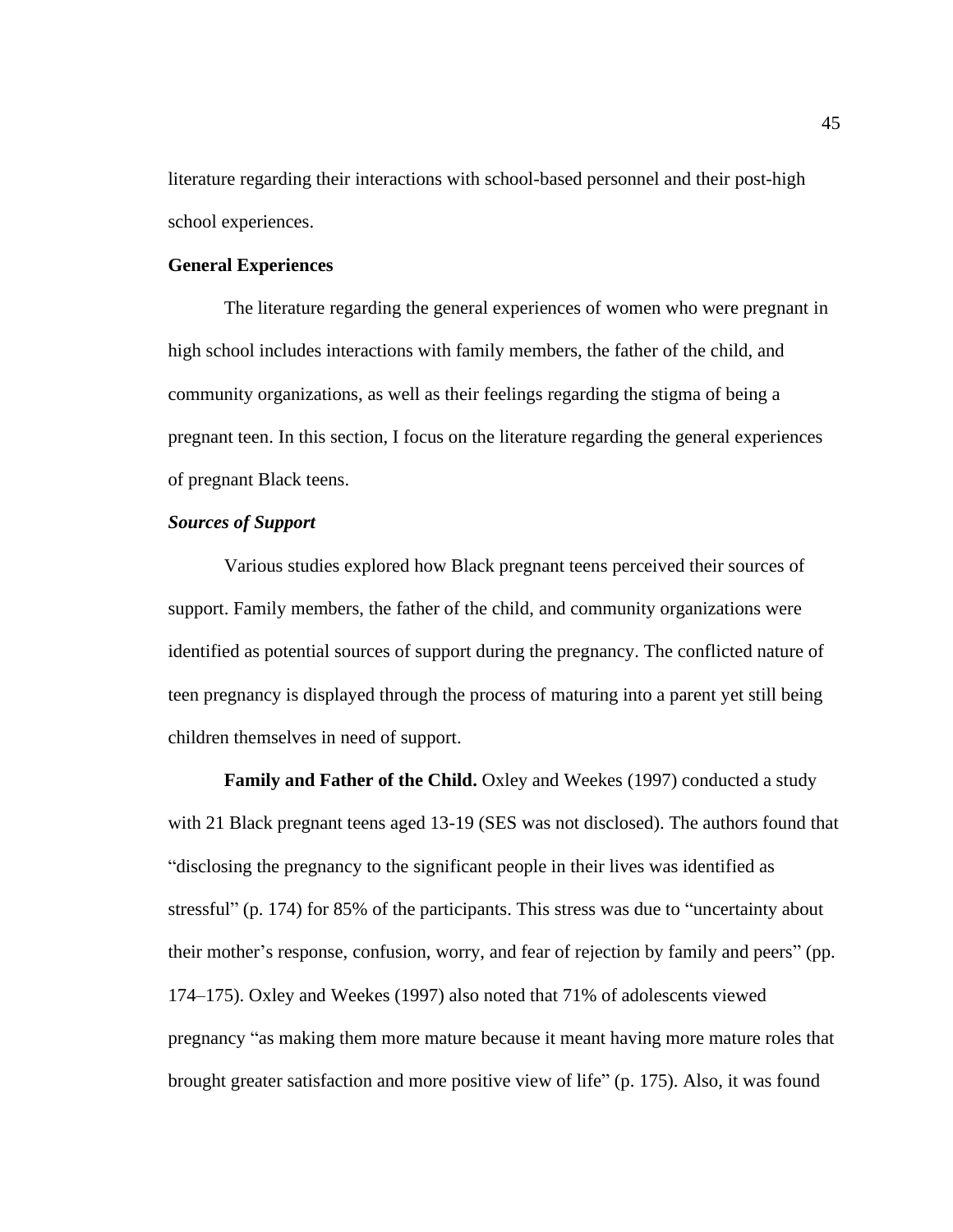literature regarding their interactions with school-based personnel and their post-high school experiences.

## General Experiences

The literature regarding the general experiences of women who were pregnant in high school includes interactions with family members, the father of the child, and community organizations, as well as their feelings regarding the stigma of being a pregnant teen. In this section, I focus on the literature regarding the general experiences of pregnant Black teens.

### *Sources of Support*

Various studies explored how Black pregnant teens perceived their sources of support. Family members, the father of the child, and community organizations were identified as potential sources of support during the pregnancy. The conflicted nature of teen pregnancy is displayed through the process of maturing into a parent yet still being children themselves in need of support.

**Family and Father of the Child.** Oxley and Weekes (1997) conducted a study with 21 Black pregnant teens aged 13-19 (SES was not disclosed). The authors found that "disclosing the pregnancy to the significant people in their lives was identified as stressful" (p. 174) for 85% of the participants. This stress was due to "uncertainty about their mother's response, confusion, worry, and fear of rejection by family and peers" (pp. 174–175). Oxley and Weekes (1997) also noted that 71% of adolescents viewed pregnancy "as making them more mature because it meant having more mature roles that brought greater satisfaction and more positive view of life" (p. 175). Also, it was found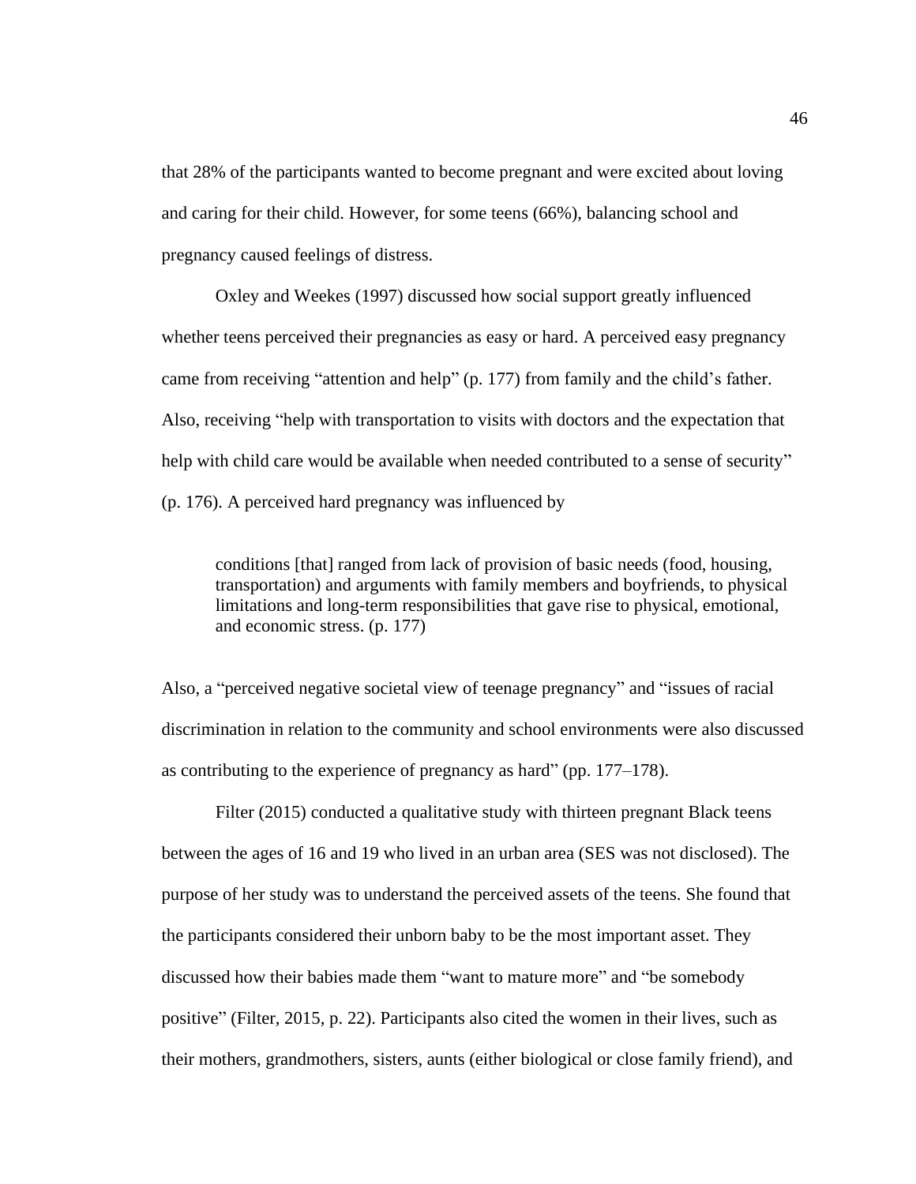that 28% of the participants wanted to become pregnant and were excited about loving and caring for their child. However, for some teens (66%), balancing school and pregnancy caused feelings of distress.

Oxley and Weekes (1997) discussed how social support greatly influenced whether teens perceived their pregnancies as easy or hard. A perceived easy pregnancy came from receiving "attention and help" (p. 177) from family and the child's father. Also, receiving "help with transportation to visits with doctors and the expectation that help with child care would be available when needed contributed to a sense of security" (p. 176). A perceived hard pregnancy was influenced by

> conditions [that] ranged from lack of provision of basic needs (food, housing, transportation) and arguments with family members and boyfriends, to physical limitations and long-term responsibilities that gave rise to physical, emotional, and economic stress. (p. 177)

Also, a "perceived negative societal view of teenage pregnancy" and "issues of racial discrimination in relation to the community and school environments were also discussed as contributing to the experience of pregnancy as hard" (pp. 177–178).

Filter (2015) conducted a qualitative study with thirteen pregnant Black teens between the ages of 16 and 19 who lived in an urban area (SES was not disclosed). The purpose of her study was to understand the perceived assets of the teens. She found that the participants considered their unborn baby to be the most important asset. They discussed how their babies made them "want to mature more" and "be somebody positive" (Filter, 2015, p. 22). Participants also cited the women in their lives, such as their mothers, grandmothers, sisters, aunts (either biological or close family friend), and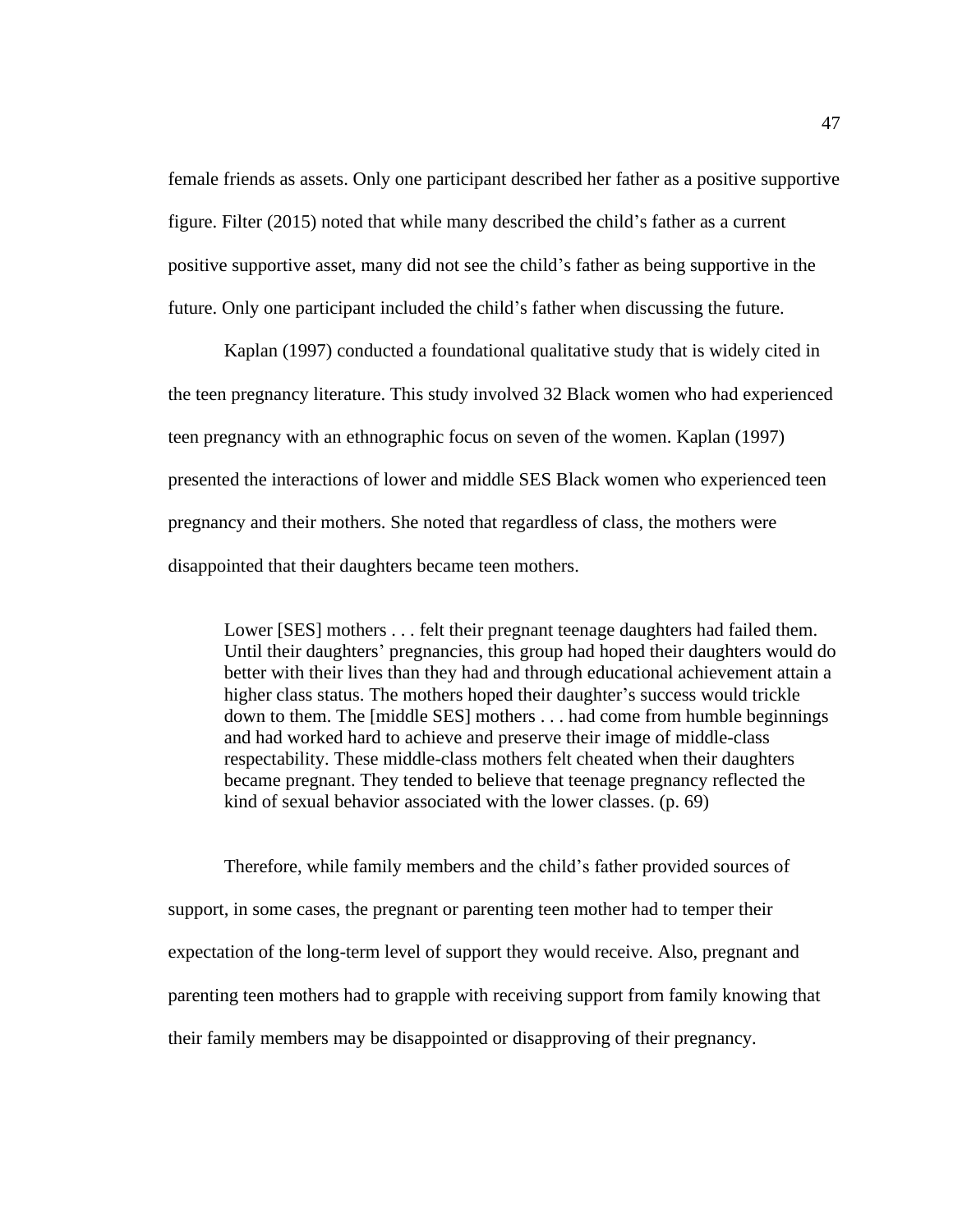female friends as assets. Only one participant described her father as a positive supportive figure. Filter (2015) noted that while many described the child's father as a current positive supportive asset, many did not see the child's father as being supportive in the future. Only one participant included the child's father when discussing the future.

Kaplan (1997) conducted a foundational qualitative study that is widely cited in the teen pregnancy literature. This study involved 32 Black women who had experienced teen pregnancy with an ethnographic focus on seven of the women. Kaplan (1997) presented the interactions of lower and middle SES Black women who experienced teen pregnancy and their mothers. She noted that regardless of class, the mothers were disappointed that their daughters became teen mothers.

> Lower [SES] mothers . . . felt their pregnant teenage daughters had failed them. Until their daughters' pregnancies, this group had hoped their daughters would do better with their lives than they had and through educational achievement attain a higher class status. The mothers hoped their daughter's success would trickle down to them. The [middle SES] mothers . . . had come from humble beginnings and had worked hard to achieve and preserve their image of middle-class respectability. These middle-class mothers felt cheated when their daughters became pregnant. They tended to believe that teenage pregnancy reflected the kind of sexual behavior associated with the lower classes. (p. 69)

Therefore, while family members and the child's father provided sources of support, in some cases, the pregnant or parenting teen mother had to temper their expectation of the long-term level of support they would receive. Also, pregnant and parenting teen mothers had to grapple with receiving support from family knowing that their family members may be disappointed or disapproving of their pregnancy.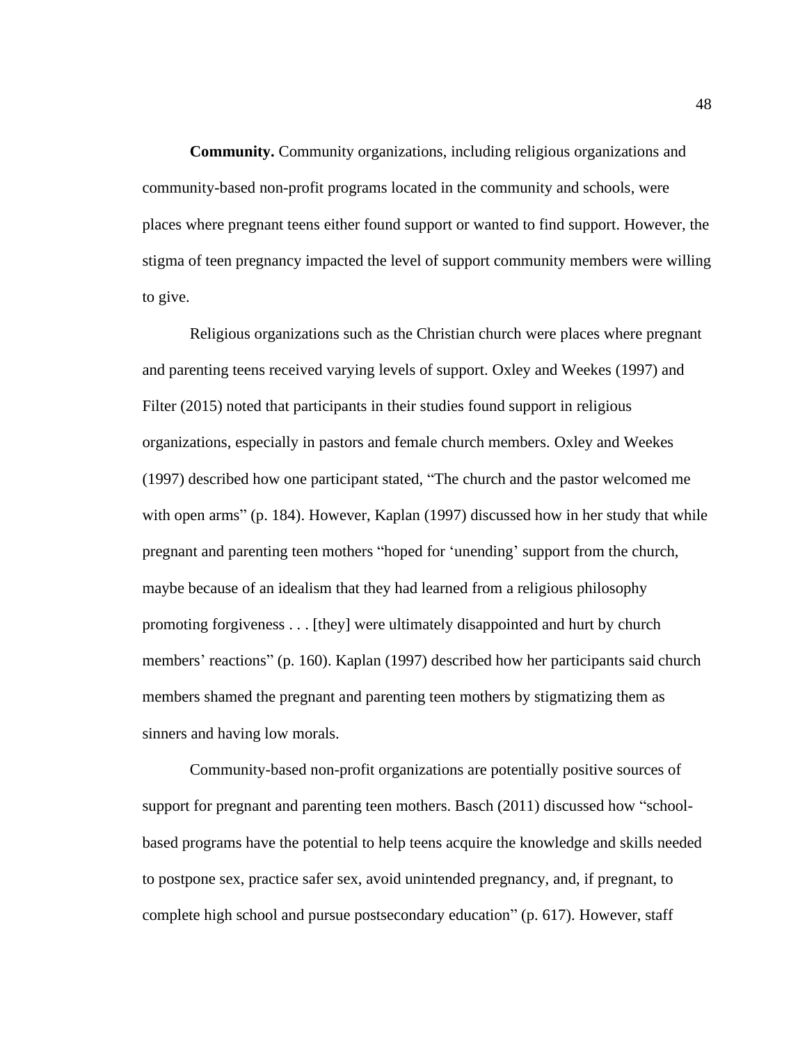**Community.** Community organizations, including religious organizations and community-based non-profit programs located in the community and schools, were places where pregnant teens either found support or wanted to find support. However, the stigma of teen pregnancy impacted the level of support community members were willing to give.

Religious organizations such as the Christian church were places where pregnant and parenting teens received varying levels of support. Oxley and Weekes (1997) and Filter (2015) noted that participants in their studies found support in religious organizations, especially in pastors and female church members. Oxley and Weekes (1997) described how one participant stated, "The church and the pastor welcomed me with open arms" (p. 184). However, Kaplan (1997) discussed how in her study that while pregnant and parenting teen mothers "hoped for 'unending' support from the church, maybe because of an idealism that they had learned from a religious philosophy promoting forgiveness . . . [they] were ultimately disappointed and hurt by church members' reactions" (p. 160). Kaplan (1997) described how her participants said church members shamed the pregnant and parenting teen mothers by stigmatizing them as sinners and having low morals.

Community-based non-profit organizations are potentially positive sources of support for pregnant and parenting teen mothers. Basch (2011) discussed how "school-based programs have the potential to help teens acquire the knowledge and skills needed to postpone sex, practice safer sex, avoid unintended pregnancy, and, if pregnant, to complete high school and pursue postsecondary education" (p. 617). However, staff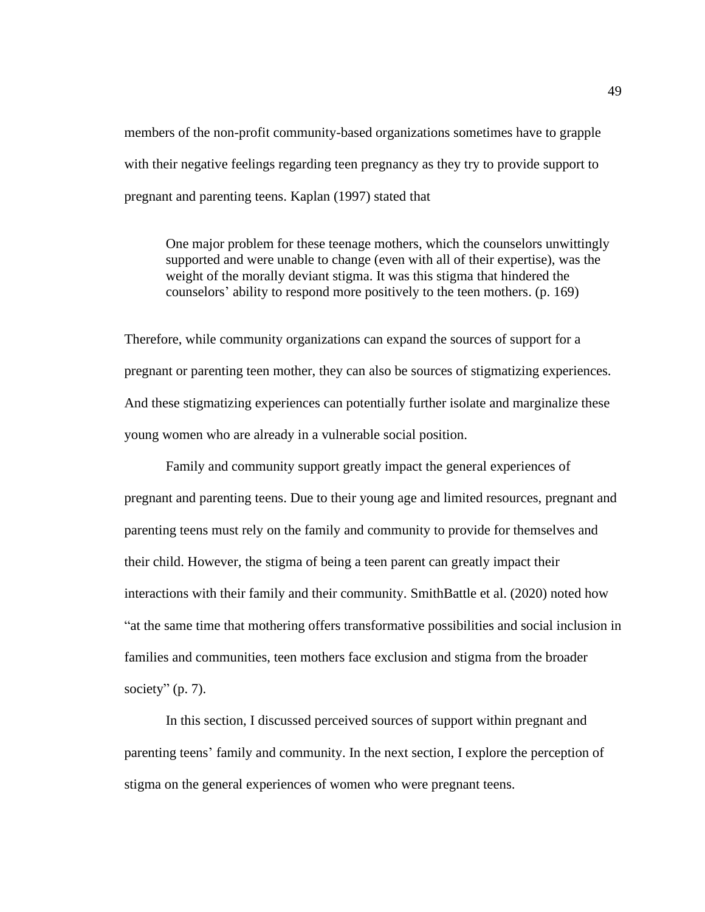members of the non-profit community-based organizations sometimes have to grapple with their negative feelings regarding teen pregnancy as they try to provide support to pregnant and parenting teens. Kaplan (1997) stated that

> One major problem for these teenage mothers, which the counselors unwittingly supported and were unable to change (even with all of their expertise), was the weight of the morally deviant stigma. It was this stigma that hindered the counselors' ability to respond more positively to the teen mothers. (p. 169)

Therefore, while community organizations can expand the sources of support for a pregnant or parenting teen mother, they can also be sources of stigmatizing experiences. And these stigmatizing experiences can potentially further isolate and marginalize these young women who are already in a vulnerable social position.

Family and community support greatly impact the general experiences of pregnant and parenting teens. Due to their young age and limited resources, pregnant and parenting teens must rely on the family and community to provide for themselves and their child. However, the stigma of being a teen parent can greatly impact their interactions with their family and their community. SmithBattle et al. (2020) noted how "at the same time that mothering offers transformative possibilities and social inclusion in families and communities, teen mothers face exclusion and stigma from the broader society" (p. 7).

In this section, I discussed perceived sources of support within pregnant and parenting teens' family and community. In the next section, I explore the perception of stigma on the general experiences of women who were pregnant teens.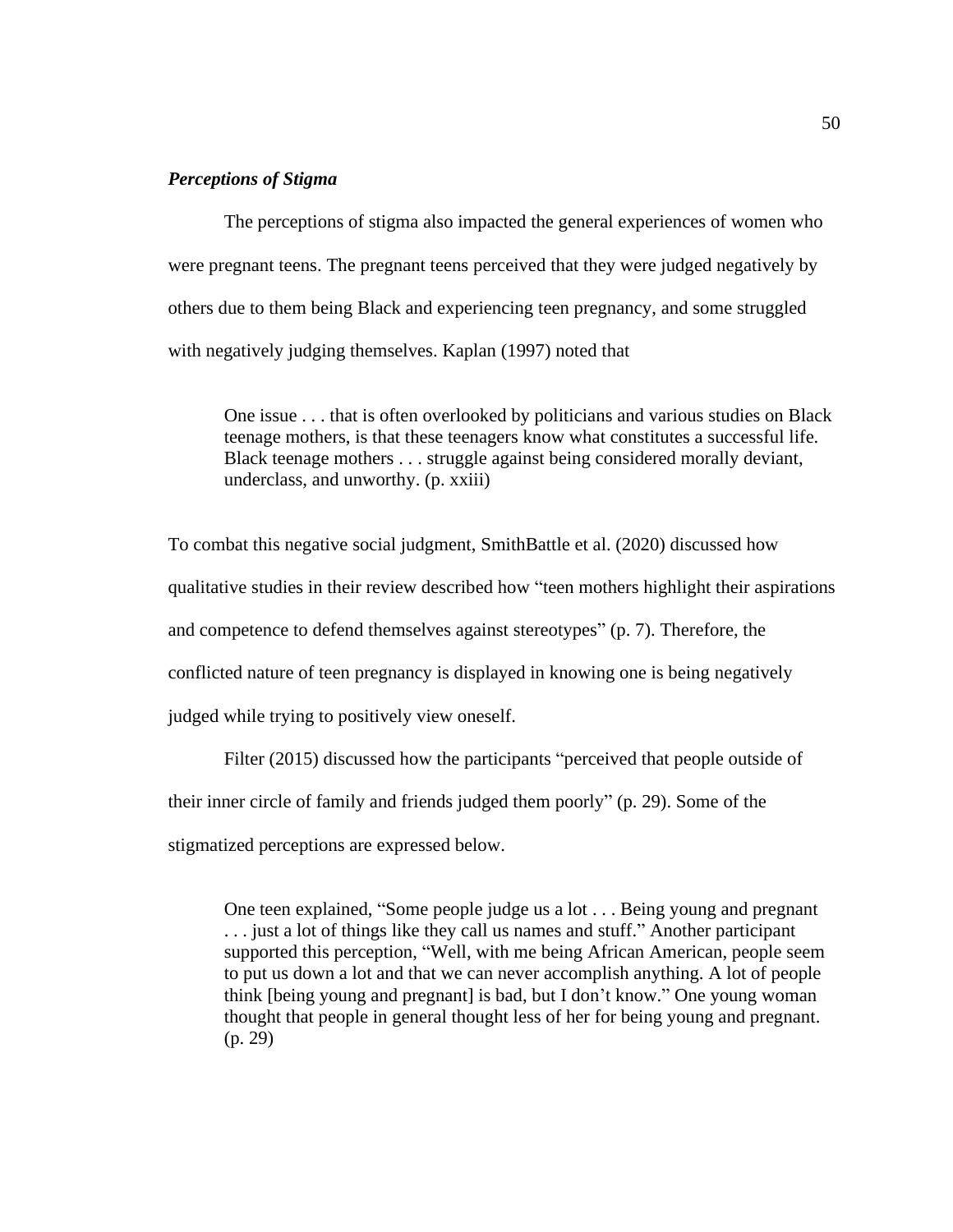### *Perceptions of Stigma*

The perceptions of stigma also impacted the general experiences of women who were pregnant teens. The pregnant teens perceived that they were judged negatively by others due to them being Black and experiencing teen pregnancy, and some struggled with negatively judging themselves. Kaplan (1997) noted that

> One issue . . . that is often overlooked by politicians and various studies on Black teenage mothers, is that these teenagers know what constitutes a successful life. Black teenage mothers . . . struggle against being considered morally deviant, underclass, and unworthy. (p. xxiii)

To combat this negative social judgment, SmithBattle et al. (2020) discussed how qualitative studies in their review described how "teen mothers highlight their aspirations and competence to defend themselves against stereotypes" (p. 7). Therefore, the conflicted nature of teen pregnancy is displayed in knowing one is being negatively judged while trying to positively view oneself.

Filter (2015) discussed how the participants "perceived that people outside of their inner circle of family and friends judged them poorly" (p. 29). Some of the stigmatized perceptions are expressed below.

> One teen explained, "Some people judge us a lot . . . Being young and pregnant . . . just a lot of things like they call us names and stuff." Another participant supported this perception, "Well, with me being African American, people seem to put us down a lot and that we can never accomplish anything. A lot of people think [being young and pregnant] is bad, but I don't know." One young woman thought that people in general thought less of her for being young and pregnant. (p. 29)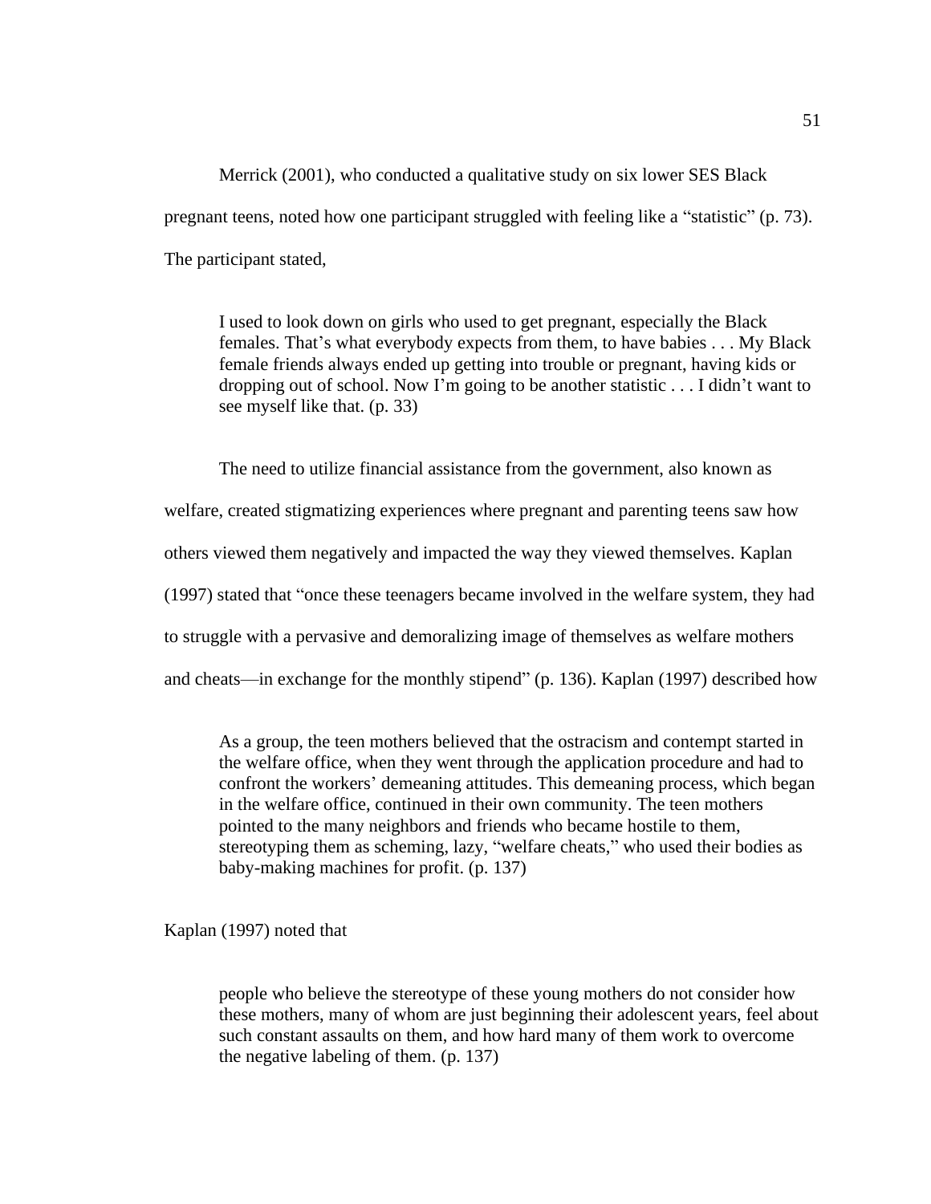Merrick (2001), who conducted a qualitative study on six lower SES Black pregnant teens, noted how one participant struggled with feeling like a "statistic" (p. 73). The participant stated,

> I used to look down on girls who used to get pregnant, especially the Black females. That's what everybody expects from them, to have babies . . . My Black female friends always ended up getting into trouble or pregnant, having kids or dropping out of school. Now I'm going to be another statistic . . . I didn't want to see myself like that. (p. 33)

The need to utilize financial assistance from the government, also known as welfare, created stigmatizing experiences where pregnant and parenting teens saw how others viewed them negatively and impacted the way they viewed themselves. Kaplan (1997) stated that "once these teenagers became involved in the welfare system, they had to struggle with a pervasive and demoralizing image of themselves as welfare mothers and cheats—in exchange for the monthly stipend" (p. 136). Kaplan (1997) described how

> As a group, the teen mothers believed that the ostracism and contempt started in the welfare office, when they went through the application procedure and had to confront the workers' demeaning attitudes. This demeaning process, which began in the welfare office, continued in their own community. The teen mothers pointed to the many neighbors and friends who became hostile to them, stereotyping them as scheming, lazy, "welfare cheats," who used their bodies as baby-making machines for profit. (p. 137)

Kaplan (1997) noted that

> people who believe the stereotype of these young mothers do not consider how these mothers, many of whom are just beginning their adolescent years, feel about such constant assaults on them, and how hard many of them work to overcome the negative labeling of them. (p. 137)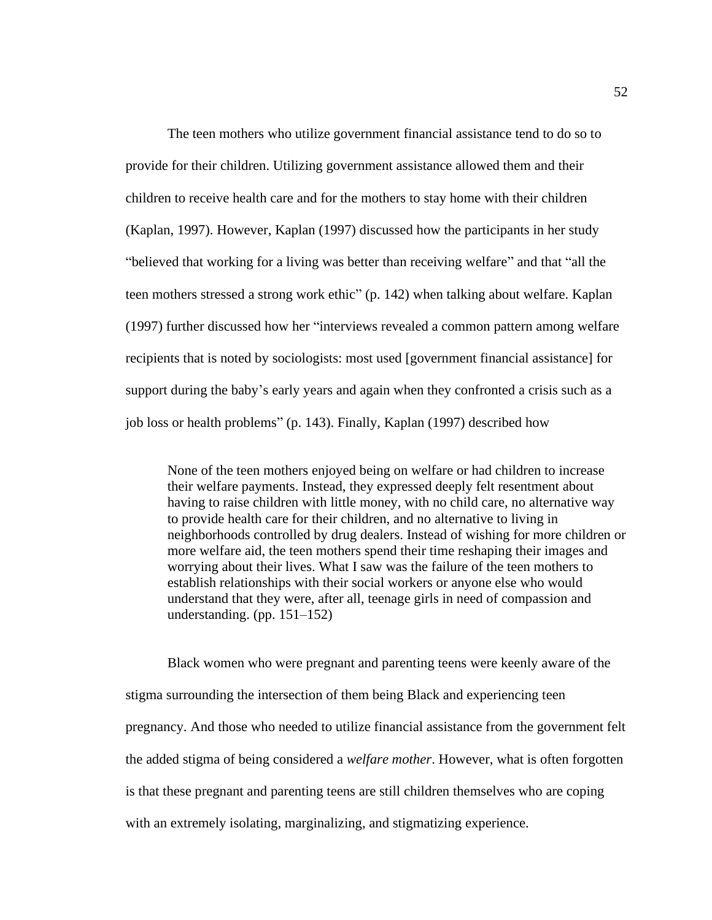The teen mothers who utilize government financial assistance tend to do so to provide for their children. Utilizing government assistance allowed them and their children to receive health care and for the mothers to stay home with their children (Kaplan, 1997). However, Kaplan (1997) discussed how the participants in her study "believed that working for a living was better than receiving welfare" and that "all the teen mothers stressed a strong work ethic" (p. 142) when talking about welfare. Kaplan (1997) further discussed how her "interviews revealed a common pattern among welfare recipients that is noted by sociologists: most used [government financial assistance] for support during the baby's early years and again when they confronted a crisis such as a job loss or health problems" (p. 143). Finally, Kaplan (1997) described how

> None of the teen mothers enjoyed being on welfare or had children to increase their welfare payments. Instead, they expressed deeply felt resentment about having to raise children with little money, with no child care, no alternative way to provide health care for their children, and no alternative to living in neighborhoods controlled by drug dealers. Instead of wishing for more children or more welfare aid, the teen mothers spend their time reshaping their images and worrying about their lives. What I saw was the failure of the teen mothers to establish relationships with their social workers or anyone else who would understand that they were, after all, teenage girls in need of compassion and understanding. (pp. 151–152)

Black women who were pregnant and parenting teens were keenly aware of the stigma surrounding the intersection of them being Black and experiencing teen pregnancy. And those who needed to utilize financial assistance from the government felt the added stigma of being considered a *welfare mother*. However, what is often forgotten is that these pregnant and parenting teens are still children themselves who are coping with an extremely isolating, marginalizing, and stigmatizing experience.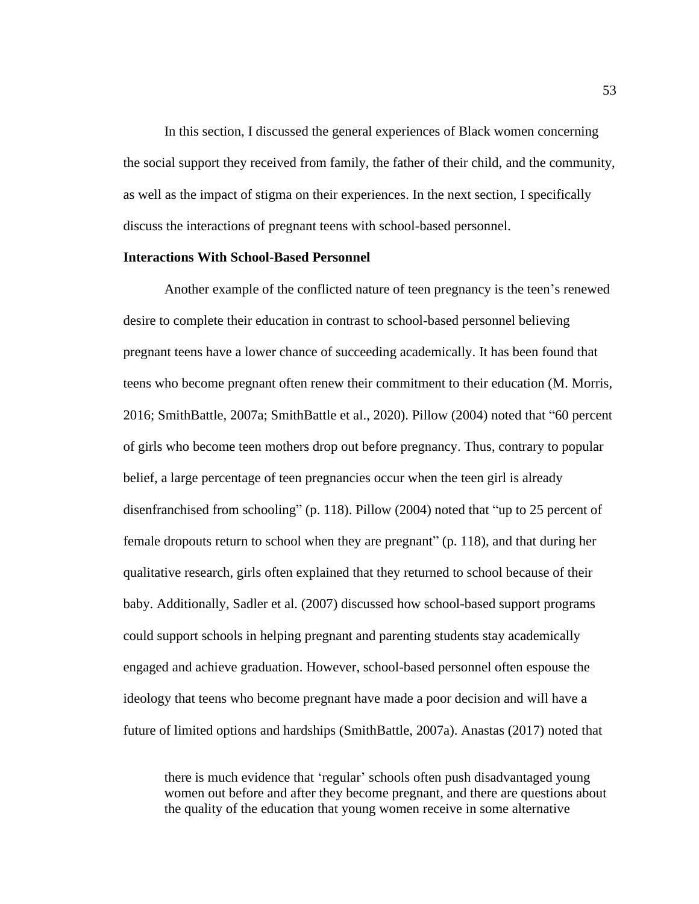In this section, I discussed the general experiences of Black women concerning the social support they received from family, the father of their child, and the community, as well as the impact of stigma on their experiences. In the next section, I specifically discuss the interactions of pregnant teens with school-based personnel.

**Interactions With School-Based Personnel**

Another example of the conflicted nature of teen pregnancy is the teen's renewed desire to complete their education in contrast to school-based personnel believing pregnant teens have a lower chance of succeeding academically. It has been found that teens who become pregnant often renew their commitment to their education (M. Morris, 2016; SmithBattle, 2007a; SmithBattle et al., 2020). Pillow (2004) noted that "60 percent of girls who become teen mothers drop out before pregnancy. Thus, contrary to popular belief, a large percentage of teen pregnancies occur when the teen girl is already disenfranchised from schooling" (p. 118). Pillow (2004) noted that "up to 25 percent of female dropouts return to school when they are pregnant" (p. 118), and that during her qualitative research, girls often explained that they returned to school because of their baby. Additionally, Sadler et al. (2007) discussed how school-based support programs could support schools in helping pregnant and parenting students stay academically engaged and achieve graduation. However, school-based personnel often espouse the ideology that teens who become pregnant have made a poor decision and will have a future of limited options and hardships (SmithBattle, 2007a). Anastas (2017) noted that

> there is much evidence that 'regular' schools often push disadvantaged young women out before and after they become pregnant, and there are questions about the quality of the education that young women receive in some alternative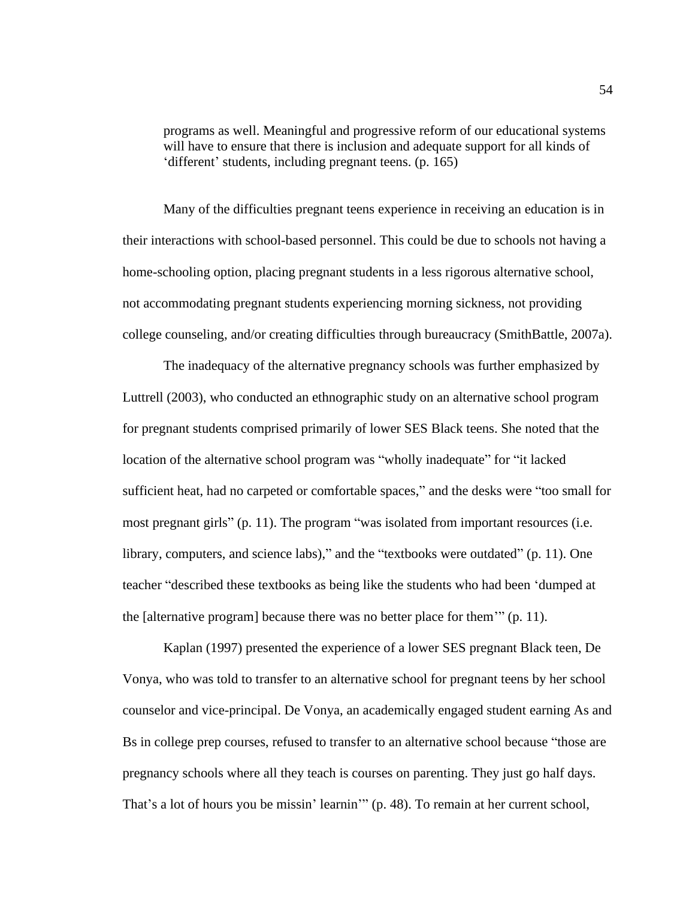> programs as well. Meaningful and progressive reform of our educational systems will have to ensure that there is inclusion and adequate support for all kinds of 'different' students, including pregnant teens. (p. 165)

Many of the difficulties pregnant teens experience in receiving an education is in their interactions with school-based personnel. This could be due to schools not having a home-schooling option, placing pregnant students in a less rigorous alternative school, not accommodating pregnant students experiencing morning sickness, not providing college counseling, and/or creating difficulties through bureaucracy (SmithBattle, 2007a).

The inadequacy of the alternative pregnancy schools was further emphasized by Luttrell (2003), who conducted an ethnographic study on an alternative school program for pregnant students comprised primarily of lower SES Black teens. She noted that the location of the alternative school program was "wholly inadequate" for "it lacked sufficient heat, had no carpeted or comfortable spaces," and the desks were "too small for most pregnant girls" (p. 11). The program "was isolated from important resources (i.e. library, computers, and science labs)," and the "textbooks were outdated" (p. 11). One teacher "described these textbooks as being like the students who had been 'dumped at the [alternative program] because there was no better place for them'" (p. 11).

Kaplan (1997) presented the experience of a lower SES pregnant Black teen, De Vonya, who was told to transfer to an alternative school for pregnant teens by her school counselor and vice-principal. De Vonya, an academically engaged student earning As and Bs in college prep courses, refused to transfer to an alternative school because "those are pregnancy schools where all they teach is courses on parenting. They just go half days. That's a lot of hours you be missin' learnin'" (p. 48). To remain at her current school,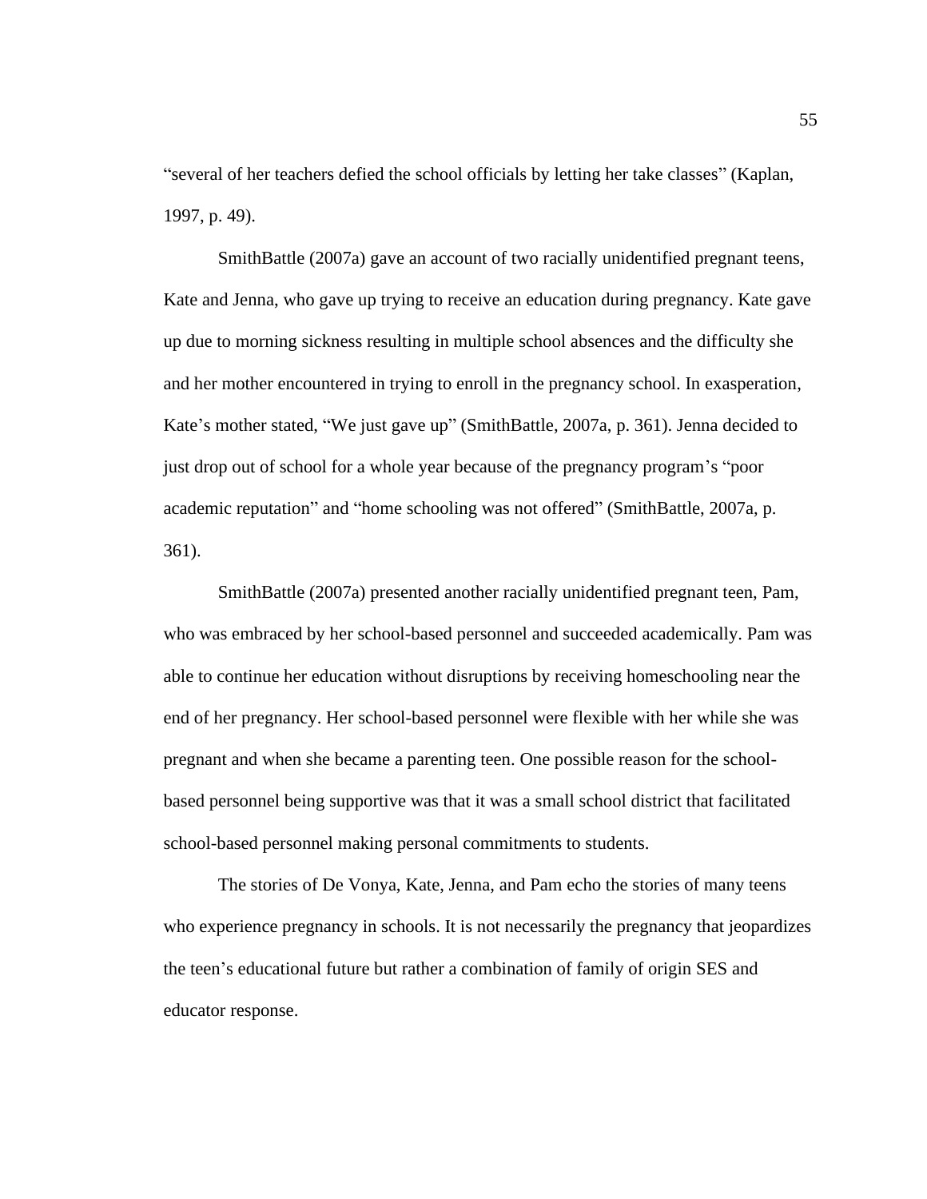"several of her teachers defied the school officials by letting her take classes" (Kaplan, 1997, p. 49).

SmithBattle (2007a) gave an account of two racially unidentified pregnant teens, Kate and Jenna, who gave up trying to receive an education during pregnancy. Kate gave up due to morning sickness resulting in multiple school absences and the difficulty she and her mother encountered in trying to enroll in the pregnancy school. In exasperation, Kate's mother stated, "We just gave up" (SmithBattle, 2007a, p. 361). Jenna decided to just drop out of school for a whole year because of the pregnancy program's "poor academic reputation" and "home schooling was not offered" (SmithBattle, 2007a, p. 361).

SmithBattle (2007a) presented another racially unidentified pregnant teen, Pam, who was embraced by her school-based personnel and succeeded academically. Pam was able to continue her education without disruptions by receiving homeschooling near the end of her pregnancy. Her school-based personnel were flexible with her while she was pregnant and when she became a parenting teen. One possible reason for the school-based personnel being supportive was that it was a small school district that facilitated school-based personnel making personal commitments to students.

The stories of De Vonya, Kate, Jenna, and Pam echo the stories of many teens who experience pregnancy in schools. It is not necessarily the pregnancy that jeopardizes the teen's educational future but rather a combination of family of origin SES and educator response.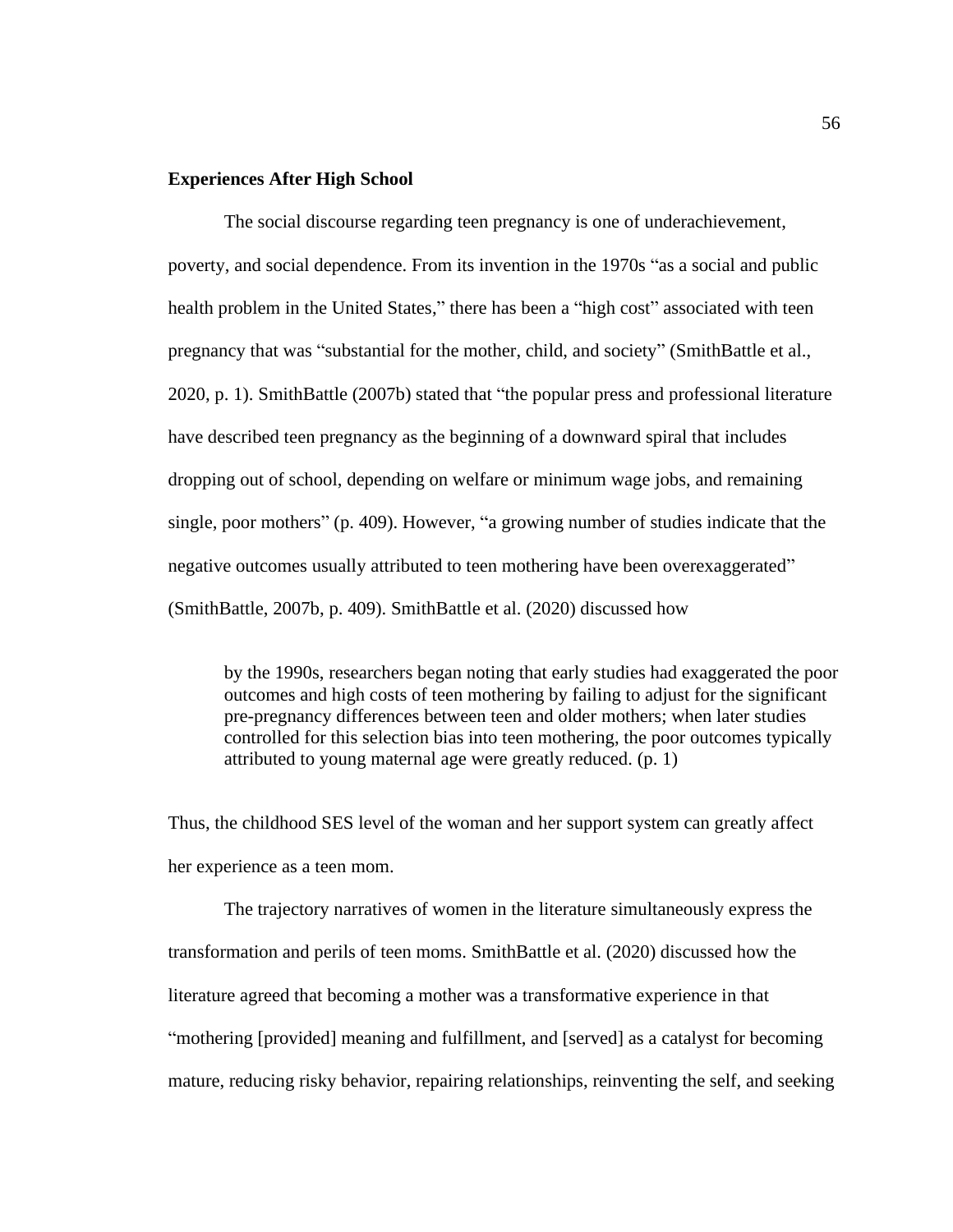**Experiences After High School**

The social discourse regarding teen pregnancy is one of underachievement, poverty, and social dependence. From its invention in the 1970s "as a social and public health problem in the United States," there has been a "high cost" associated with teen pregnancy that was "substantial for the mother, child, and society" (SmithBattle et al., 2020, p. 1). SmithBattle (2007b) stated that "the popular press and professional literature have described teen pregnancy as the beginning of a downward spiral that includes dropping out of school, depending on welfare or minimum wage jobs, and remaining single, poor mothers" (p. 409). However, "a growing number of studies indicate that the negative outcomes usually attributed to teen mothering have been overexaggerated" (SmithBattle, 2007b, p. 409). SmithBattle et al. (2020) discussed how

> by the 1990s, researchers began noting that early studies had exaggerated the poor outcomes and high costs of teen mothering by failing to adjust for the significant pre-pregnancy differences between teen and older mothers; when later studies controlled for this selection bias into teen mothering, the poor outcomes typically attributed to young maternal age were greatly reduced. (p. 1)

Thus, the childhood SES level of the woman and her support system can greatly affect her experience as a teen mom.

The trajectory narratives of women in the literature simultaneously express the transformation and perils of teen moms. SmithBattle et al. (2020) discussed how the literature agreed that becoming a mother was a transformative experience in that "mothering [provided] meaning and fulfillment, and [served] as a catalyst for becoming mature, reducing risky behavior, repairing relationships, reinventing the self, and seeking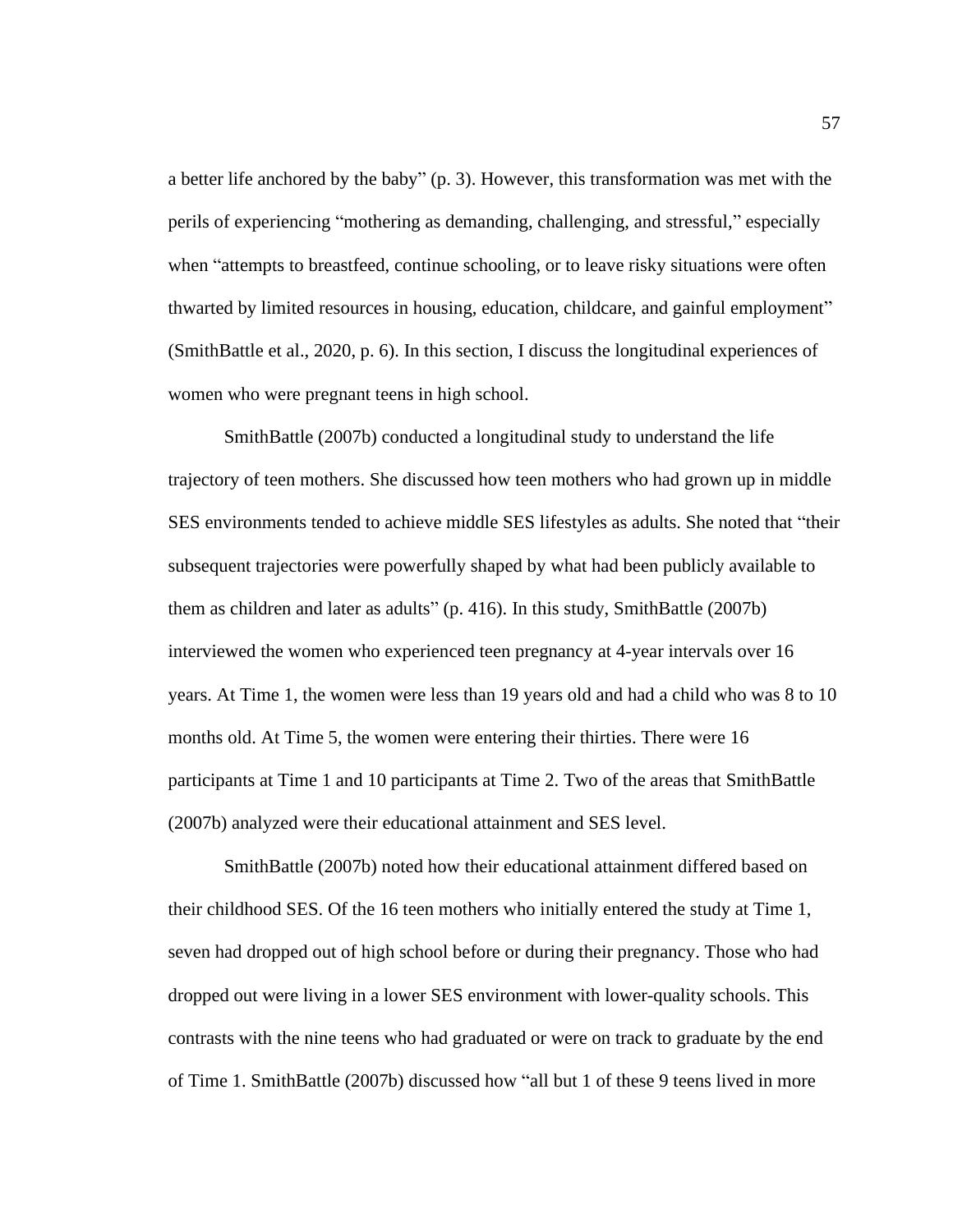a better life anchored by the baby" (p. 3). However, this transformation was met with the perils of experiencing "mothering as demanding, challenging, and stressful," especially when "attempts to breastfeed, continue schooling, or to leave risky situations were often thwarted by limited resources in housing, education, childcare, and gainful employment" (SmithBattle et al., 2020, p. 6). In this section, I discuss the longitudinal experiences of women who were pregnant teens in high school.

SmithBattle (2007b) conducted a longitudinal study to understand the life trajectory of teen mothers. She discussed how teen mothers who had grown up in middle SES environments tended to achieve middle SES lifestyles as adults. She noted that "their subsequent trajectories were powerfully shaped by what had been publicly available to them as children and later as adults" (p. 416). In this study, SmithBattle (2007b) interviewed the women who experienced teen pregnancy at 4-year intervals over 16 years. At Time 1, the women were less than 19 years old and had a child who was 8 to 10 months old. At Time 5, the women were entering their thirties. There were 16 participants at Time 1 and 10 participants at Time 2. Two of the areas that SmithBattle (2007b) analyzed were their educational attainment and SES level.

SmithBattle (2007b) noted how their educational attainment differed based on their childhood SES. Of the 16 teen mothers who initially entered the study at Time 1, seven had dropped out of high school before or during their pregnancy. Those who had dropped out were living in a lower SES environment with lower-quality schools. This contrasts with the nine teens who had graduated or were on track to graduate by the end of Time 1. SmithBattle (2007b) discussed how "all but 1 of these 9 teens lived in more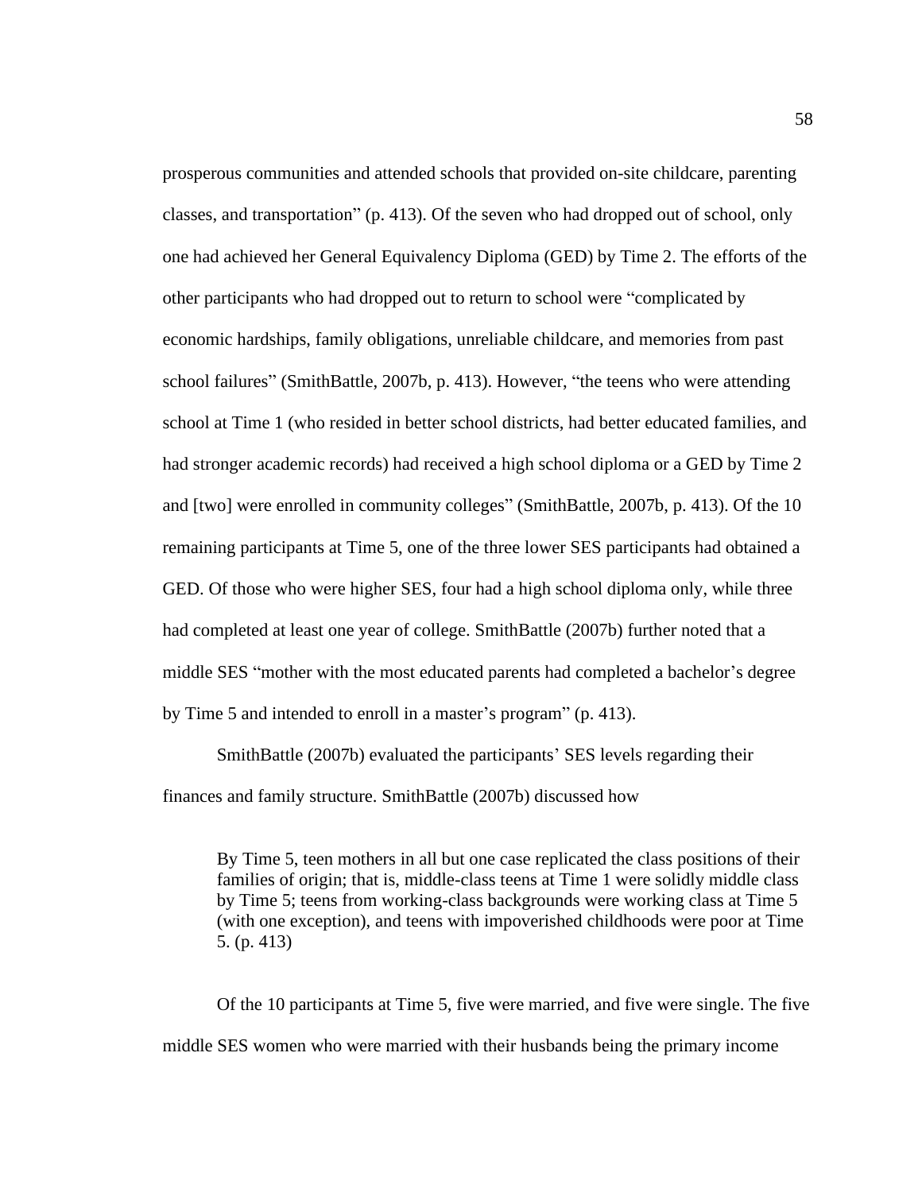prosperous communities and attended schools that provided on-site childcare, parenting classes, and transportation" (p. 413). Of the seven who had dropped out of school, only one had achieved her General Equivalency Diploma (GED) by Time 2. The efforts of the other participants who had dropped out to return to school were "complicated by economic hardships, family obligations, unreliable childcare, and memories from past school failures" (SmithBattle, 2007b, p. 413). However, "the teens who were attending school at Time 1 (who resided in better school districts, had better educated families, and had stronger academic records) had received a high school diploma or a GED by Time 2 and [two] were enrolled in community colleges" (SmithBattle, 2007b, p. 413). Of the 10 remaining participants at Time 5, one of the three lower SES participants had obtained a GED. Of those who were higher SES, four had a high school diploma only, while three had completed at least one year of college. SmithBattle (2007b) further noted that a middle SES "mother with the most educated parents had completed a bachelor's degree by Time 5 and intended to enroll in a master's program" (p. 413).

SmithBattle (2007b) evaluated the participants' SES levels regarding their finances and family structure. SmithBattle (2007b) discussed how

> By Time 5, teen mothers in all but one case replicated the class positions of their families of origin; that is, middle-class teens at Time 1 were solidly middle class by Time 5; teens from working-class backgrounds were working class at Time 5 (with one exception), and teens with impoverished childhoods were poor at Time 5. (p. 413)

Of the 10 participants at Time 5, five were married, and five were single. The five middle SES women who were married with their husbands being the primary income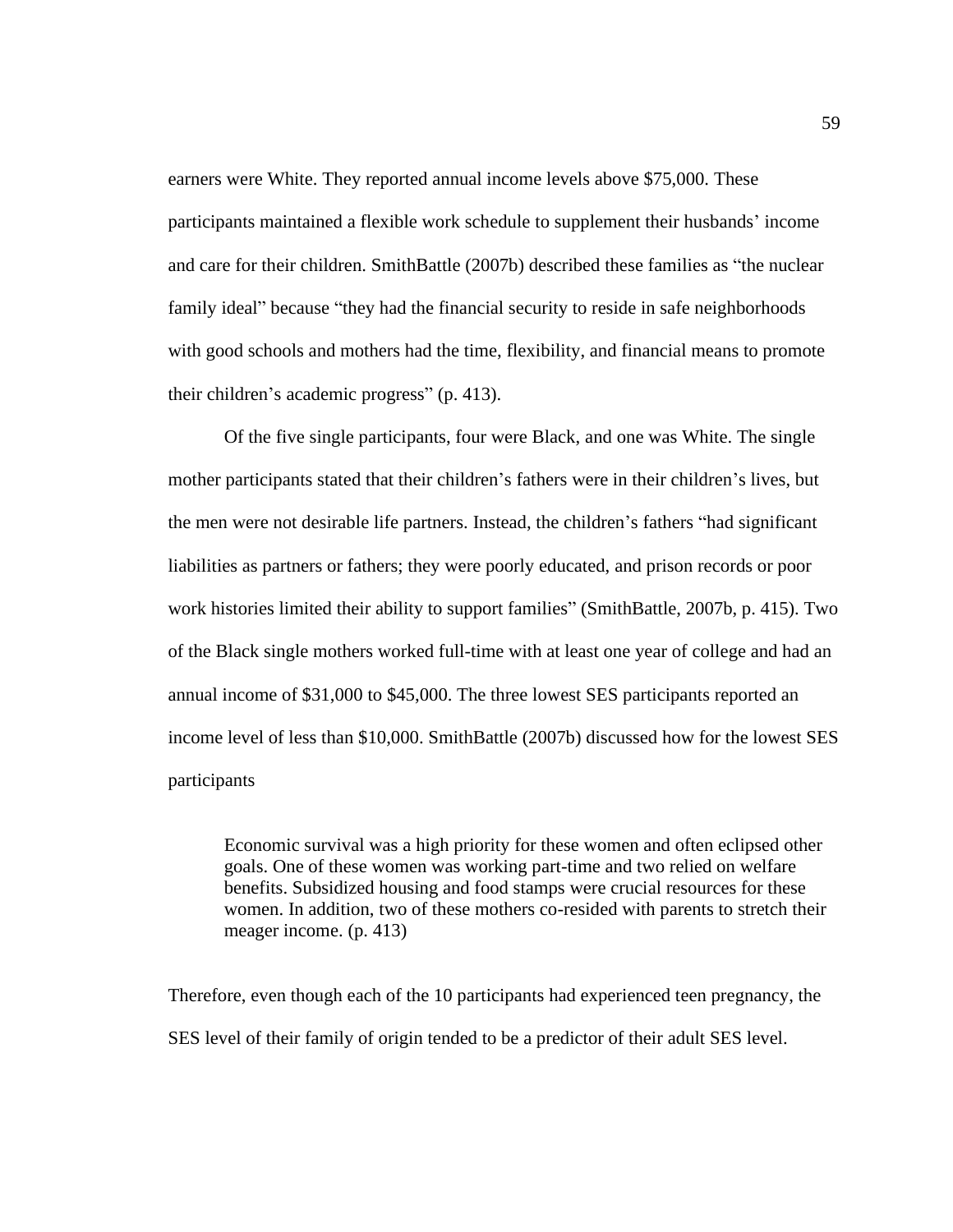earners were White. They reported annual income levels above $75,000. These participants maintained a flexible work schedule to supplement their husbands' income and care for their children. SmithBattle (2007b) described these families as "the nuclear family ideal" because "they had the financial security to reside in safe neighborhoods with good schools and mothers had the time, flexibility, and financial means to promote their children's academic progress" (p. 413).

Of the five single participants, four were Black, and one was White. The single mother participants stated that their children's fathers were in their children's lives, but the men were not desirable life partners. Instead, the children's fathers "had significant liabilities as partners or fathers; they were poorly educated, and prison records or poor work histories limited their ability to support families" (SmithBattle, 2007b, p. 415). Two of the Black single mothers worked full-time with at least one year of college and had an annual income of $31,000 to $45,000. The three lowest SES participants reported an income level of less than $10,000. SmithBattle (2007b) discussed how for the lowest SES participants

> Economic survival was a high priority for these women and often eclipsed other goals. One of these women was working part-time and two relied on welfare benefits. Subsidized housing and food stamps were crucial resources for these women. In addition, two of these mothers co-resided with parents to stretch their meager income. (p. 413)

Therefore, even though each of the 10 participants had experienced teen pregnancy, the SES level of their family of origin tended to be a predictor of their adult SES level.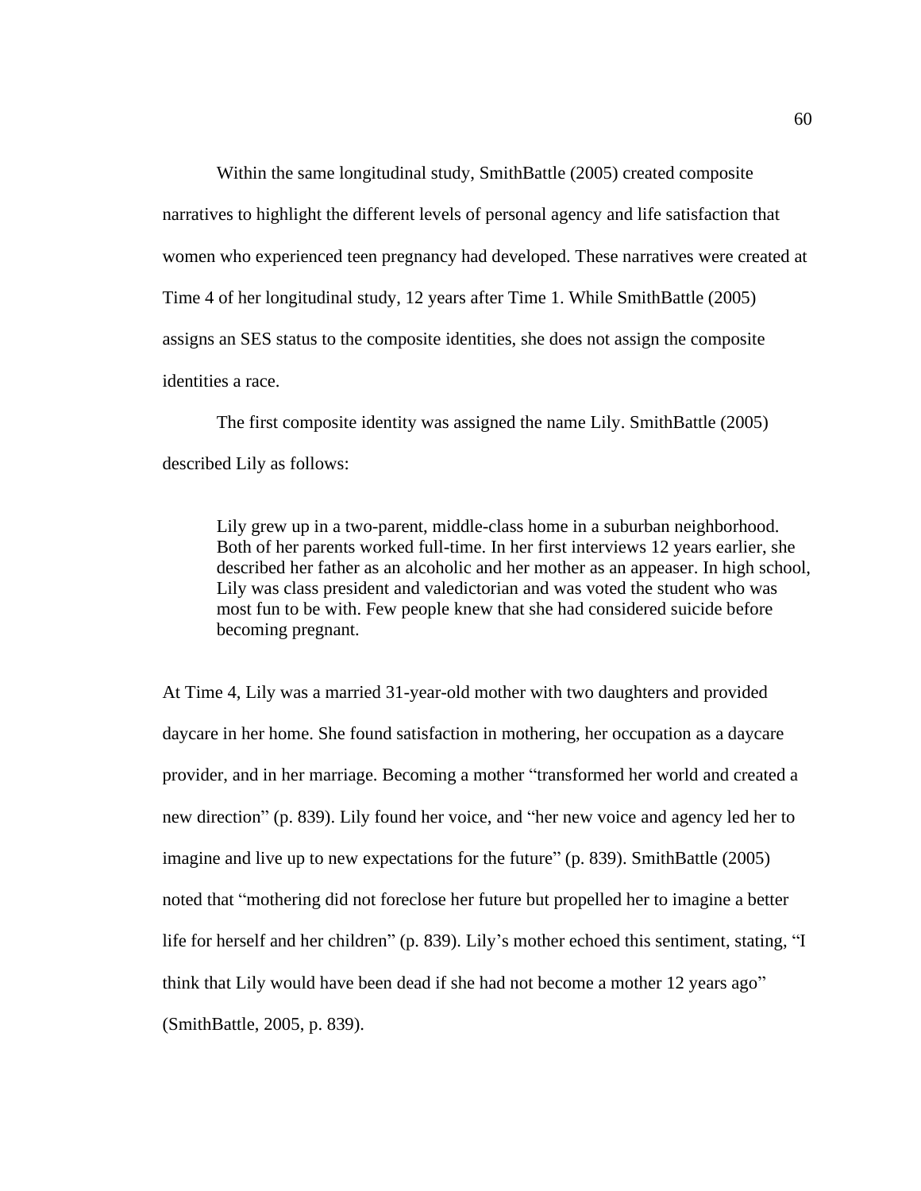Within the same longitudinal study, SmithBattle (2005) created composite narratives to highlight the different levels of personal agency and life satisfaction that women who experienced teen pregnancy had developed. These narratives were created at Time 4 of her longitudinal study, 12 years after Time 1. While SmithBattle (2005) assigns an SES status to the composite identities, she does not assign the composite identities a race.

The first composite identity was assigned the name Lily. SmithBattle (2005) described Lily as follows:

> Lily grew up in a two-parent, middle-class home in a suburban neighborhood. Both of her parents worked full-time. In her first interviews 12 years earlier, she described her father as an alcoholic and her mother as an appeaser. In high school, Lily was class president and valedictorian and was voted the student who was most fun to be with. Few people knew that she had considered suicide before becoming pregnant.

At Time 4, Lily was a married 31-year-old mother with two daughters and provided daycare in her home. She found satisfaction in mothering, her occupation as a daycare provider, and in her marriage. Becoming a mother "transformed her world and created a new direction" (p. 839). Lily found her voice, and "her new voice and agency led her to imagine and live up to new expectations for the future" (p. 839). SmithBattle (2005) noted that "mothering did not foreclose her future but propelled her to imagine a better life for herself and her children" (p. 839). Lily's mother echoed this sentiment, stating, "I think that Lily would have been dead if she had not become a mother 12 years ago" (SmithBattle, 2005, p. 839).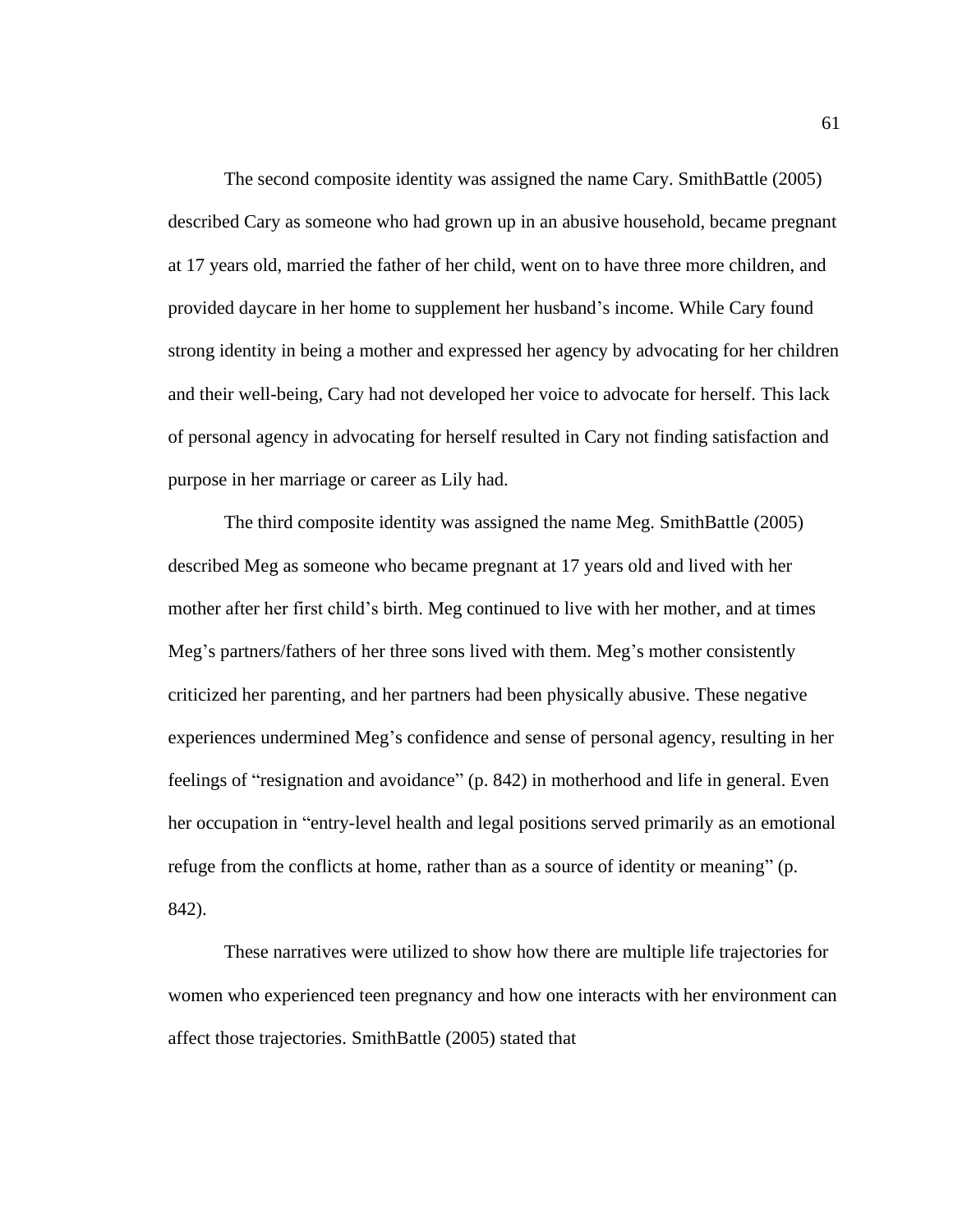The second composite identity was assigned the name Cary. SmithBattle (2005) described Cary as someone who had grown up in an abusive household, became pregnant at 17 years old, married the father of her child, went on to have three more children, and provided daycare in her home to supplement her husband's income. While Cary found strong identity in being a mother and expressed her agency by advocating for her children and their well-being, Cary had not developed her voice to advocate for herself. This lack of personal agency in advocating for herself resulted in Cary not finding satisfaction and purpose in her marriage or career as Lily had.

The third composite identity was assigned the name Meg. SmithBattle (2005) described Meg as someone who became pregnant at 17 years old and lived with her mother after her first child's birth. Meg continued to live with her mother, and at times Meg's partners/fathers of her three sons lived with them. Meg's mother consistently criticized her parenting, and her partners had been physically abusive. These negative experiences undermined Meg's confidence and sense of personal agency, resulting in her feelings of "resignation and avoidance" (p. 842) in motherhood and life in general. Even her occupation in "entry-level health and legal positions served primarily as an emotional refuge from the conflicts at home, rather than as a source of identity or meaning" (p. 842).

These narratives were utilized to show how there are multiple life trajectories for women who experienced teen pregnancy and how one interacts with her environment can affect those trajectories. SmithBattle (2005) stated that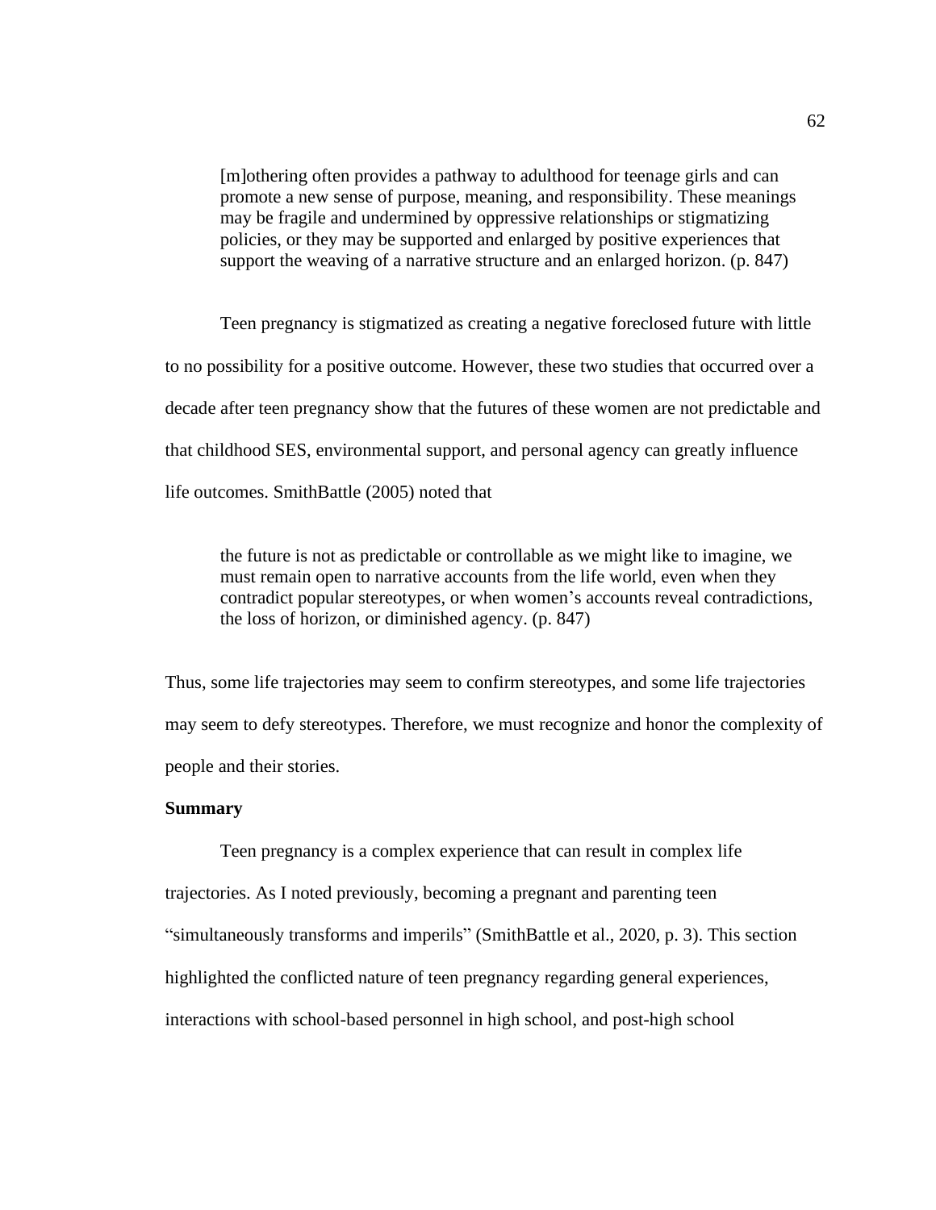> [m]othering often provides a pathway to adulthood for teenage girls and can promote a new sense of purpose, meaning, and responsibility. These meanings may be fragile and undermined by oppressive relationships or stigmatizing policies, or they may be supported and enlarged by positive experiences that support the weaving of a narrative structure and an enlarged horizon. (p. 847)

Teen pregnancy is stigmatized as creating a negative foreclosed future with little to no possibility for a positive outcome. However, these two studies that occurred over a decade after teen pregnancy show that the futures of these women are not predictable and that childhood SES, environmental support, and personal agency can greatly influence life outcomes. SmithBattle (2005) noted that

> the future is not as predictable or controllable as we might like to imagine, we must remain open to narrative accounts from the life world, even when they contradict popular stereotypes, or when women's accounts reveal contradictions, the loss of horizon, or diminished agency. (p. 847)

Thus, some life trajectories may seem to confirm stereotypes, and some life trajectories may seem to defy stereotypes. Therefore, we must recognize and honor the complexity of people and their stories.

**Summary**

Teen pregnancy is a complex experience that can result in complex life trajectories. As I noted previously, becoming a pregnant and parenting teen "simultaneously transforms and imperils" (SmithBattle et al., 2020, p. 3). This section highlighted the conflicted nature of teen pregnancy regarding general experiences, interactions with school-based personnel in high school, and post-high school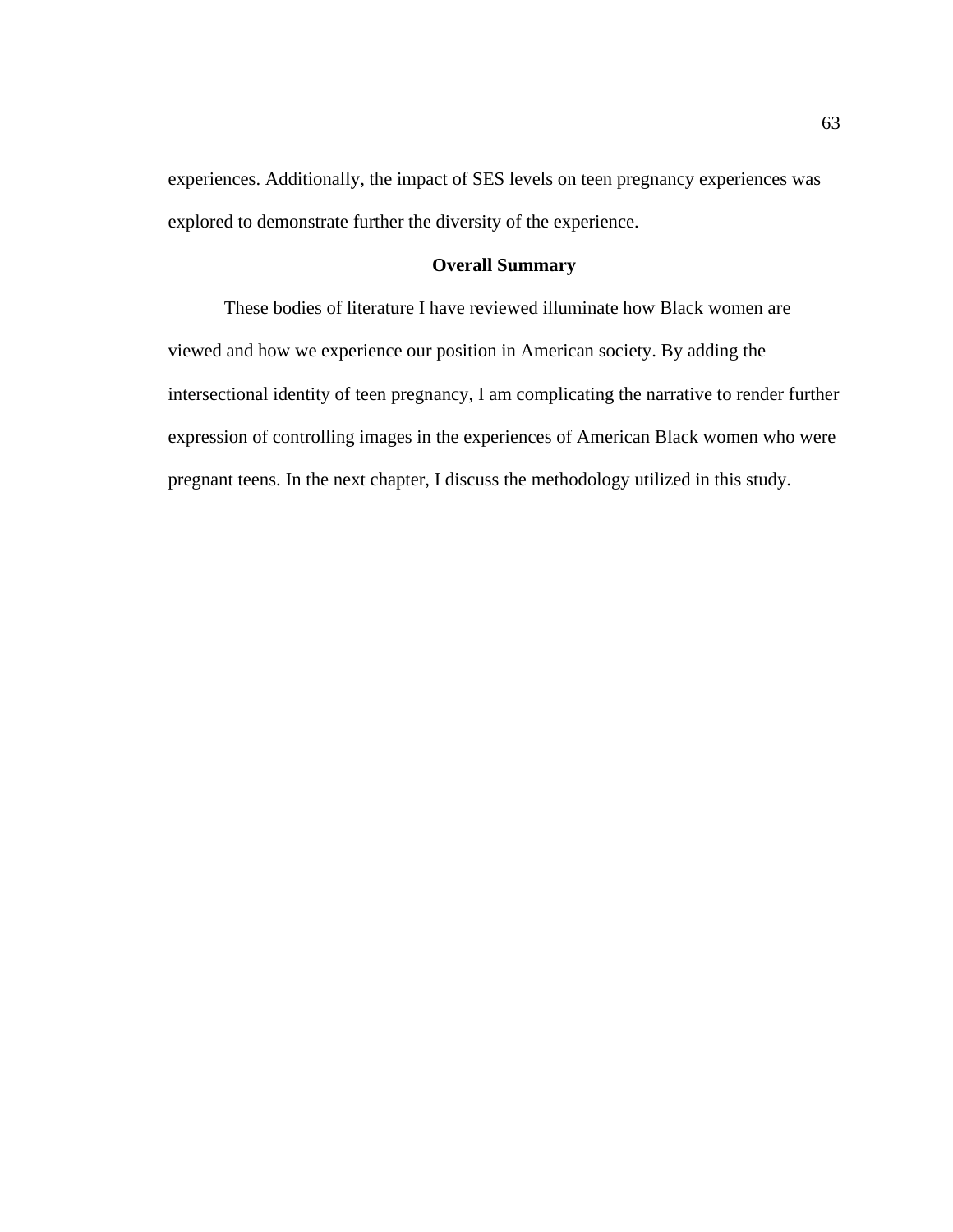experiences. Additionally, the impact of SES levels on teen pregnancy experiences was explored to demonstrate further the diversity of the experience.

## Overall Summary

These bodies of literature I have reviewed illuminate how Black women are viewed and how we experience our position in American society. By adding the intersectional identity of teen pregnancy, I am complicating the narrative to render further expression of controlling images in the experiences of American Black women who were pregnant teens. In the next chapter, I discuss the methodology utilized in this study.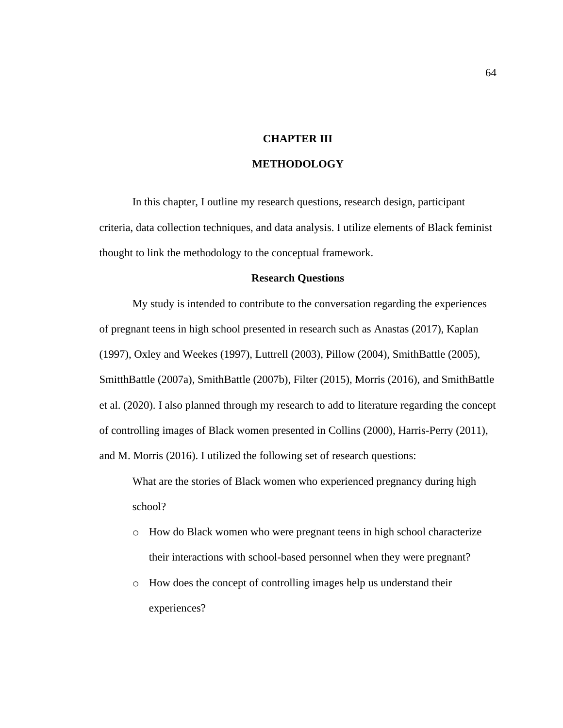# CHAPTER III

# METHODOLOGY

In this chapter, I outline my research questions, research design, participant criteria, data collection techniques, and data analysis. I utilize elements of Black feminist thought to link the methodology to the conceptual framework.

## Research Questions

My study is intended to contribute to the conversation regarding the experiences of pregnant teens in high school presented in research such as Anastas (2017), Kaplan (1997), Oxley and Weekes (1997), Luttrell (2003), Pillow (2004), SmithBattle (2005), SmitthBattle (2007a), SmithBattle (2007b), Filter (2015), Morris (2016), and SmithBattle et al. (2020). I also planned through my research to add to literature regarding the concept of controlling images of Black women presented in Collins (2000), Harris-Perry (2011), and M. Morris (2016). I utilized the following set of research questions:

What are the stories of Black women who experienced pregnancy during high school?

- How do Black women who were pregnant teens in high school characterize their interactions with school-based personnel when they were pregnant?
- How does the concept of controlling images help us understand their experiences?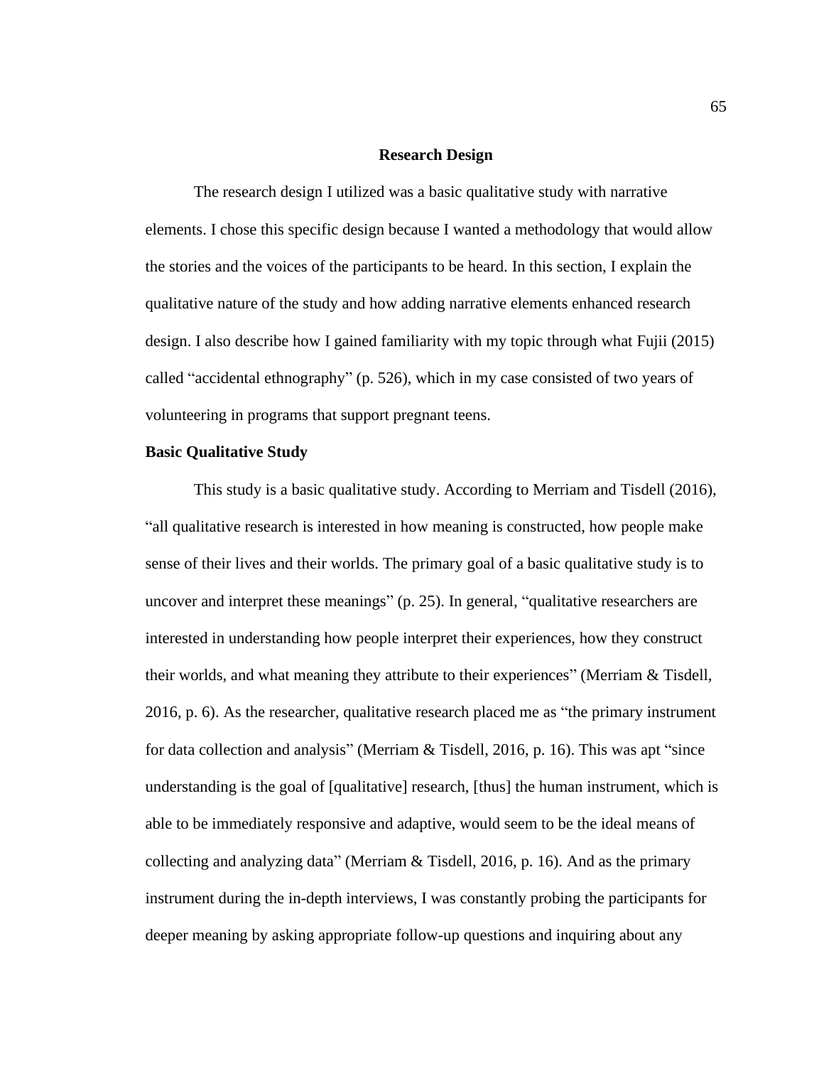## Research Design

The research design I utilized was a basic qualitative study with narrative elements. I chose this specific design because I wanted a methodology that would allow the stories and the voices of the participants to be heard. In this section, I explain the qualitative nature of the study and how adding narrative elements enhanced research design. I also describe how I gained familiarity with my topic through what Fujii (2015) called "accidental ethnography" (p. 526), which in my case consisted of two years of volunteering in programs that support pregnant teens.

### Basic Qualitative Study

This study is a basic qualitative study. According to Merriam and Tisdell (2016), "all qualitative research is interested in how meaning is constructed, how people make sense of their lives and their worlds. The primary goal of a basic qualitative study is to uncover and interpret these meanings" (p. 25). In general, "qualitative researchers are interested in understanding how people interpret their experiences, how they construct their worlds, and what meaning they attribute to their experiences" (Merriam & Tisdell, 2016, p. 6). As the researcher, qualitative research placed me as "the primary instrument for data collection and analysis" (Merriam & Tisdell, 2016, p. 16). This was apt "since understanding is the goal of [qualitative] research, [thus] the human instrument, which is able to be immediately responsive and adaptive, would seem to be the ideal means of collecting and analyzing data" (Merriam & Tisdell, 2016, p. 16). And as the primary instrument during the in-depth interviews, I was constantly probing the participants for deeper meaning by asking appropriate follow-up questions and inquiring about any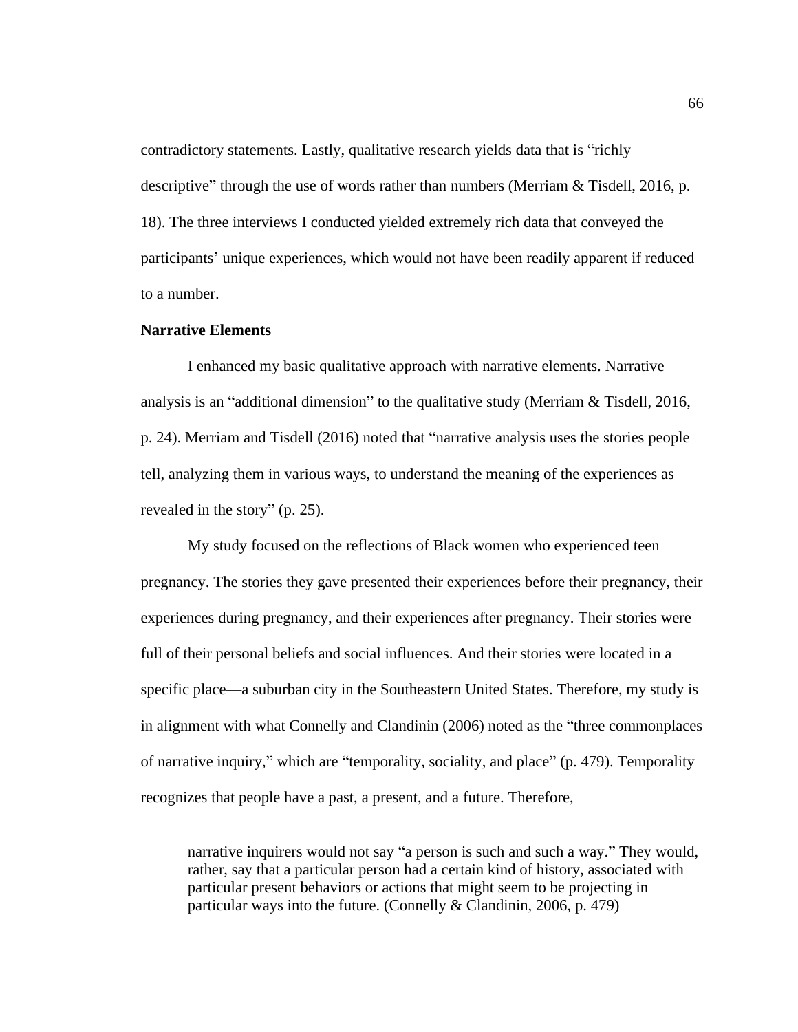contradictory statements. Lastly, qualitative research yields data that is "richly descriptive" through the use of words rather than numbers (Merriam & Tisdell, 2016, p. 18). The three interviews I conducted yielded extremely rich data that conveyed the participants' unique experiences, which would not have been readily apparent if reduced to a number.

### Narrative Elements

I enhanced my basic qualitative approach with narrative elements. Narrative analysis is an "additional dimension" to the qualitative study (Merriam & Tisdell, 2016, p. 24). Merriam and Tisdell (2016) noted that "narrative analysis uses the stories people tell, analyzing them in various ways, to understand the meaning of the experiences as revealed in the story" (p. 25).

My study focused on the reflections of Black women who experienced teen pregnancy. The stories they gave presented their experiences before their pregnancy, their experiences during pregnancy, and their experiences after pregnancy. Their stories were full of their personal beliefs and social influences. And their stories were located in a specific place—a suburban city in the Southeastern United States. Therefore, my study is in alignment with what Connelly and Clandinin (2006) noted as the "three commonplaces of narrative inquiry," which are "temporality, sociality, and place" (p. 479). Temporality recognizes that people have a past, a present, and a future. Therefore,

> narrative inquirers would not say "a person is such and such a way." They would, rather, say that a particular person had a certain kind of history, associated with particular present behaviors or actions that might seem to be projecting in particular ways into the future. (Connelly & Clandinin, 2006, p. 479)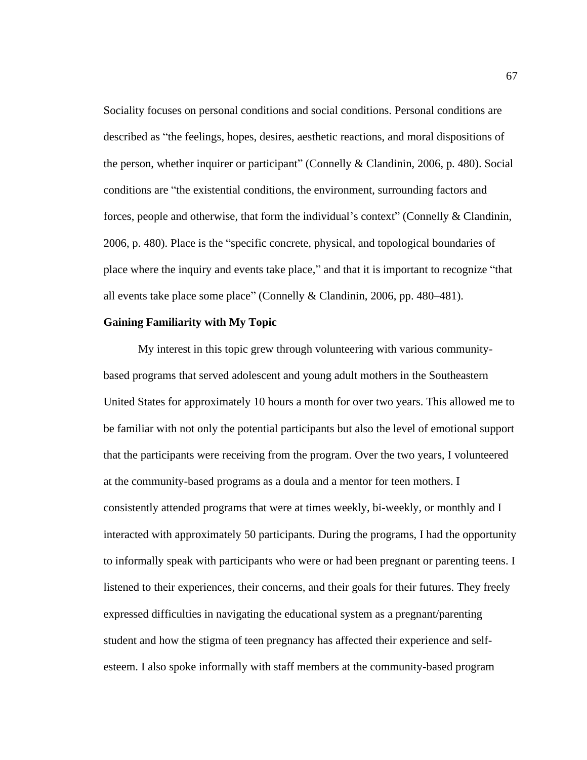Sociality focuses on personal conditions and social conditions. Personal conditions are described as "the feelings, hopes, desires, aesthetic reactions, and moral dispositions of the person, whether inquirer or participant" (Connelly & Clandinin, 2006, p. 480). Social conditions are "the existential conditions, the environment, surrounding factors and forces, people and otherwise, that form the individual's context" (Connelly & Clandinin, 2006, p. 480). Place is the "specific concrete, physical, and topological boundaries of place where the inquiry and events take place," and that it is important to recognize "that all events take place some place" (Connelly & Clandinin, 2006, pp. 480–481).

**Gaining Familiarity with My Topic**

My interest in this topic grew through volunteering with various community-based programs that served adolescent and young adult mothers in the Southeastern United States for approximately 10 hours a month for over two years. This allowed me to be familiar with not only the potential participants but also the level of emotional support that the participants were receiving from the program. Over the two years, I volunteered at the community-based programs as a doula and a mentor for teen mothers. I consistently attended programs that were at times weekly, bi-weekly, or monthly and I interacted with approximately 50 participants. During the programs, I had the opportunity to informally speak with participants who were or had been pregnant or parenting teens. I listened to their experiences, their concerns, and their goals for their futures. They freely expressed difficulties in navigating the educational system as a pregnant/parenting student and how the stigma of teen pregnancy has affected their experience and self-esteem. I also spoke informally with staff members at the community-based program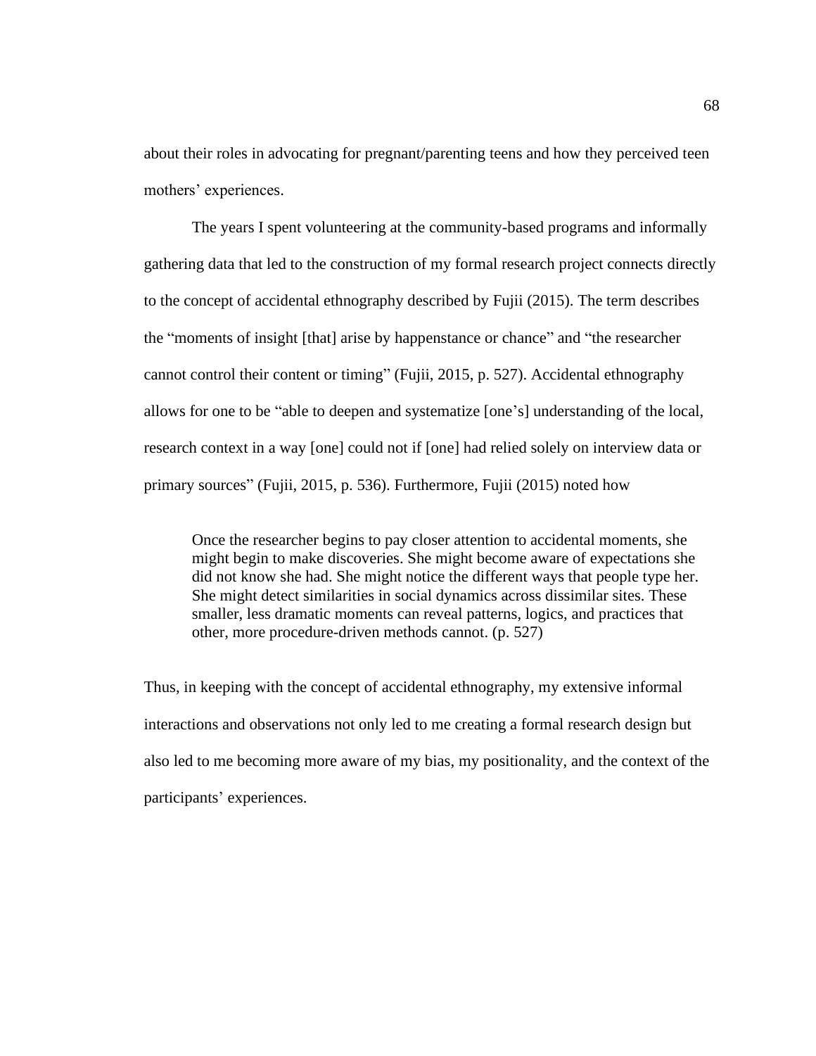about their roles in advocating for pregnant/parenting teens and how they perceived teen mothers' experiences.

The years I spent volunteering at the community-based programs and informally gathering data that led to the construction of my formal research project connects directly to the concept of accidental ethnography described by Fujii (2015). The term describes the "moments of insight [that] arise by happenstance or chance" and "the researcher cannot control their content or timing" (Fujii, 2015, p. 527). Accidental ethnography allows for one to be "able to deepen and systematize [one's] understanding of the local, research context in a way [one] could not if [one] had relied solely on interview data or primary sources" (Fujii, 2015, p. 536). Furthermore, Fujii (2015) noted how

> Once the researcher begins to pay closer attention to accidental moments, she might begin to make discoveries. She might become aware of expectations she did not know she had. She might notice the different ways that people type her. She might detect similarities in social dynamics across dissimilar sites. These smaller, less dramatic moments can reveal patterns, logics, and practices that other, more procedure-driven methods cannot. (p. 527)

Thus, in keeping with the concept of accidental ethnography, my extensive informal interactions and observations not only led to me creating a formal research design but also led to me becoming more aware of my bias, my positionality, and the context of the participants' experiences.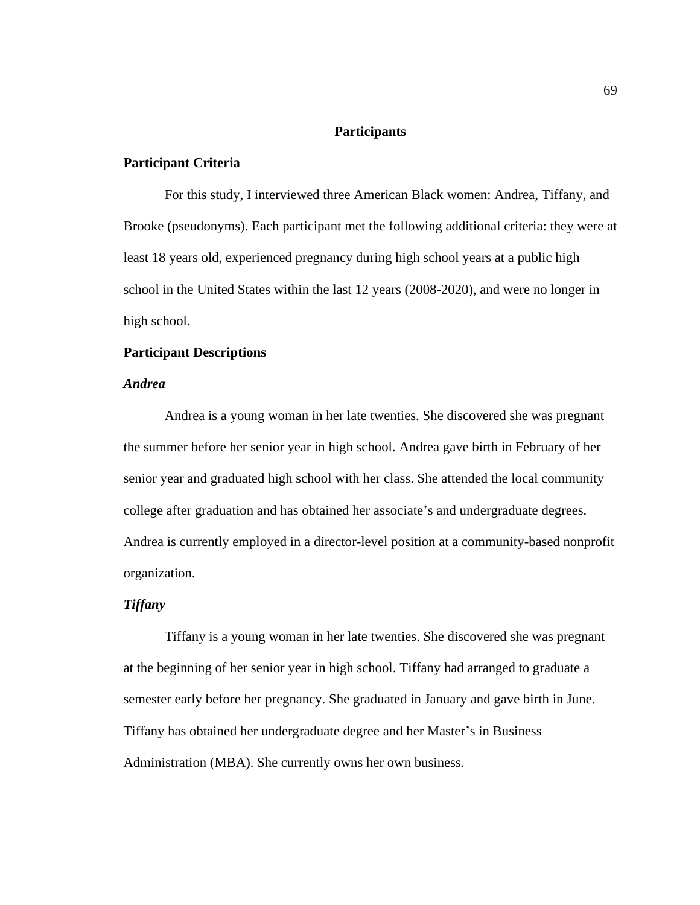## Participants

### Participant Criteria

For this study, I interviewed three American Black women: Andrea, Tiffany, and Brooke (pseudonyms). Each participant met the following additional criteria: they were at least 18 years old, experienced pregnancy during high school years at a public high school in the United States within the last 12 years (2008-2020), and were no longer in high school.

### Participant Descriptions

#### *Andrea*

Andrea is a young woman in her late twenties. She discovered she was pregnant the summer before her senior year in high school. Andrea gave birth in February of her senior year and graduated high school with her class. She attended the local community college after graduation and has obtained her associate's and undergraduate degrees. Andrea is currently employed in a director-level position at a community-based nonprofit organization.

#### *Tiffany*

Tiffany is a young woman in her late twenties. She discovered she was pregnant at the beginning of her senior year in high school. Tiffany had arranged to graduate a semester early before her pregnancy. She graduated in January and gave birth in June. Tiffany has obtained her undergraduate degree and her Master's in Business Administration (MBA). She currently owns her own business.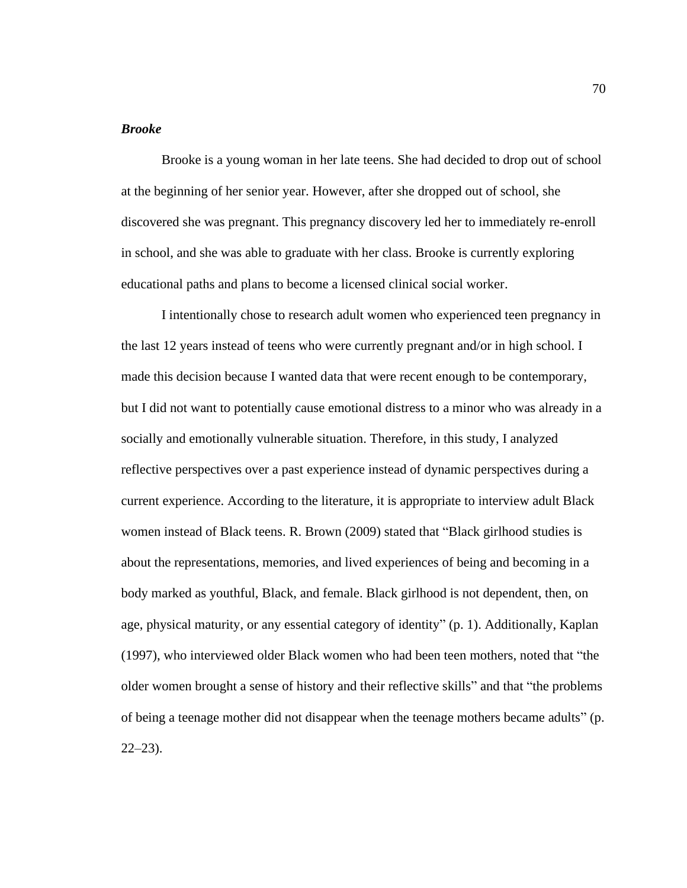### ***Brooke***

Brooke is a young woman in her late teens. She had decided to drop out of school at the beginning of her senior year. However, after she dropped out of school, she discovered she was pregnant. This pregnancy discovery led her to immediately re-enroll in school, and she was able to graduate with her class. Brooke is currently exploring educational paths and plans to become a licensed clinical social worker.

I intentionally chose to research adult women who experienced teen pregnancy in the last 12 years instead of teens who were currently pregnant and/or in high school. I made this decision because I wanted data that were recent enough to be contemporary, but I did not want to potentially cause emotional distress to a minor who was already in a socially and emotionally vulnerable situation. Therefore, in this study, I analyzed reflective perspectives over a past experience instead of dynamic perspectives during a current experience. According to the literature, it is appropriate to interview adult Black women instead of Black teens. R. Brown (2009) stated that "Black girlhood studies is about the representations, memories, and lived experiences of being and becoming in a body marked as youthful, Black, and female. Black girlhood is not dependent, then, on age, physical maturity, or any essential category of identity" (p. 1). Additionally, Kaplan (1997), who interviewed older Black women who had been teen mothers, noted that "the older women brought a sense of history and their reflective skills" and that "the problems of being a teenage mother did not disappear when the teenage mothers became adults" (p. 22–23).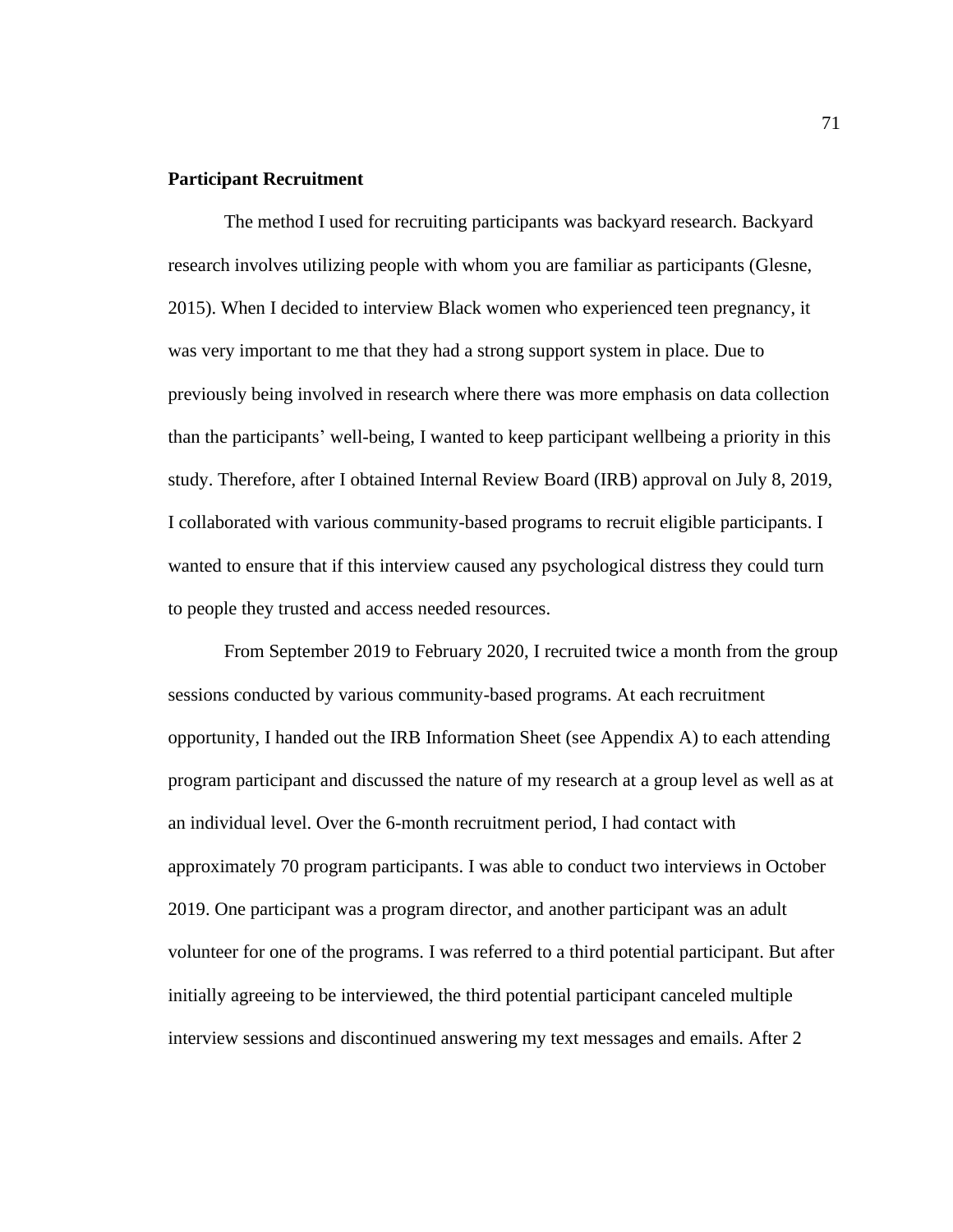**Participant Recruitment**

The method I used for recruiting participants was backyard research. Backyard research involves utilizing people with whom you are familiar as participants (Glesne, 2015). When I decided to interview Black women who experienced teen pregnancy, it was very important to me that they had a strong support system in place. Due to previously being involved in research where there was more emphasis on data collection than the participants' well-being, I wanted to keep participant wellbeing a priority in this study. Therefore, after I obtained Internal Review Board (IRB) approval on July 8, 2019, I collaborated with various community-based programs to recruit eligible participants. I wanted to ensure that if this interview caused any psychological distress they could turn to people they trusted and access needed resources.

From September 2019 to February 2020, I recruited twice a month from the group sessions conducted by various community-based programs. At each recruitment opportunity, I handed out the IRB Information Sheet (see Appendix A) to each attending program participant and discussed the nature of my research at a group level as well as at an individual level. Over the 6-month recruitment period, I had contact with approximately 70 program participants. I was able to conduct two interviews in October 2019. One participant was a program director, and another participant was an adult volunteer for one of the programs. I was referred to a third potential participant. But after initially agreeing to be interviewed, the third potential participant canceled multiple interview sessions and discontinued answering my text messages and emails. After 2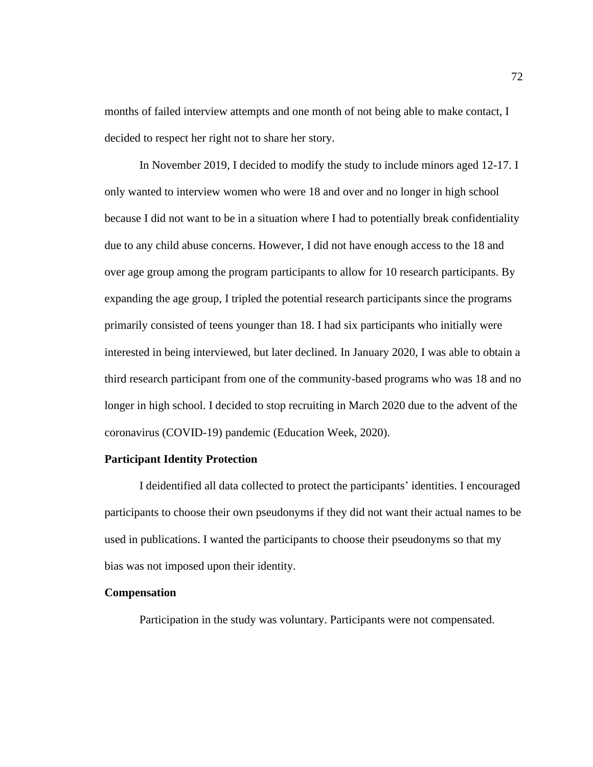months of failed interview attempts and one month of not being able to make contact, I decided to respect her right not to share her story.

In November 2019, I decided to modify the study to include minors aged 12-17. I only wanted to interview women who were 18 and over and no longer in high school because I did not want to be in a situation where I had to potentially break confidentiality due to any child abuse concerns. However, I did not have enough access to the 18 and over age group among the program participants to allow for 10 research participants. By expanding the age group, I tripled the potential research participants since the programs primarily consisted of teens younger than 18. I had six participants who initially were interested in being interviewed, but later declined. In January 2020, I was able to obtain a third research participant from one of the community-based programs who was 18 and no longer in high school. I decided to stop recruiting in March 2020 due to the advent of the coronavirus (COVID-19) pandemic (Education Week, 2020).

### Participant Identity Protection

I deidentified all data collected to protect the participants' identities. I encouraged participants to choose their own pseudonyms if they did not want their actual names to be used in publications. I wanted the participants to choose their pseudonyms so that my bias was not imposed upon their identity.

### Compensation

Participation in the study was voluntary. Participants were not compensated.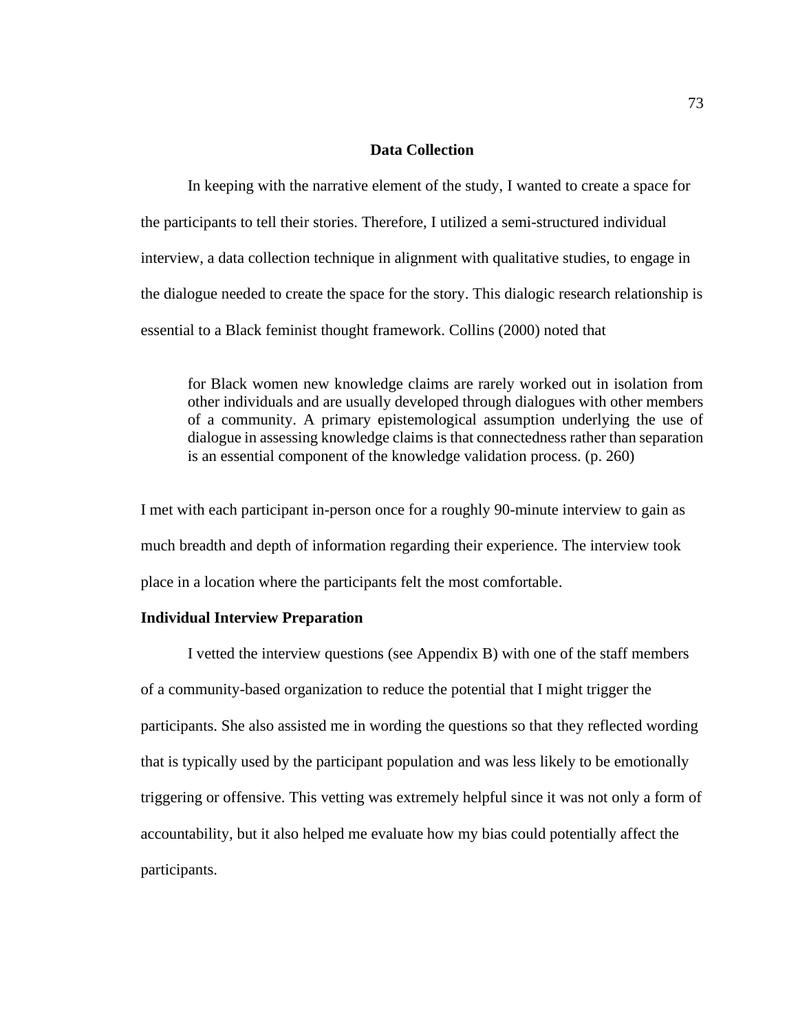## Data Collection

In keeping with the narrative element of the study, I wanted to create a space for the participants to tell their stories. Therefore, I utilized a semi-structured individual interview, a data collection technique in alignment with qualitative studies, to engage in the dialogue needed to create the space for the story. This dialogic research relationship is essential to a Black feminist thought framework. Collins (2000) noted that

> for Black women new knowledge claims are rarely worked out in isolation from other individuals and are usually developed through dialogues with other members of a community. A primary epistemological assumption underlying the use of dialogue in assessing knowledge claims is that connectedness rather than separation is an essential component of the knowledge validation process. (p. 260)

I met with each participant in-person once for a roughly 90-minute interview to gain as much breadth and depth of information regarding their experience. The interview took place in a location where the participants felt the most comfortable.

### Individual Interview Preparation

I vetted the interview questions (see Appendix B) with one of the staff members of a community-based organization to reduce the potential that I might trigger the participants. She also assisted me in wording the questions so that they reflected wording that is typically used by the participant population and was less likely to be emotionally triggering or offensive. This vetting was extremely helpful since it was not only a form of accountability, but it also helped me evaluate how my bias could potentially affect the participants.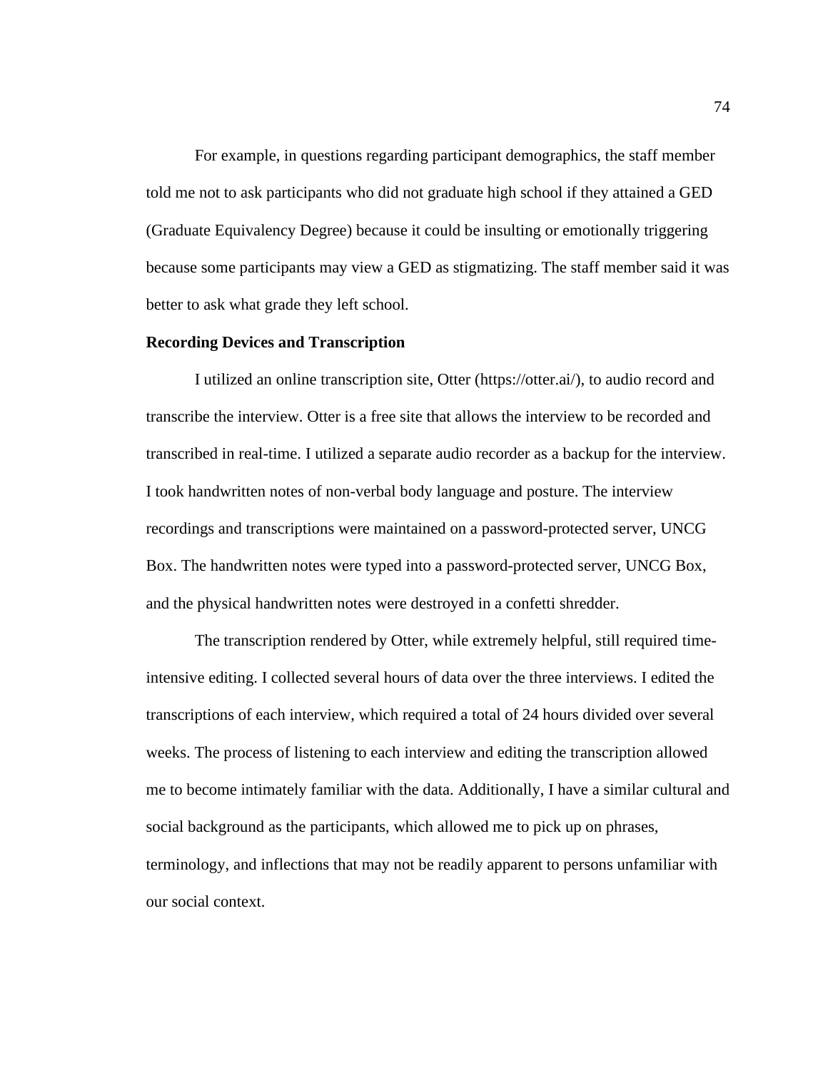For example, in questions regarding participant demographics, the staff member told me not to ask participants who did not graduate high school if they attained a GED (Graduate Equivalency Degree) because it could be insulting or emotionally triggering because some participants may view a GED as stigmatizing. The staff member said it was better to ask what grade they left school.

**Recording Devices and Transcription**

I utilized an online transcription site, Otter (https://otter.ai/), to audio record and transcribe the interview. Otter is a free site that allows the interview to be recorded and transcribed in real-time. I utilized a separate audio recorder as a backup for the interview. I took handwritten notes of non-verbal body language and posture. The interview recordings and transcriptions were maintained on a password-protected server, UNCG Box. The handwritten notes were typed into a password-protected server, UNCG Box, and the physical handwritten notes were destroyed in a confetti shredder.

The transcription rendered by Otter, while extremely helpful, still required time-intensive editing. I collected several hours of data over the three interviews. I edited the transcriptions of each interview, which required a total of 24 hours divided over several weeks. The process of listening to each interview and editing the transcription allowed me to become intimately familiar with the data. Additionally, I have a similar cultural and social background as the participants, which allowed me to pick up on phrases, terminology, and inflections that may not be readily apparent to persons unfamiliar with our social context.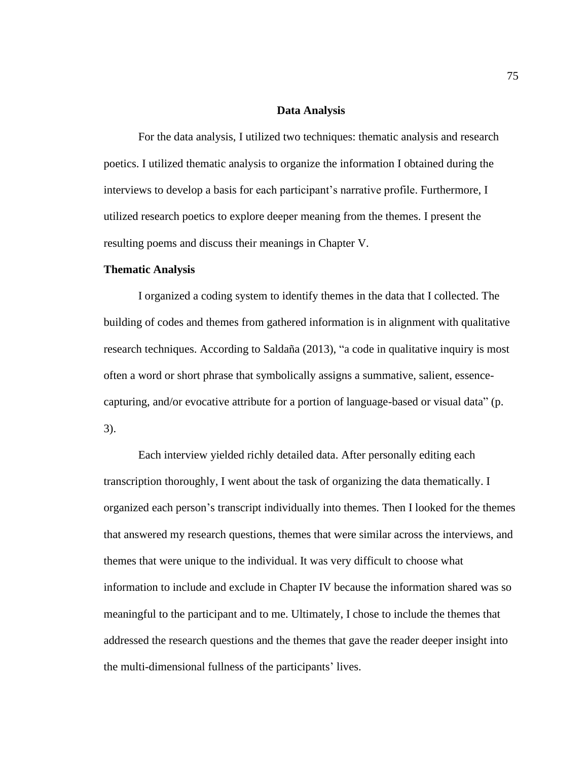## Data Analysis

For the data analysis, I utilized two techniques: thematic analysis and research poetics. I utilized thematic analysis to organize the information I obtained during the interviews to develop a basis for each participant's narrative profile. Furthermore, I utilized research poetics to explore deeper meaning from the themes. I present the resulting poems and discuss their meanings in Chapter V.

### Thematic Analysis

I organized a coding system to identify themes in the data that I collected. The building of codes and themes from gathered information is in alignment with qualitative research techniques. According to Saldaña (2013), "a code in qualitative inquiry is most often a word or short phrase that symbolically assigns a summative, salient, essence-capturing, and/or evocative attribute for a portion of language-based or visual data" (p. 3).

Each interview yielded richly detailed data. After personally editing each transcription thoroughly, I went about the task of organizing the data thematically. I organized each person's transcript individually into themes. Then I looked for the themes that answered my research questions, themes that were similar across the interviews, and themes that were unique to the individual. It was very difficult to choose what information to include and exclude in Chapter IV because the information shared was so meaningful to the participant and to me. Ultimately, I chose to include the themes that addressed the research questions and the themes that gave the reader deeper insight into the multi-dimensional fullness of the participants' lives.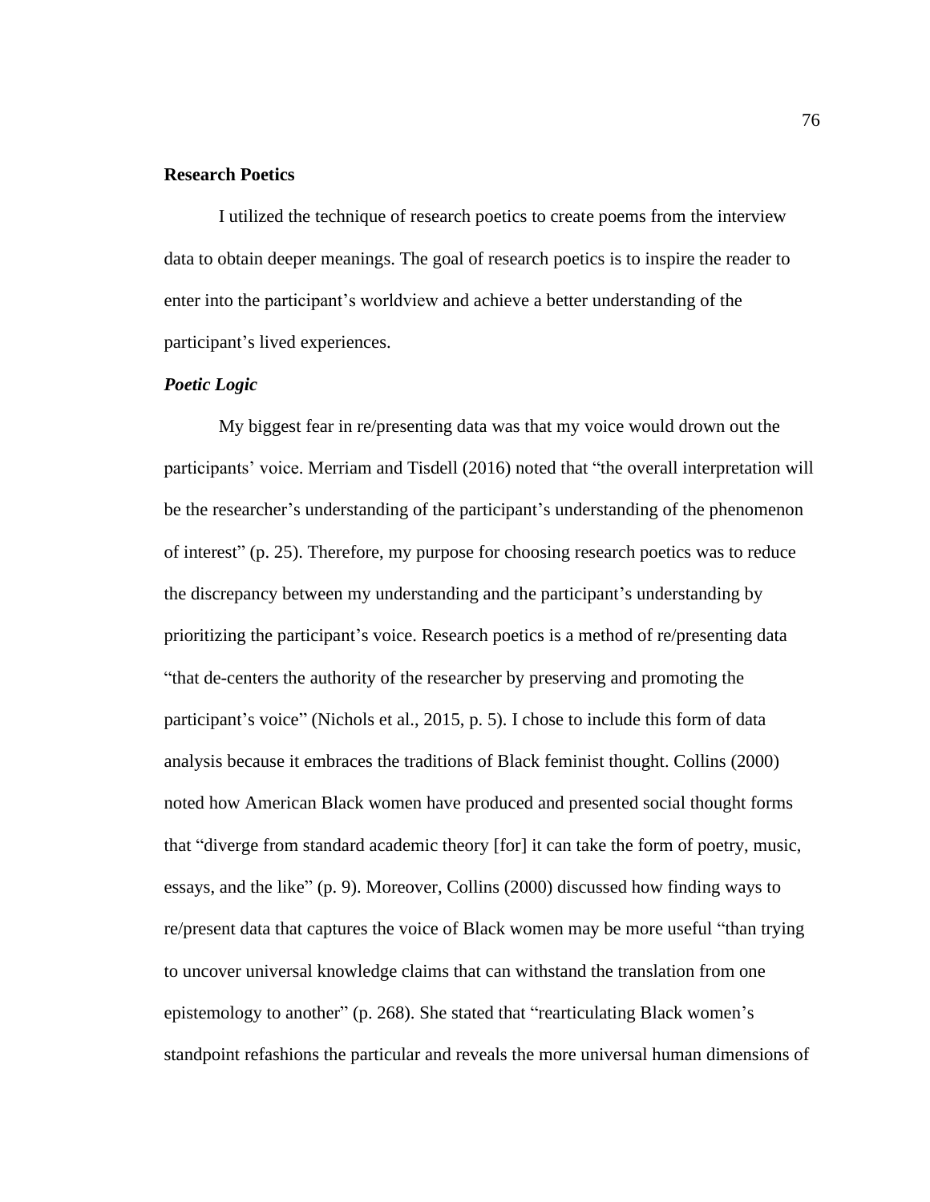## Research Poetics

I utilized the technique of research poetics to create poems from the interview data to obtain deeper meanings. The goal of research poetics is to inspire the reader to enter into the participant's worldview and achieve a better understanding of the participant's lived experiences.

### *Poetic Logic*

My biggest fear in re/presenting data was that my voice would drown out the participants' voice. Merriam and Tisdell (2016) noted that "the overall interpretation will be the researcher's understanding of the participant's understanding of the phenomenon of interest" (p. 25). Therefore, my purpose for choosing research poetics was to reduce the discrepancy between my understanding and the participant's understanding by prioritizing the participant's voice. Research poetics is a method of re/presenting data "that de-centers the authority of the researcher by preserving and promoting the participant's voice" (Nichols et al., 2015, p. 5). I chose to include this form of data analysis because it embraces the traditions of Black feminist thought. Collins (2000) noted how American Black women have produced and presented social thought forms that "diverge from standard academic theory [for] it can take the form of poetry, music, essays, and the like" (p. 9). Moreover, Collins (2000) discussed how finding ways to re/present data that captures the voice of Black women may be more useful "than trying to uncover universal knowledge claims that can withstand the translation from one epistemology to another" (p. 268). She stated that "rearticulating Black women's standpoint refashions the particular and reveals the more universal human dimensions of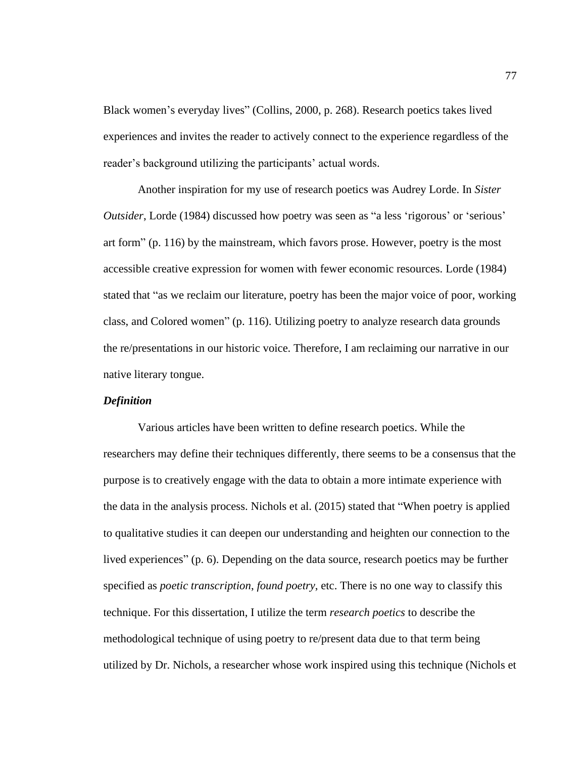Black women's everyday lives" (Collins, 2000, p. 268). Research poetics takes lived experiences and invites the reader to actively connect to the experience regardless of the reader's background utilizing the participants' actual words.

Another inspiration for my use of research poetics was Audrey Lorde. In *Sister Outsider*, Lorde (1984) discussed how poetry was seen as "a less 'rigorous' or 'serious' art form" (p. 116) by the mainstream, which favors prose. However, poetry is the most accessible creative expression for women with fewer economic resources. Lorde (1984) stated that "as we reclaim our literature, poetry has been the major voice of poor, working class, and Colored women" (p. 116). Utilizing poetry to analyze research data grounds the re/presentations in our historic voice. Therefore, I am reclaiming our narrative in our native literary tongue.

### *Definition*

Various articles have been written to define research poetics. While the researchers may define their techniques differently, there seems to be a consensus that the purpose is to creatively engage with the data to obtain a more intimate experience with the data in the analysis process. Nichols et al. (2015) stated that "When poetry is applied to qualitative studies it can deepen our understanding and heighten our connection to the lived experiences" (p. 6). Depending on the data source, research poetics may be further specified as *poetic transcription*, *found poetry*, etc. There is no one way to classify this technique. For this dissertation, I utilize the term *research poetics* to describe the methodological technique of using poetry to re/present data due to that term being utilized by Dr. Nichols, a researcher whose work inspired using this technique (Nichols et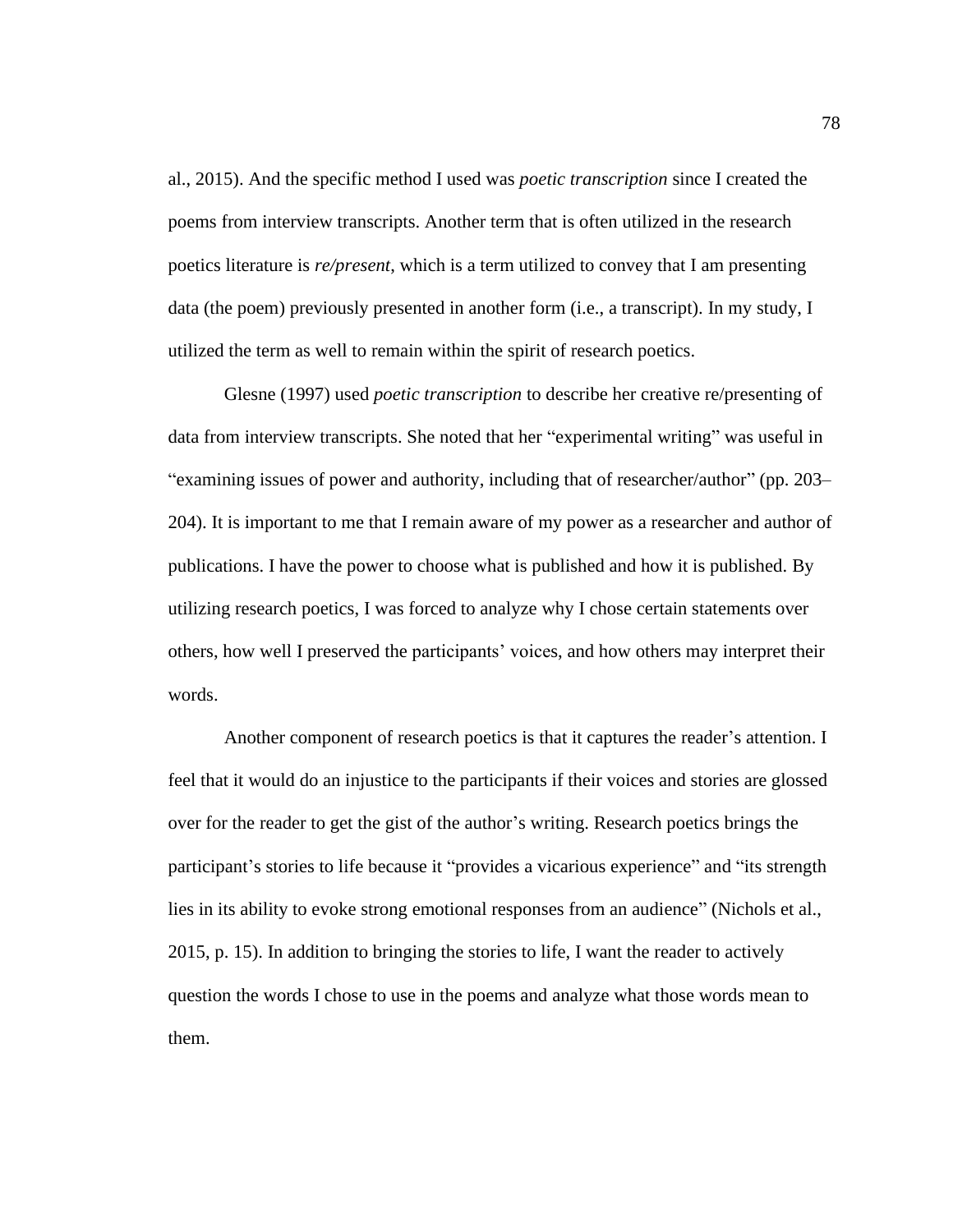al., 2015). And the specific method I used was *poetic transcription* since I created the poems from interview transcripts. Another term that is often utilized in the research poetics literature is *re/present*, which is a term utilized to convey that I am presenting data (the poem) previously presented in another form (i.e., a transcript). In my study, I utilized the term as well to remain within the spirit of research poetics.

Glesne (1997) used *poetic transcription* to describe her creative re/presenting of data from interview transcripts. She noted that her "experimental writing" was useful in "examining issues of power and authority, including that of researcher/author" (pp. 203–204). It is important to me that I remain aware of my power as a researcher and author of publications. I have the power to choose what is published and how it is published. By utilizing research poetics, I was forced to analyze why I chose certain statements over others, how well I preserved the participants' voices, and how others may interpret their words.

Another component of research poetics is that it captures the reader's attention. I feel that it would do an injustice to the participants if their voices and stories are glossed over for the reader to get the gist of the author's writing. Research poetics brings the participant's stories to life because it "provides a vicarious experience" and "its strength lies in its ability to evoke strong emotional responses from an audience" (Nichols et al., 2015, p. 15). In addition to bringing the stories to life, I want the reader to actively question the words I chose to use in the poems and analyze what those words mean to them.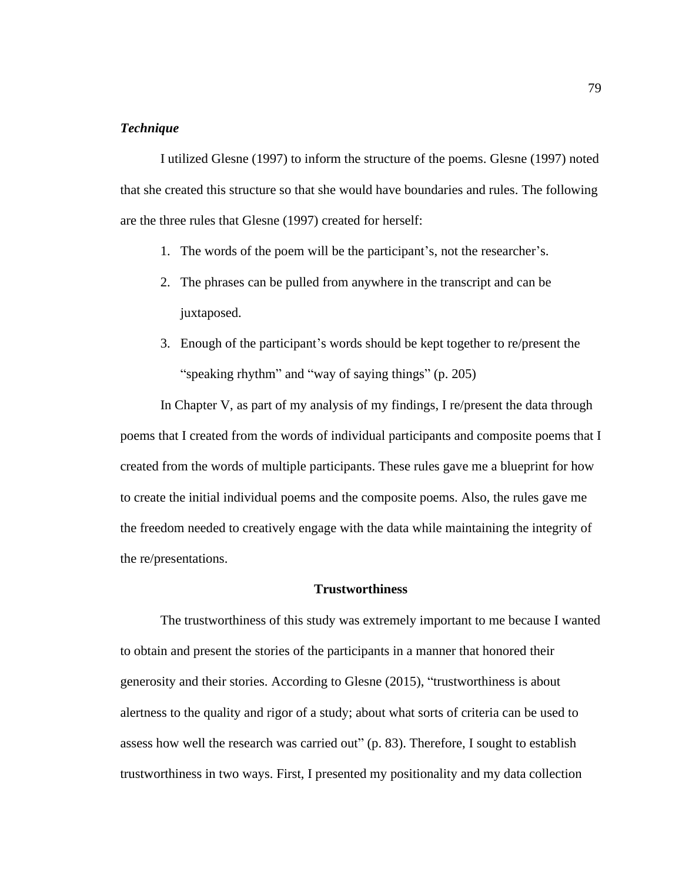### *Technique*

I utilized Glesne (1997) to inform the structure of the poems. Glesne (1997) noted that she created this structure so that she would have boundaries and rules. The following are the three rules that Glesne (1997) created for herself:

1. The words of the poem will be the participant's, not the researcher's.
2. The phrases can be pulled from anywhere in the transcript and can be juxtaposed.
3. Enough of the participant's words should be kept together to re/present the "speaking rhythm" and "way of saying things" (p. 205)

In Chapter V, as part of my analysis of my findings, I re/present the data through poems that I created from the words of individual participants and composite poems that I created from the words of multiple participants. These rules gave me a blueprint for how to create the initial individual poems and the composite poems. Also, the rules gave me the freedom needed to creatively engage with the data while maintaining the integrity of the re/presentations.

## Trustworthiness

The trustworthiness of this study was extremely important to me because I wanted to obtain and present the stories of the participants in a manner that honored their generosity and their stories. According to Glesne (2015), "trustworthiness is about alertness to the quality and rigor of a study; about what sorts of criteria can be used to assess how well the research was carried out" (p. 83). Therefore, I sought to establish trustworthiness in two ways. First, I presented my positionality and my data collection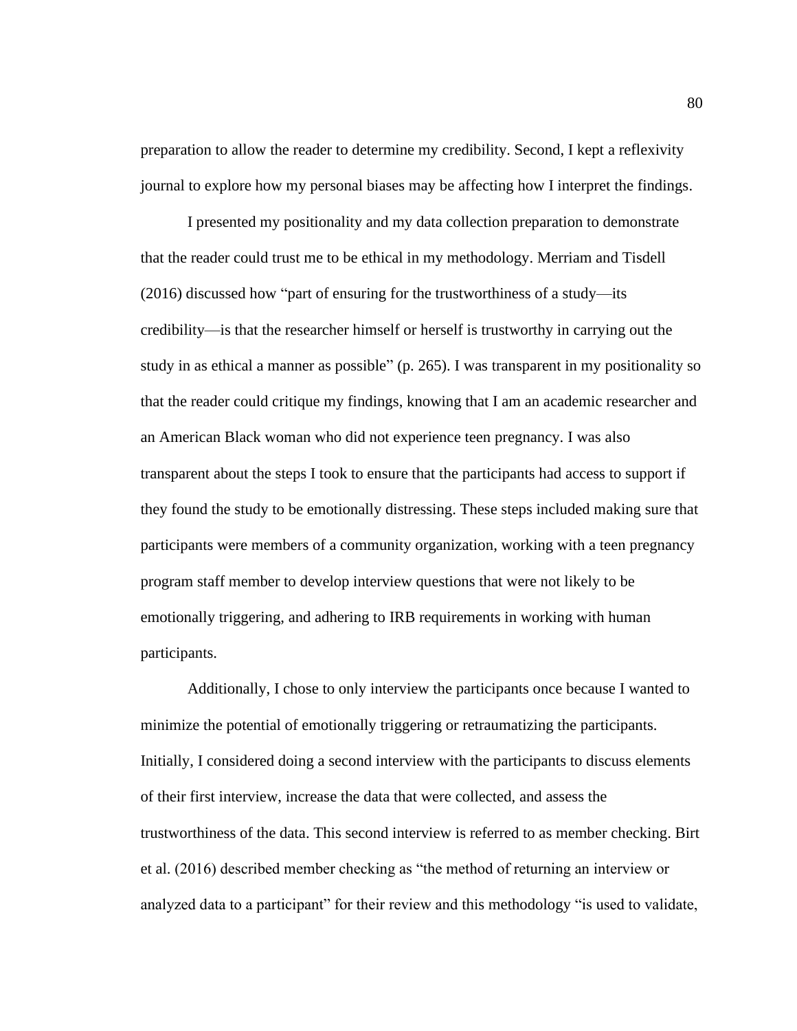preparation to allow the reader to determine my credibility. Second, I kept a reflexivity journal to explore how my personal biases may be affecting how I interpret the findings.

I presented my positionality and my data collection preparation to demonstrate that the reader could trust me to be ethical in my methodology. Merriam and Tisdell (2016) discussed how "part of ensuring for the trustworthiness of a study—its credibility—is that the researcher himself or herself is trustworthy in carrying out the study in as ethical a manner as possible" (p. 265). I was transparent in my positionality so that the reader could critique my findings, knowing that I am an academic researcher and an American Black woman who did not experience teen pregnancy. I was also transparent about the steps I took to ensure that the participants had access to support if they found the study to be emotionally distressing. These steps included making sure that participants were members of a community organization, working with a teen pregnancy program staff member to develop interview questions that were not likely to be emotionally triggering, and adhering to IRB requirements in working with human participants.

Additionally, I chose to only interview the participants once because I wanted to minimize the potential of emotionally triggering or retraumatizing the participants. Initially, I considered doing a second interview with the participants to discuss elements of their first interview, increase the data that were collected, and assess the trustworthiness of the data. This second interview is referred to as member checking. Birt et al. (2016) described member checking as "the method of returning an interview or analyzed data to a participant" for their review and this methodology "is used to validate,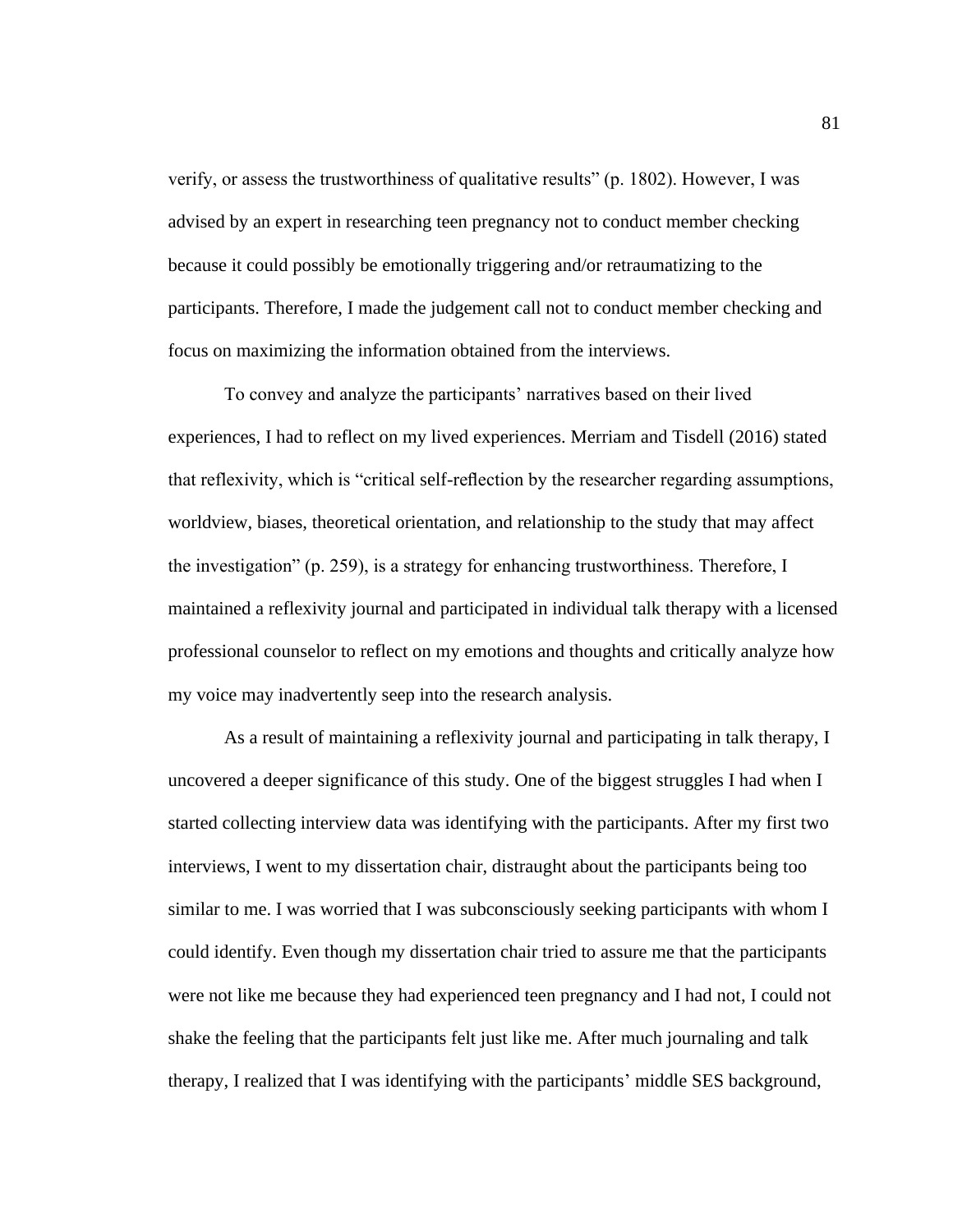verify, or assess the trustworthiness of qualitative results" (p. 1802). However, I was advised by an expert in researching teen pregnancy not to conduct member checking because it could possibly be emotionally triggering and/or retraumatizing to the participants. Therefore, I made the judgement call not to conduct member checking and focus on maximizing the information obtained from the interviews.

To convey and analyze the participants' narratives based on their lived experiences, I had to reflect on my lived experiences. Merriam and Tisdell (2016) stated that reflexivity, which is "critical self-reflection by the researcher regarding assumptions, worldview, biases, theoretical orientation, and relationship to the study that may affect the investigation" (p. 259), is a strategy for enhancing trustworthiness. Therefore, I maintained a reflexivity journal and participated in individual talk therapy with a licensed professional counselor to reflect on my emotions and thoughts and critically analyze how my voice may inadvertently seep into the research analysis.

As a result of maintaining a reflexivity journal and participating in talk therapy, I uncovered a deeper significance of this study. One of the biggest struggles I had when I started collecting interview data was identifying with the participants. After my first two interviews, I went to my dissertation chair, distraught about the participants being too similar to me. I was worried that I was subconsciously seeking participants with whom I could identify. Even though my dissertation chair tried to assure me that the participants were not like me because they had experienced teen pregnancy and I had not, I could not shake the feeling that the participants felt just like me. After much journaling and talk therapy, I realized that I was identifying with the participants' middle SES background,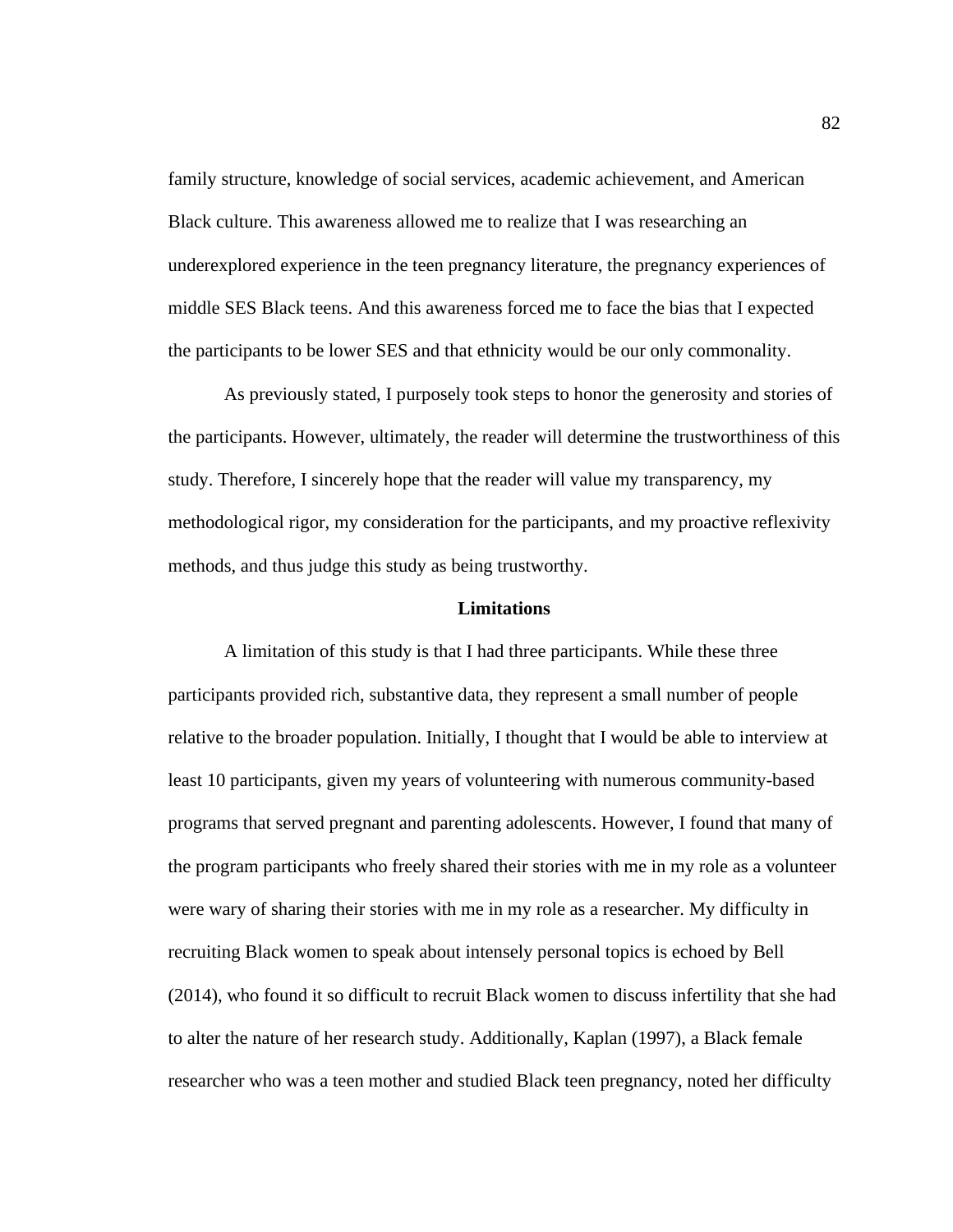family structure, knowledge of social services, academic achievement, and American Black culture. This awareness allowed me to realize that I was researching an underexplored experience in the teen pregnancy literature, the pregnancy experiences of middle SES Black teens. And this awareness forced me to face the bias that I expected the participants to be lower SES and that ethnicity would be our only commonality.

As previously stated, I purposely took steps to honor the generosity and stories of the participants. However, ultimately, the reader will determine the trustworthiness of this study. Therefore, I sincerely hope that the reader will value my transparency, my methodological rigor, my consideration for the participants, and my proactive reflexivity methods, and thus judge this study as being trustworthy.

## Limitations

A limitation of this study is that I had three participants. While these three participants provided rich, substantive data, they represent a small number of people relative to the broader population. Initially, I thought that I would be able to interview at least 10 participants, given my years of volunteering with numerous community-based programs that served pregnant and parenting adolescents. However, I found that many of the program participants who freely shared their stories with me in my role as a volunteer were wary of sharing their stories with me in my role as a researcher. My difficulty in recruiting Black women to speak about intensely personal topics is echoed by Bell (2014), who found it so difficult to recruit Black women to discuss infertility that she had to alter the nature of her research study. Additionally, Kaplan (1997), a Black female researcher who was a teen mother and studied Black teen pregnancy, noted her difficulty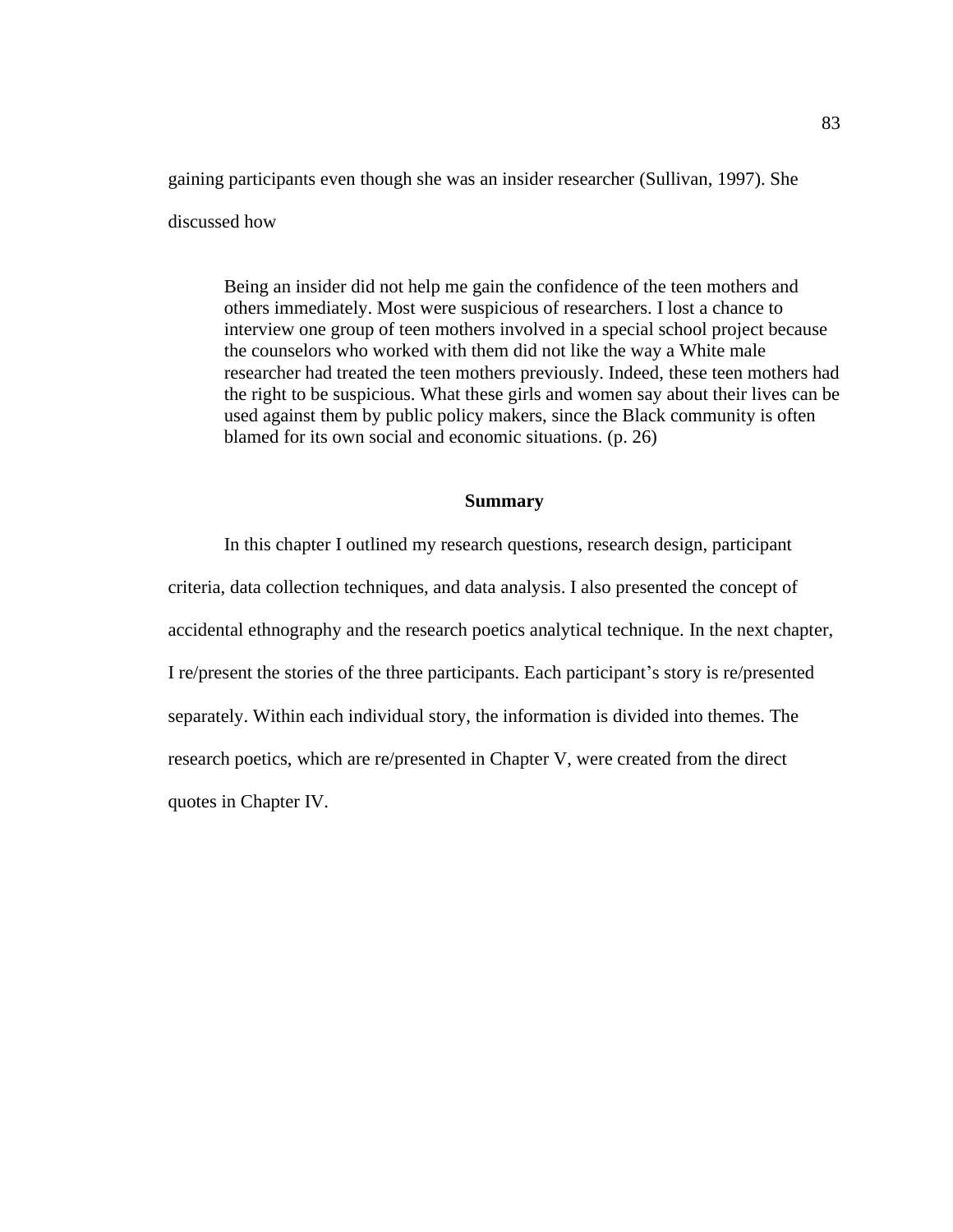gaining participants even though she was an insider researcher (Sullivan, 1997). She discussed how

> Being an insider did not help me gain the confidence of the teen mothers and others immediately. Most were suspicious of researchers. I lost a chance to interview one group of teen mothers involved in a special school project because the counselors who worked with them did not like the way a White male researcher had treated the teen mothers previously. Indeed, these teen mothers had the right to be suspicious. What these girls and women say about their lives can be used against them by public policy makers, since the Black community is often blamed for its own social and economic situations. (p. 26)

## Summary

In this chapter I outlined my research questions, research design, participant criteria, data collection techniques, and data analysis. I also presented the concept of accidental ethnography and the research poetics analytical technique. In the next chapter, I re/present the stories of the three participants. Each participant's story is re/presented separately. Within each individual story, the information is divided into themes. The research poetics, which are re/presented in Chapter V, were created from the direct quotes in Chapter IV.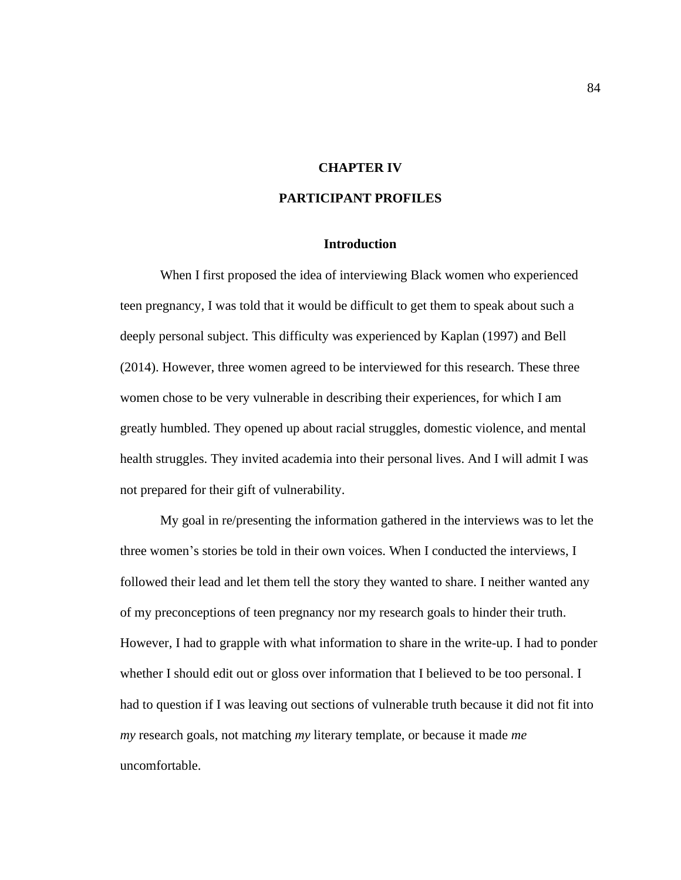# CHAPTER IV

# PARTICIPANT PROFILES

## Introduction

When I first proposed the idea of interviewing Black women who experienced teen pregnancy, I was told that it would be difficult to get them to speak about such a deeply personal subject. This difficulty was experienced by Kaplan (1997) and Bell (2014). However, three women agreed to be interviewed for this research. These three women chose to be very vulnerable in describing their experiences, for which I am greatly humbled. They opened up about racial struggles, domestic violence, and mental health struggles. They invited academia into their personal lives. And I will admit I was not prepared for their gift of vulnerability.

My goal in re/presenting the information gathered in the interviews was to let the three women's stories be told in their own voices. When I conducted the interviews, I followed their lead and let them tell the story they wanted to share. I neither wanted any of my preconceptions of teen pregnancy nor my research goals to hinder their truth. However, I had to grapple with what information to share in the write-up. I had to ponder whether I should edit out or gloss over information that I believed to be too personal. I had to question if I was leaving out sections of vulnerable truth because it did not fit into *my* research goals, not matching *my* literary template, or because it made *me* uncomfortable.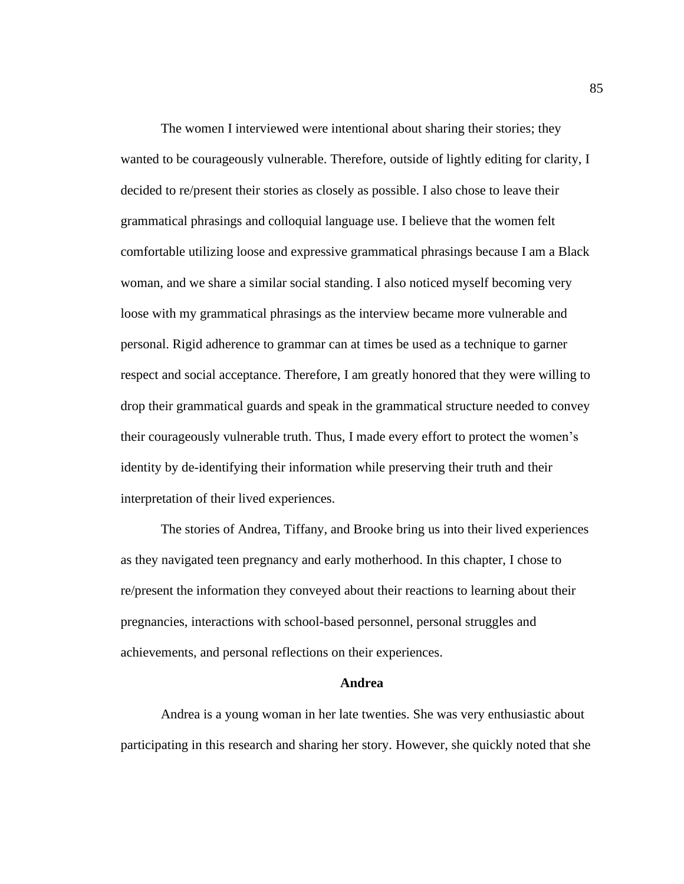The women I interviewed were intentional about sharing their stories; they wanted to be courageously vulnerable. Therefore, outside of lightly editing for clarity, I decided to re/present their stories as closely as possible. I also chose to leave their grammatical phrasings and colloquial language use. I believe that the women felt comfortable utilizing loose and expressive grammatical phrasings because I am a Black woman, and we share a similar social standing. I also noticed myself becoming very loose with my grammatical phrasings as the interview became more vulnerable and personal. Rigid adherence to grammar can at times be used as a technique to garner respect and social acceptance. Therefore, I am greatly honored that they were willing to drop their grammatical guards and speak in the grammatical structure needed to convey their courageously vulnerable truth. Thus, I made every effort to protect the women's identity by de-identifying their information while preserving their truth and their interpretation of their lived experiences.

The stories of Andrea, Tiffany, and Brooke bring us into their lived experiences as they navigated teen pregnancy and early motherhood. In this chapter, I chose to re/present the information they conveyed about their reactions to learning about their pregnancies, interactions with school-based personnel, personal struggles and achievements, and personal reflections on their experiences.

## Andrea

Andrea is a young woman in her late twenties. She was very enthusiastic about participating in this research and sharing her story. However, she quickly noted that she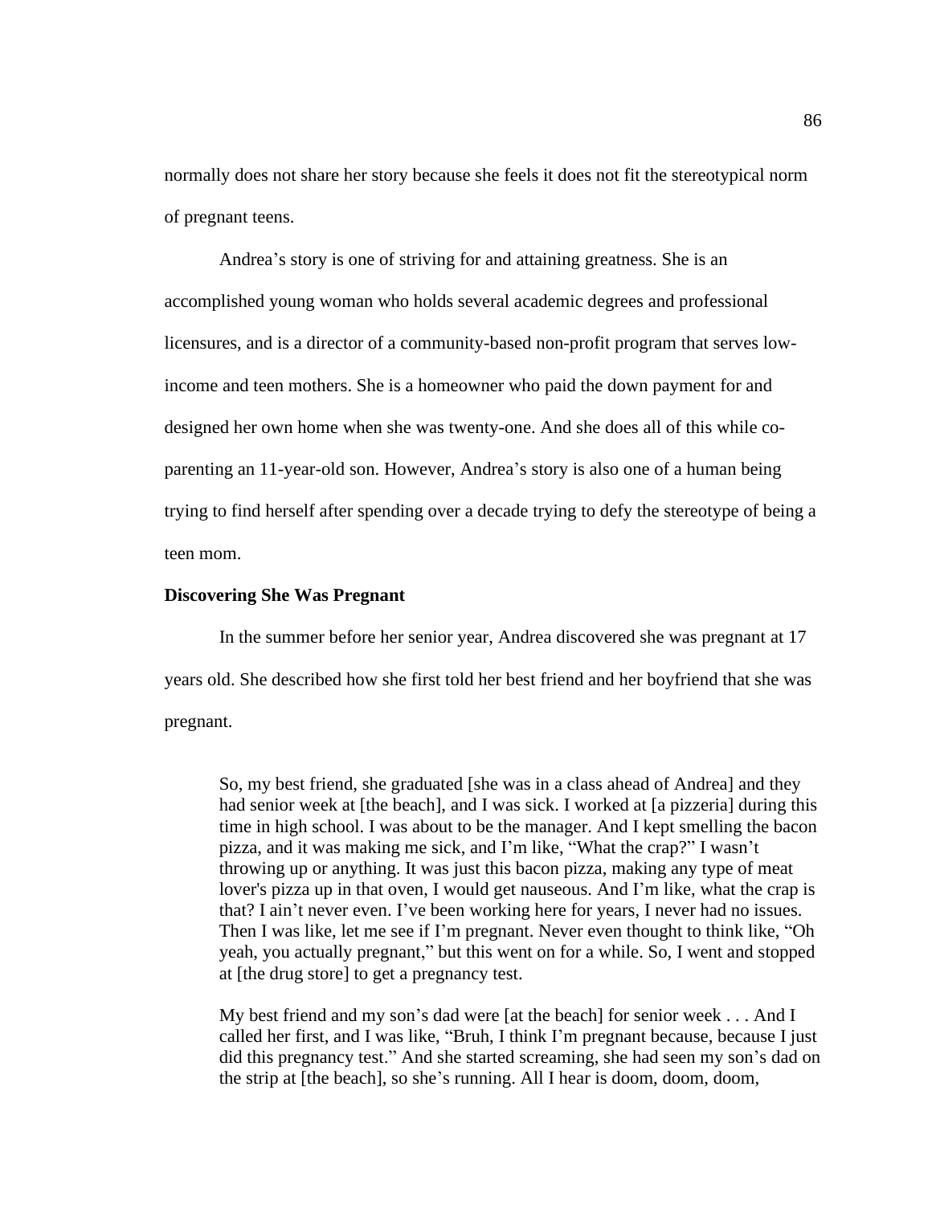normally does not share her story because she feels it does not fit the stereotypical norm of pregnant teens.

Andrea's story is one of striving for and attaining greatness. She is an accomplished young woman who holds several academic degrees and professional licensures, and is a director of a community-based non-profit program that serves low-income and teen mothers. She is a homeowner who paid the down payment for and designed her own home when she was twenty-one. And she does all of this while co-parenting an 11-year-old son. However, Andrea's story is also one of a human being trying to find herself after spending over a decade trying to defy the stereotype of being a teen mom.

**Discovering She Was Pregnant**

In the summer before her senior year, Andrea discovered she was pregnant at 17 years old. She described how she first told her best friend and her boyfriend that she was pregnant.

> So, my best friend, she graduated [she was in a class ahead of Andrea] and they had senior week at [the beach], and I was sick. I worked at [a pizzeria] during this time in high school. I was about to be the manager. And I kept smelling the bacon pizza, and it was making me sick, and I'm like, "What the crap?" I wasn't throwing up or anything. It was just this bacon pizza, making any type of meat lover's pizza up in that oven, I would get nauseous. And I'm like, what the crap is that? I ain't never even. I've been working here for years, I never had no issues. Then I was like, let me see if I'm pregnant. Never even thought to think like, "Oh yeah, you actually pregnant," but this went on for a while. So, I went and stopped at [the drug store] to get a pregnancy test.
>
> My best friend and my son's dad were [at the beach] for senior week . . . And I called her first, and I was like, "Bruh, I think I'm pregnant because, because I just did this pregnancy test." And she started screaming, she had seen my son's dad on the strip at [the beach], so she's running. All I hear is doom, doom, doom,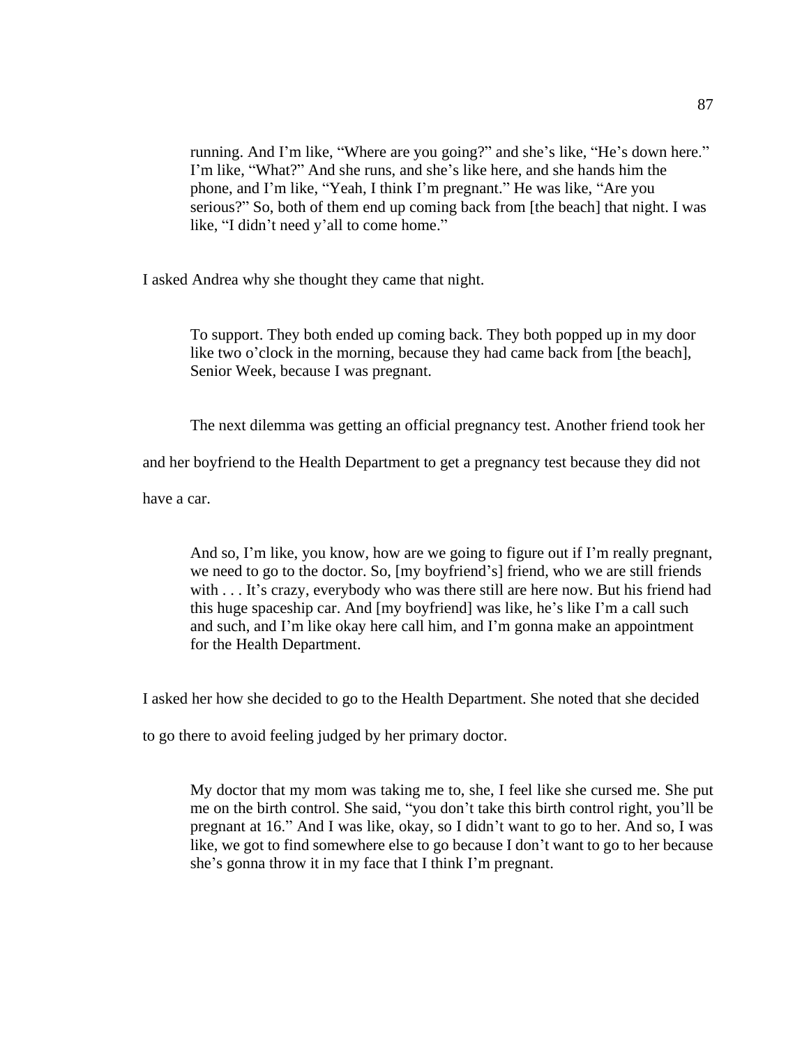> running. And I'm like, "Where are you going?" and she's like, "He's down here." I'm like, "What?" And she runs, and she's like here, and she hands him the phone, and I'm like, "Yeah, I think I'm pregnant." He was like, "Are you serious?" So, both of them end up coming back from [the beach] that night. I was like, "I didn't need y'all to come home."

I asked Andrea why she thought they came that night.

> To support. They both ended up coming back. They both popped up in my door like two o'clock in the morning, because they had came back from [the beach], Senior Week, because I was pregnant.

The next dilemma was getting an official pregnancy test. Another friend took her and her boyfriend to the Health Department to get a pregnancy test because they did not have a car.

> And so, I'm like, you know, how are we going to figure out if I'm really pregnant, we need to go to the doctor. So, [my boyfriend's] friend, who we are still friends with . . . It's crazy, everybody who was there still are here now. But his friend had this huge spaceship car. And [my boyfriend] was like, he's like I'm a call such and such, and I'm like okay here call him, and I'm gonna make an appointment for the Health Department.

I asked her how she decided to go to the Health Department. She noted that she decided to go there to avoid feeling judged by her primary doctor.

> My doctor that my mom was taking me to, she, I feel like she cursed me. She put me on the birth control. She said, "you don't take this birth control right, you'll be pregnant at 16." And I was like, okay, so I didn't want to go to her. And so, I was like, we got to find somewhere else to go because I don't want to go to her because she's gonna throw it in my face that I think I'm pregnant.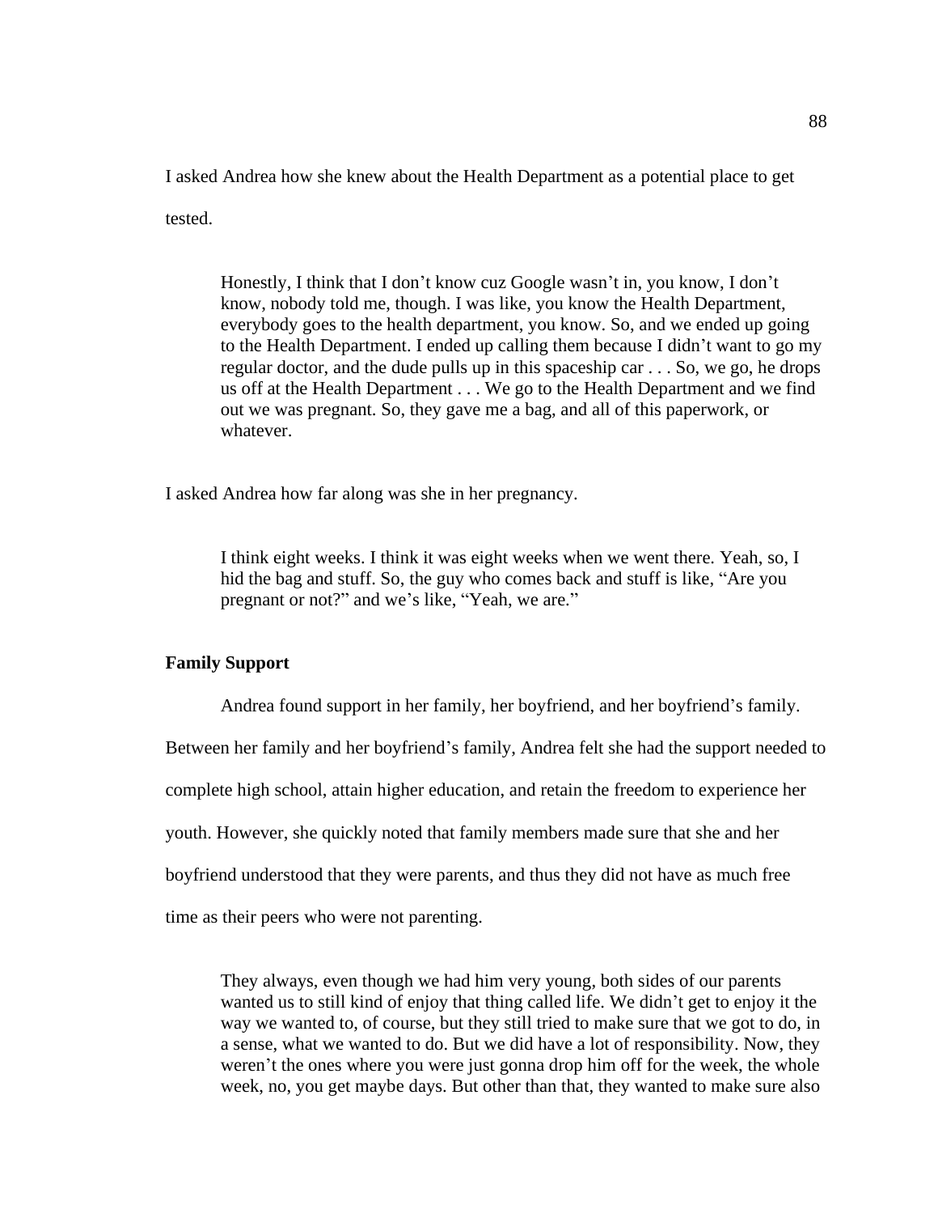I asked Andrea how she knew about the Health Department as a potential place to get tested.

> Honestly, I think that I don't know cuz Google wasn't in, you know, I don't know, nobody told me, though. I was like, you know the Health Department, everybody goes to the health department, you know. So, and we ended up going to the Health Department. I ended up calling them because I didn't want to go my regular doctor, and the dude pulls up in this spaceship car . . . So, we go, he drops us off at the Health Department . . . We go to the Health Department and we find out we was pregnant. So, they gave me a bag, and all of this paperwork, or whatever.

I asked Andrea how far along was she in her pregnancy.

> I think eight weeks. I think it was eight weeks when we went there. Yeah, so, I hid the bag and stuff. So, the guy who comes back and stuff is like, "Are you pregnant or not?" and we's like, "Yeah, we are."

**Family Support**

Andrea found support in her family, her boyfriend, and her boyfriend's family. Between her family and her boyfriend's family, Andrea felt she had the support needed to complete high school, attain higher education, and retain the freedom to experience her youth. However, she quickly noted that family members made sure that she and her boyfriend understood that they were parents, and thus they did not have as much free time as their peers who were not parenting.

> They always, even though we had him very young, both sides of our parents wanted us to still kind of enjoy that thing called life. We didn't get to enjoy it the way we wanted to, of course, but they still tried to make sure that we got to do, in a sense, what we wanted to do. But we did have a lot of responsibility. Now, they weren't the ones where you were just gonna drop him off for the week, the whole week, no, you get maybe days. But other than that, they wanted to make sure also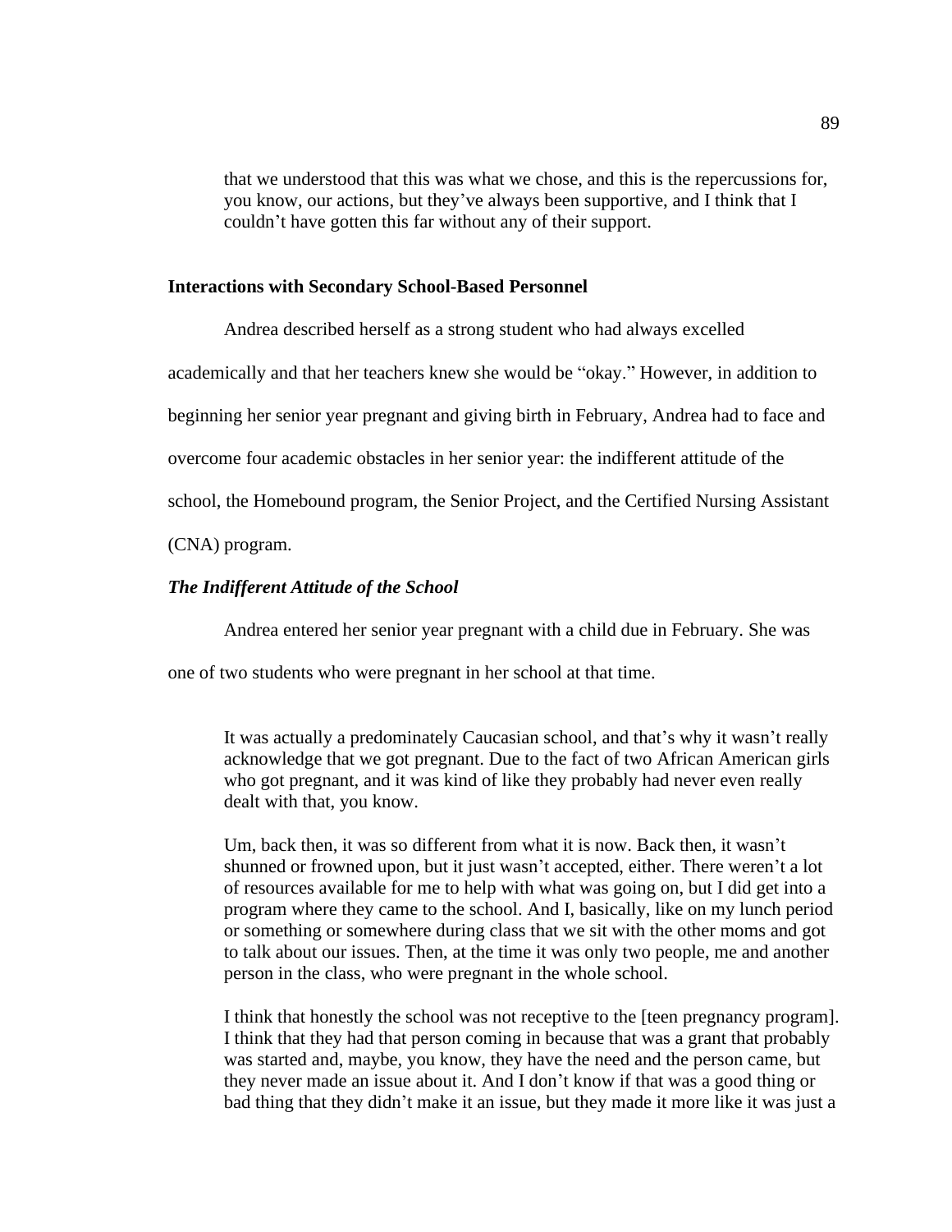> that we understood that this was what we chose, and this is the repercussions for, you know, our actions, but they've always been supportive, and I think that I couldn't have gotten this far without any of their support.

**Interactions with Secondary School-Based Personnel**

Andrea described herself as a strong student who had always excelled academically and that her teachers knew she would be "okay." However, in addition to beginning her senior year pregnant and giving birth in February, Andrea had to face and overcome four academic obstacles in her senior year: the indifferent attitude of the school, the Homebound program, the Senior Project, and the Certified Nursing Assistant (CNA) program.

***The Indifferent Attitude of the School***

Andrea entered her senior year pregnant with a child due in February. She was one of two students who were pregnant in her school at that time.

> It was actually a predominately Caucasian school, and that's why it wasn't really acknowledge that we got pregnant. Due to the fact of two African American girls who got pregnant, and it was kind of like they probably had never even really dealt with that, you know.
>
> Um, back then, it was so different from what it is now. Back then, it wasn't shunned or frowned upon, but it just wasn't accepted, either. There weren't a lot of resources available for me to help with what was going on, but I did get into a program where they came to the school. And I, basically, like on my lunch period or something or somewhere during class that we sit with the other moms and got to talk about our issues. Then, at the time it was only two people, me and another person in the class, who were pregnant in the whole school.
>
> I think that honestly the school was not receptive to the [teen pregnancy program]. I think that they had that person coming in because that was a grant that probably was started and, maybe, you know, they have the need and the person came, but they never made an issue about it. And I don't know if that was a good thing or bad thing that they didn't make it an issue, but they made it more like it was just a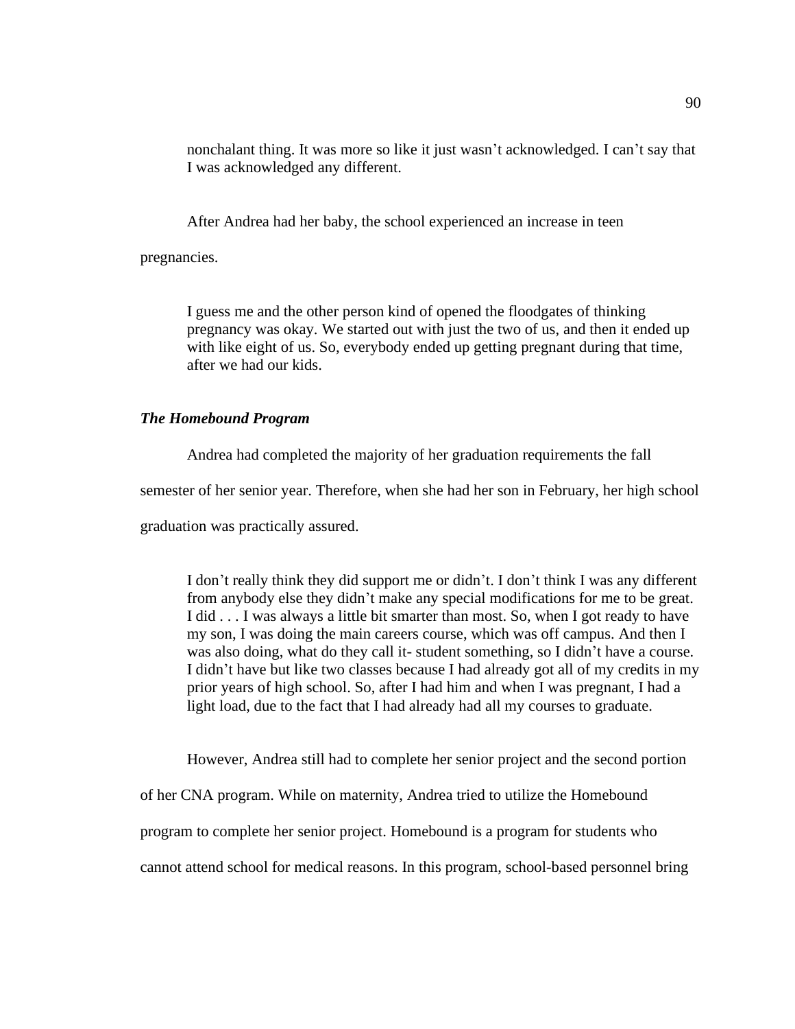> nonchalant thing. It was more so like it just wasn't acknowledged. I can't say that I was acknowledged any different.

After Andrea had her baby, the school experienced an increase in teen pregnancies.

> I guess me and the other person kind of opened the floodgates of thinking pregnancy was okay. We started out with just the two of us, and then it ended up with like eight of us. So, everybody ended up getting pregnant during that time, after we had our kids.

### *The Homebound Program*

Andrea had completed the majority of her graduation requirements the fall semester of her senior year. Therefore, when she had her son in February, her high school graduation was practically assured.

> I don't really think they did support me or didn't. I don't think I was any different from anybody else they didn't make any special modifications for me to be great. I did . . . I was always a little bit smarter than most. So, when I got ready to have my son, I was doing the main careers course, which was off campus. And then I was also doing, what do they call it- student something, so I didn't have a course. I didn't have but like two classes because I had already got all of my credits in my prior years of high school. So, after I had him and when I was pregnant, I had a light load, due to the fact that I had already had all my courses to graduate.

However, Andrea still had to complete her senior project and the second portion of her CNA program. While on maternity, Andrea tried to utilize the Homebound program to complete her senior project. Homebound is a program for students who cannot attend school for medical reasons. In this program, school-based personnel bring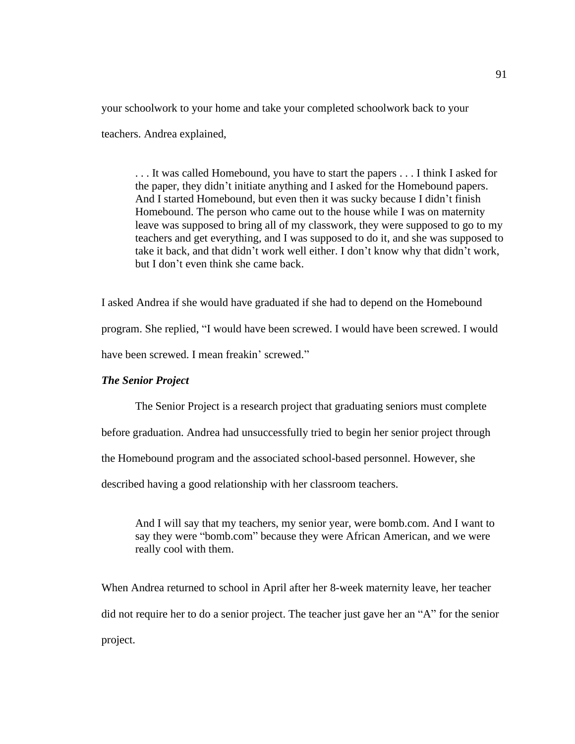your schoolwork to your home and take your completed schoolwork back to your teachers. Andrea explained,

> . . . It was called Homebound, you have to start the papers . . . I think I asked for the paper, they didn't initiate anything and I asked for the Homebound papers. And I started Homebound, but even then it was sucky because I didn't finish Homebound. The person who came out to the house while I was on maternity leave was supposed to bring all of my classwork, they were supposed to go to my teachers and get everything, and I was supposed to do it, and she was supposed to take it back, and that didn't work well either. I don't know why that didn't work, but I don't even think she came back.

I asked Andrea if she would have graduated if she had to depend on the Homebound program. She replied, "I would have been screwed. I would have been screwed. I would have been screwed. I mean freakin' screwed."

### *The Senior Project*

The Senior Project is a research project that graduating seniors must complete before graduation. Andrea had unsuccessfully tried to begin her senior project through the Homebound program and the associated school-based personnel. However, she described having a good relationship with her classroom teachers.

> And I will say that my teachers, my senior year, were bomb.com. And I want to say they were "bomb.com" because they were African American, and we were really cool with them.

When Andrea returned to school in April after her 8-week maternity leave, her teacher did not require her to do a senior project. The teacher just gave her an "A" for the senior project.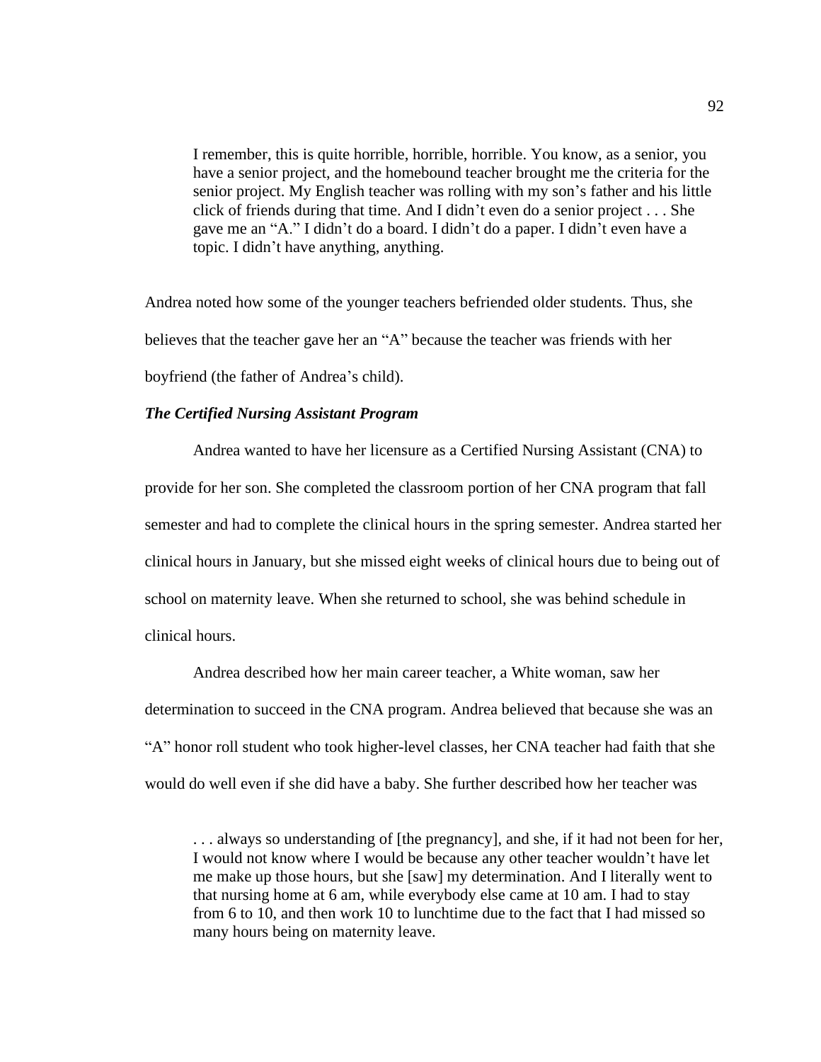> I remember, this is quite horrible, horrible, horrible. You know, as a senior, you have a senior project, and the homebound teacher brought me the criteria for the senior project. My English teacher was rolling with my son's father and his little click of friends during that time. And I didn't even do a senior project . . . She gave me an "A." I didn't do a board. I didn't do a paper. I didn't even have a topic. I didn't have anything, anything.

Andrea noted how some of the younger teachers befriended older students. Thus, she believes that the teacher gave her an "A" because the teacher was friends with her boyfriend (the father of Andrea's child).

### *The Certified Nursing Assistant Program*

Andrea wanted to have her licensure as a Certified Nursing Assistant (CNA) to provide for her son. She completed the classroom portion of her CNA program that fall semester and had to complete the clinical hours in the spring semester. Andrea started her clinical hours in January, but she missed eight weeks of clinical hours due to being out of school on maternity leave. When she returned to school, she was behind schedule in clinical hours.

Andrea described how her main career teacher, a White woman, saw her determination to succeed in the CNA program. Andrea believed that because she was an "A" honor roll student who took higher-level classes, her CNA teacher had faith that she would do well even if she did have a baby. She further described how her teacher was

> . . . always so understanding of [the pregnancy], and she, if it had not been for her, I would not know where I would be because any other teacher wouldn't have let me make up those hours, but she [saw] my determination. And I literally went to that nursing home at 6 am, while everybody else came at 10 am. I had to stay from 6 to 10, and then work 10 to lunchtime due to the fact that I had missed so many hours being on maternity leave.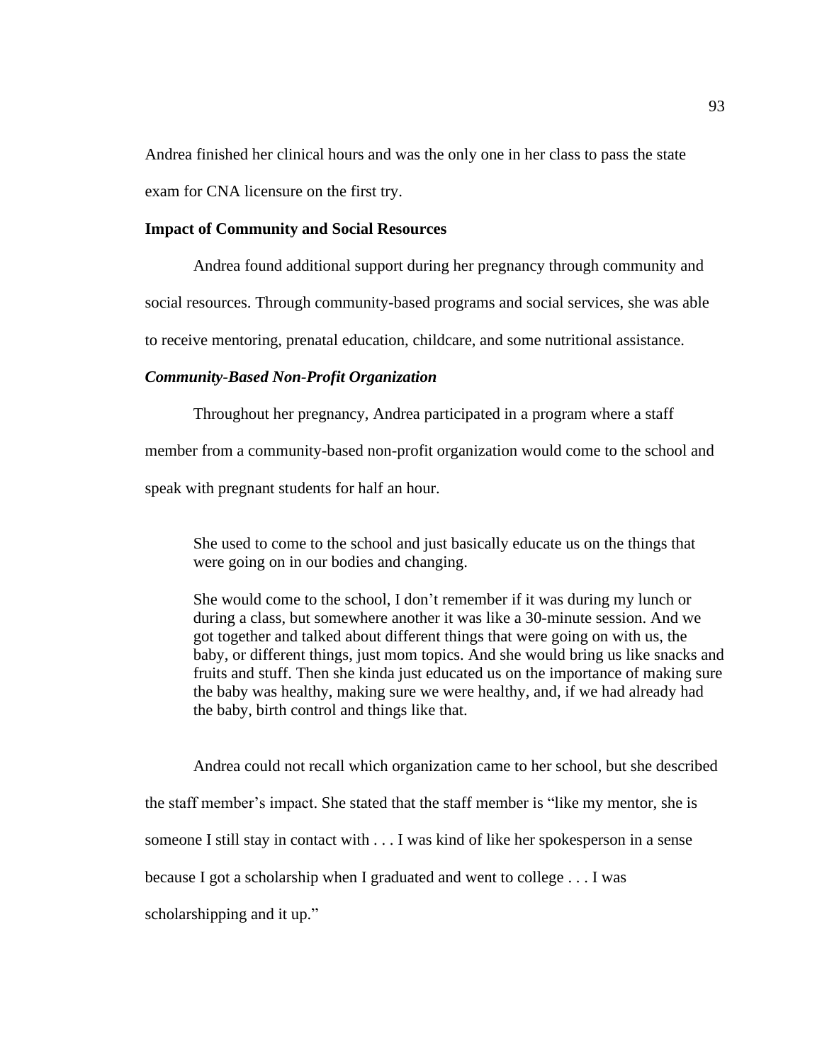Andrea finished her clinical hours and was the only one in her class to pass the state exam for CNA licensure on the first try.

## Impact of Community and Social Resources

Andrea found additional support during her pregnancy through community and social resources. Through community-based programs and social services, she was able to receive mentoring, prenatal education, childcare, and some nutritional assistance.

### *Community-Based Non-Profit Organization*

Throughout her pregnancy, Andrea participated in a program where a staff member from a community-based non-profit organization would come to the school and speak with pregnant students for half an hour.

> She used to come to the school and just basically educate us on the things that were going on in our bodies and changing.
>
> She would come to the school, I don't remember if it was during my lunch or during a class, but somewhere another it was like a 30-minute session. And we got together and talked about different things that were going on with us, the baby, or different things, just mom topics. And she would bring us like snacks and fruits and stuff. Then she kinda just educated us on the importance of making sure the baby was healthy, making sure we were healthy, and, if we had already had the baby, birth control and things like that.

Andrea could not recall which organization came to her school, but she described the staff member's impact. She stated that the staff member is "like my mentor, she is someone I still stay in contact with . . . I was kind of like her spokesperson in a sense because I got a scholarship when I graduated and went to college . . . I was scholarshipping and it up."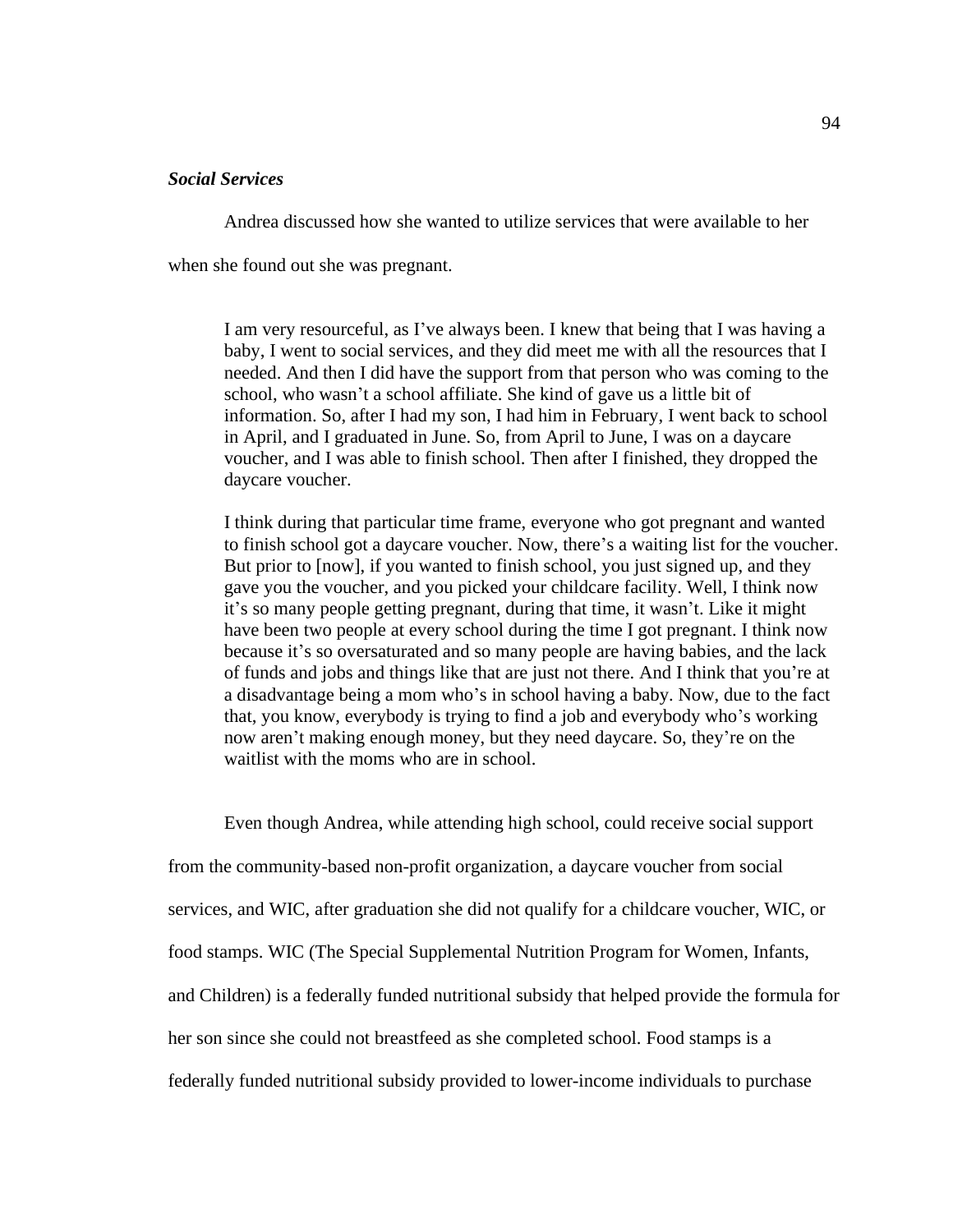### *Social Services*

Andrea discussed how she wanted to utilize services that were available to her when she found out she was pregnant.

> I am very resourceful, as I've always been. I knew that being that I was having a baby, I went to social services, and they did meet me with all the resources that I needed. And then I did have the support from that person who was coming to the school, who wasn't a school affiliate. She kind of gave us a little bit of information. So, after I had my son, I had him in February, I went back to school in April, and I graduated in June. So, from April to June, I was on a daycare voucher, and I was able to finish school. Then after I finished, they dropped the daycare voucher.
>
> I think during that particular time frame, everyone who got pregnant and wanted to finish school got a daycare voucher. Now, there's a waiting list for the voucher. But prior to [now], if you wanted to finish school, you just signed up, and they gave you the voucher, and you picked your childcare facility. Well, I think now it's so many people getting pregnant, during that time, it wasn't. Like it might have been two people at every school during the time I got pregnant. I think now because it's so oversaturated and so many people are having babies, and the lack of funds and jobs and things like that are just not there. And I think that you're at a disadvantage being a mom who's in school having a baby. Now, due to the fact that, you know, everybody is trying to find a job and everybody who's working now aren't making enough money, but they need daycare. So, they're on the waitlist with the moms who are in school.

Even though Andrea, while attending high school, could receive social support from the community-based non-profit organization, a daycare voucher from social services, and WIC, after graduation she did not qualify for a childcare voucher, WIC, or food stamps. WIC (The Special Supplemental Nutrition Program for Women, Infants, and Children) is a federally funded nutritional subsidy that helped provide the formula for her son since she could not breastfeed as she completed school. Food stamps is a federally funded nutritional subsidy provided to lower-income individuals to purchase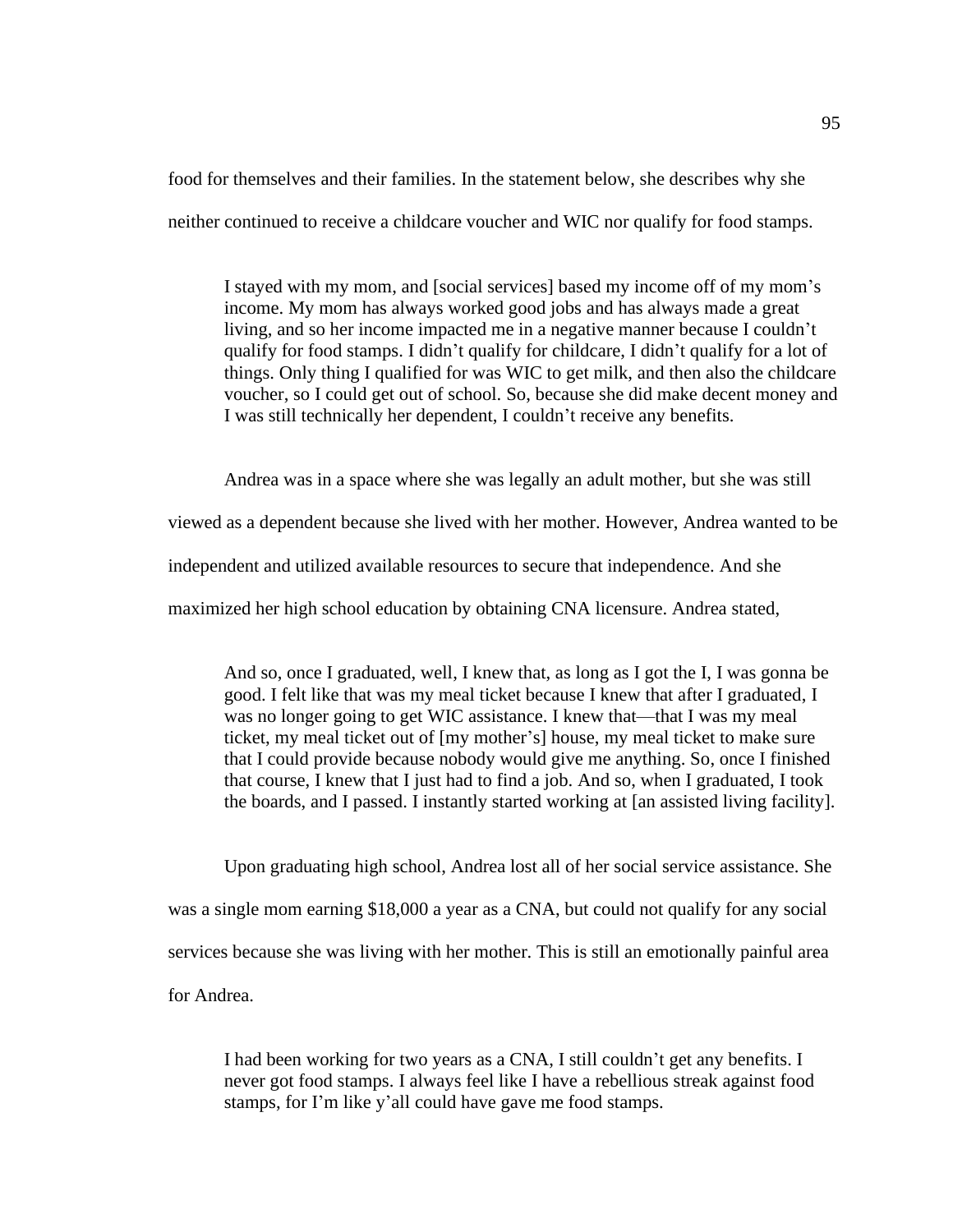food for themselves and their families. In the statement below, she describes why she neither continued to receive a childcare voucher and WIC nor qualify for food stamps.

> I stayed with my mom, and [social services] based my income off of my mom's income. My mom has always worked good jobs and has always made a great living, and so her income impacted me in a negative manner because I couldn't qualify for food stamps. I didn't qualify for childcare, I didn't qualify for a lot of things. Only thing I qualified for was WIC to get milk, and then also the childcare voucher, so I could get out of school. So, because she did make decent money and I was still technically her dependent, I couldn't receive any benefits.

Andrea was in a space where she was legally an adult mother, but she was still viewed as a dependent because she lived with her mother. However, Andrea wanted to be independent and utilized available resources to secure that independence. And she maximized her high school education by obtaining CNA licensure. Andrea stated,

> And so, once I graduated, well, I knew that, as long as I got the I, I was gonna be good. I felt like that was my meal ticket because I knew that after I graduated, I was no longer going to get WIC assistance. I knew that—that I was my meal ticket, my meal ticket out of [my mother's] house, my meal ticket to make sure that I could provide because nobody would give me anything. So, once I finished that course, I knew that I just had to find a job. And so, when I graduated, I took the boards, and I passed. I instantly started working at [an assisted living facility].

Upon graduating high school, Andrea lost all of her social service assistance. She was a single mom earning $18,000 a year as a CNA, but could not qualify for any social services because she was living with her mother. This is still an emotionally painful area for Andrea.

> I had been working for two years as a CNA, I still couldn't get any benefits. I never got food stamps. I always feel like I have a rebellious streak against food stamps, for I'm like y'all could have gave me food stamps.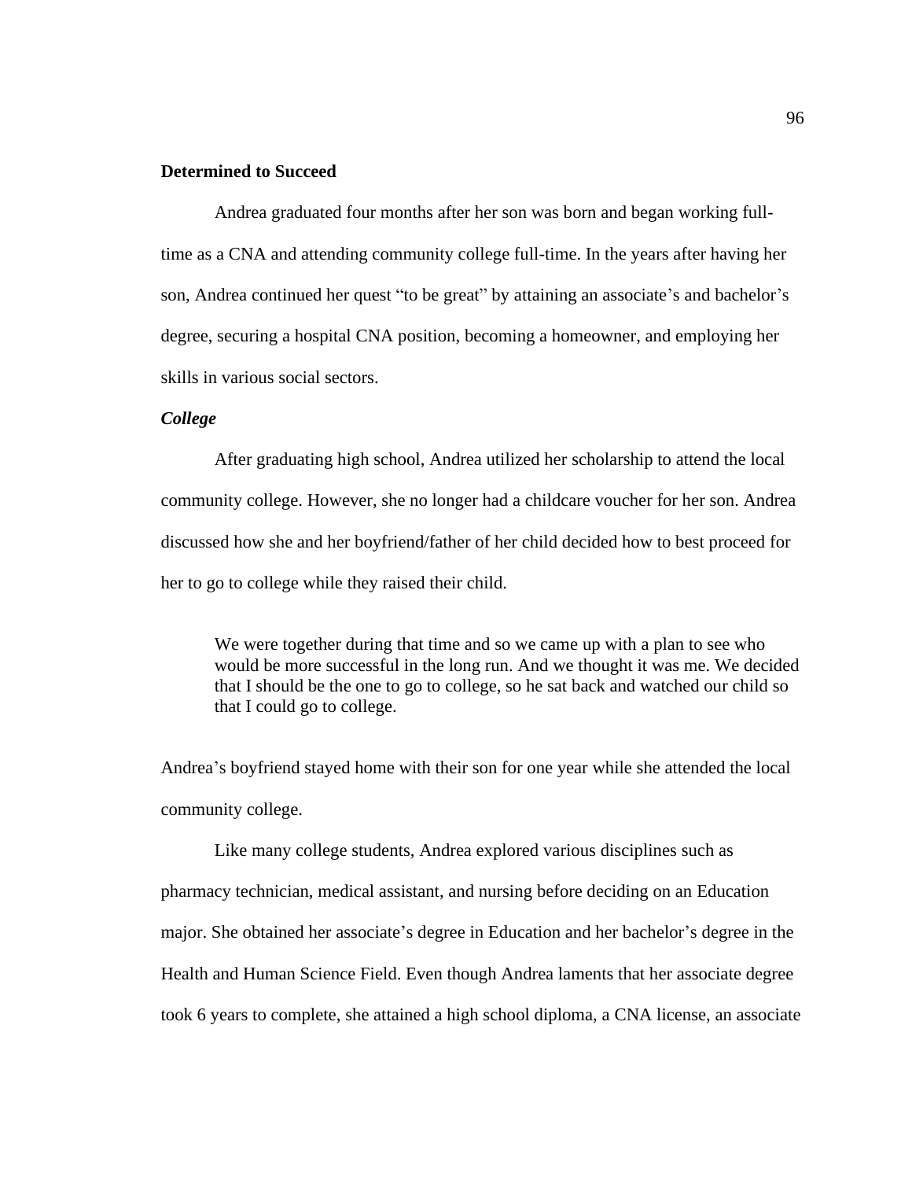## Determined to Succeed

Andrea graduated four months after her son was born and began working full-time as a CNA and attending community college full-time. In the years after having her son, Andrea continued her quest "to be great" by attaining an associate's and bachelor's degree, securing a hospital CNA position, becoming a homeowner, and employing her skills in various social sectors.

### *College*

After graduating high school, Andrea utilized her scholarship to attend the local community college. However, she no longer had a childcare voucher for her son. Andrea discussed how she and her boyfriend/father of her child decided how to best proceed for her to go to college while they raised their child.

> We were together during that time and so we came up with a plan to see who would be more successful in the long run. And we thought it was me. We decided that I should be the one to go to college, so he sat back and watched our child so that I could go to college.

Andrea's boyfriend stayed home with their son for one year while she attended the local community college.

Like many college students, Andrea explored various disciplines such as pharmacy technician, medical assistant, and nursing before deciding on an Education major. She obtained her associate's degree in Education and her bachelor's degree in the Health and Human Science Field. Even though Andrea laments that her associate degree took 6 years to complete, she attained a high school diploma, a CNA license, an associate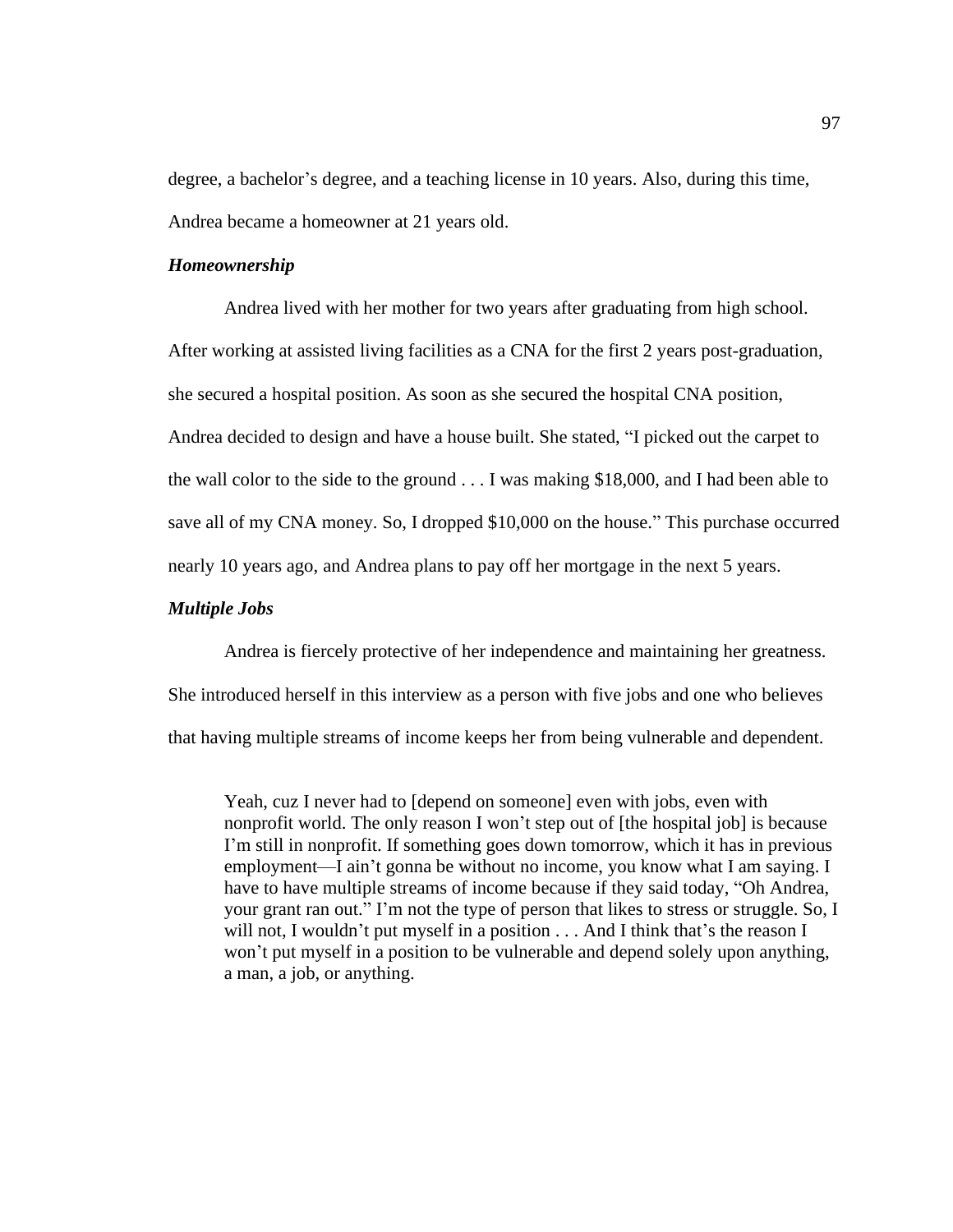degree, a bachelor's degree, and a teaching license in 10 years. Also, during this time, Andrea became a homeowner at 21 years old.

### *Homeownership*

Andrea lived with her mother for two years after graduating from high school. After working at assisted living facilities as a CNA for the first 2 years post-graduation, she secured a hospital position. As soon as she secured the hospital CNA position, Andrea decided to design and have a house built. She stated, "I picked out the carpet to the wall color to the side to the ground . . . I was making $18,000, and I had been able to save all of my CNA money. So, I dropped $10,000 on the house." This purchase occurred nearly 10 years ago, and Andrea plans to pay off her mortgage in the next 5 years.

### *Multiple Jobs*

Andrea is fiercely protective of her independence and maintaining her greatness. She introduced herself in this interview as a person with five jobs and one who believes that having multiple streams of income keeps her from being vulnerable and dependent.

> Yeah, cuz I never had to [depend on someone] even with jobs, even with nonprofit world. The only reason I won't step out of [the hospital job] is because I'm still in nonprofit. If something goes down tomorrow, which it has in previous employment—I ain't gonna be without no income, you know what I am saying. I have to have multiple streams of income because if they said today, "Oh Andrea, your grant ran out." I'm not the type of person that likes to stress or struggle. So, I will not, I wouldn't put myself in a position . . . And I think that's the reason I won't put myself in a position to be vulnerable and depend solely upon anything, a man, a job, or anything.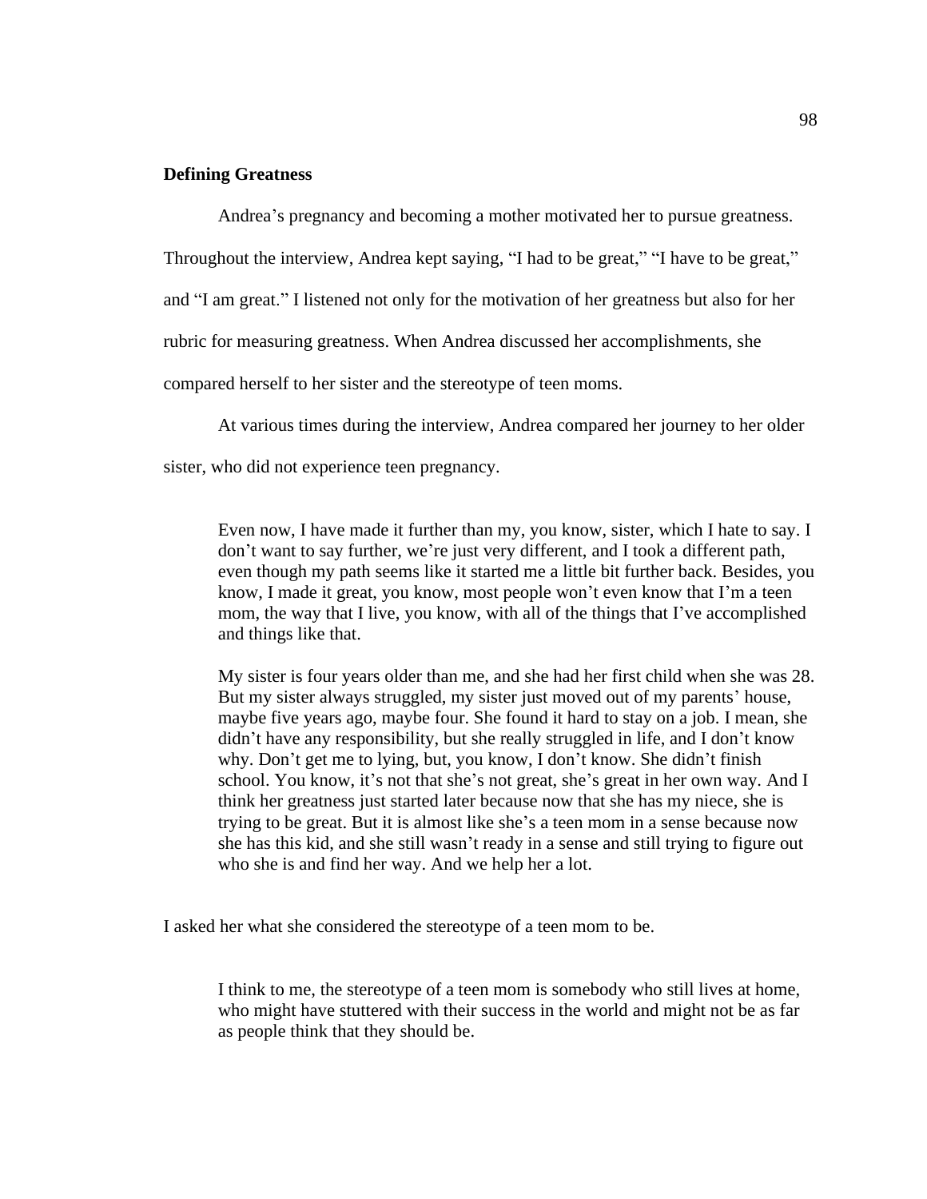### Defining Greatness

Andrea's pregnancy and becoming a mother motivated her to pursue greatness. Throughout the interview, Andrea kept saying, "I had to be great," "I have to be great," and "I am great." I listened not only for the motivation of her greatness but also for her rubric for measuring greatness. When Andrea discussed her accomplishments, she compared herself to her sister and the stereotype of teen moms.

At various times during the interview, Andrea compared her journey to her older sister, who did not experience teen pregnancy.

> Even now, I have made it further than my, you know, sister, which I hate to say. I don't want to say further, we're just very different, and I took a different path, even though my path seems like it started me a little bit further back. Besides, you know, I made it great, you know, most people won't even know that I'm a teen mom, the way that I live, you know, with all of the things that I've accomplished and things like that.
>
> My sister is four years older than me, and she had her first child when she was 28. But my sister always struggled, my sister just moved out of my parents' house, maybe five years ago, maybe four. She found it hard to stay on a job. I mean, she didn't have any responsibility, but she really struggled in life, and I don't know why. Don't get me to lying, but, you know, I don't know. She didn't finish school. You know, it's not that she's not great, she's great in her own way. And I think her greatness just started later because now that she has my niece, she is trying to be great. But it is almost like she's a teen mom in a sense because now she has this kid, and she still wasn't ready in a sense and still trying to figure out who she is and find her way. And we help her a lot.

I asked her what she considered the stereotype of a teen mom to be.

> I think to me, the stereotype of a teen mom is somebody who still lives at home, who might have stuttered with their success in the world and might not be as far as people think that they should be.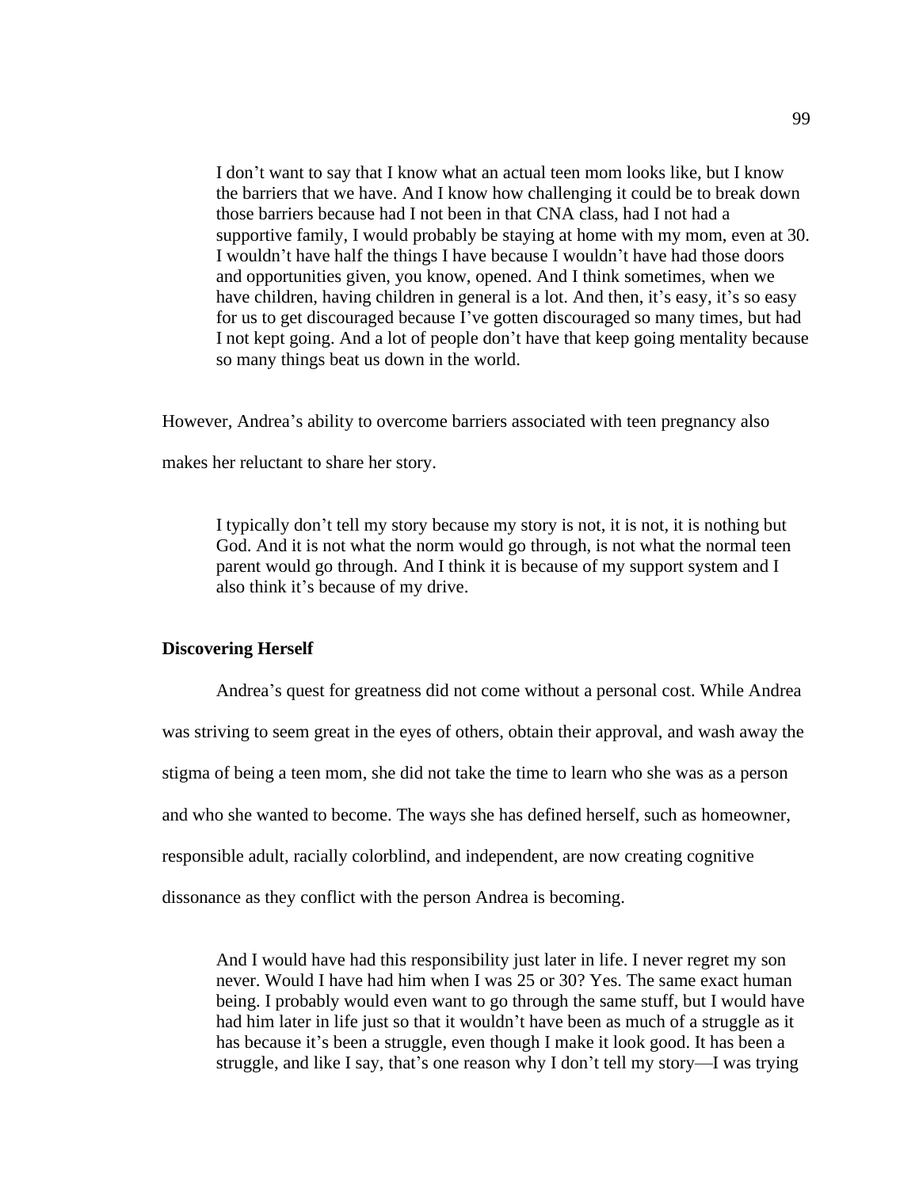> I don't want to say that I know what an actual teen mom looks like, but I know the barriers that we have. And I know how challenging it could be to break down those barriers because had I not been in that CNA class, had I not had a supportive family, I would probably be staying at home with my mom, even at 30. I wouldn't have half the things I have because I wouldn't have had those doors and opportunities given, you know, opened. And I think sometimes, when we have children, having children in general is a lot. And then, it's easy, it's so easy for us to get discouraged because I've gotten discouraged so many times, but had I not kept going. And a lot of people don't have that keep going mentality because so many things beat us down in the world.

However, Andrea's ability to overcome barriers associated with teen pregnancy also makes her reluctant to share her story.

> I typically don't tell my story because my story is not, it is not, it is nothing but God. And it is not what the norm would go through, is not what the normal teen parent would go through. And I think it is because of my support system and I also think it's because of my drive.

### Discovering Herself

Andrea's quest for greatness did not come without a personal cost. While Andrea was striving to seem great in the eyes of others, obtain their approval, and wash away the stigma of being a teen mom, she did not take the time to learn who she was as a person and who she wanted to become. The ways she has defined herself, such as homeowner, responsible adult, racially colorblind, and independent, are now creating cognitive dissonance as they conflict with the person Andrea is becoming.

> And I would have had this responsibility just later in life. I never regret my son never. Would I have had him when I was 25 or 30? Yes. The same exact human being. I probably would even want to go through the same stuff, but I would have had him later in life just so that it wouldn't have been as much of a struggle as it has because it's been a struggle, even though I make it look good. It has been a struggle, and like I say, that's one reason why I don't tell my story—I was trying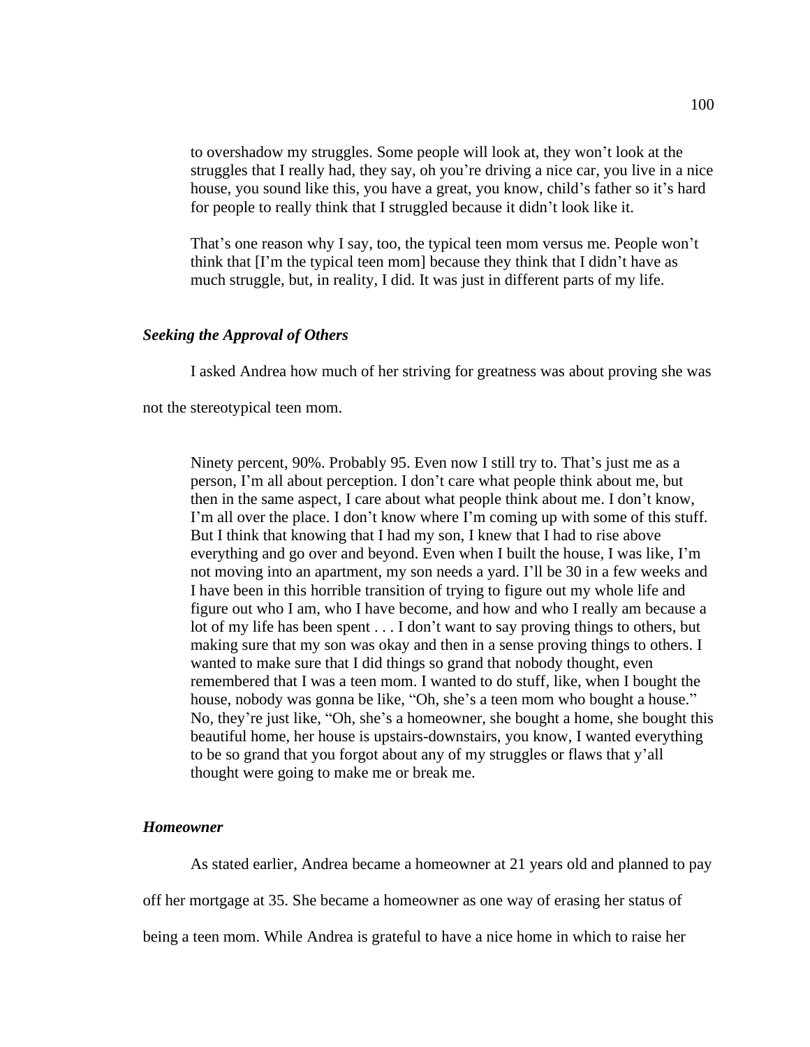to overshadow my struggles. Some people will look at, they won't look at the struggles that I really had, they say, oh you're driving a nice car, you live in a nice house, you sound like this, you have a great, you know, child's father so it's hard for people to really think that I struggled because it didn't look like it.

> That's one reason why I say, too, the typical teen mom versus me. People won't think that [I'm the typical teen mom] because they think that I didn't have as much struggle, but, in reality, I did. It was just in different parts of my life.

### *Seeking the Approval of Others*

I asked Andrea how much of her striving for greatness was about proving she was not the stereotypical teen mom.

> Ninety percent, 90%. Probably 95. Even now I still try to. That's just me as a person, I'm all about perception. I don't care what people think about me, but then in the same aspect, I care about what people think about me. I don't know, I'm all over the place. I don't know where I'm coming up with some of this stuff. But I think that knowing that I had my son, I knew that I had to rise above everything and go over and beyond. Even when I built the house, I was like, I'm not moving into an apartment, my son needs a yard. I'll be 30 in a few weeks and I have been in this horrible transition of trying to figure out my whole life and figure out who I am, who I have become, and how and who I really am because a lot of my life has been spent . . . I don't want to say proving things to others, but making sure that my son was okay and then in a sense proving things to others. I wanted to make sure that I did things so grand that nobody thought, even remembered that I was a teen mom. I wanted to do stuff, like, when I bought the house, nobody was gonna be like, "Oh, she's a teen mom who bought a house." No, they're just like, "Oh, she's a homeowner, she bought a home, she bought this beautiful home, her house is upstairs-downstairs, you know, I wanted everything to be so grand that you forgot about any of my struggles or flaws that y'all thought were going to make me or break me.

### *Homeowner*

As stated earlier, Andrea became a homeowner at 21 years old and planned to pay off her mortgage at 35. She became a homeowner as one way of erasing her status of being a teen mom. While Andrea is grateful to have a nice home in which to raise her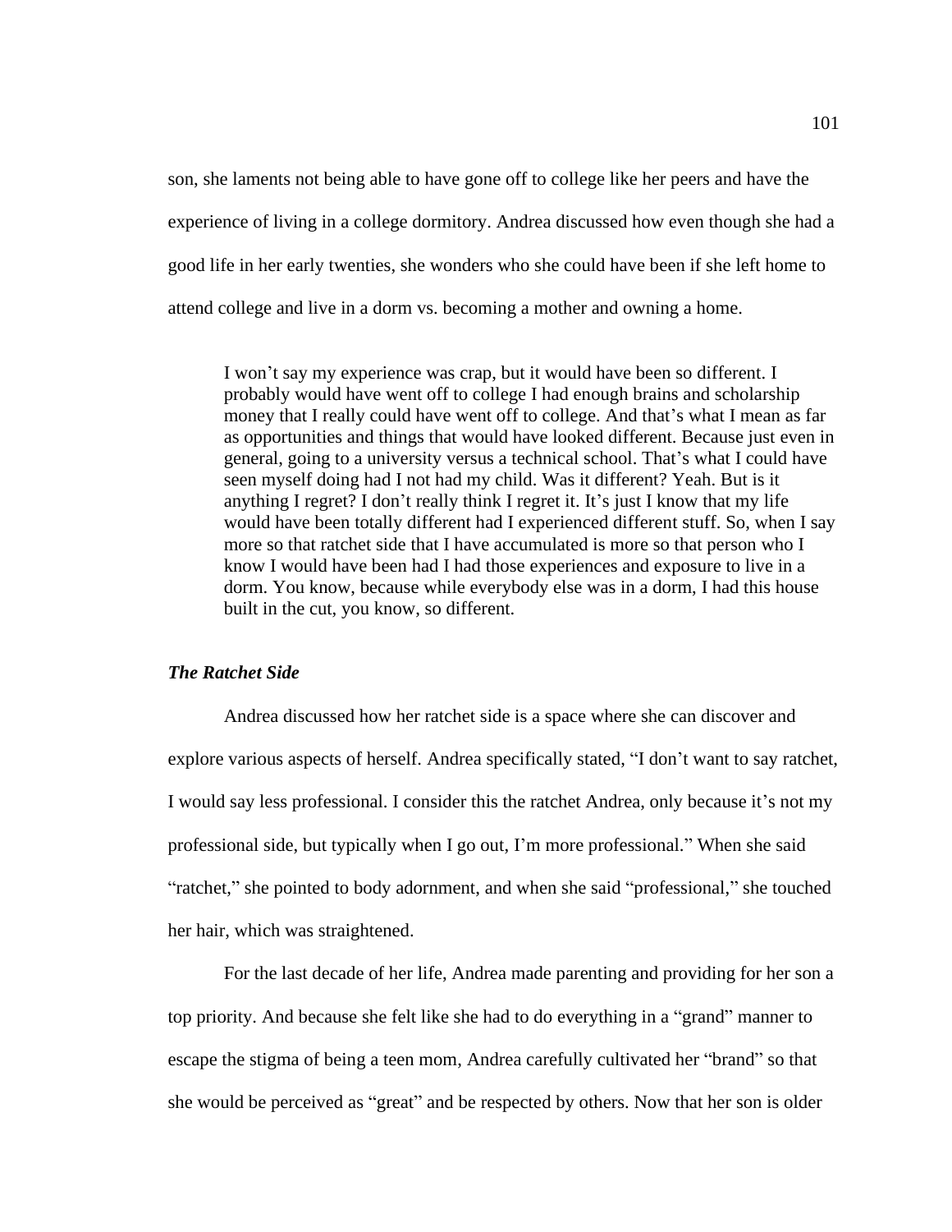son, she laments not being able to have gone off to college like her peers and have the experience of living in a college dormitory. Andrea discussed how even though she had a good life in her early twenties, she wonders who she could have been if she left home to attend college and live in a dorm vs. becoming a mother and owning a home.

> I won't say my experience was crap, but it would have been so different. I probably would have went off to college I had enough brains and scholarship money that I really could have went off to college. And that's what I mean as far as opportunities and things that would have looked different. Because just even in general, going to a university versus a technical school. That's what I could have seen myself doing had I not had my child. Was it different? Yeah. But is it anything I regret? I don't really think I regret it. It's just I know that my life would have been totally different had I experienced different stuff. So, when I say more so that ratchet side that I have accumulated is more so that person who I know I would have been had I had those experiences and exposure to live in a dorm. You know, because while everybody else was in a dorm, I had this house built in the cut, you know, so different.

### *The Ratchet Side*

Andrea discussed how her ratchet side is a space where she can discover and explore various aspects of herself. Andrea specifically stated, "I don't want to say ratchet, I would say less professional. I consider this the ratchet Andrea, only because it's not my professional side, but typically when I go out, I'm more professional." When she said "ratchet," she pointed to body adornment, and when she said "professional," she touched her hair, which was straightened.

For the last decade of her life, Andrea made parenting and providing for her son a top priority. And because she felt like she had to do everything in a "grand" manner to escape the stigma of being a teen mom, Andrea carefully cultivated her "brand" so that she would be perceived as "great" and be respected by others. Now that her son is older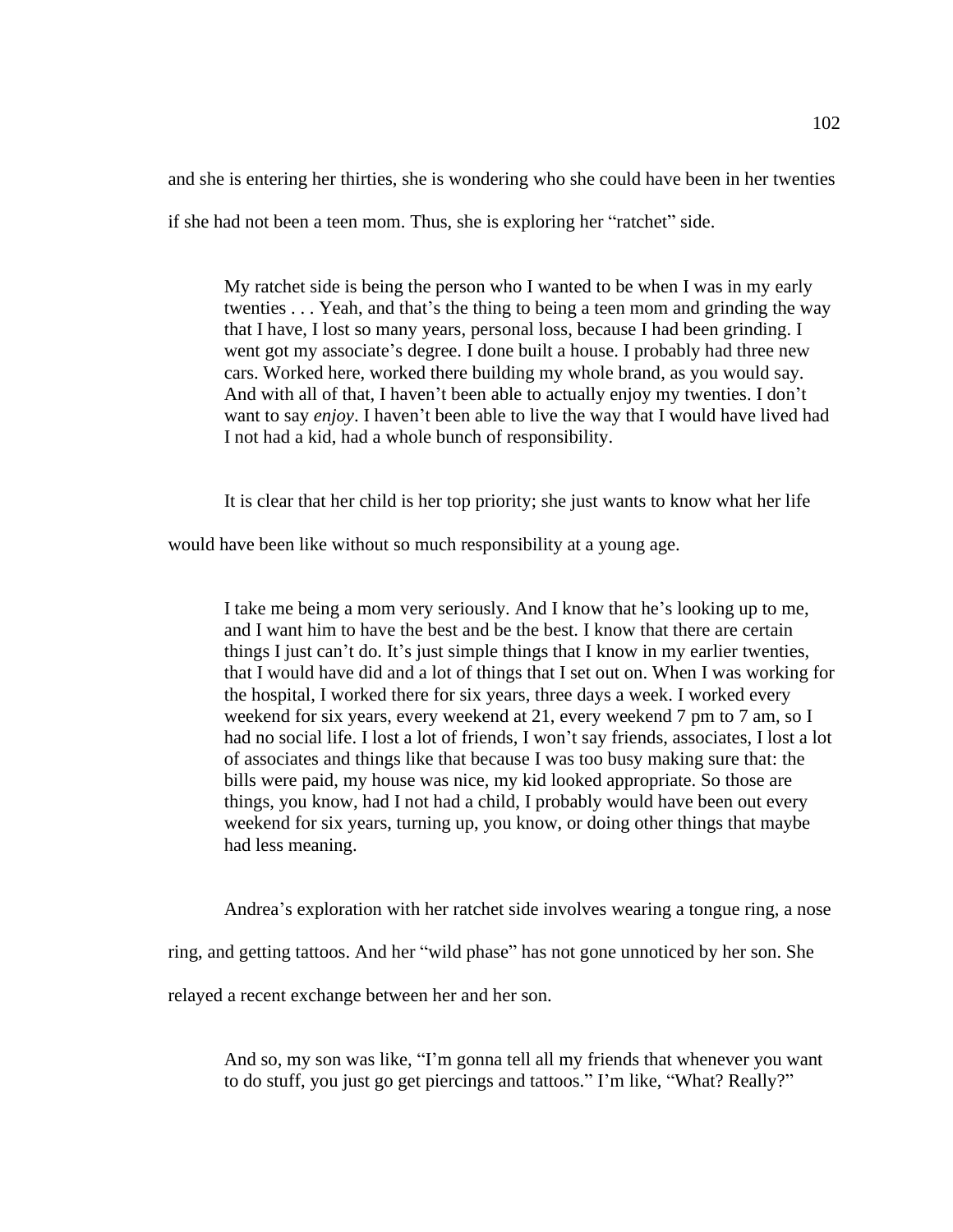and she is entering her thirties, she is wondering who she could have been in her twenties if she had not been a teen mom. Thus, she is exploring her "ratchet" side.

> My ratchet side is being the person who I wanted to be when I was in my early twenties . . . Yeah, and that's the thing to being a teen mom and grinding the way that I have, I lost so many years, personal loss, because I had been grinding. I went got my associate's degree. I done built a house. I probably had three new cars. Worked here, worked there building my whole brand, as you would say. And with all of that, I haven't been able to actually enjoy my twenties. I don't want to say *enjoy*. I haven't been able to live the way that I would have lived had I not had a kid, had a whole bunch of responsibility.

It is clear that her child is her top priority; she just wants to know what her life would have been like without so much responsibility at a young age.

> I take me being a mom very seriously. And I know that he's looking up to me, and I want him to have the best and be the best. I know that there are certain things I just can't do. It's just simple things that I know in my earlier twenties, that I would have did and a lot of things that I set out on. When I was working for the hospital, I worked there for six years, three days a week. I worked every weekend for six years, every weekend at 21, every weekend 7 pm to 7 am, so I had no social life. I lost a lot of friends, I won't say friends, associates, I lost a lot of associates and things like that because I was too busy making sure that: the bills were paid, my house was nice, my kid looked appropriate. So those are things, you know, had I not had a child, I probably would have been out every weekend for six years, turning up, you know, or doing other things that maybe had less meaning.

Andrea's exploration with her ratchet side involves wearing a tongue ring, a nose ring, and getting tattoos. And her "wild phase" has not gone unnoticed by her son. She relayed a recent exchange between her and her son.

> And so, my son was like, "I'm gonna tell all my friends that whenever you want to do stuff, you just go get piercings and tattoos." I'm like, "What? Really?"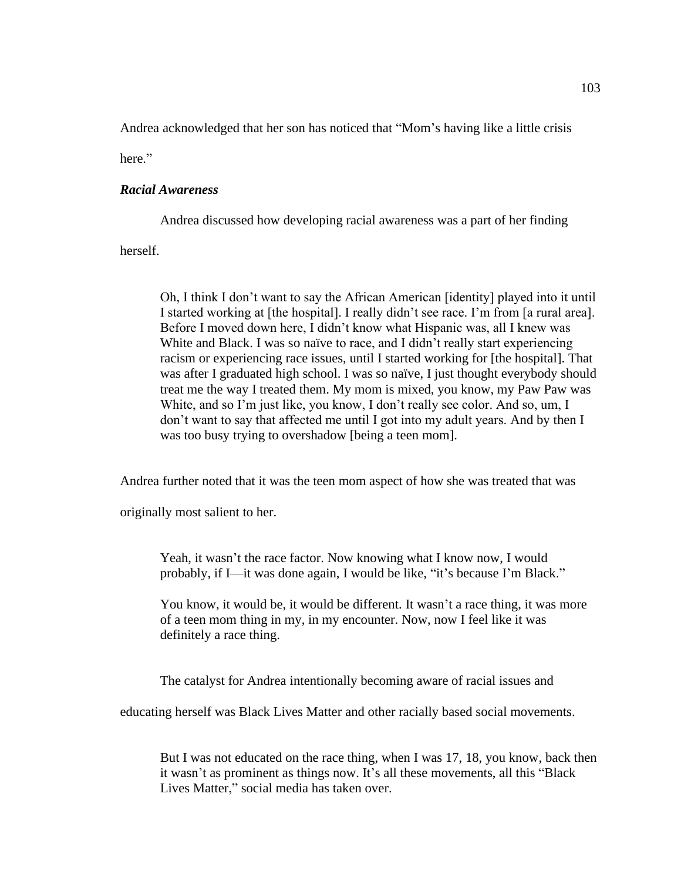Andrea acknowledged that her son has noticed that "Mom's having like a little crisis here."

### *Racial Awareness*

Andrea discussed how developing racial awareness was a part of her finding herself.

> Oh, I think I don't want to say the African American [identity] played into it until I started working at [the hospital]. I really didn't see race. I'm from [a rural area]. Before I moved down here, I didn't know what Hispanic was, all I knew was White and Black. I was so naïve to race, and I didn't really start experiencing racism or experiencing race issues, until I started working for [the hospital]. That was after I graduated high school. I was so naïve, I just thought everybody should treat me the way I treated them. My mom is mixed, you know, my Paw Paw was White, and so I'm just like, you know, I don't really see color. And so, um, I don't want to say that affected me until I got into my adult years. And by then I was too busy trying to overshadow [being a teen mom].

Andrea further noted that it was the teen mom aspect of how she was treated that was originally most salient to her.

> Yeah, it wasn't the race factor. Now knowing what I know now, I would probably, if I—it was done again, I would be like, "it's because I'm Black."
>
> You know, it would be, it would be different. It wasn't a race thing, it was more of a teen mom thing in my, in my encounter. Now, now I feel like it was definitely a race thing.

The catalyst for Andrea intentionally becoming aware of racial issues and educating herself was Black Lives Matter and other racially based social movements.

> But I was not educated on the race thing, when I was 17, 18, you know, back then it wasn't as prominent as things now. It's all these movements, all this "Black Lives Matter," social media has taken over.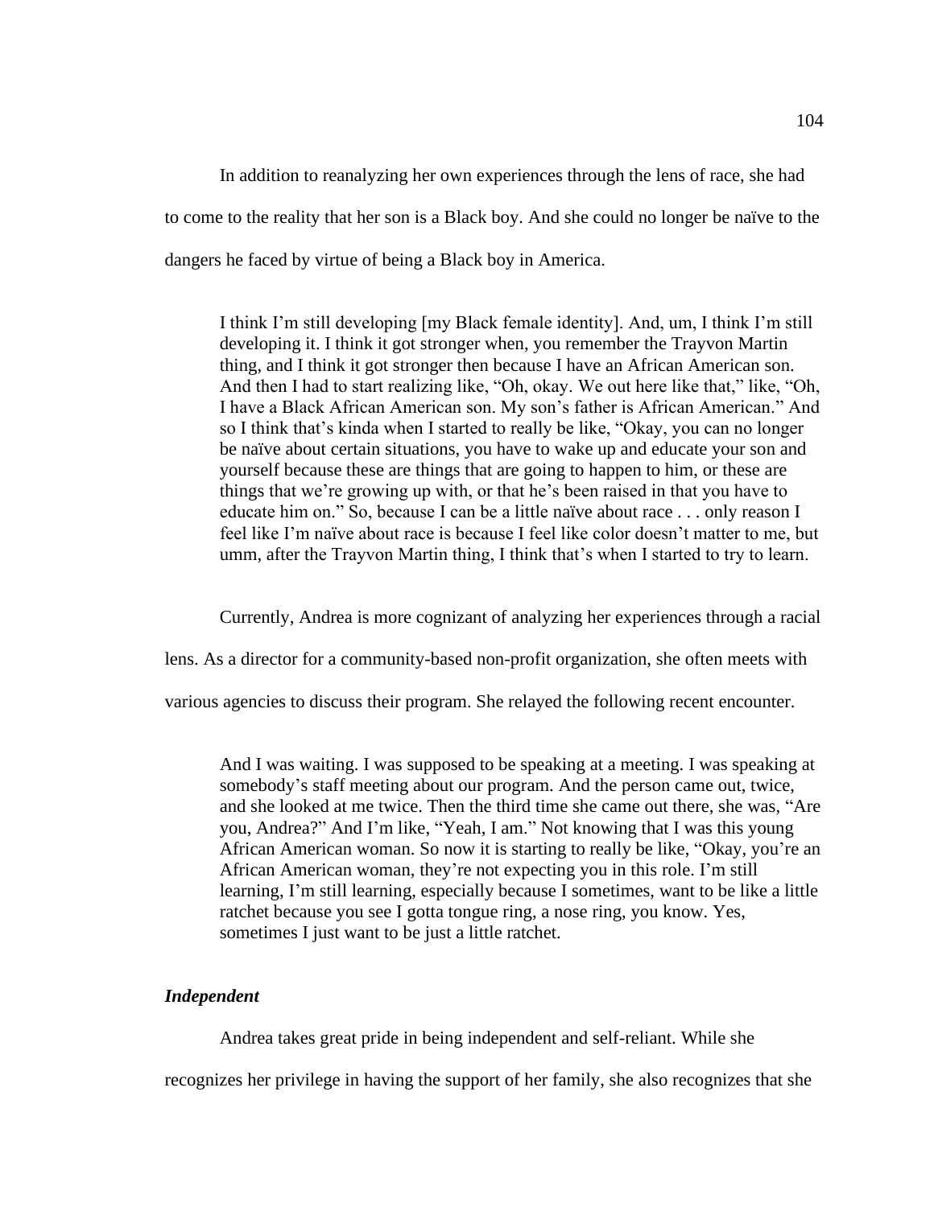In addition to reanalyzing her own experiences through the lens of race, she had to come to the reality that her son is a Black boy. And she could no longer be naïve to the dangers he faced by virtue of being a Black boy in America.

> I think I'm still developing [my Black female identity]. And, um, I think I'm still developing it. I think it got stronger when, you remember the Trayvon Martin thing, and I think it got stronger then because I have an African American son. And then I had to start realizing like, "Oh, okay. We out here like that," like, "Oh, I have a Black African American son. My son's father is African American." And so I think that's kinda when I started to really be like, "Okay, you can no longer be naïve about certain situations, you have to wake up and educate your son and yourself because these are things that are going to happen to him, or these are things that we're growing up with, or that he's been raised in that you have to educate him on." So, because I can be a little naïve about race . . . only reason I feel like I'm naïve about race is because I feel like color doesn't matter to me, but umm, after the Trayvon Martin thing, I think that's when I started to try to learn.

Currently, Andrea is more cognizant of analyzing her experiences through a racial lens. As a director for a community-based non-profit organization, she often meets with various agencies to discuss their program. She relayed the following recent encounter.

> And I was waiting. I was supposed to be speaking at a meeting. I was speaking at somebody's staff meeting about our program. And the person came out, twice, and she looked at me twice. Then the third time she came out there, she was, "Are you, Andrea?" And I'm like, "Yeah, I am." Not knowing that I was this young African American woman. So now it is starting to really be like, "Okay, you're an African American woman, they're not expecting you in this role. I'm still learning, I'm still learning, especially because I sometimes, want to be like a little ratchet because you see I gotta tongue ring, a nose ring, you know. Yes, sometimes I just want to be just a little ratchet.

### *Independent*

Andrea takes great pride in being independent and self-reliant. While she recognizes her privilege in having the support of her family, she also recognizes that she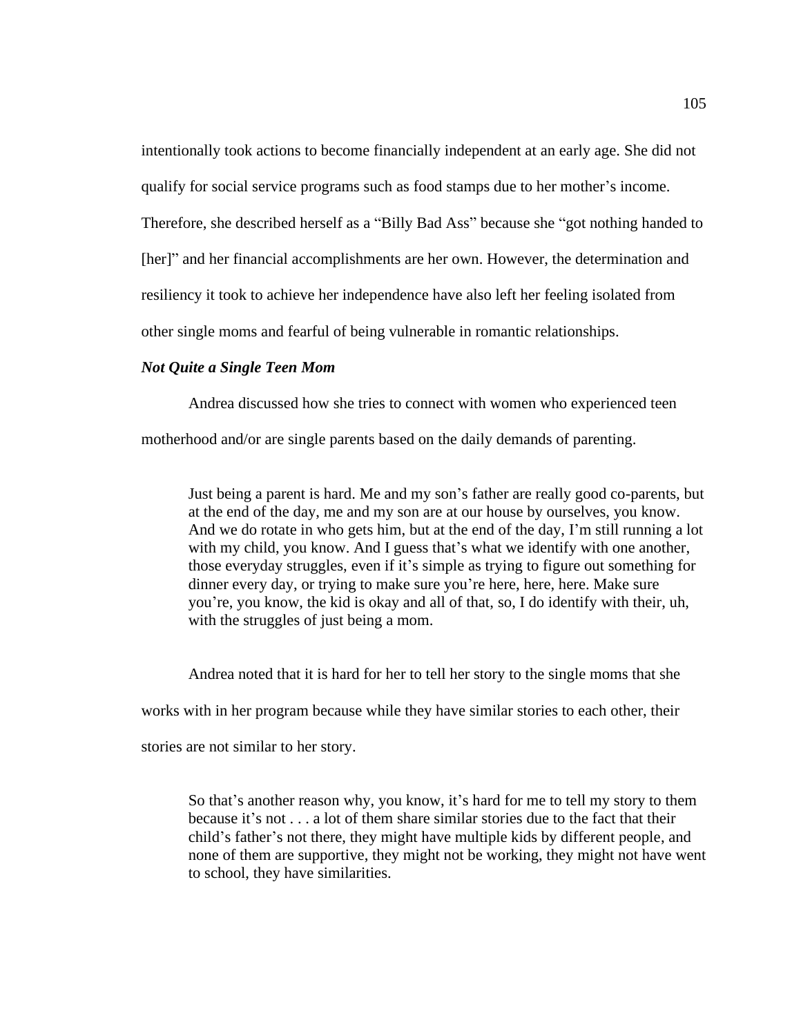intentionally took actions to become financially independent at an early age. She did not qualify for social service programs such as food stamps due to her mother's income. Therefore, she described herself as a "Billy Bad Ass" because she "got nothing handed to [her]" and her financial accomplishments are her own. However, the determination and resiliency it took to achieve her independence have also left her feeling isolated from other single moms and fearful of being vulnerable in romantic relationships.

### *Not Quite a Single Teen Mom*

Andrea discussed how she tries to connect with women who experienced teen motherhood and/or are single parents based on the daily demands of parenting.

> Just being a parent is hard. Me and my son's father are really good co-parents, but at the end of the day, me and my son are at our house by ourselves, you know. And we do rotate in who gets him, but at the end of the day, I'm still running a lot with my child, you know. And I guess that's what we identify with one another, those everyday struggles, even if it's simple as trying to figure out something for dinner every day, or trying to make sure you're here, here, here. Make sure you're, you know, the kid is okay and all of that, so, I do identify with their, uh, with the struggles of just being a mom.

Andrea noted that it is hard for her to tell her story to the single moms that she works with in her program because while they have similar stories to each other, their stories are not similar to her story.

> So that's another reason why, you know, it's hard for me to tell my story to them because it's not . . . a lot of them share similar stories due to the fact that their child's father's not there, they might have multiple kids by different people, and none of them are supportive, they might not be working, they might not have went to school, they have similarities.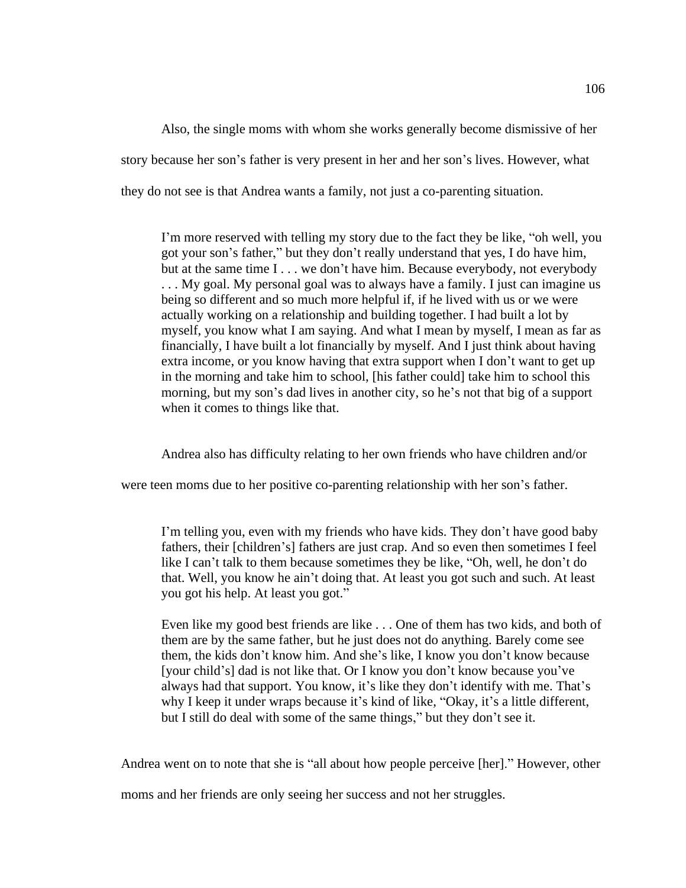Also, the single moms with whom she works generally become dismissive of her story because her son's father is very present in her and her son's lives. However, what they do not see is that Andrea wants a family, not just a co-parenting situation.

> I'm more reserved with telling my story due to the fact they be like, "oh well, you got your son's father," but they don't really understand that yes, I do have him, but at the same time I . . . we don't have him. Because everybody, not everybody . . . My goal. My personal goal was to always have a family. I just can imagine us being so different and so much more helpful if, if he lived with us or we were actually working on a relationship and building together. I had built a lot by myself, you know what I am saying. And what I mean by myself, I mean as far as financially, I have built a lot financially by myself. And I just think about having extra income, or you know having that extra support when I don't want to get up in the morning and take him to school, [his father could] take him to school this morning, but my son's dad lives in another city, so he's not that big of a support when it comes to things like that.

Andrea also has difficulty relating to her own friends who have children and/or were teen moms due to her positive co-parenting relationship with her son's father.

> I'm telling you, even with my friends who have kids. They don't have good baby fathers, their [children's] fathers are just crap. And so even then sometimes I feel like I can't talk to them because sometimes they be like, "Oh, well, he don't do that. Well, you know he ain't doing that. At least you got such and such. At least you got his help. At least you got."
>
> Even like my good best friends are like . . . One of them has two kids, and both of them are by the same father, but he just does not do anything. Barely come see them, the kids don't know him. And she's like, I know you don't know because [your child's] dad is not like that. Or I know you don't know because you've always had that support. You know, it's like they don't identify with me. That's why I keep it under wraps because it's kind of like, "Okay, it's a little different, but I still do deal with some of the same things," but they don't see it.

Andrea went on to note that she is "all about how people perceive [her]." However, other moms and her friends are only seeing her success and not her struggles.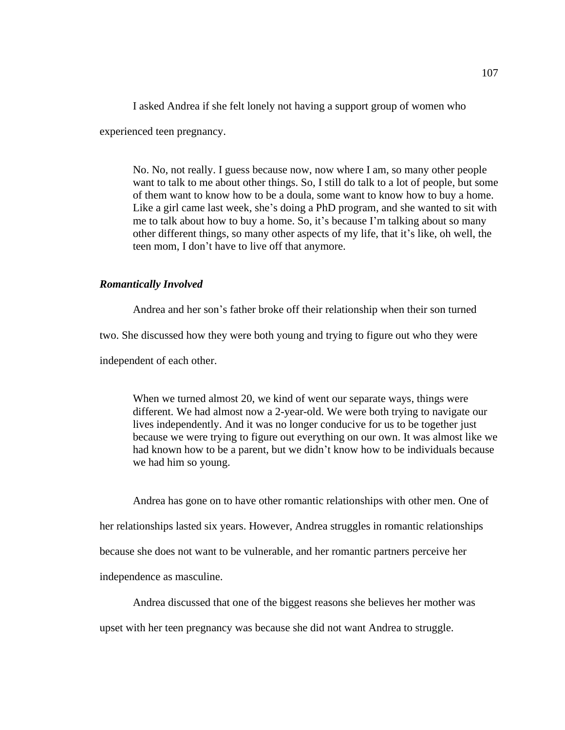I asked Andrea if she felt lonely not having a support group of women who experienced teen pregnancy.

> No. No, not really. I guess because now, now where I am, so many other people want to talk to me about other things. So, I still do talk to a lot of people, but some of them want to know how to be a doula, some want to know how to buy a home. Like a girl came last week, she's doing a PhD program, and she wanted to sit with me to talk about how to buy a home. So, it's because I'm talking about so many other different things, so many other aspects of my life, that it's like, oh well, the teen mom, I don't have to live off that anymore.

### ***Romantically Involved***

Andrea and her son's father broke off their relationship when their son turned two. She discussed how they were both young and trying to figure out who they were independent of each other.

> When we turned almost 20, we kind of went our separate ways, things were different. We had almost now a 2-year-old. We were both trying to navigate our lives independently. And it was no longer conducive for us to be together just because we were trying to figure out everything on our own. It was almost like we had known how to be a parent, but we didn't know how to be individuals because we had him so young.

Andrea has gone on to have other romantic relationships with other men. One of her relationships lasted six years. However, Andrea struggles in romantic relationships because she does not want to be vulnerable, and her romantic partners perceive her independence as masculine.

Andrea discussed that one of the biggest reasons she believes her mother was upset with her teen pregnancy was because she did not want Andrea to struggle.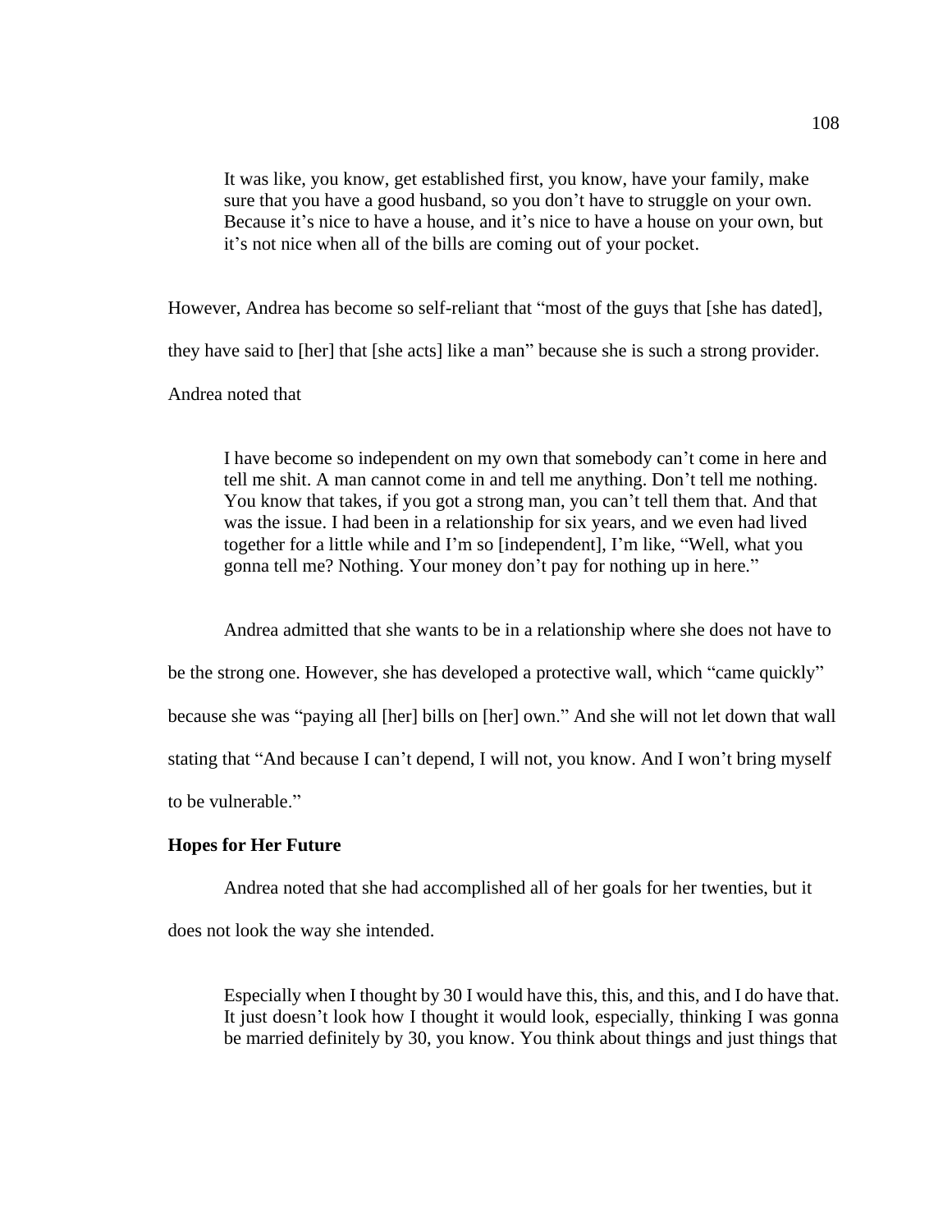> It was like, you know, get established first, you know, have your family, make sure that you have a good husband, so you don't have to struggle on your own. Because it's nice to have a house, and it's nice to have a house on your own, but it's not nice when all of the bills are coming out of your pocket.

However, Andrea has become so self-reliant that "most of the guys that [she has dated], they have said to [her] that [she acts] like a man" because she is such a strong provider. Andrea noted that

> I have become so independent on my own that somebody can't come in here and tell me shit. A man cannot come in and tell me anything. Don't tell me nothing. You know that takes, if you got a strong man, you can't tell them that. And that was the issue. I had been in a relationship for six years, and we even had lived together for a little while and I'm so [independent], I'm like, "Well, what you gonna tell me? Nothing. Your money don't pay for nothing up in here."

Andrea admitted that she wants to be in a relationship where she does not have to be the strong one. However, she has developed a protective wall, which "came quickly" because she was "paying all [her] bills on [her] own." And she will not let down that wall stating that "And because I can't depend, I will not, you know. And I won't bring myself to be vulnerable."

**Hopes for Her Future**

Andrea noted that she had accomplished all of her goals for her twenties, but it does not look the way she intended.

> Especially when I thought by 30 I would have this, this, and this, and I do have that. It just doesn't look how I thought it would look, especially, thinking I was gonna be married definitely by 30, you know. You think about things and just things that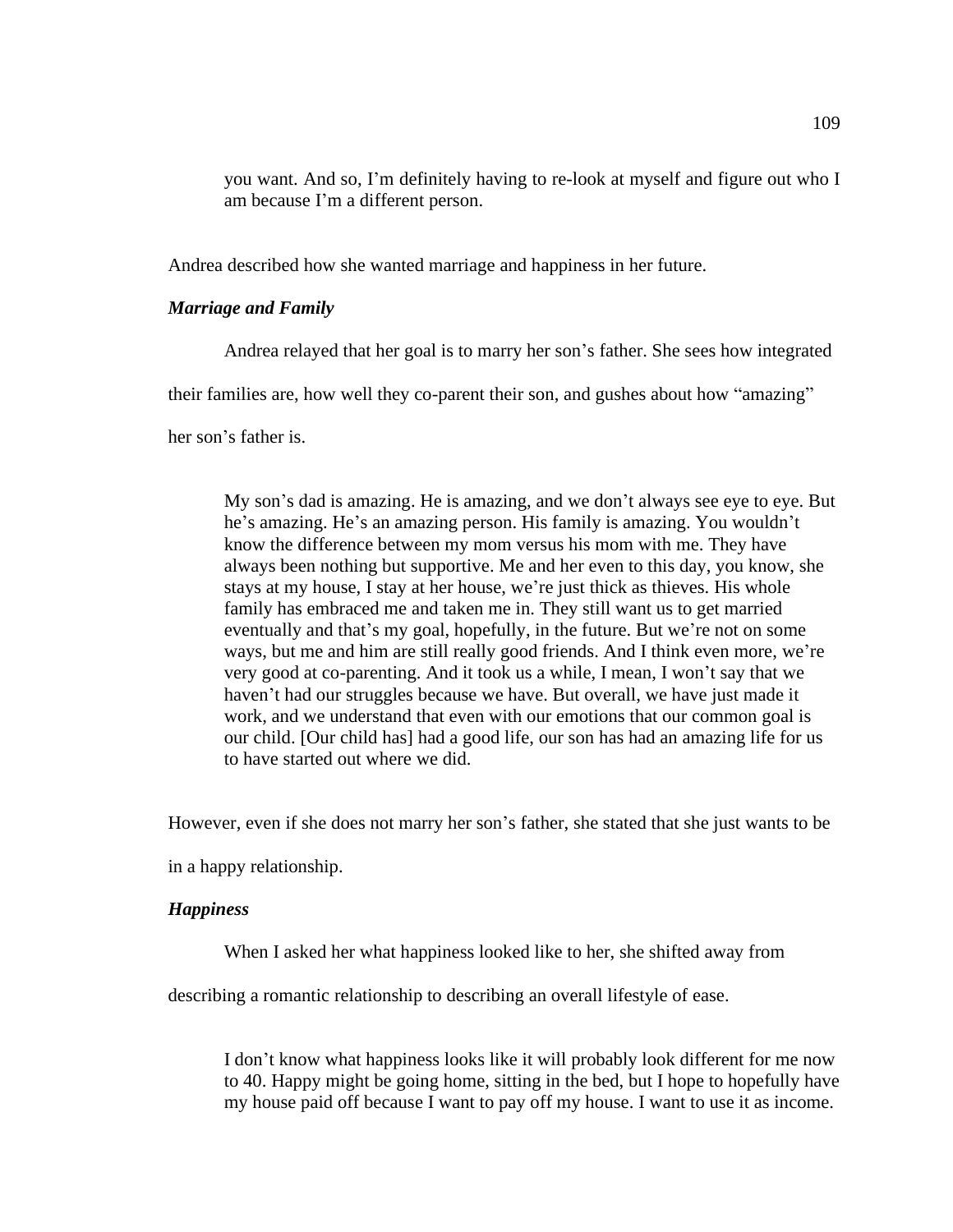> you want. And so, I'm definitely having to re-look at myself and figure out who I am because I'm a different person.

Andrea described how she wanted marriage and happiness in her future.

### *Marriage and Family*

Andrea relayed that her goal is to marry her son's father. She sees how integrated their families are, how well they co-parent their son, and gushes about how "amazing" her son's father is.

> My son's dad is amazing. He is amazing, and we don't always see eye to eye. But he's amazing. He's an amazing person. His family is amazing. You wouldn't know the difference between my mom versus his mom with me. They have always been nothing but supportive. Me and her even to this day, you know, she stays at my house, I stay at her house, we're just thick as thieves. His whole family has embraced me and taken me in. They still want us to get married eventually and that's my goal, hopefully, in the future. But we're not on some ways, but me and him are still really good friends. And I think even more, we're very good at co-parenting. And it took us a while, I mean, I won't say that we haven't had our struggles because we have. But overall, we have just made it work, and we understand that even with our emotions that our common goal is our child. [Our child has] had a good life, our son has had an amazing life for us to have started out where we did.

However, even if she does not marry her son's father, she stated that she just wants to be in a happy relationship.

### *Happiness*

When I asked her what happiness looked like to her, she shifted away from describing a romantic relationship to describing an overall lifestyle of ease.

> I don't know what happiness looks like it will probably look different for me now to 40. Happy might be going home, sitting in the bed, but I hope to hopefully have my house paid off because I want to pay off my house. I want to use it as income.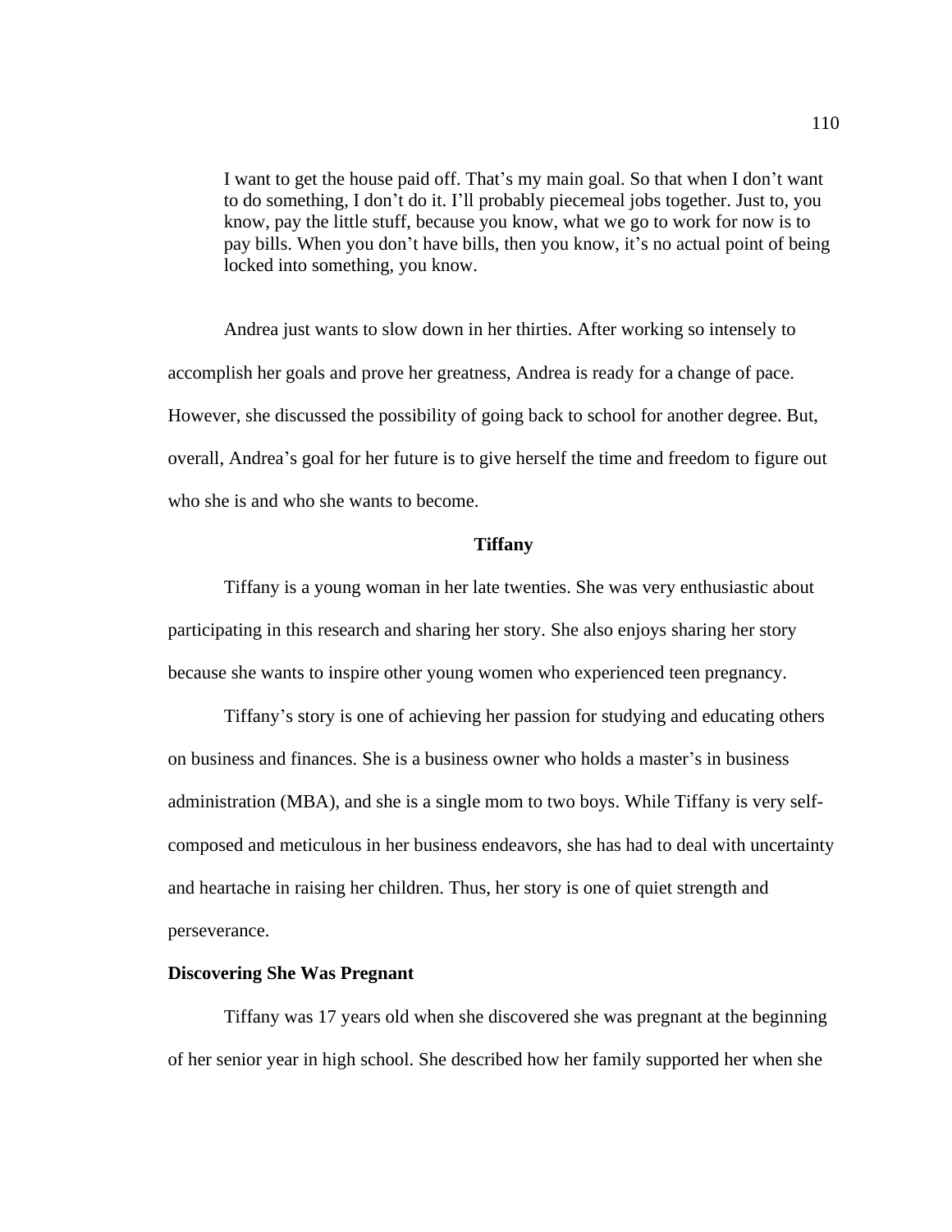> I want to get the house paid off. That's my main goal. So that when I don't want to do something, I don't do it. I'll probably piecemeal jobs together. Just to, you know, pay the little stuff, because you know, what we go to work for now is to pay bills. When you don't have bills, then you know, it's no actual point of being locked into something, you know.

Andrea just wants to slow down in her thirties. After working so intensely to accomplish her goals and prove her greatness, Andrea is ready for a change of pace. However, she discussed the possibility of going back to school for another degree. But, overall, Andrea's goal for her future is to give herself the time and freedom to figure out who she is and who she wants to become.

## Tiffany

Tiffany is a young woman in her late twenties. She was very enthusiastic about participating in this research and sharing her story. She also enjoys sharing her story because she wants to inspire other young women who experienced teen pregnancy.

Tiffany's story is one of achieving her passion for studying and educating others on business and finances. She is a business owner who holds a master's in business administration (MBA), and she is a single mom to two boys. While Tiffany is very self-composed and meticulous in her business endeavors, she has had to deal with uncertainty and heartache in raising her children. Thus, her story is one of quiet strength and perseverance.

### Discovering She Was Pregnant

Tiffany was 17 years old when she discovered she was pregnant at the beginning of her senior year in high school. She described how her family supported her when she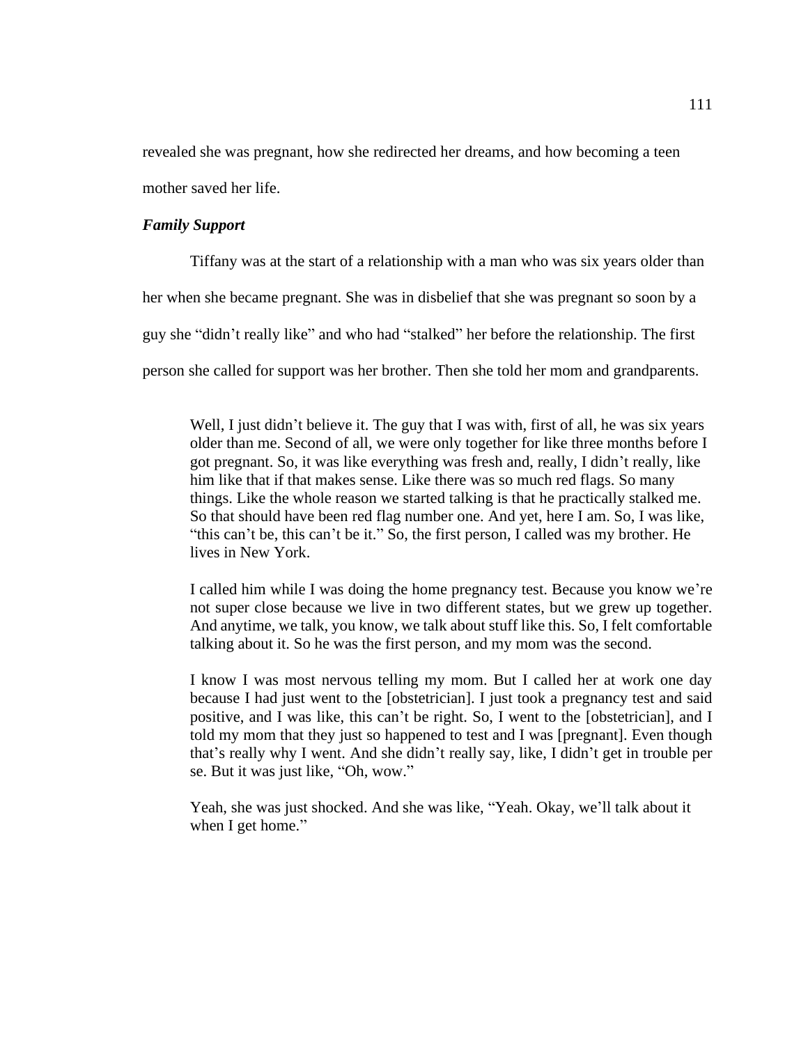revealed she was pregnant, how she redirected her dreams, and how becoming a teen mother saved her life.

### ***Family Support***

Tiffany was at the start of a relationship with a man who was six years older than her when she became pregnant. She was in disbelief that she was pregnant so soon by a guy she "didn't really like" and who had "stalked" her before the relationship. The first person she called for support was her brother. Then she told her mom and grandparents.

> Well, I just didn't believe it. The guy that I was with, first of all, he was six years older than me. Second of all, we were only together for like three months before I got pregnant. So, it was like everything was fresh and, really, I didn't really, like him like that if that makes sense. Like there was so much red flags. So many things. Like the whole reason we started talking is that he practically stalked me. So that should have been red flag number one. And yet, here I am. So, I was like, "this can't be, this can't be it." So, the first person, I called was my brother. He lives in New York.
>
> I called him while I was doing the home pregnancy test. Because you know we're not super close because we live in two different states, but we grew up together. And anytime, we talk, you know, we talk about stuff like this. So, I felt comfortable talking about it. So he was the first person, and my mom was the second.
>
> I know I was most nervous telling my mom. But I called her at work one day because I had just went to the [obstetrician]. I just took a pregnancy test and said positive, and I was like, this can't be right. So, I went to the [obstetrician], and I told my mom that they just so happened to test and I was [pregnant]. Even though that's really why I went. And she didn't really say, like, I didn't get in trouble per se. But it was just like, "Oh, wow."
>
> Yeah, she was just shocked. And she was like, "Yeah. Okay, we'll talk about it when I get home."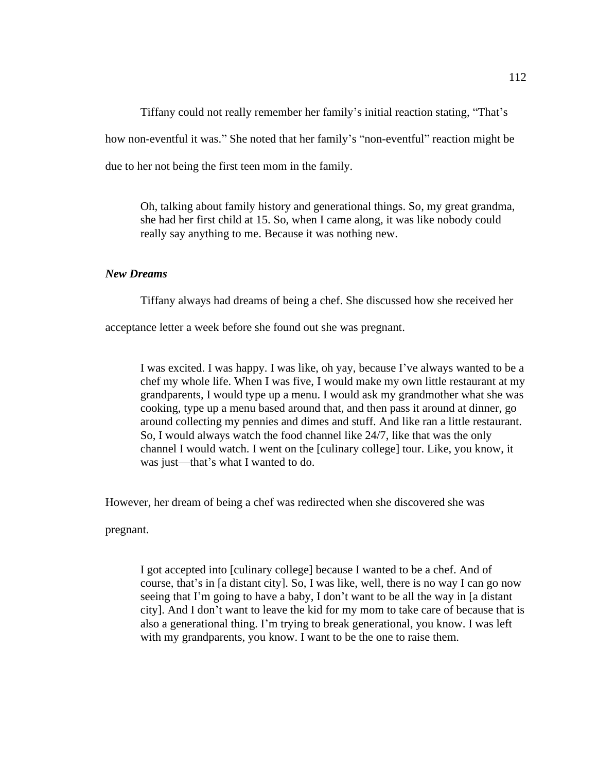Tiffany could not really remember her family's initial reaction stating, "That's how non-eventful it was." She noted that her family's "non-eventful" reaction might be due to her not being the first teen mom in the family.

> Oh, talking about family history and generational things. So, my great grandma, she had her first child at 15. So, when I came along, it was like nobody could really say anything to me. Because it was nothing new.

### *New Dreams*

Tiffany always had dreams of being a chef. She discussed how she received her acceptance letter a week before she found out she was pregnant.

> I was excited. I was happy. I was like, oh yay, because I've always wanted to be a chef my whole life. When I was five, I would make my own little restaurant at my grandparents, I would type up a menu. I would ask my grandmother what she was cooking, type up a menu based around that, and then pass it around at dinner, go around collecting my pennies and dimes and stuff. And like ran a little restaurant. So, I would always watch the food channel like 24/7, like that was the only channel I would watch. I went on the [culinary college] tour. Like, you know, it was just—that's what I wanted to do.

However, her dream of being a chef was redirected when she discovered she was pregnant.

> I got accepted into [culinary college] because I wanted to be a chef. And of course, that's in [a distant city]. So, I was like, well, there is no way I can go now seeing that I'm going to have a baby, I don't want to be all the way in [a distant city]. And I don't want to leave the kid for my mom to take care of because that is also a generational thing. I'm trying to break generational, you know. I was left with my grandparents, you know. I want to be the one to raise them.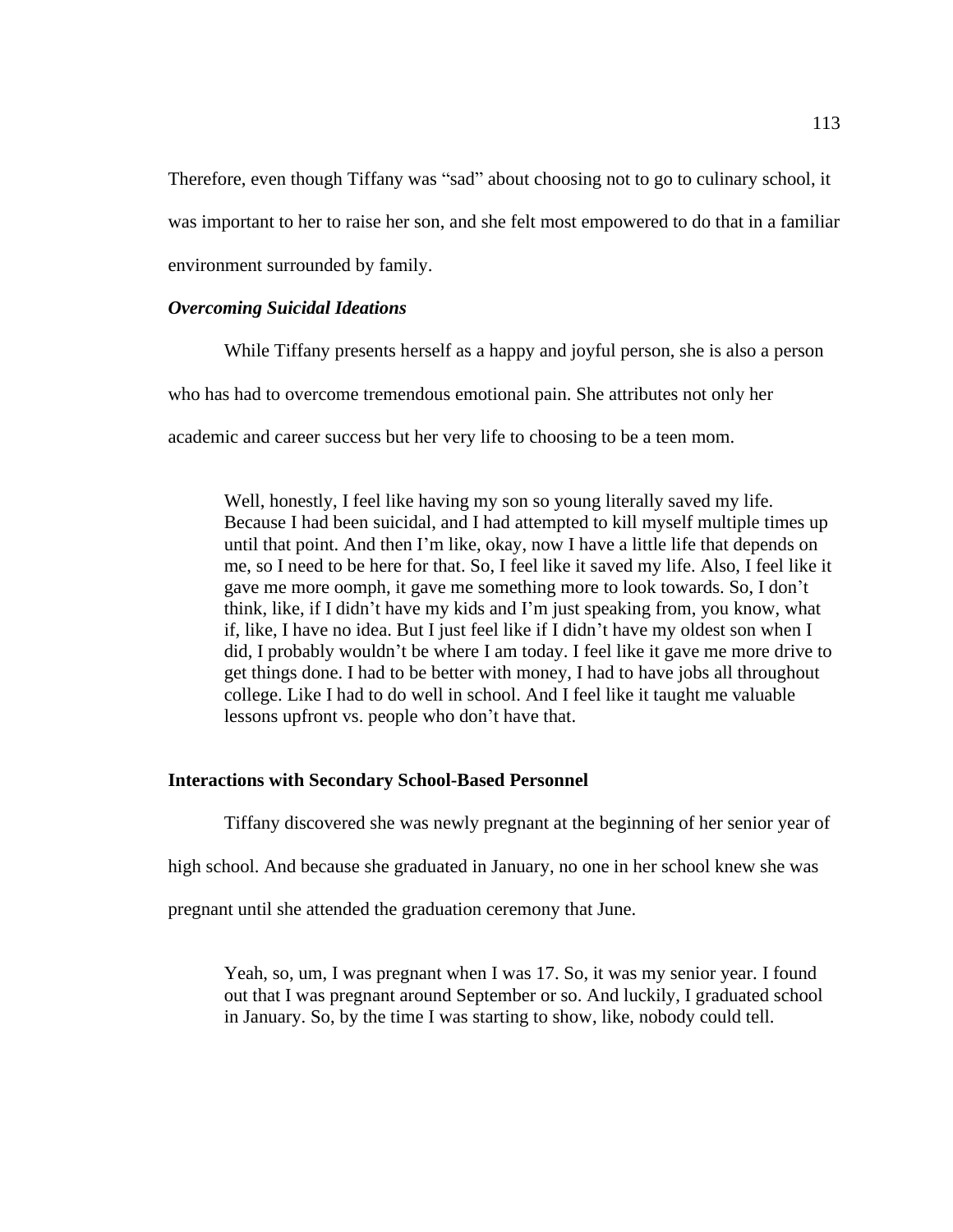Therefore, even though Tiffany was "sad" about choosing not to go to culinary school, it was important to her to raise her son, and she felt most empowered to do that in a familiar environment surrounded by family.

### *Overcoming Suicidal Ideations*

While Tiffany presents herself as a happy and joyful person, she is also a person who has had to overcome tremendous emotional pain. She attributes not only her academic and career success but her very life to choosing to be a teen mom.

> Well, honestly, I feel like having my son so young literally saved my life. Because I had been suicidal, and I had attempted to kill myself multiple times up until that point. And then I'm like, okay, now I have a little life that depends on me, so I need to be here for that. So, I feel like it saved my life. Also, I feel like it gave me more oomph, it gave me something more to look towards. So, I don't think, like, if I didn't have my kids and I'm just speaking from, you know, what if, like, I have no idea. But I just feel like if I didn't have my oldest son when I did, I probably wouldn't be where I am today. I feel like it gave me more drive to get things done. I had to be better with money, I had to have jobs all throughout college. Like I had to do well in school. And I feel like it taught me valuable lessons upfront vs. people who don't have that.

## Interactions with Secondary School-Based Personnel

Tiffany discovered she was newly pregnant at the beginning of her senior year of high school. And because she graduated in January, no one in her school knew she was pregnant until she attended the graduation ceremony that June.

> Yeah, so, um, I was pregnant when I was 17. So, it was my senior year. I found out that I was pregnant around September or so. And luckily, I graduated school in January. So, by the time I was starting to show, like, nobody could tell.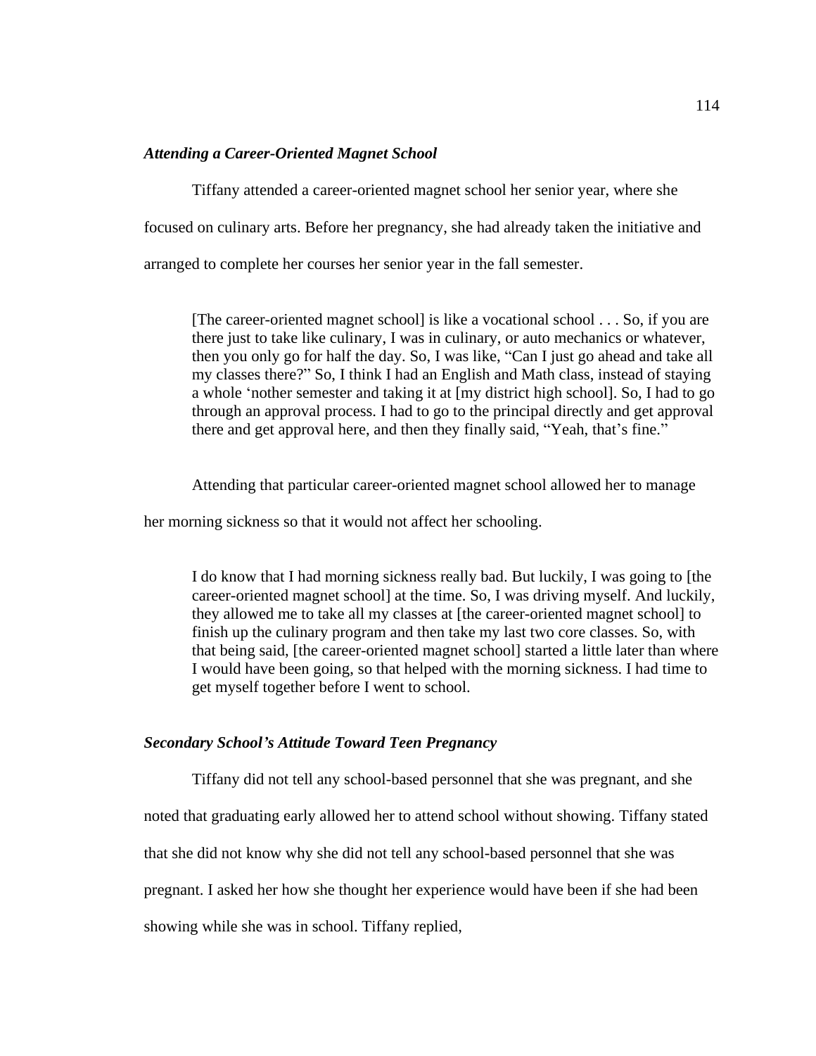### *Attending a Career-Oriented Magnet School*

Tiffany attended a career-oriented magnet school her senior year, where she focused on culinary arts. Before her pregnancy, she had already taken the initiative and arranged to complete her courses her senior year in the fall semester.

> [The career-oriented magnet school] is like a vocational school . . . So, if you are there just to take like culinary, I was in culinary, or auto mechanics or whatever, then you only go for half the day. So, I was like, "Can I just go ahead and take all my classes there?" So, I think I had an English and Math class, instead of staying a whole 'nother semester and taking it at [my district high school]. So, I had to go through an approval process. I had to go to the principal directly and get approval there and get approval here, and then they finally said, "Yeah, that's fine."

Attending that particular career-oriented magnet school allowed her to manage her morning sickness so that it would not affect her schooling.

> I do know that I had morning sickness really bad. But luckily, I was going to [the career-oriented magnet school] at the time. So, I was driving myself. And luckily, they allowed me to take all my classes at [the career-oriented magnet school] to finish up the culinary program and then take my last two core classes. So, with that being said, [the career-oriented magnet school] started a little later than where I would have been going, so that helped with the morning sickness. I had time to get myself together before I went to school.

### *Secondary School's Attitude Toward Teen Pregnancy*

Tiffany did not tell any school-based personnel that she was pregnant, and she noted that graduating early allowed her to attend school without showing. Tiffany stated that she did not know why she did not tell any school-based personnel that she was pregnant. I asked her how she thought her experience would have been if she had been showing while she was in school. Tiffany replied,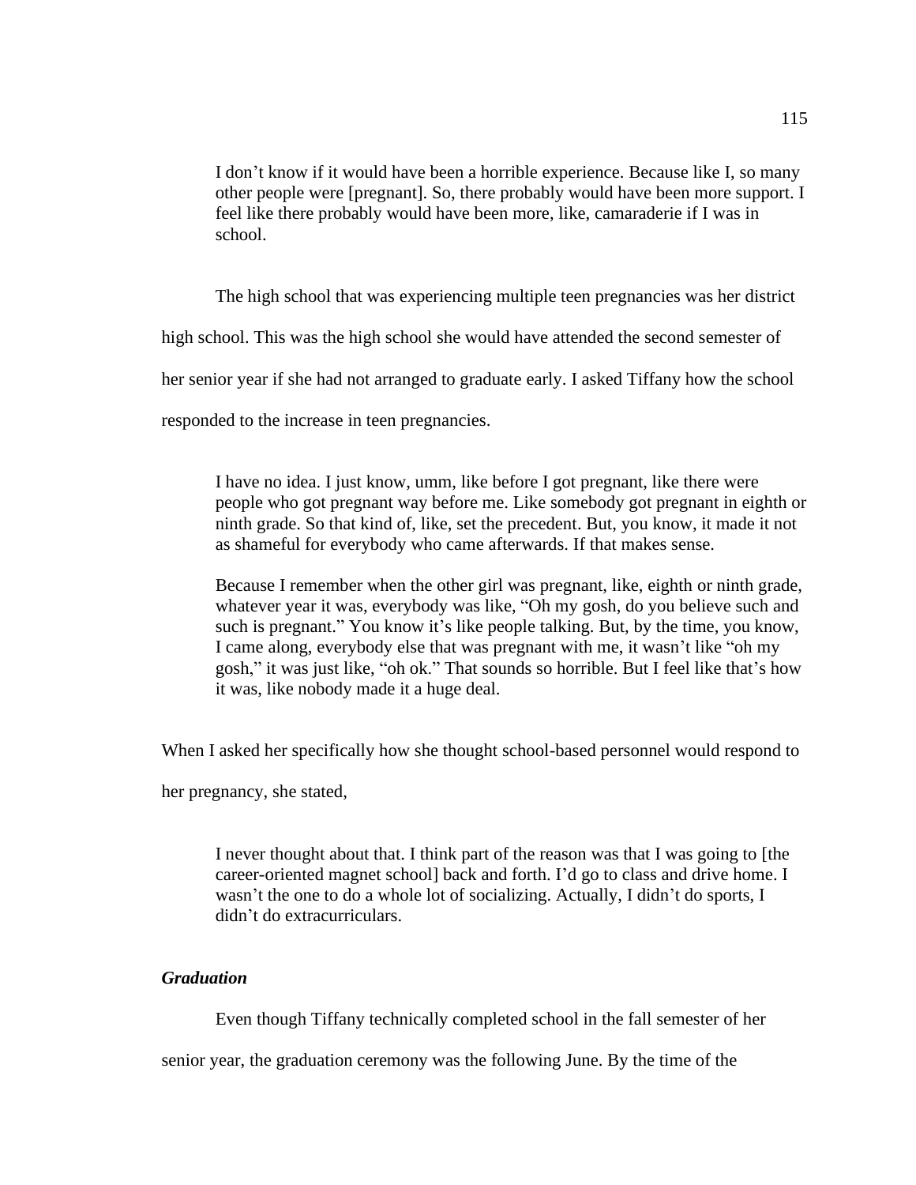> I don't know if it would have been a horrible experience. Because like I, so many other people were [pregnant]. So, there probably would have been more support. I feel like there probably would have been more, like, camaraderie if I was in school.

The high school that was experiencing multiple teen pregnancies was her district high school. This was the high school she would have attended the second semester of her senior year if she had not arranged to graduate early. I asked Tiffany how the school responded to the increase in teen pregnancies.

> I have no idea. I just know, umm, like before I got pregnant, like there were people who got pregnant way before me. Like somebody got pregnant in eighth or ninth grade. So that kind of, like, set the precedent. But, you know, it made it not as shameful for everybody who came afterwards. If that makes sense.
>
> Because I remember when the other girl was pregnant, like, eighth or ninth grade, whatever year it was, everybody was like, "Oh my gosh, do you believe such and such is pregnant." You know it's like people talking. But, by the time, you know, I came along, everybody else that was pregnant with me, it wasn't like "oh my gosh," it was just like, "oh ok." That sounds so horrible. But I feel like that's how it was, like nobody made it a huge deal.

When I asked her specifically how she thought school-based personnel would respond to her pregnancy, she stated,

> I never thought about that. I think part of the reason was that I was going to [the career-oriented magnet school] back and forth. I'd go to class and drive home. I wasn't the one to do a whole lot of socializing. Actually, I didn't do sports, I didn't do extracurriculars.

### *Graduation*

Even though Tiffany technically completed school in the fall semester of her senior year, the graduation ceremony was the following June. By the time of the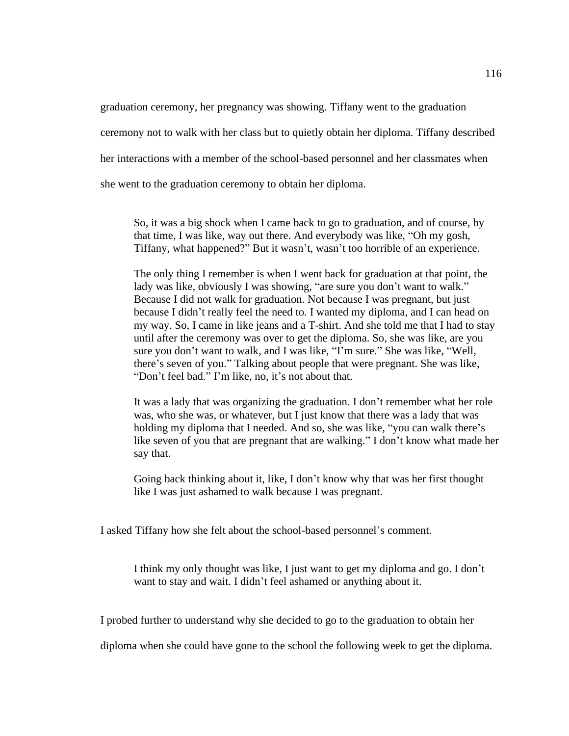graduation ceremony, her pregnancy was showing. Tiffany went to the graduation ceremony not to walk with her class but to quietly obtain her diploma. Tiffany described her interactions with a member of the school-based personnel and her classmates when she went to the graduation ceremony to obtain her diploma.

> So, it was a big shock when I came back to go to graduation, and of course, by that time, I was like, way out there. And everybody was like, "Oh my gosh, Tiffany, what happened?" But it wasn't, wasn't too horrible of an experience.
>
> The only thing I remember is when I went back for graduation at that point, the lady was like, obviously I was showing, "are sure you don't want to walk." Because I did not walk for graduation. Not because I was pregnant, but just because I didn't really feel the need to. I wanted my diploma, and I can head on my way. So, I came in like jeans and a T-shirt. And she told me that I had to stay until after the ceremony was over to get the diploma. So, she was like, are you sure you don't want to walk, and I was like, "I'm sure." She was like, "Well, there's seven of you." Talking about people that were pregnant. She was like, "Don't feel bad." I'm like, no, it's not about that.
>
> It was a lady that was organizing the graduation. I don't remember what her role was, who she was, or whatever, but I just know that there was a lady that was holding my diploma that I needed. And so, she was like, "you can walk there's like seven of you that are pregnant that are walking." I don't know what made her say that.
>
> Going back thinking about it, like, I don't know why that was her first thought like I was just ashamed to walk because I was pregnant.

I asked Tiffany how she felt about the school-based personnel's comment.

> I think my only thought was like, I just want to get my diploma and go. I don't want to stay and wait. I didn't feel ashamed or anything about it.

I probed further to understand why she decided to go to the graduation to obtain her diploma when she could have gone to the school the following week to get the diploma.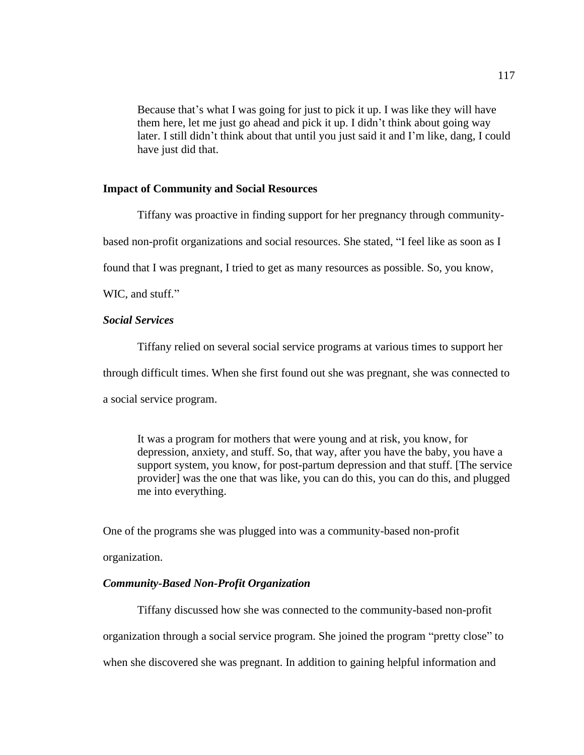> Because that's what I was going for just to pick it up. I was like they will have them here, let me just go ahead and pick it up. I didn't think about going way later. I still didn't think about that until you just said it and I'm like, dang, I could have just did that.

## Impact of Community and Social Resources

Tiffany was proactive in finding support for her pregnancy through community-based non-profit organizations and social resources. She stated, "I feel like as soon as I found that I was pregnant, I tried to get as many resources as possible. So, you know, WIC, and stuff."

### *Social Services*

Tiffany relied on several social service programs at various times to support her through difficult times. When she first found out she was pregnant, she was connected to a social service program.

> It was a program for mothers that were young and at risk, you know, for depression, anxiety, and stuff. So, that way, after you have the baby, you have a support system, you know, for post-partum depression and that stuff. [The service provider] was the one that was like, you can do this, you can do this, and plugged me into everything.

One of the programs she was plugged into was a community-based non-profit organization.

### *Community-Based Non-Profit Organization*

Tiffany discussed how she was connected to the community-based non-profit organization through a social service program. She joined the program "pretty close" to when she discovered she was pregnant. In addition to gaining helpful information and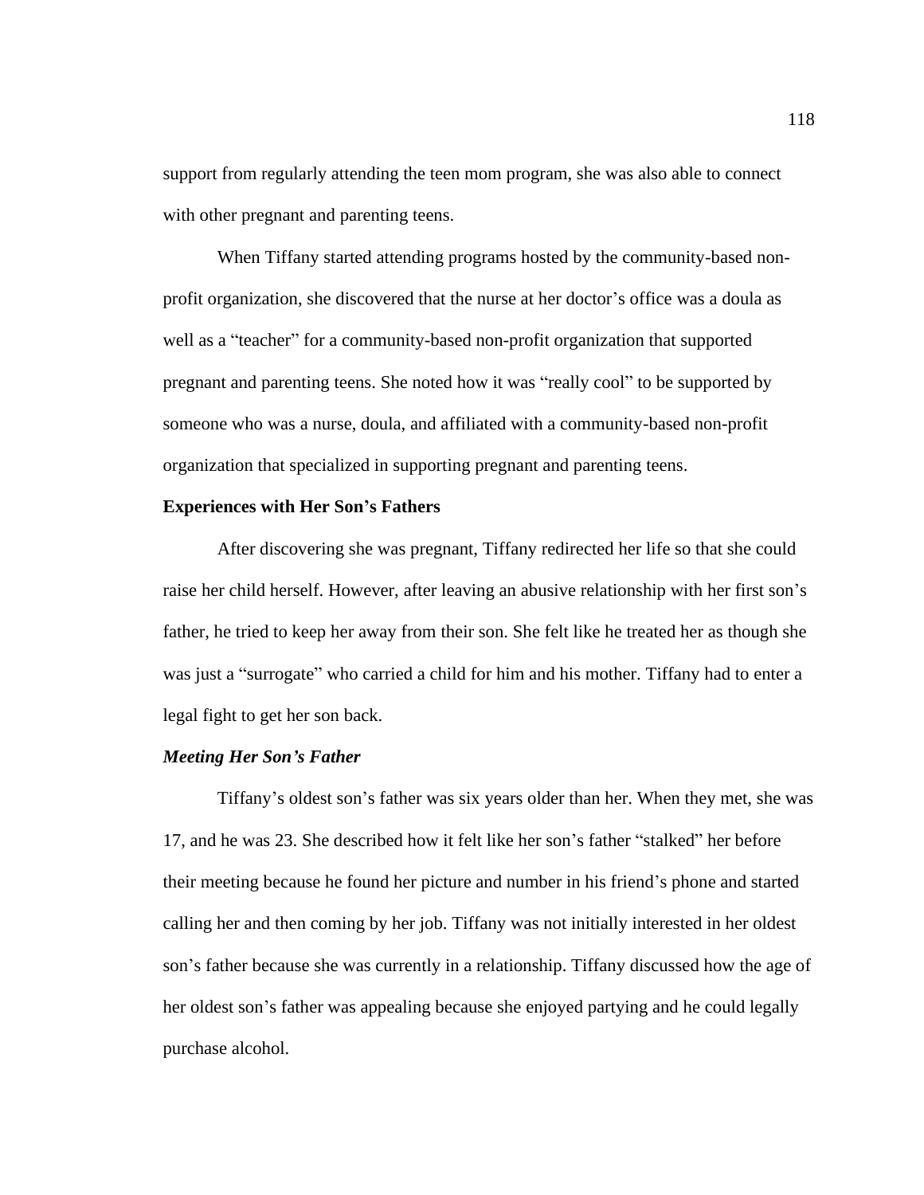support from regularly attending the teen mom program, she was also able to connect with other pregnant and parenting teens.

When Tiffany started attending programs hosted by the community-based non-profit organization, she discovered that the nurse at her doctor's office was a doula as well as a "teacher" for a community-based non-profit organization that supported pregnant and parenting teens. She noted how it was "really cool" to be supported by someone who was a nurse, doula, and affiliated with a community-based non-profit organization that specialized in supporting pregnant and parenting teens.

**Experiences with Her Son's Fathers**

After discovering she was pregnant, Tiffany redirected her life so that she could raise her child herself. However, after leaving an abusive relationship with her first son's father, he tried to keep her away from their son. She felt like he treated her as though she was just a "surrogate" who carried a child for him and his mother. Tiffany had to enter a legal fight to get her son back.

***Meeting Her Son's Father***

Tiffany's oldest son's father was six years older than her. When they met, she was 17, and he was 23. She described how it felt like her son's father "stalked" her before their meeting because he found her picture and number in his friend's phone and started calling her and then coming by her job. Tiffany was not initially interested in her oldest son's father because she was currently in a relationship. Tiffany discussed how the age of her oldest son's father was appealing because she enjoyed partying and he could legally purchase alcohol.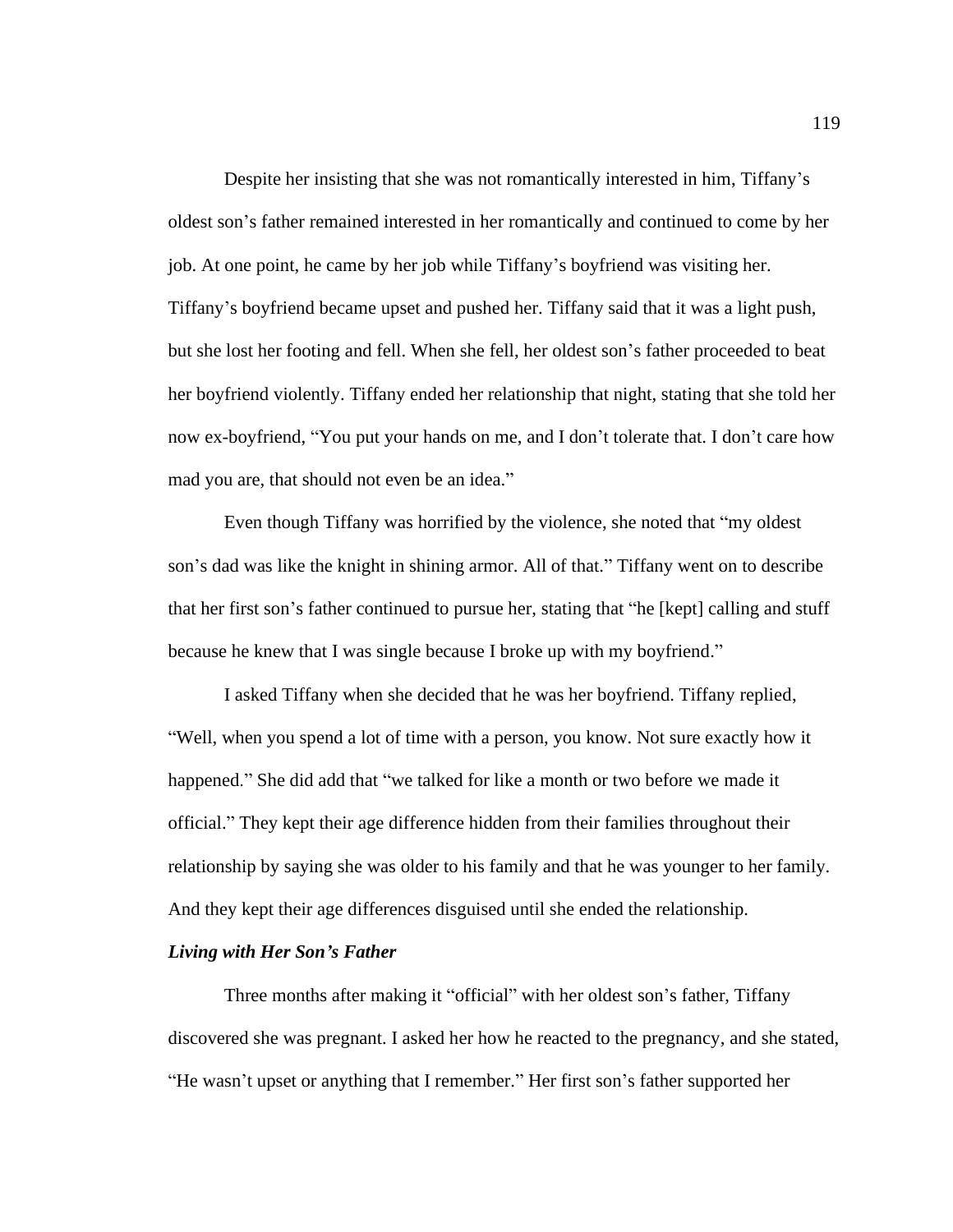Despite her insisting that she was not romantically interested in him, Tiffany's oldest son's father remained interested in her romantically and continued to come by her job. At one point, he came by her job while Tiffany's boyfriend was visiting her. Tiffany's boyfriend became upset and pushed her. Tiffany said that it was a light push, but she lost her footing and fell. When she fell, her oldest son's father proceeded to beat her boyfriend violently. Tiffany ended her relationship that night, stating that she told her now ex-boyfriend, "You put your hands on me, and I don't tolerate that. I don't care how mad you are, that should not even be an idea."

Even though Tiffany was horrified by the violence, she noted that "my oldest son's dad was like the knight in shining armor. All of that." Tiffany went on to describe that her first son's father continued to pursue her, stating that "he [kept] calling and stuff because he knew that I was single because I broke up with my boyfriend."

I asked Tiffany when she decided that he was her boyfriend. Tiffany replied, "Well, when you spend a lot of time with a person, you know. Not sure exactly how it happened." She did add that "we talked for like a month or two before we made it official." They kept their age difference hidden from their families throughout their relationship by saying she was older to his family and that he was younger to her family. And they kept their age differences disguised until she ended the relationship.

### *Living with Her Son's Father*

Three months after making it "official" with her oldest son's father, Tiffany discovered she was pregnant. I asked her how he reacted to the pregnancy, and she stated, "He wasn't upset or anything that I remember." Her first son's father supported her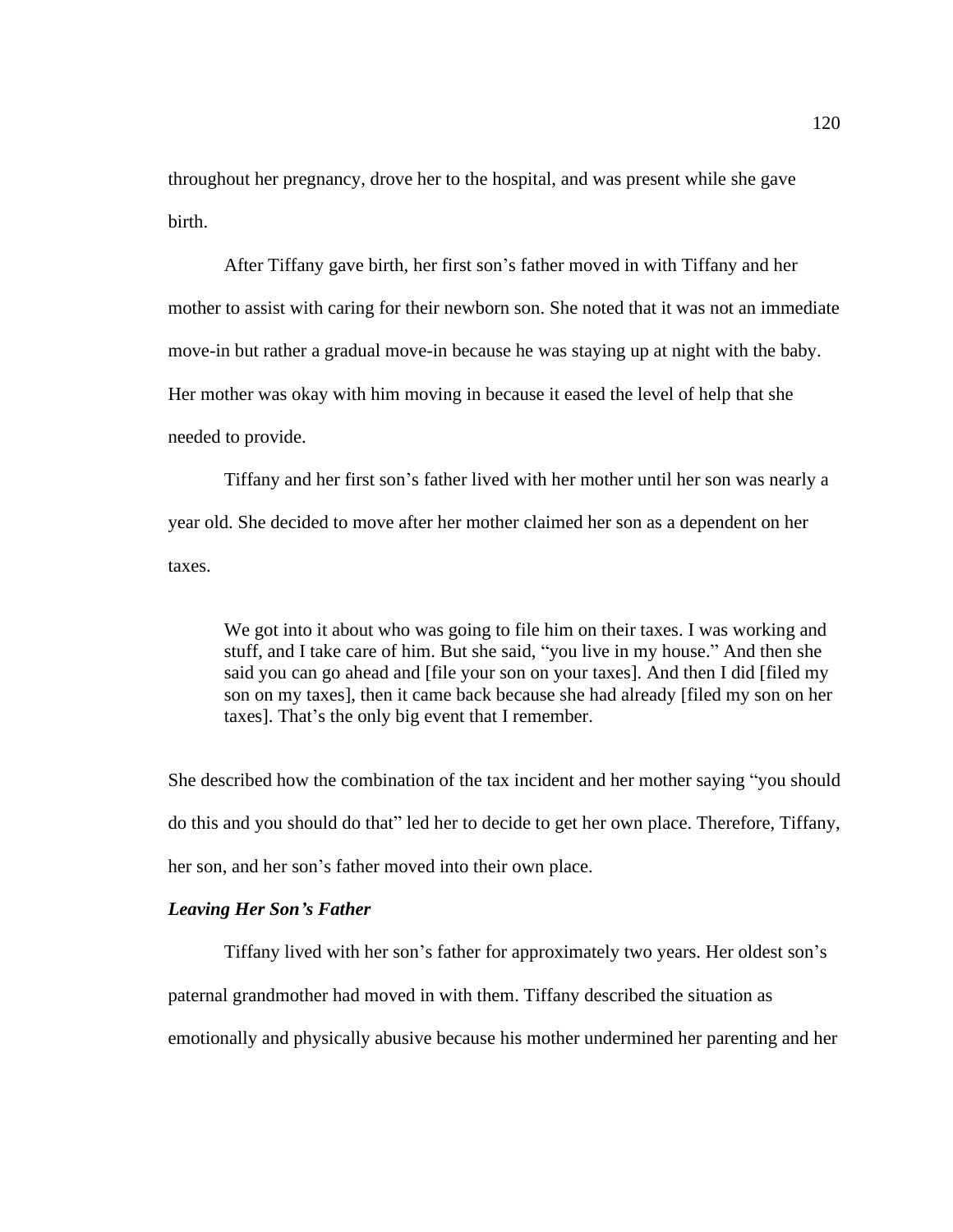throughout her pregnancy, drove her to the hospital, and was present while she gave birth.

After Tiffany gave birth, her first son's father moved in with Tiffany and her mother to assist with caring for their newborn son. She noted that it was not an immediate move-in but rather a gradual move-in because he was staying up at night with the baby. Her mother was okay with him moving in because it eased the level of help that she needed to provide.

Tiffany and her first son's father lived with her mother until her son was nearly a year old. She decided to move after her mother claimed her son as a dependent on her taxes.

> We got into it about who was going to file him on their taxes. I was working and stuff, and I take care of him. But she said, "you live in my house." And then she said you can go ahead and [file your son on your taxes]. And then I did [filed my son on my taxes], then it came back because she had already [filed my son on her taxes]. That's the only big event that I remember.

She described how the combination of the tax incident and her mother saying "you should do this and you should do that" led her to decide to get her own place. Therefore, Tiffany, her son, and her son's father moved into their own place.

***Leaving Her Son's Father***

Tiffany lived with her son's father for approximately two years. Her oldest son's paternal grandmother had moved in with them. Tiffany described the situation as emotionally and physically abusive because his mother undermined her parenting and her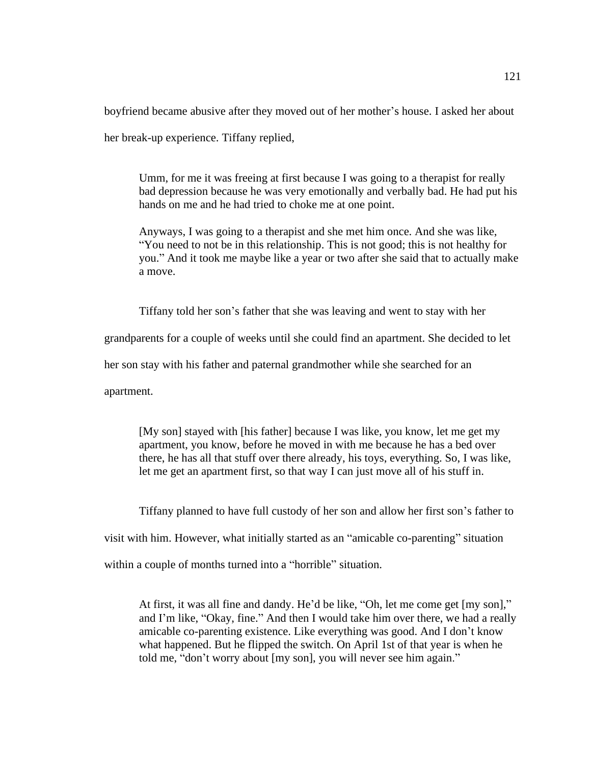boyfriend became abusive after they moved out of her mother's house. I asked her about her break-up experience. Tiffany replied,

> Umm, for me it was freeing at first because I was going to a therapist for really bad depression because he was very emotionally and verbally bad. He had put his hands on me and he had tried to choke me at one point.
>
> Anyways, I was going to a therapist and she met him once. And she was like, "You need to not be in this relationship. This is not good; this is not healthy for you." And it took me maybe like a year or two after she said that to actually make a move.

Tiffany told her son's father that she was leaving and went to stay with her grandparents for a couple of weeks until she could find an apartment. She decided to let her son stay with his father and paternal grandmother while she searched for an apartment.

> [My son] stayed with [his father] because I was like, you know, let me get my apartment, you know, before he moved in with me because he has a bed over there, he has all that stuff over there already, his toys, everything. So, I was like, let me get an apartment first, so that way I can just move all of his stuff in.

Tiffany planned to have full custody of her son and allow her first son's father to visit with him. However, what initially started as an "amicable co-parenting" situation within a couple of months turned into a "horrible" situation.

> At first, it was all fine and dandy. He'd be like, "Oh, let me come get [my son]," and I'm like, "Okay, fine." And then I would take him over there, we had a really amicable co-parenting existence. Like everything was good. And I don't know what happened. But he flipped the switch. On April 1st of that year is when he told me, "don't worry about [my son], you will never see him again."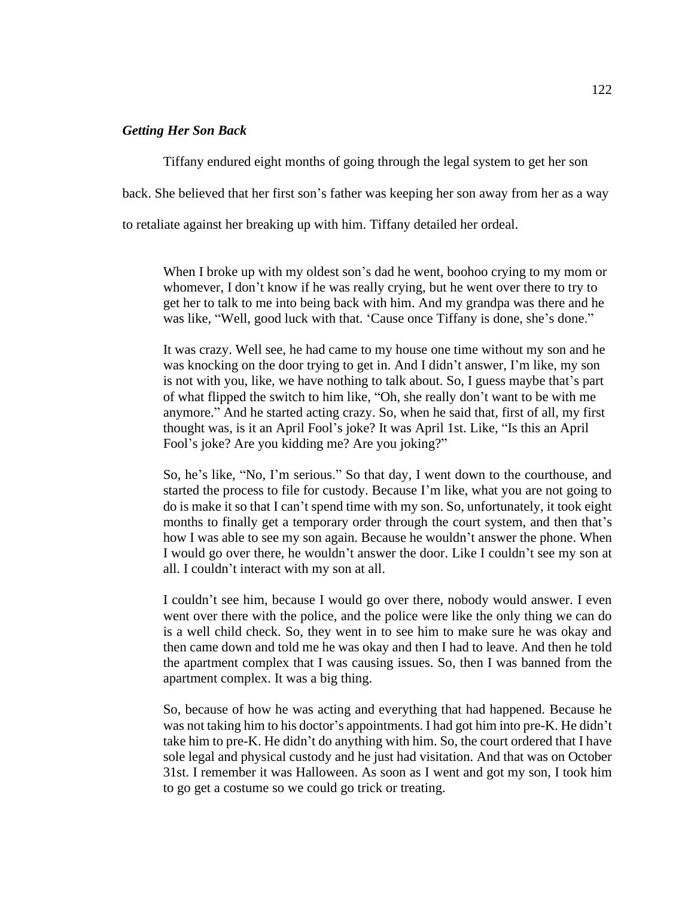***Getting Her Son Back***

Tiffany endured eight months of going through the legal system to get her son back. She believed that her first son's father was keeping her son away from her as a way to retaliate against her breaking up with him. Tiffany detailed her ordeal.

> When I broke up with my oldest son's dad he went, boohoo crying to my mom or whomever, I don't know if he was really crying, but he went over there to try to get her to talk to me into being back with him. And my grandpa was there and he was like, "Well, good luck with that. 'Cause once Tiffany is done, she's done."
>
> It was crazy. Well see, he had came to my house one time without my son and he was knocking on the door trying to get in. And I didn't answer, I'm like, my son is not with you, like, we have nothing to talk about. So, I guess maybe that's part of what flipped the switch to him like, "Oh, she really don't want to be with me anymore." And he started acting crazy. So, when he said that, first of all, my first thought was, is it an April Fool's joke? It was April 1st. Like, "Is this an April Fool's joke? Are you kidding me? Are you joking?"
>
> So, he's like, "No, I'm serious." So that day, I went down to the courthouse, and started the process to file for custody. Because I'm like, what you are not going to do is make it so that I can't spend time with my son. So, unfortunately, it took eight months to finally get a temporary order through the court system, and then that's how I was able to see my son again. Because he wouldn't answer the phone. When I would go over there, he wouldn't answer the door. Like I couldn't see my son at all. I couldn't interact with my son at all.
>
> I couldn't see him, because I would go over there, nobody would answer. I even went over there with the police, and the police were like the only thing we can do is a well child check. So, they went in to see him to make sure he was okay and then came down and told me he was okay and then I had to leave. And then he told the apartment complex that I was causing issues. So, then I was banned from the apartment complex. It was a big thing.
>
> So, because of how he was acting and everything that had happened. Because he was not taking him to his doctor's appointments. I had got him into pre-K. He didn't take him to pre-K. He didn't do anything with him. So, the court ordered that I have sole legal and physical custody and he just had visitation. And that was on October 31st. I remember it was Halloween. As soon as I went and got my son, I took him to go get a costume so we could go trick or treating.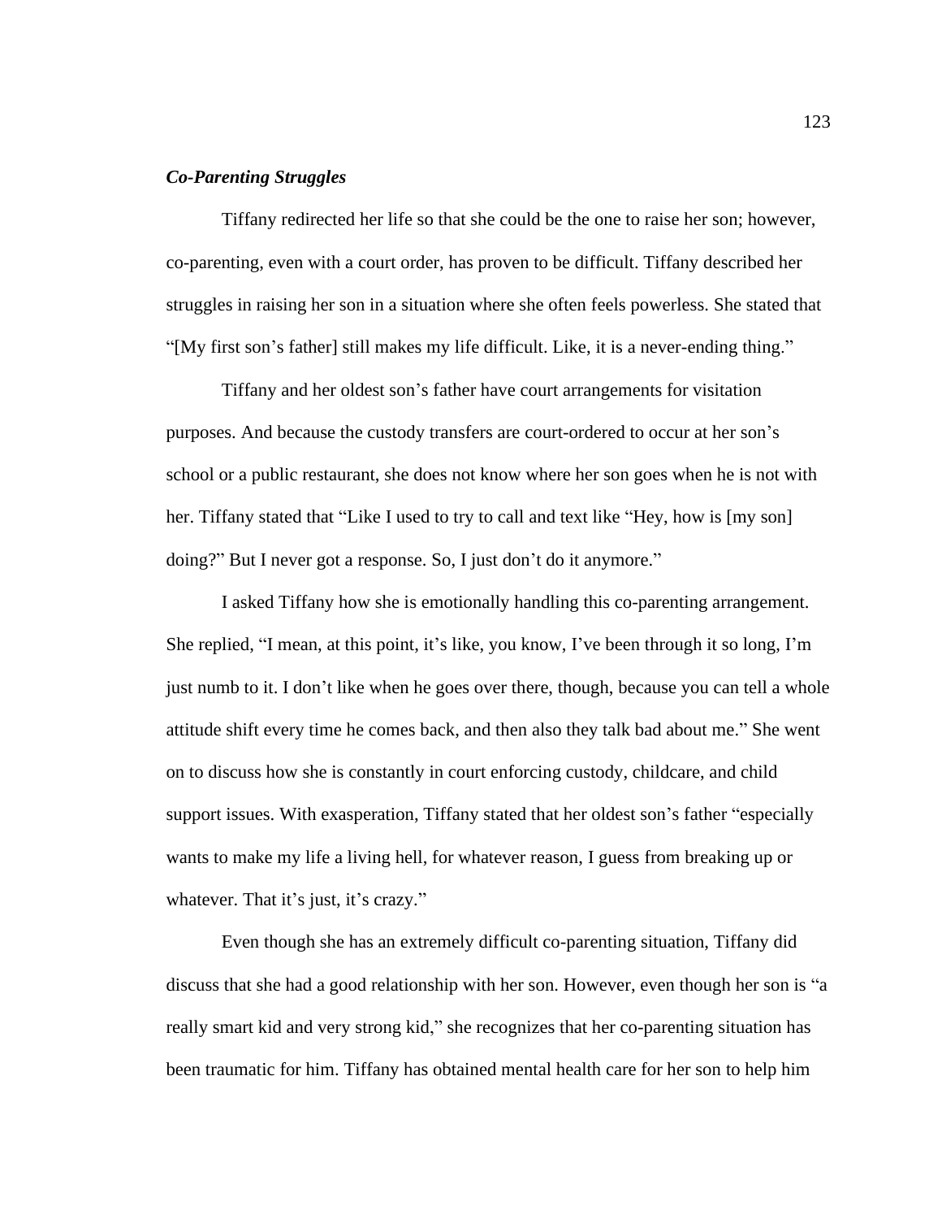### ***Co-Parenting Struggles***

Tiffany redirected her life so that she could be the one to raise her son; however, co-parenting, even with a court order, has proven to be difficult. Tiffany described her struggles in raising her son in a situation where she often feels powerless. She stated that "[My first son's father] still makes my life difficult. Like, it is a never-ending thing."

Tiffany and her oldest son's father have court arrangements for visitation purposes. And because the custody transfers are court-ordered to occur at her son's school or a public restaurant, she does not know where her son goes when he is not with her. Tiffany stated that "Like I used to try to call and text like "Hey, how is [my son] doing?" But I never got a response. So, I just don't do it anymore."

I asked Tiffany how she is emotionally handling this co-parenting arrangement. She replied, "I mean, at this point, it's like, you know, I've been through it so long, I'm just numb to it. I don't like when he goes over there, though, because you can tell a whole attitude shift every time he comes back, and then also they talk bad about me." She went on to discuss how she is constantly in court enforcing custody, childcare, and child support issues. With exasperation, Tiffany stated that her oldest son's father "especially wants to make my life a living hell, for whatever reason, I guess from breaking up or whatever. That it's just, it's crazy."

Even though she has an extremely difficult co-parenting situation, Tiffany did discuss that she had a good relationship with her son. However, even though her son is "a really smart kid and very strong kid," she recognizes that her co-parenting situation has been traumatic for him. Tiffany has obtained mental health care for her son to help him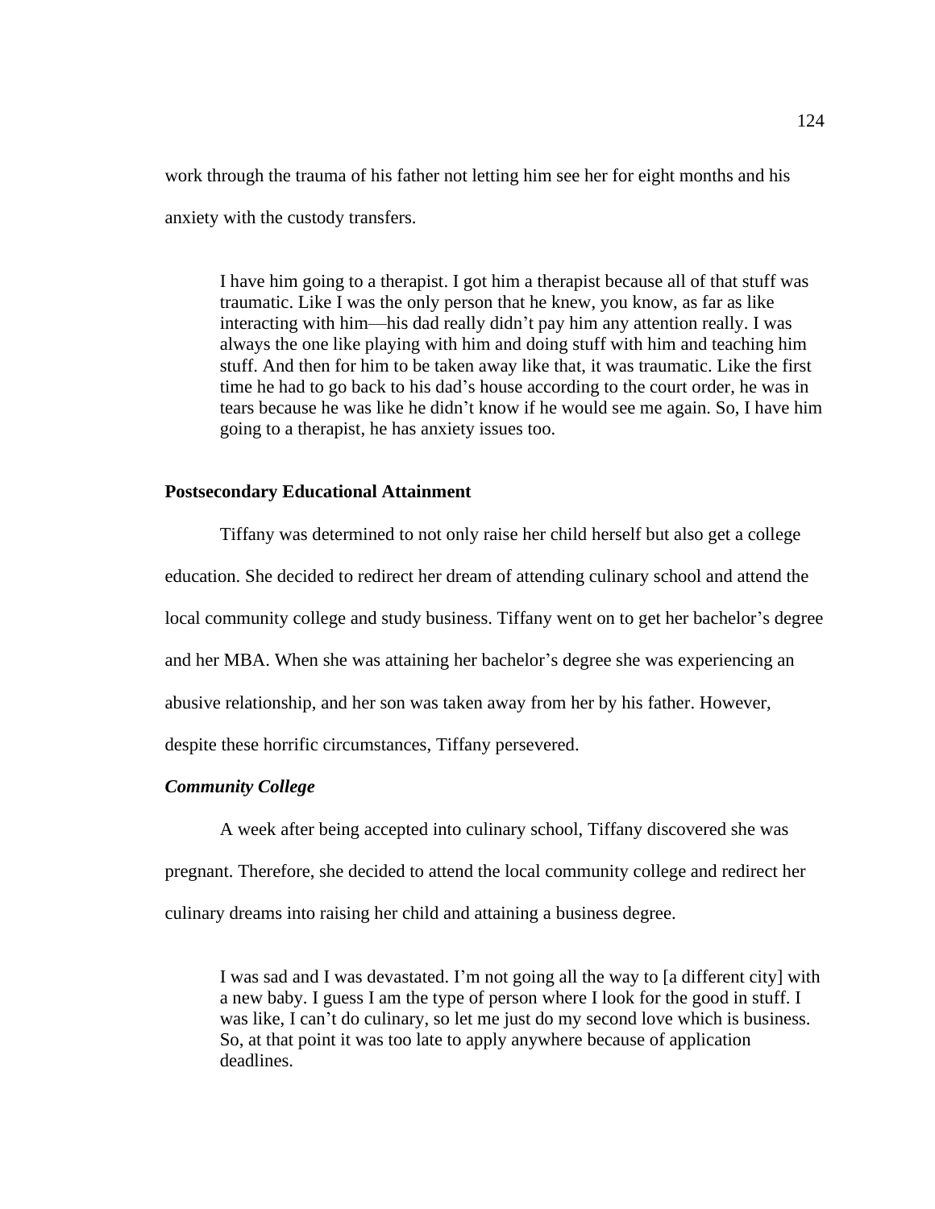work through the trauma of his father not letting him see her for eight months and his anxiety with the custody transfers.

> I have him going to a therapist. I got him a therapist because all of that stuff was traumatic. Like I was the only person that he knew, you know, as far as like interacting with him—his dad really didn't pay him any attention really. I was always the one like playing with him and doing stuff with him and teaching him stuff. And then for him to be taken away like that, it was traumatic. Like the first time he had to go back to his dad's house according to the court order, he was in tears because he was like he didn't know if he would see me again. So, I have him going to a therapist, he has anxiety issues too.

**Postsecondary Educational Attainment**

Tiffany was determined to not only raise her child herself but also get a college education. She decided to redirect her dream of attending culinary school and attend the local community college and study business. Tiffany went on to get her bachelor's degree and her MBA. When she was attaining her bachelor's degree she was experiencing an abusive relationship, and her son was taken away from her by his father. However, despite these horrific circumstances, Tiffany persevered.

***Community College***

A week after being accepted into culinary school, Tiffany discovered she was pregnant. Therefore, she decided to attend the local community college and redirect her culinary dreams into raising her child and attaining a business degree.

> I was sad and I was devastated. I'm not going all the way to [a different city] with a new baby. I guess I am the type of person where I look for the good in stuff. I was like, I can't do culinary, so let me just do my second love which is business. So, at that point it was too late to apply anywhere because of application deadlines.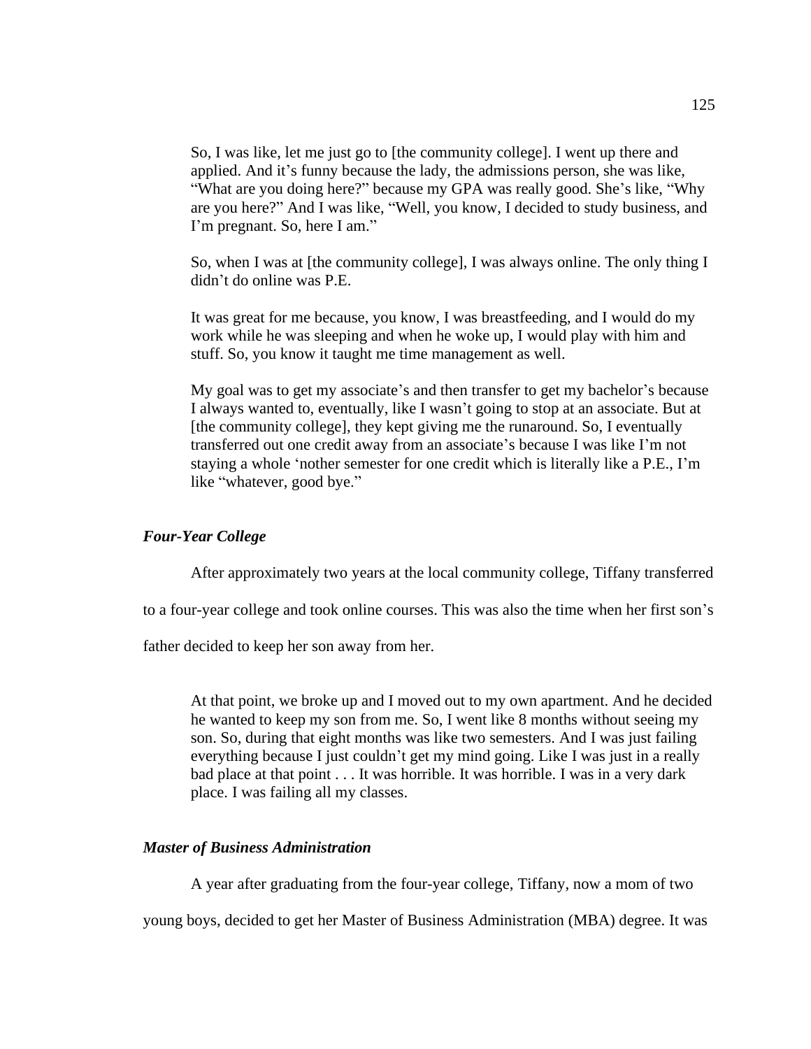> So, I was like, let me just go to [the community college]. I went up there and applied. And it's funny because the lady, the admissions person, she was like, "What are you doing here?" because my GPA was really good. She's like, "Why are you here?" And I was like, "Well, you know, I decided to study business, and I'm pregnant. So, here I am."
>
> So, when I was at [the community college], I was always online. The only thing I didn't do online was P.E.
>
> It was great for me because, you know, I was breastfeeding, and I would do my work while he was sleeping and when he woke up, I would play with him and stuff. So, you know it taught me time management as well.
>
> My goal was to get my associate's and then transfer to get my bachelor's because I always wanted to, eventually, like I wasn't going to stop at an associate. But at [the community college], they kept giving me the runaround. So, I eventually transferred out one credit away from an associate's because I was like I'm not staying a whole 'nother semester for one credit which is literally like a P.E., I'm like "whatever, good bye."

### *Four-Year College*

After approximately two years at the local community college, Tiffany transferred to a four-year college and took online courses. This was also the time when her first son's father decided to keep her son away from her.

> At that point, we broke up and I moved out to my own apartment. And he decided he wanted to keep my son from me. So, I went like 8 months without seeing my son. So, during that eight months was like two semesters. And I was just failing everything because I just couldn't get my mind going. Like I was just in a really bad place at that point . . . It was horrible. It was horrible. I was in a very dark place. I was failing all my classes.

### *Master of Business Administration*

A year after graduating from the four-year college, Tiffany, now a mom of two young boys, decided to get her Master of Business Administration (MBA) degree. It was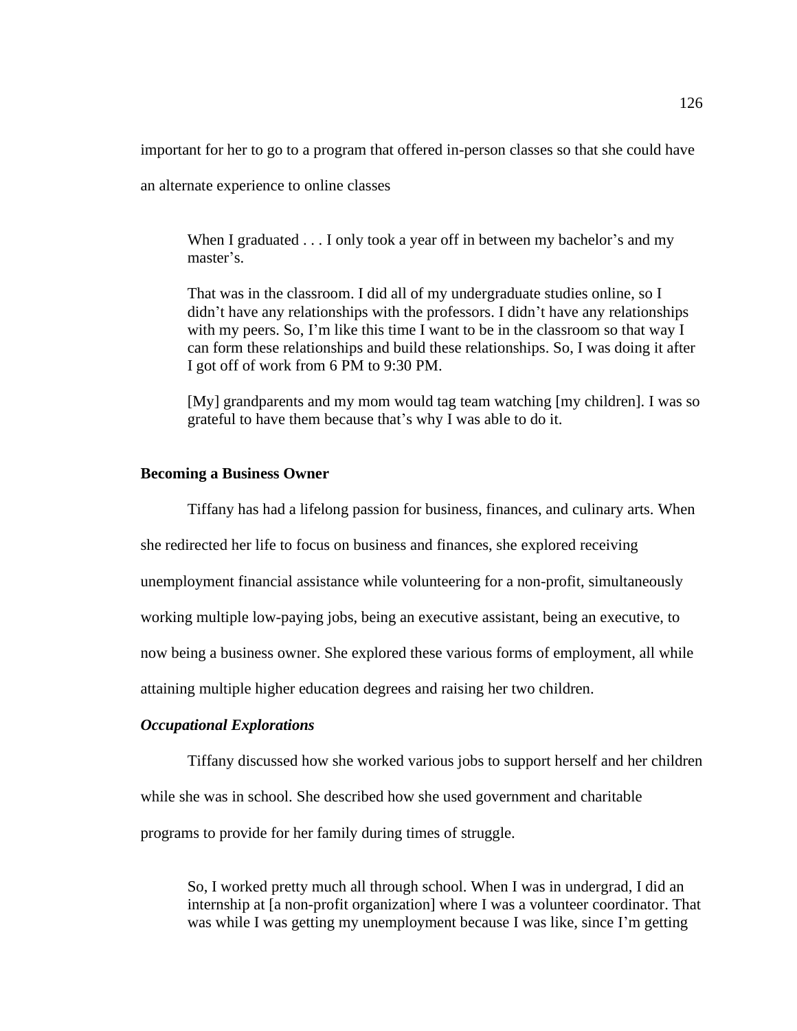important for her to go to a program that offered in-person classes so that she could have an alternate experience to online classes

> When I graduated . . . I only took a year off in between my bachelor's and my master's.
>
> That was in the classroom. I did all of my undergraduate studies online, so I didn't have any relationships with the professors. I didn't have any relationships with my peers. So, I'm like this time I want to be in the classroom so that way I can form these relationships and build these relationships. So, I was doing it after I got off of work from 6 PM to 9:30 PM.
>
> [My] grandparents and my mom would tag team watching [my children]. I was so grateful to have them because that's why I was able to do it.

## Becoming a Business Owner

Tiffany has had a lifelong passion for business, finances, and culinary arts. When she redirected her life to focus on business and finances, she explored receiving unemployment financial assistance while volunteering for a non-profit, simultaneously working multiple low-paying jobs, being an executive assistant, being an executive, to now being a business owner. She explored these various forms of employment, all while attaining multiple higher education degrees and raising her two children.

### *Occupational Explorations*

Tiffany discussed how she worked various jobs to support herself and her children while she was in school. She described how she used government and charitable programs to provide for her family during times of struggle.

> So, I worked pretty much all through school. When I was in undergrad, I did an internship at [a non-profit organization] where I was a volunteer coordinator. That was while I was getting my unemployment because I was like, since I'm getting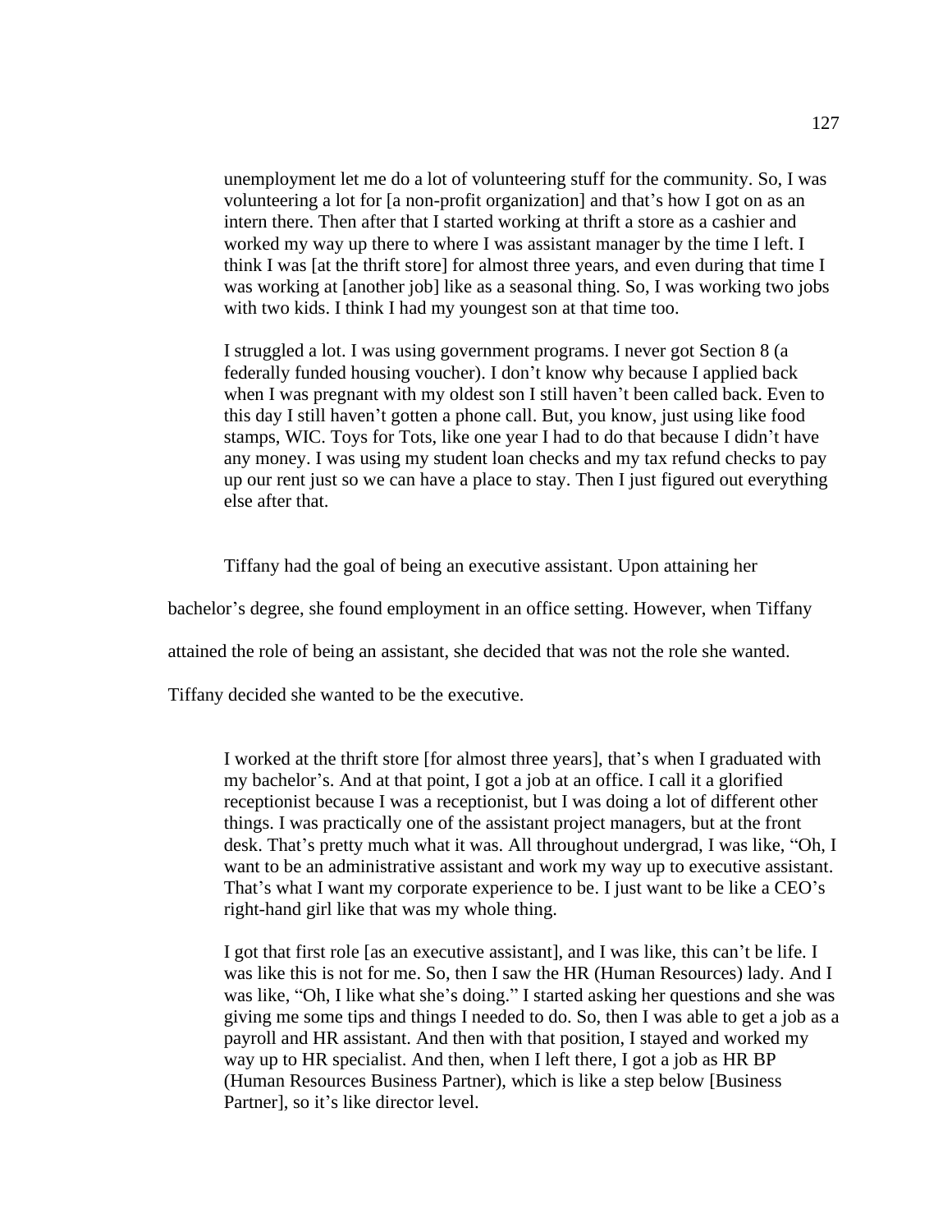> unemployment let me do a lot of volunteering stuff for the community. So, I was volunteering a lot for [a non-profit organization] and that's how I got on as an intern there. Then after that I started working at thrift a store as a cashier and worked my way up there to where I was assistant manager by the time I left. I think I was [at the thrift store] for almost three years, and even during that time I was working at [another job] like as a seasonal thing. So, I was working two jobs with two kids. I think I had my youngest son at that time too.
>
> I struggled a lot. I was using government programs. I never got Section 8 (a federally funded housing voucher). I don't know why because I applied back when I was pregnant with my oldest son I still haven't been called back. Even to this day I still haven't gotten a phone call. But, you know, just using like food stamps, WIC. Toys for Tots, like one year I had to do that because I didn't have any money. I was using my student loan checks and my tax refund checks to pay up our rent just so we can have a place to stay. Then I just figured out everything else after that.

Tiffany had the goal of being an executive assistant. Upon attaining her bachelor's degree, she found employment in an office setting. However, when Tiffany attained the role of being an assistant, she decided that was not the role she wanted. Tiffany decided she wanted to be the executive.

> I worked at the thrift store [for almost three years], that's when I graduated with my bachelor's. And at that point, I got a job at an office. I call it a glorified receptionist because I was a receptionist, but I was doing a lot of different other things. I was practically one of the assistant project managers, but at the front desk. That's pretty much what it was. All throughout undergrad, I was like, "Oh, I want to be an administrative assistant and work my way up to executive assistant. That's what I want my corporate experience to be. I just want to be like a CEO's right-hand girl like that was my whole thing.
>
> I got that first role [as an executive assistant], and I was like, this can't be life. I was like this is not for me. So, then I saw the HR (Human Resources) lady. And I was like, "Oh, I like what she's doing." I started asking her questions and she was giving me some tips and things I needed to do. So, then I was able to get a job as a payroll and HR assistant. And then with that position, I stayed and worked my way up to HR specialist. And then, when I left there, I got a job as HR BP (Human Resources Business Partner), which is like a step below [Business Partner], so it's like director level.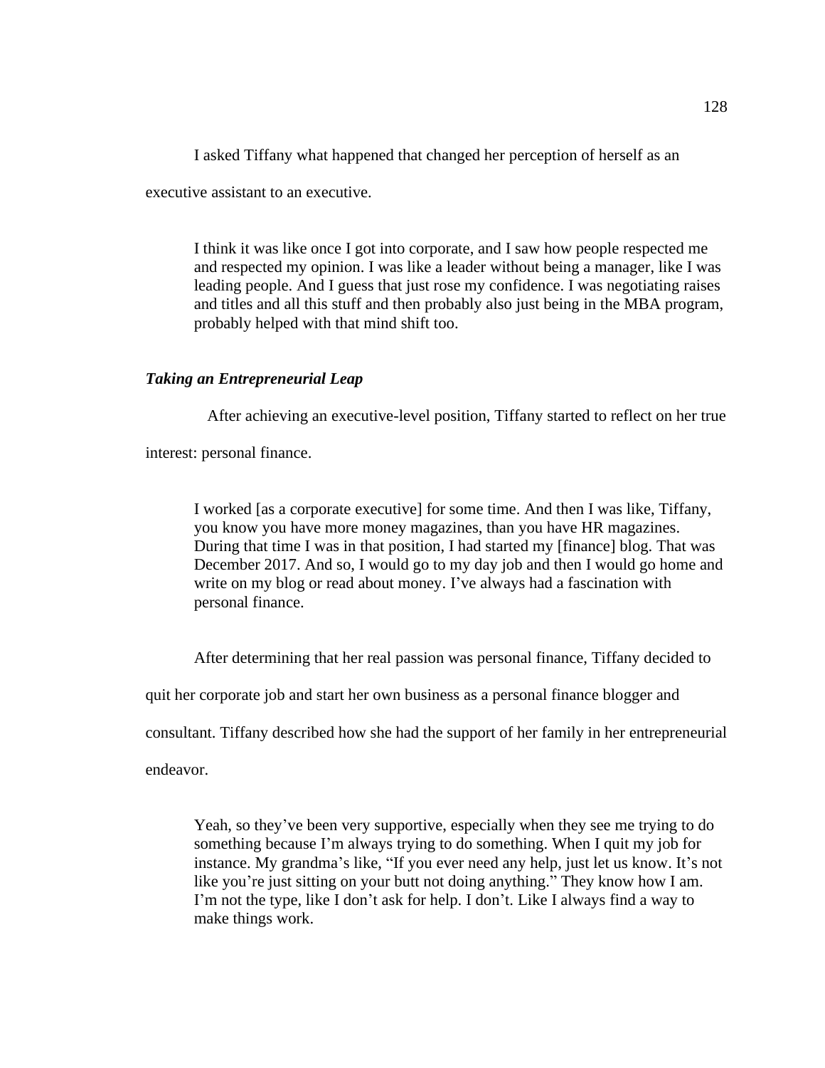I asked Tiffany what happened that changed her perception of herself as an executive assistant to an executive.

> I think it was like once I got into corporate, and I saw how people respected me and respected my opinion. I was like a leader without being a manager, like I was leading people. And I guess that just rose my confidence. I was negotiating raises and titles and all this stuff and then probably also just being in the MBA program, probably helped with that mind shift too.

### *Taking an Entrepreneurial Leap*

After achieving an executive-level position, Tiffany started to reflect on her true interest: personal finance.

> I worked [as a corporate executive] for some time. And then I was like, Tiffany, you know you have more money magazines, than you have HR magazines. During that time I was in that position, I had started my [finance] blog. That was December 2017. And so, I would go to my day job and then I would go home and write on my blog or read about money. I've always had a fascination with personal finance.

After determining that her real passion was personal finance, Tiffany decided to quit her corporate job and start her own business as a personal finance blogger and consultant. Tiffany described how she had the support of her family in her entrepreneurial endeavor.

> Yeah, so they've been very supportive, especially when they see me trying to do something because I'm always trying to do something. When I quit my job for instance. My grandma's like, "If you ever need any help, just let us know. It's not like you're just sitting on your butt not doing anything." They know how I am. I'm not the type, like I don't ask for help. I don't. Like I always find a way to make things work.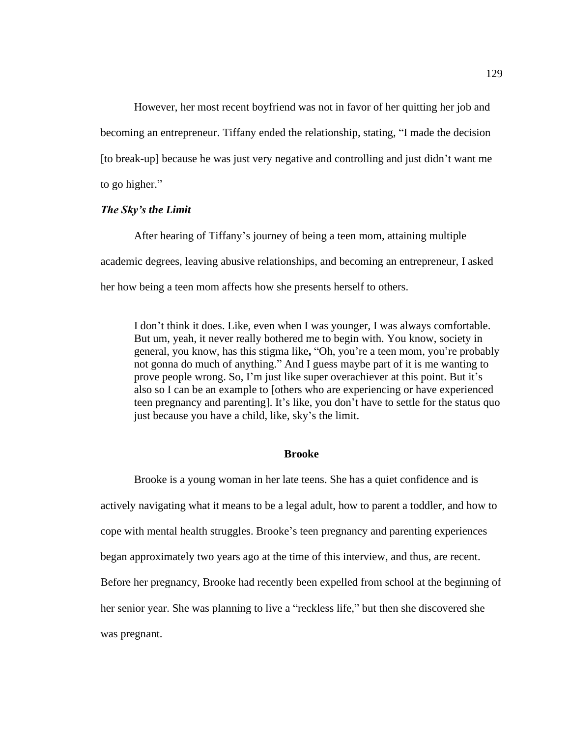However, her most recent boyfriend was not in favor of her quitting her job and becoming an entrepreneur. Tiffany ended the relationship, stating, "I made the decision [to break-up] because he was just very negative and controlling and just didn't want me to go higher."

### *The Sky's the Limit*

After hearing of Tiffany's journey of being a teen mom, attaining multiple academic degrees, leaving abusive relationships, and becoming an entrepreneur, I asked her how being a teen mom affects how she presents herself to others.

> I don't think it does. Like, even when I was younger, I was always comfortable. But um, yeah, it never really bothered me to begin with. You know, society in general, you know, has this stigma like, "Oh, you're a teen mom, you're probably not gonna do much of anything." And I guess maybe part of it is me wanting to prove people wrong. So, I'm just like super overachiever at this point. But it's also so I can be an example to [others who are experiencing or have experienced teen pregnancy and parenting]. It's like, you don't have to settle for the status quo just because you have a child, like, sky's the limit.

## Brooke

Brooke is a young woman in her late teens. She has a quiet confidence and is actively navigating what it means to be a legal adult, how to parent a toddler, and how to cope with mental health struggles. Brooke's teen pregnancy and parenting experiences began approximately two years ago at the time of this interview, and thus, are recent. Before her pregnancy, Brooke had recently been expelled from school at the beginning of her senior year. She was planning to live a "reckless life," but then she discovered she was pregnant.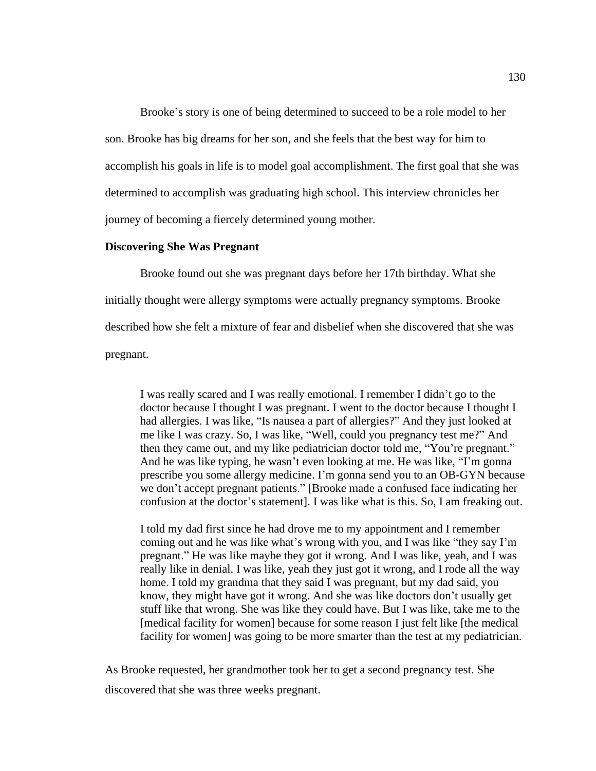Brooke's story is one of being determined to succeed to be a role model to her son. Brooke has big dreams for her son, and she feels that the best way for him to accomplish his goals in life is to model goal accomplishment. The first goal that she was determined to accomplish was graduating high school. This interview chronicles her journey of becoming a fiercely determined young mother.

**Discovering She Was Pregnant**

Brooke found out she was pregnant days before her 17th birthday. What she initially thought were allergy symptoms were actually pregnancy symptoms. Brooke described how she felt a mixture of fear and disbelief when she discovered that she was pregnant.

> I was really scared and I was really emotional. I remember I didn't go to the doctor because I thought I was pregnant. I went to the doctor because I thought I had allergies. I was like, "Is nausea a part of allergies?" And they just looked at me like I was crazy. So, I was like, "Well, could you pregnancy test me?" And then they came out, and my like pediatrician doctor told me, "You're pregnant." And he was like typing, he wasn't even looking at me. He was like, "I'm gonna prescribe you some allergy medicine. I'm gonna send you to an OB-GYN because we don't accept pregnant patients." [Brooke made a confused face indicating her confusion at the doctor's statement]. I was like what is this. So, I am freaking out.
>
> I told my dad first since he had drove me to my appointment and I remember coming out and he was like what's wrong with you, and I was like "they say I'm pregnant." He was like maybe they got it wrong. And I was like, yeah, and I was really like in denial. I was like, yeah they just got it wrong, and I rode all the way home. I told my grandma that they said I was pregnant, but my dad said, you know, they might have got it wrong. And she was like doctors don't usually get stuff like that wrong. She was like they could have. But I was like, take me to the [medical facility for women] because for some reason I just felt like [the medical facility for women] was going to be more smarter than the test at my pediatrician.

As Brooke requested, her grandmother took her to get a second pregnancy test. She discovered that she was three weeks pregnant.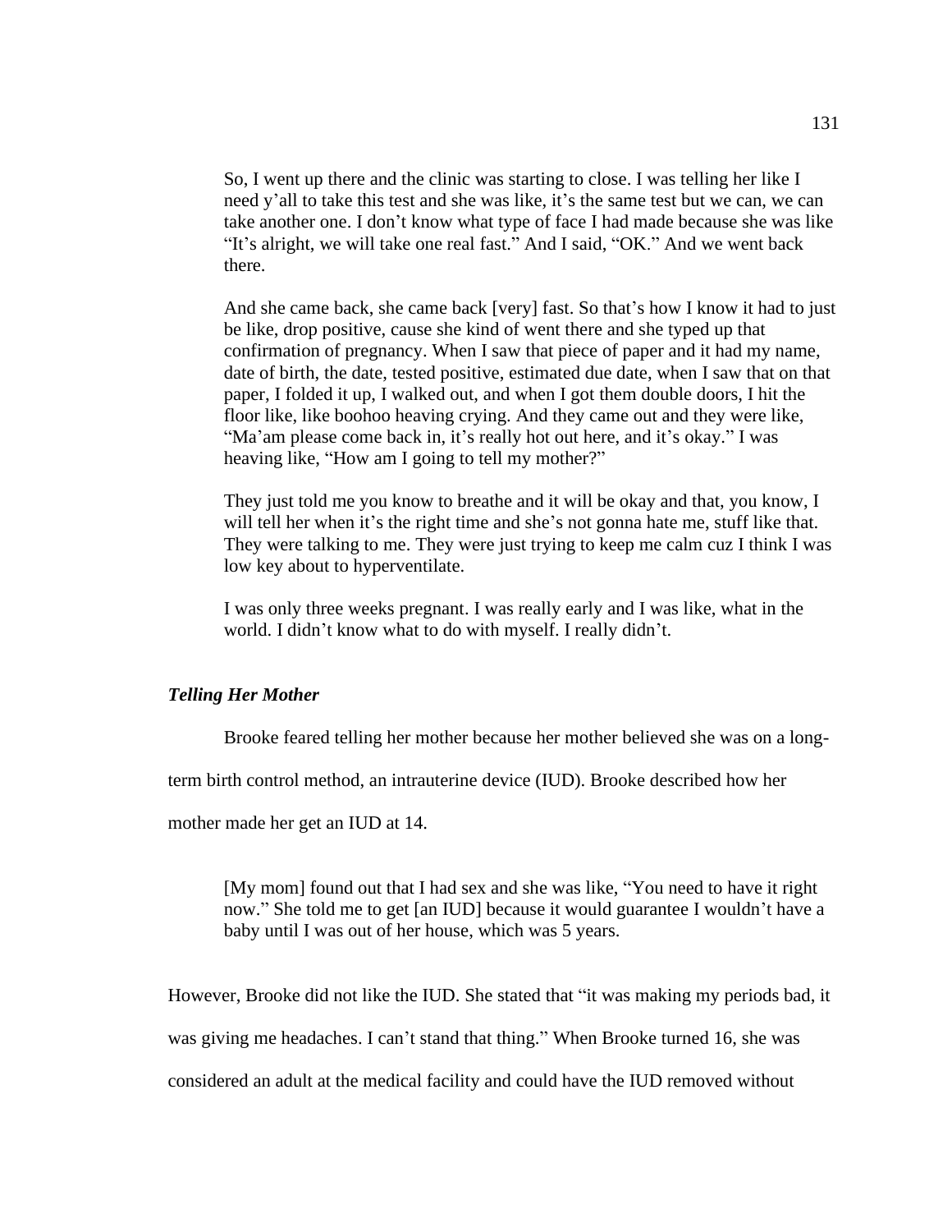> So, I went up there and the clinic was starting to close. I was telling her like I need y'all to take this test and she was like, it's the same test but we can, we can take another one. I don't know what type of face I had made because she was like "It's alright, we will take one real fast." And I said, "OK." And we went back there.
>
> And she came back, she came back [very] fast. So that's how I know it had to just be like, drop positive, cause she kind of went there and she typed up that confirmation of pregnancy. When I saw that piece of paper and it had my name, date of birth, the date, tested positive, estimated due date, when I saw that on that paper, I folded it up, I walked out, and when I got them double doors, I hit the floor like, like boohoo heaving crying. And they came out and they were like, "Ma'am please come back in, it's really hot out here, and it's okay." I was heaving like, "How am I going to tell my mother?"
>
> They just told me you know to breathe and it will be okay and that, you know, I will tell her when it's the right time and she's not gonna hate me, stuff like that. They were talking to me. They were just trying to keep me calm cuz I think I was low key about to hyperventilate.
>
> I was only three weeks pregnant. I was really early and I was like, what in the world. I didn't know what to do with myself. I really didn't.

### *Telling Her Mother*

Brooke feared telling her mother because her mother believed she was on a long-term birth control method, an intrauterine device (IUD). Brooke described how her mother made her get an IUD at 14.

> [My mom] found out that I had sex and she was like, "You need to have it right now." She told me to get [an IUD] because it would guarantee I wouldn't have a baby until I was out of her house, which was 5 years.

However, Brooke did not like the IUD. She stated that "it was making my periods bad, it was giving me headaches. I can't stand that thing." When Brooke turned 16, she was considered an adult at the medical facility and could have the IUD removed without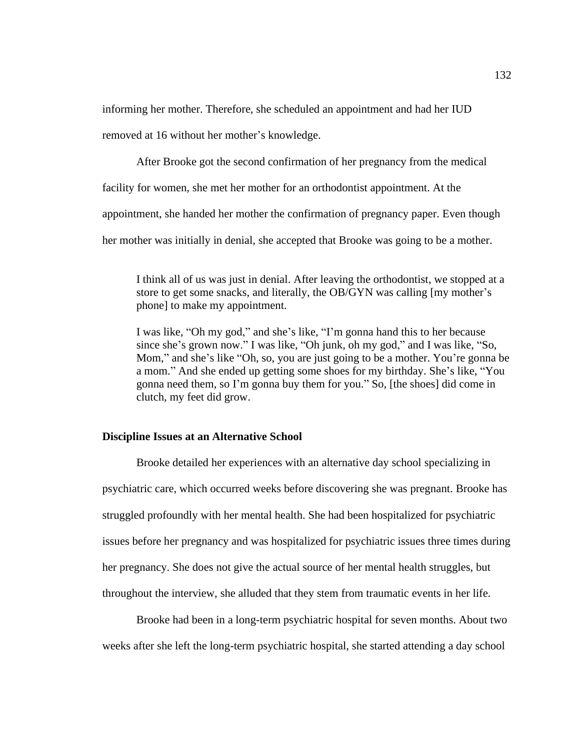informing her mother. Therefore, she scheduled an appointment and had her IUD removed at 16 without her mother's knowledge.

After Brooke got the second confirmation of her pregnancy from the medical facility for women, she met her mother for an orthodontist appointment. At the appointment, she handed her mother the confirmation of pregnancy paper. Even though her mother was initially in denial, she accepted that Brooke was going to be a mother.

> I think all of us was just in denial. After leaving the orthodontist, we stopped at a store to get some snacks, and literally, the OB/GYN was calling [my mother's phone] to make my appointment.
>
> I was like, "Oh my god," and she's like, "I'm gonna hand this to her because since she's grown now." I was like, "Oh junk, oh my god," and I was like, "So, Mom," and she's like "Oh, so, you are just going to be a mother. You're gonna be a mom." And she ended up getting some shoes for my birthday. She's like, "You gonna need them, so I'm gonna buy them for you." So, [the shoes] did come in clutch, my feet did grow.

**Discipline Issues at an Alternative School**

Brooke detailed her experiences with an alternative day school specializing in psychiatric care, which occurred weeks before discovering she was pregnant. Brooke has struggled profoundly with her mental health. She had been hospitalized for psychiatric issues before her pregnancy and was hospitalized for psychiatric issues three times during her pregnancy. She does not give the actual source of her mental health struggles, but throughout the interview, she alluded that they stem from traumatic events in her life.

Brooke had been in a long-term psychiatric hospital for seven months. About two weeks after she left the long-term psychiatric hospital, she started attending a day school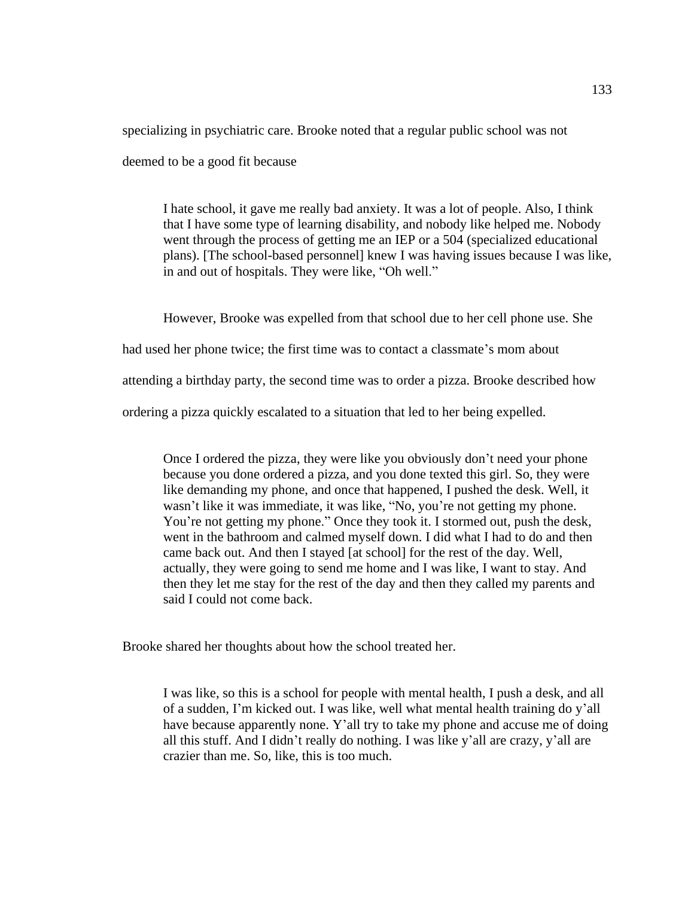specializing in psychiatric care. Brooke noted that a regular public school was not deemed to be a good fit because

> I hate school, it gave me really bad anxiety. It was a lot of people. Also, I think that I have some type of learning disability, and nobody like helped me. Nobody went through the process of getting me an IEP or a 504 (specialized educational plans). [The school-based personnel] knew I was having issues because I was like, in and out of hospitals. They were like, "Oh well."

However, Brooke was expelled from that school due to her cell phone use. She had used her phone twice; the first time was to contact a classmate's mom about attending a birthday party, the second time was to order a pizza. Brooke described how ordering a pizza quickly escalated to a situation that led to her being expelled.

> Once I ordered the pizza, they were like you obviously don't need your phone because you done ordered a pizza, and you done texted this girl. So, they were like demanding my phone, and once that happened, I pushed the desk. Well, it wasn't like it was immediate, it was like, "No, you're not getting my phone. You're not getting my phone." Once they took it. I stormed out, push the desk, went in the bathroom and calmed myself down. I did what I had to do and then came back out. And then I stayed [at school] for the rest of the day. Well, actually, they were going to send me home and I was like, I want to stay. And then they let me stay for the rest of the day and then they called my parents and said I could not come back.

Brooke shared her thoughts about how the school treated her.

> I was like, so this is a school for people with mental health, I push a desk, and all of a sudden, I'm kicked out. I was like, well what mental health training do y'all have because apparently none. Y'all try to take my phone and accuse me of doing all this stuff. And I didn't really do nothing. I was like y'all are crazy, y'all are crazier than me. So, like, this is too much.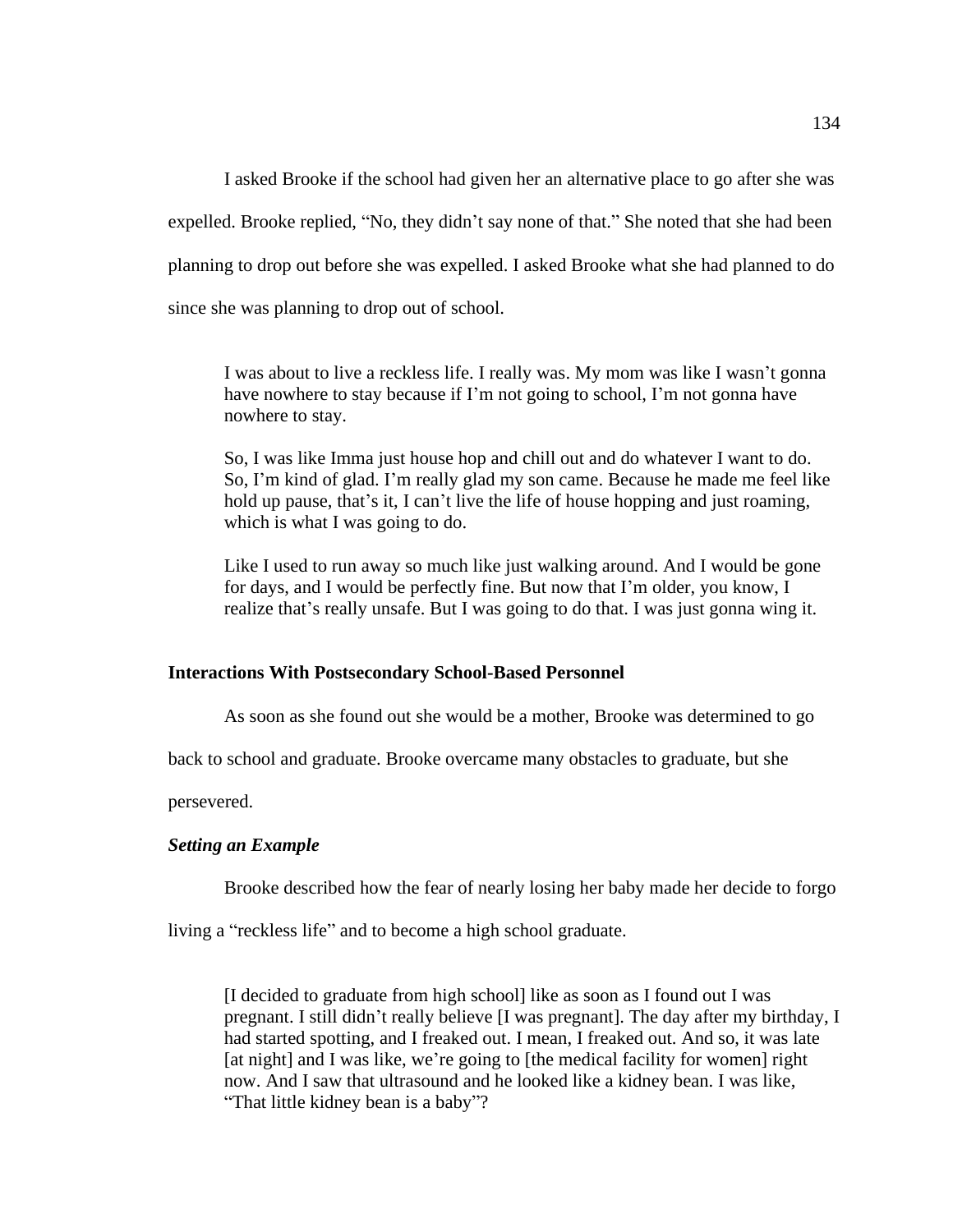I asked Brooke if the school had given her an alternative place to go after she was expelled. Brooke replied, “No, they didn’t say none of that.” She noted that she had been planning to drop out before she was expelled. I asked Brooke what she had planned to do since she was planning to drop out of school.

> I was about to live a reckless life. I really was. My mom was like I wasn’t gonna have nowhere to stay because if I’m not going to school, I’m not gonna have nowhere to stay.
>
> So, I was like Imma just house hop and chill out and do whatever I want to do. So, I’m kind of glad. I’m really glad my son came. Because he made me feel like hold up pause, that’s it, I can’t live the life of house hopping and just roaming, which is what I was going to do.
>
> Like I used to run away so much like just walking around. And I would be gone for days, and I would be perfectly fine. But now that I’m older, you know, I realize that’s really unsafe. But I was going to do that. I was just gonna wing it.

## Interactions With Postsecondary School-Based Personnel

As soon as she found out she would be a mother, Brooke was determined to go back to school and graduate. Brooke overcame many obstacles to graduate, but she persevered.

### *Setting an Example*

Brooke described how the fear of nearly losing her baby made her decide to forgo living a “reckless life” and to become a high school graduate.

> [I decided to graduate from high school] like as soon as I found out I was pregnant. I still didn’t really believe [I was pregnant]. The day after my birthday, I had started spotting, and I freaked out. I mean, I freaked out. And so, it was late [at night] and I was like, we’re going to [the medical facility for women] right now. And I saw that ultrasound and he looked like a kidney bean. I was like, “That little kidney bean is a baby”?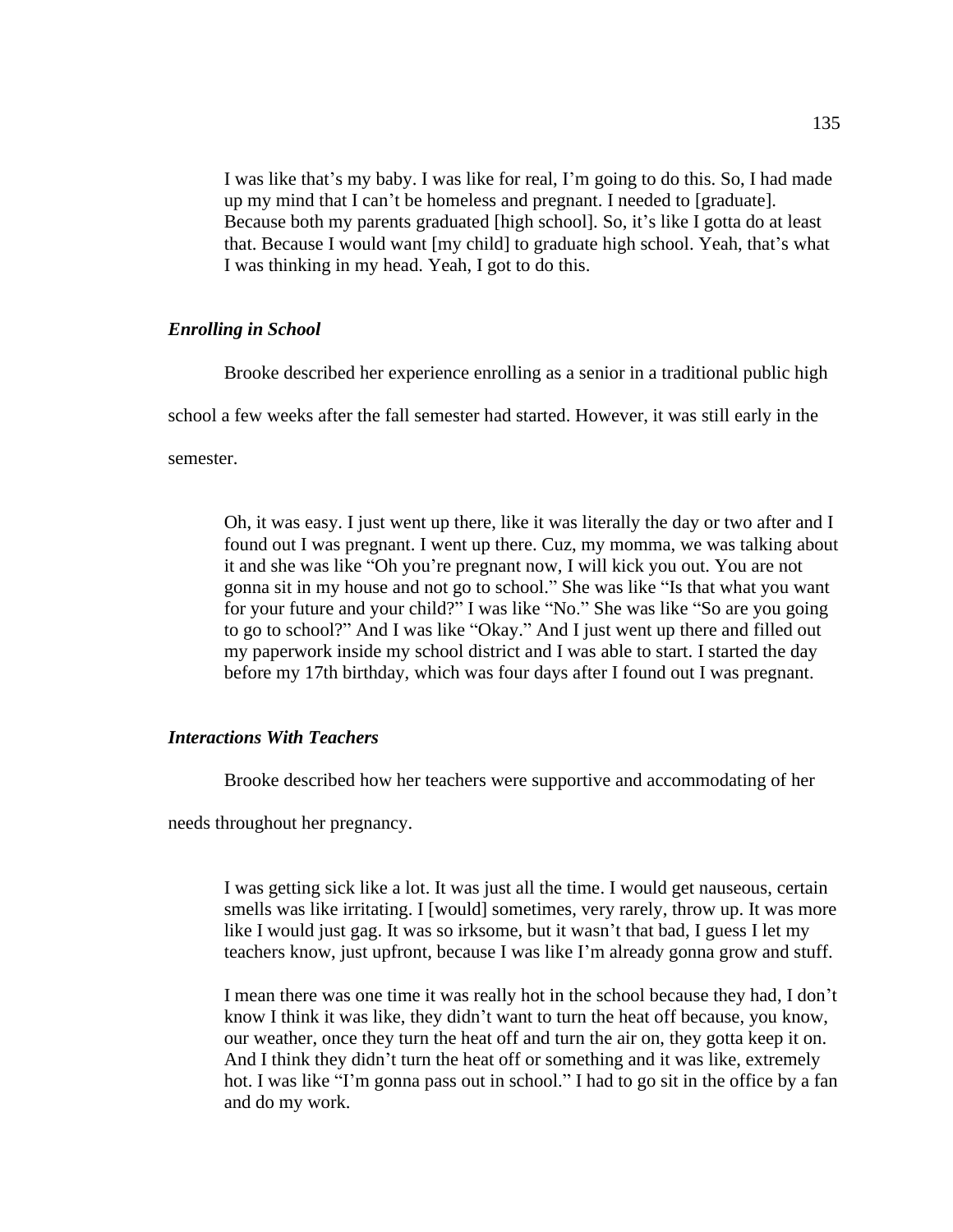> I was like that's my baby. I was like for real, I'm going to do this. So, I had made up my mind that I can't be homeless and pregnant. I needed to [graduate]. Because both my parents graduated [high school]. So, it's like I gotta do at least that. Because I would want [my child] to graduate high school. Yeah, that's what I was thinking in my head. Yeah, I got to do this.

### *Enrolling in School*

Brooke described her experience enrolling as a senior in a traditional public high school a few weeks after the fall semester had started. However, it was still early in the semester.

> Oh, it was easy. I just went up there, like it was literally the day or two after and I found out I was pregnant. I went up there. Cuz, my momma, we was talking about it and she was like "Oh you're pregnant now, I will kick you out. You are not gonna sit in my house and not go to school." She was like "Is that what you want for your future and your child?" I was like "No." She was like "So are you going to go to school?" And I was like "Okay." And I just went up there and filled out my paperwork inside my school district and I was able to start. I started the day before my 17th birthday, which was four days after I found out I was pregnant.

### *Interactions With Teachers*

Brooke described how her teachers were supportive and accommodating of her needs throughout her pregnancy.

> I was getting sick like a lot. It was just all the time. I would get nauseous, certain smells was like irritating. I [would] sometimes, very rarely, throw up. It was more like I would just gag. It was so irksome, but it wasn't that bad, I guess I let my teachers know, just upfront, because I was like I'm already gonna grow and stuff.
>
> I mean there was one time it was really hot in the school because they had, I don't know I think it was like, they didn't want to turn the heat off because, you know, our weather, once they turn the heat off and turn the air on, they gotta keep it on. And I think they didn't turn the heat off or something and it was like, extremely hot. I was like "I'm gonna pass out in school." I had to go sit in the office by a fan and do my work.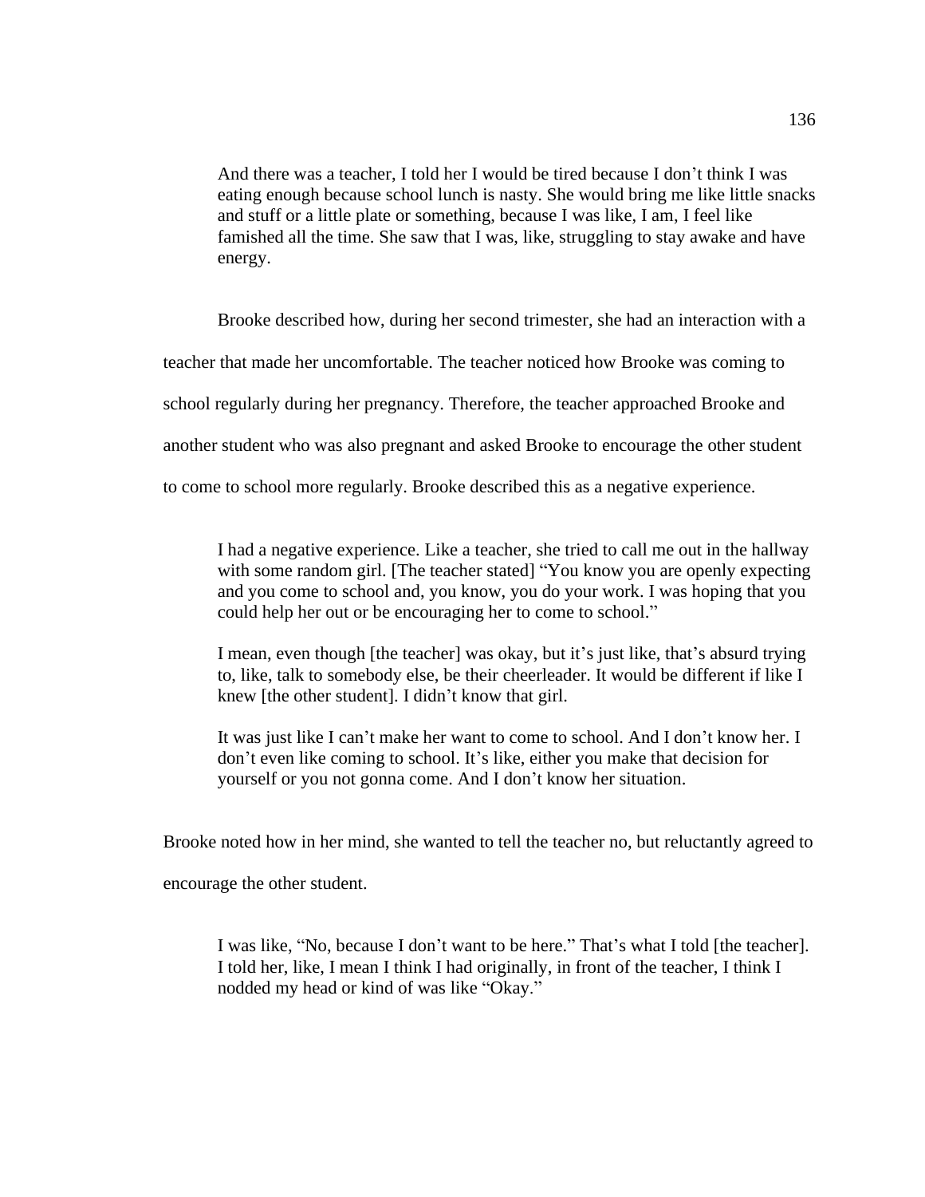> And there was a teacher, I told her I would be tired because I don't think I was eating enough because school lunch is nasty. She would bring me like little snacks and stuff or a little plate or something, because I was like, I am, I feel like famished all the time. She saw that I was, like, struggling to stay awake and have energy.

Brooke described how, during her second trimester, she had an interaction with a teacher that made her uncomfortable. The teacher noticed how Brooke was coming to school regularly during her pregnancy. Therefore, the teacher approached Brooke and another student who was also pregnant and asked Brooke to encourage the other student to come to school more regularly. Brooke described this as a negative experience.

> I had a negative experience. Like a teacher, she tried to call me out in the hallway with some random girl. [The teacher stated] "You know you are openly expecting and you come to school and, you know, you do your work. I was hoping that you could help her out or be encouraging her to come to school."
>
> I mean, even though [the teacher] was okay, but it's just like, that's absurd trying to, like, talk to somebody else, be their cheerleader. It would be different if like I knew [the other student]. I didn't know that girl.
>
> It was just like I can't make her want to come to school. And I don't know her. I don't even like coming to school. It's like, either you make that decision for yourself or you not gonna come. And I don't know her situation.

Brooke noted how in her mind, she wanted to tell the teacher no, but reluctantly agreed to encourage the other student.

> I was like, "No, because I don't want to be here." That's what I told [the teacher]. I told her, like, I mean I think I had originally, in front of the teacher, I think I nodded my head or kind of was like "Okay."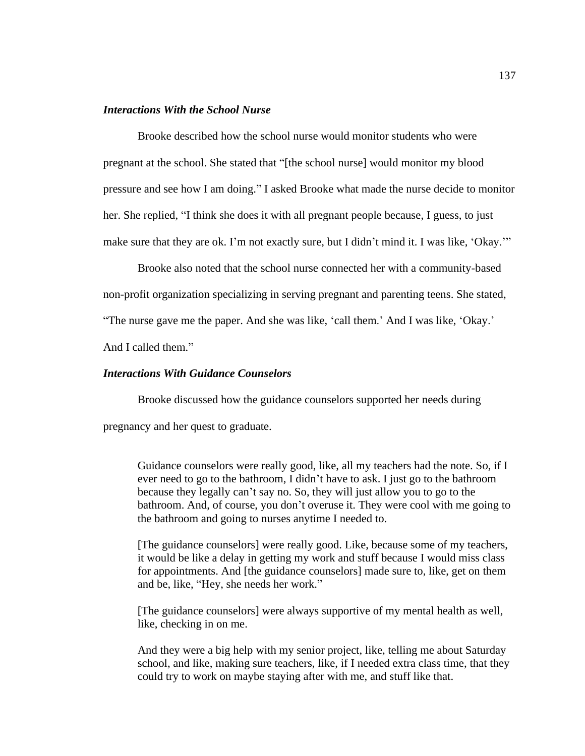### *Interactions With the School Nurse*

Brooke described how the school nurse would monitor students who were pregnant at the school. She stated that "[the school nurse] would monitor my blood pressure and see how I am doing." I asked Brooke what made the nurse decide to monitor her. She replied, "I think she does it with all pregnant people because, I guess, to just make sure that they are ok. I'm not exactly sure, but I didn't mind it. I was like, 'Okay.'"

Brooke also noted that the school nurse connected her with a community-based non-profit organization specializing in serving pregnant and parenting teens. She stated, "The nurse gave me the paper. And she was like, 'call them.' And I was like, 'Okay.' And I called them."

### *Interactions With Guidance Counselors*

Brooke discussed how the guidance counselors supported her needs during pregnancy and her quest to graduate.

> Guidance counselors were really good, like, all my teachers had the note. So, if I ever need to go to the bathroom, I didn't have to ask. I just go to the bathroom because they legally can't say no. So, they will just allow you to go to the bathroom. And, of course, you don't overuse it. They were cool with me going to the bathroom and going to nurses anytime I needed to.
>
> [The guidance counselors] were really good. Like, because some of my teachers, it would be like a delay in getting my work and stuff because I would miss class for appointments. And [the guidance counselors] made sure to, like, get on them and be, like, "Hey, she needs her work."
>
> [The guidance counselors] were always supportive of my mental health as well, like, checking in on me.
>
> And they were a big help with my senior project, like, telling me about Saturday school, and like, making sure teachers, like, if I needed extra class time, that they could try to work on maybe staying after with me, and stuff like that.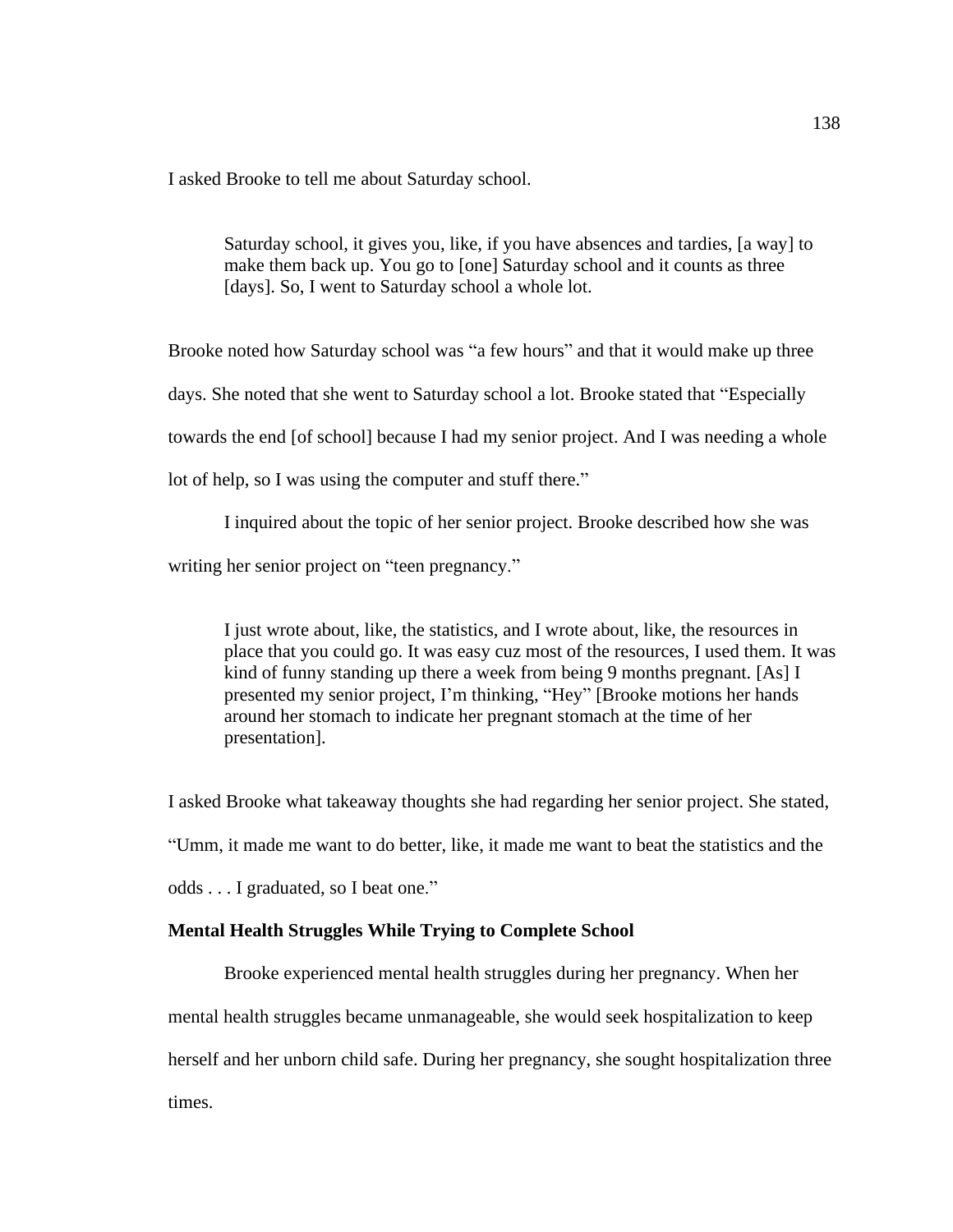I asked Brooke to tell me about Saturday school.

> Saturday school, it gives you, like, if you have absences and tardies, [a way] to make them back up. You go to [one] Saturday school and it counts as three [days]. So, I went to Saturday school a whole lot.

Brooke noted how Saturday school was "a few hours" and that it would make up three days. She noted that she went to Saturday school a lot. Brooke stated that "Especially towards the end [of school] because I had my senior project. And I was needing a whole lot of help, so I was using the computer and stuff there."

I inquired about the topic of her senior project. Brooke described how she was writing her senior project on "teen pregnancy."

> I just wrote about, like, the statistics, and I wrote about, like, the resources in place that you could go. It was easy cuz most of the resources, I used them. It was kind of funny standing up there a week from being 9 months pregnant. [As] I presented my senior project, I'm thinking, "Hey" [Brooke motions her hands around her stomach to indicate her pregnant stomach at the time of her presentation].

I asked Brooke what takeaway thoughts she had regarding her senior project. She stated, "Umm, it made me want to do better, like, it made me want to beat the statistics and the odds . . . I graduated, so I beat one."

### Mental Health Struggles While Trying to Complete School

Brooke experienced mental health struggles during her pregnancy. When her mental health struggles became unmanageable, she would seek hospitalization to keep herself and her unborn child safe. During her pregnancy, she sought hospitalization three times.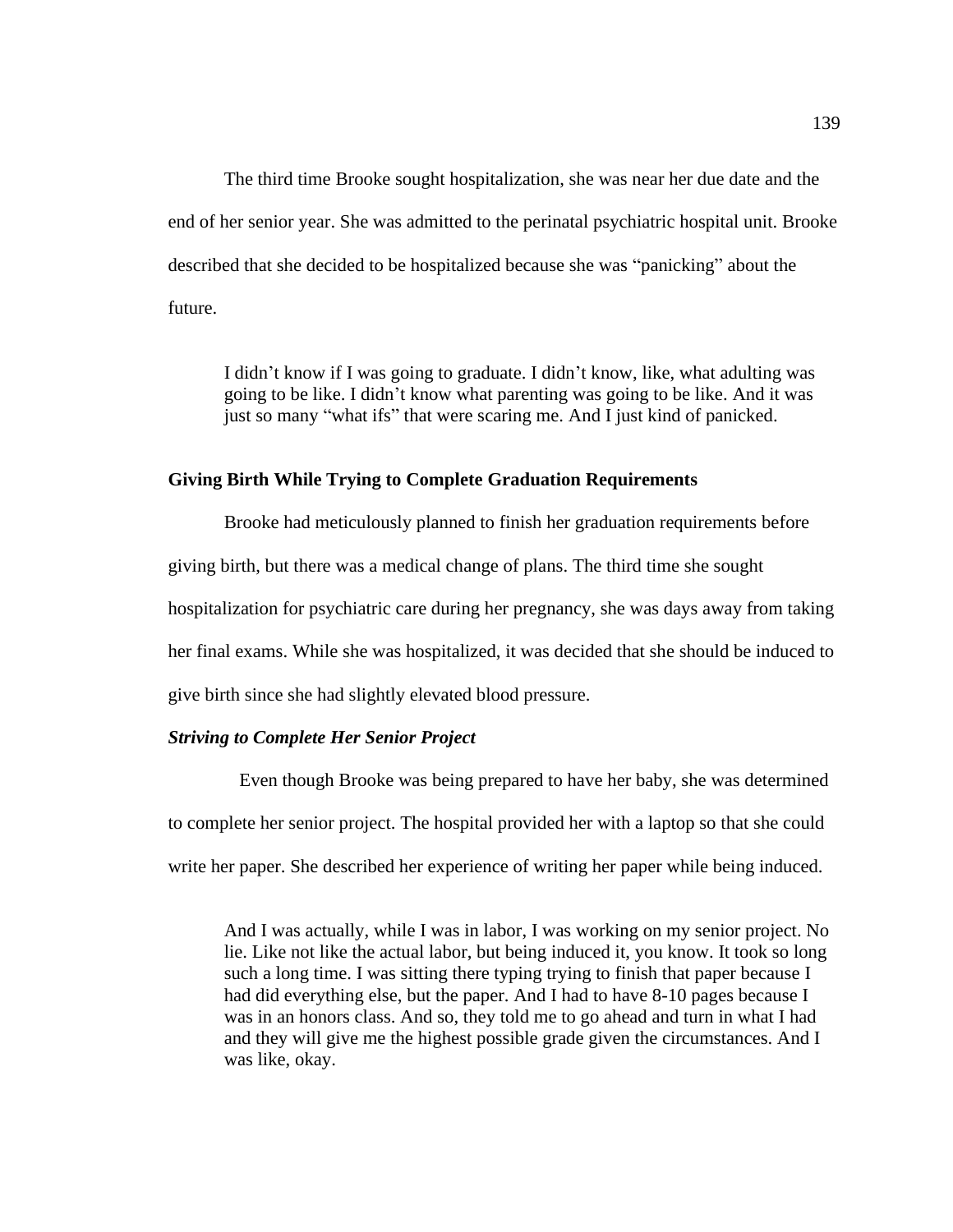The third time Brooke sought hospitalization, she was near her due date and the end of her senior year. She was admitted to the perinatal psychiatric hospital unit. Brooke described that she decided to be hospitalized because she was "panicking" about the future.

> I didn't know if I was going to graduate. I didn't know, like, what adulting was going to be like. I didn't know what parenting was going to be like. And it was just so many "what ifs" that were scaring me. And I just kind of panicked.

### Giving Birth While Trying to Complete Graduation Requirements

Brooke had meticulously planned to finish her graduation requirements before giving birth, but there was a medical change of plans. The third time she sought hospitalization for psychiatric care during her pregnancy, she was days away from taking her final exams. While she was hospitalized, it was decided that she should be induced to give birth since she had slightly elevated blood pressure.

#### *Striving to Complete Her Senior Project*

Even though Brooke was being prepared to have her baby, she was determined to complete her senior project. The hospital provided her with a laptop so that she could write her paper. She described her experience of writing her paper while being induced.

> And I was actually, while I was in labor, I was working on my senior project. No lie. Like not like the actual labor, but being induced it, you know. It took so long such a long time. I was sitting there typing trying to finish that paper because I had did everything else, but the paper. And I had to have 8-10 pages because I was in an honors class. And so, they told me to go ahead and turn in what I had and they will give me the highest possible grade given the circumstances. And I was like, okay.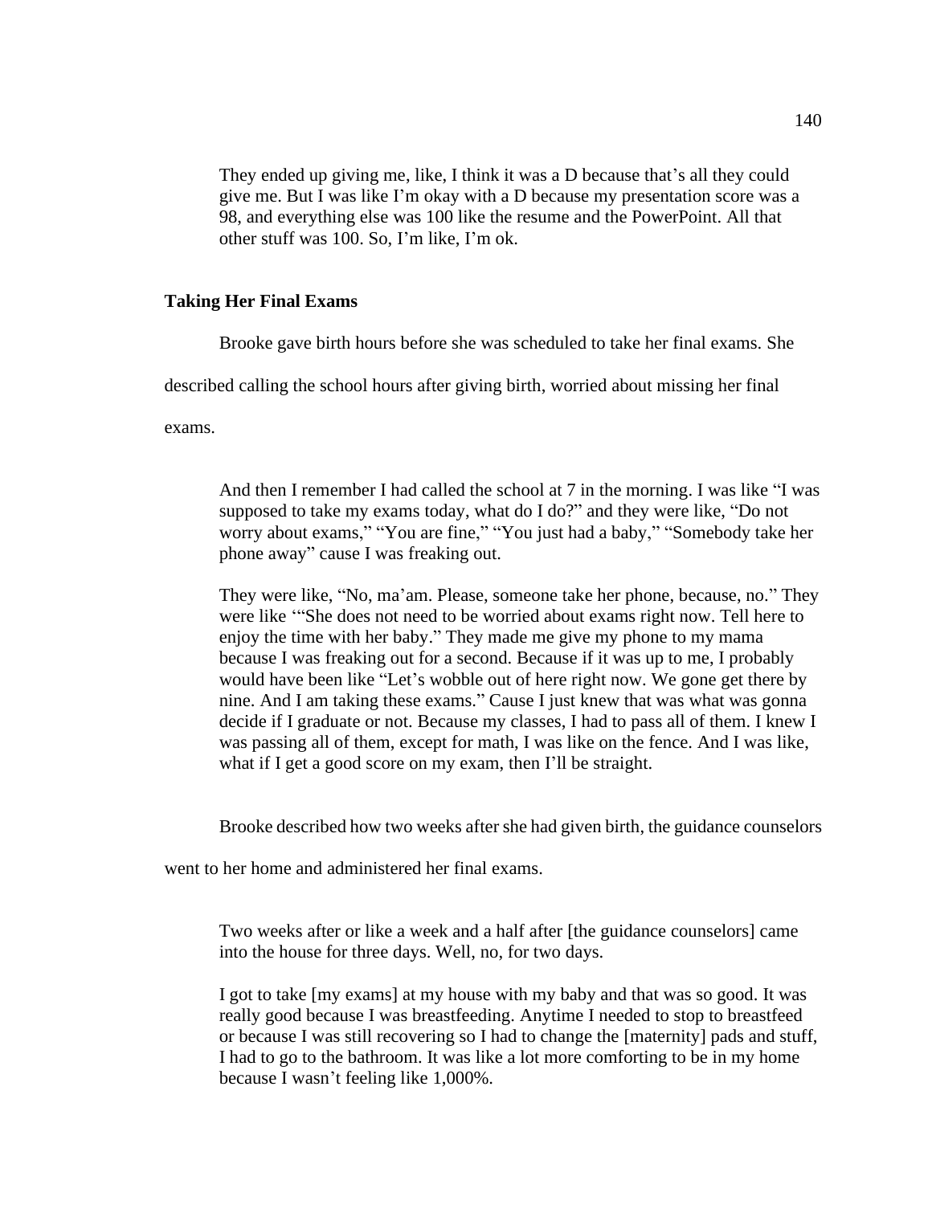> They ended up giving me, like, I think it was a D because that's all they could give me. But I was like I'm okay with a D because my presentation score was a 98, and everything else was 100 like the resume and the PowerPoint. All that other stuff was 100. So, I'm like, I'm ok.

**Taking Her Final Exams**

Brooke gave birth hours before she was scheduled to take her final exams. She described calling the school hours after giving birth, worried about missing her final exams.

> And then I remember I had called the school at 7 in the morning. I was like "I was supposed to take my exams today, what do I do?" and they were like, "Do not worry about exams," "You are fine," "You just had a baby," "Somebody take her phone away" cause I was freaking out.
>
> They were like, "No, ma'am. Please, someone take her phone, because, no." They were like '"She does not need to be worried about exams right now. Tell here to enjoy the time with her baby." They made me give my phone to my mama because I was freaking out for a second. Because if it was up to me, I probably would have been like "Let's wobble out of here right now. We gone get there by nine. And I am taking these exams." Cause I just knew that was what was gonna decide if I graduate or not. Because my classes, I had to pass all of them. I knew I was passing all of them, except for math, I was like on the fence. And I was like, what if I get a good score on my exam, then I'll be straight.

Brooke described how two weeks after she had given birth, the guidance counselors went to her home and administered her final exams.

> Two weeks after or like a week and a half after [the guidance counselors] came into the house for three days. Well, no, for two days.
>
> I got to take [my exams] at my house with my baby and that was so good. It was really good because I was breastfeeding. Anytime I needed to stop to breastfeed or because I was still recovering so I had to change the [maternity] pads and stuff, I had to go to the bathroom. It was like a lot more comforting to be in my home because I wasn't feeling like 1,000%.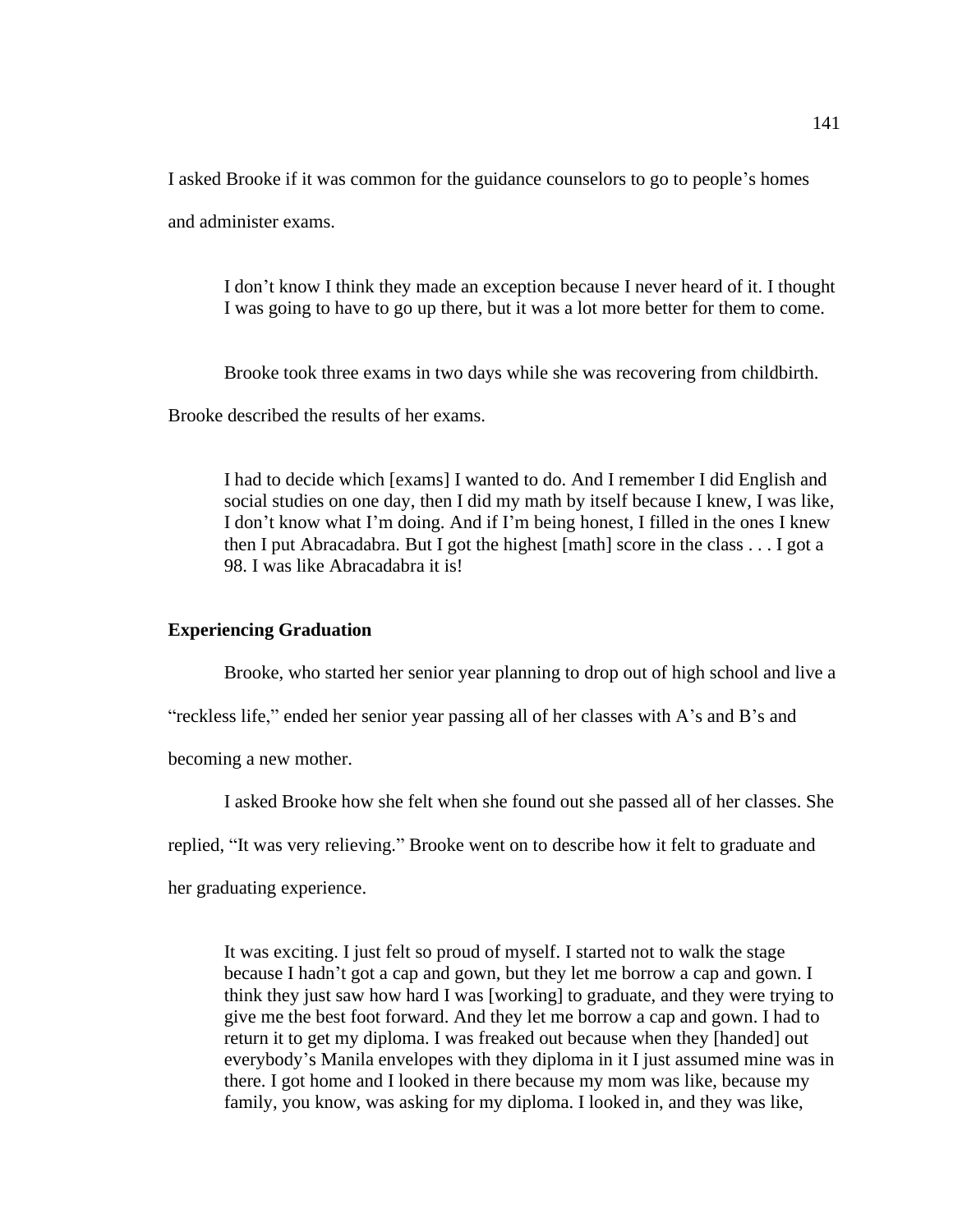I asked Brooke if it was common for the guidance counselors to go to people's homes and administer exams.

> I don't know I think they made an exception because I never heard of it. I thought I was going to have to go up there, but it was a lot more better for them to come.

Brooke took three exams in two days while she was recovering from childbirth. Brooke described the results of her exams.

> I had to decide which [exams] I wanted to do. And I remember I did English and social studies on one day, then I did my math by itself because I knew, I was like, I don't know what I'm doing. And if I'm being honest, I filled in the ones I knew then I put Abracadabra. But I got the highest [math] score in the class . . . I got a 98. I was like Abracadabra it is!

### Experiencing Graduation

Brooke, who started her senior year planning to drop out of high school and live a "reckless life," ended her senior year passing all of her classes with A's and B's and becoming a new mother.

I asked Brooke how she felt when she found out she passed all of her classes. She replied, "It was very relieving." Brooke went on to describe how it felt to graduate and her graduating experience.

> It was exciting. I just felt so proud of myself. I started not to walk the stage because I hadn't got a cap and gown, but they let me borrow a cap and gown. I think they just saw how hard I was [working] to graduate, and they were trying to give me the best foot forward. And they let me borrow a cap and gown. I had to return it to get my diploma. I was freaked out because when they [handed] out everybody's Manila envelopes with they diploma in it I just assumed mine was in there. I got home and I looked in there because my mom was like, because my family, you know, was asking for my diploma. I looked in, and they was like,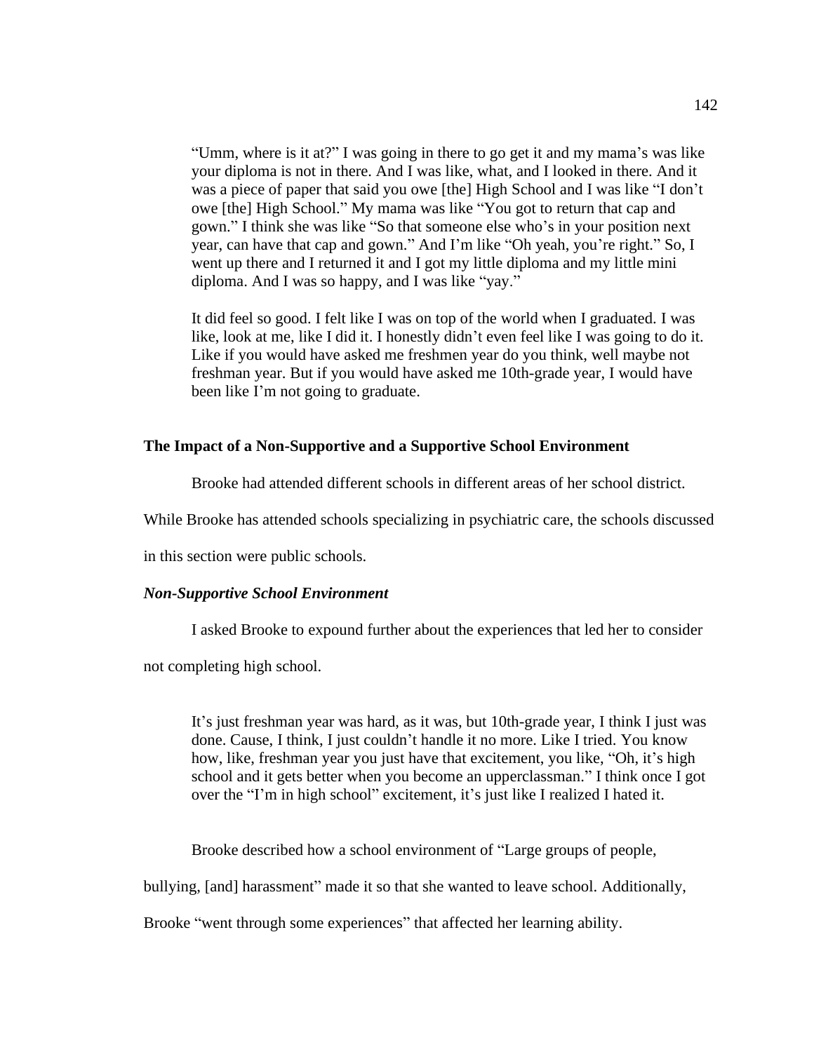> "Umm, where is it at?" I was going in there to go get it and my mama's was like your diploma is not in there. And I was like, what, and I looked in there. And it was a piece of paper that said you owe [the] High School and I was like "I don't owe [the] High School." My mama was like "You got to return that cap and gown." I think she was like "So that someone else who's in your position next year, can have that cap and gown." And I'm like "Oh yeah, you're right." So, I went up there and I returned it and I got my little diploma and my little mini diploma. And I was so happy, and I was like "yay."
>
> It did feel so good. I felt like I was on top of the world when I graduated. I was like, look at me, like I did it. I honestly didn't even feel like I was going to do it. Like if you would have asked me freshmen year do you think, well maybe not freshman year. But if you would have asked me 10th-grade year, I would have been like I'm not going to graduate.

### The Impact of a Non-Supportive and a Supportive School Environment

Brooke had attended different schools in different areas of her school district. While Brooke has attended schools specializing in psychiatric care, the schools discussed in this section were public schools.

#### *Non-Supportive School Environment*

I asked Brooke to expound further about the experiences that led her to consider not completing high school.

> It's just freshman year was hard, as it was, but 10th-grade year, I think I just was done. Cause, I think, I just couldn't handle it no more. Like I tried. You know how, like, freshman year you just have that excitement, you like, "Oh, it's high school and it gets better when you become an upperclassman." I think once I got over the "I'm in high school" excitement, it's just like I realized I hated it.

Brooke described how a school environment of "Large groups of people, bullying, [and] harassment" made it so that she wanted to leave school. Additionally, Brooke "went through some experiences" that affected her learning ability.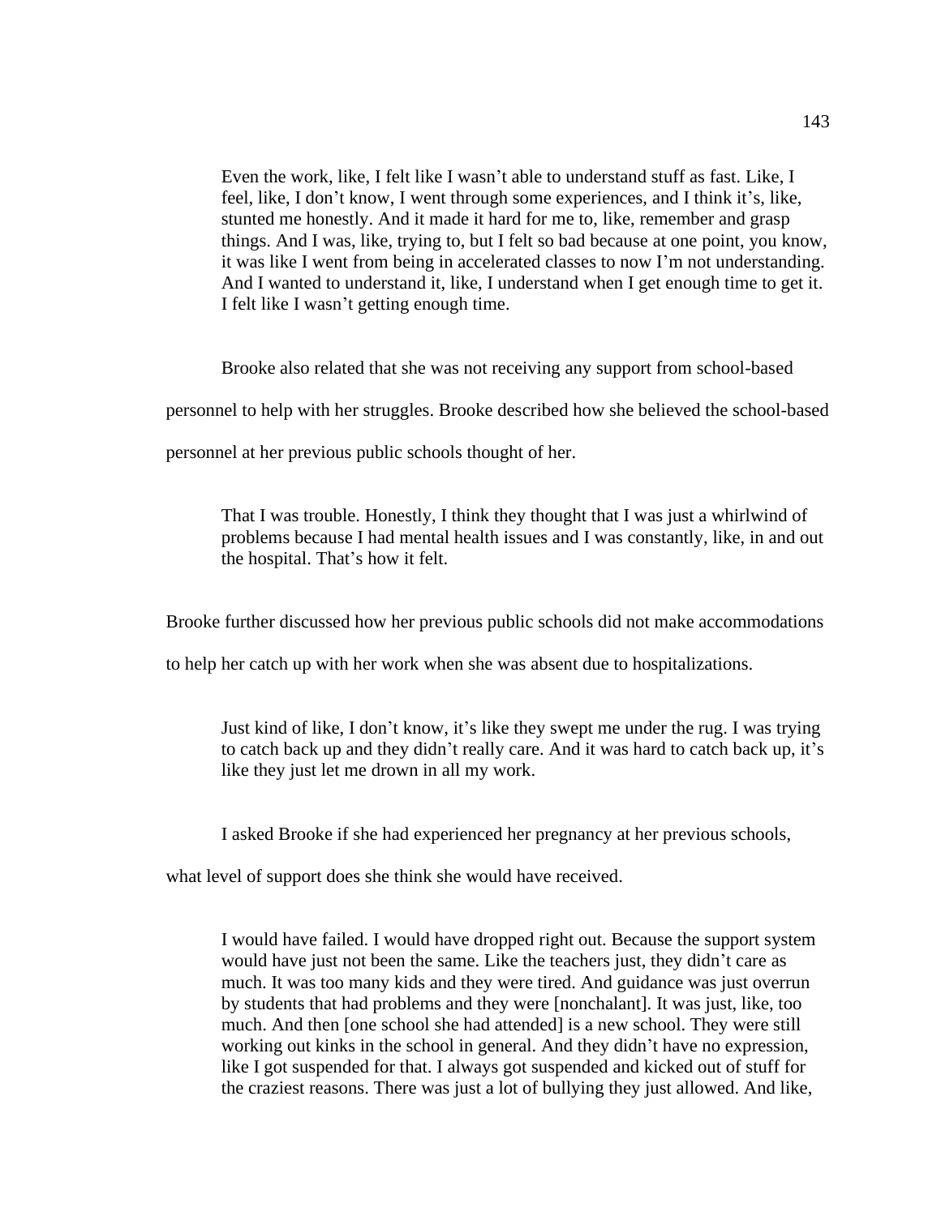> Even the work, like, I felt like I wasn't able to understand stuff as fast. Like, I feel, like, I don't know, I went through some experiences, and I think it's, like, stunted me honestly. And it made it hard for me to, like, remember and grasp things. And I was, like, trying to, but I felt so bad because at one point, you know, it was like I went from being in accelerated classes to now I'm not understanding. And I wanted to understand it, like, I understand when I get enough time to get it. I felt like I wasn't getting enough time.

Brooke also related that she was not receiving any support from school-based personnel to help with her struggles. Brooke described how she believed the school-based personnel at her previous public schools thought of her.

> That I was trouble. Honestly, I think they thought that I was just a whirlwind of problems because I had mental health issues and I was constantly, like, in and out the hospital. That's how it felt.

Brooke further discussed how her previous public schools did not make accommodations to help her catch up with her work when she was absent due to hospitalizations.

> Just kind of like, I don't know, it's like they swept me under the rug. I was trying to catch back up and they didn't really care. And it was hard to catch back up, it's like they just let me drown in all my work.

I asked Brooke if she had experienced her pregnancy at her previous schools, what level of support does she think she would have received.

> I would have failed. I would have dropped right out. Because the support system would have just not been the same. Like the teachers just, they didn't care as much. It was too many kids and they were tired. And guidance was just overrun by students that had problems and they were [nonchalant]. It was just, like, too much. And then [one school she had attended] is a new school. They were still working out kinks in the school in general. And they didn't have no expression, like I got suspended for that. I always got suspended and kicked out of stuff for the craziest reasons. There was just a lot of bullying they just allowed. And like,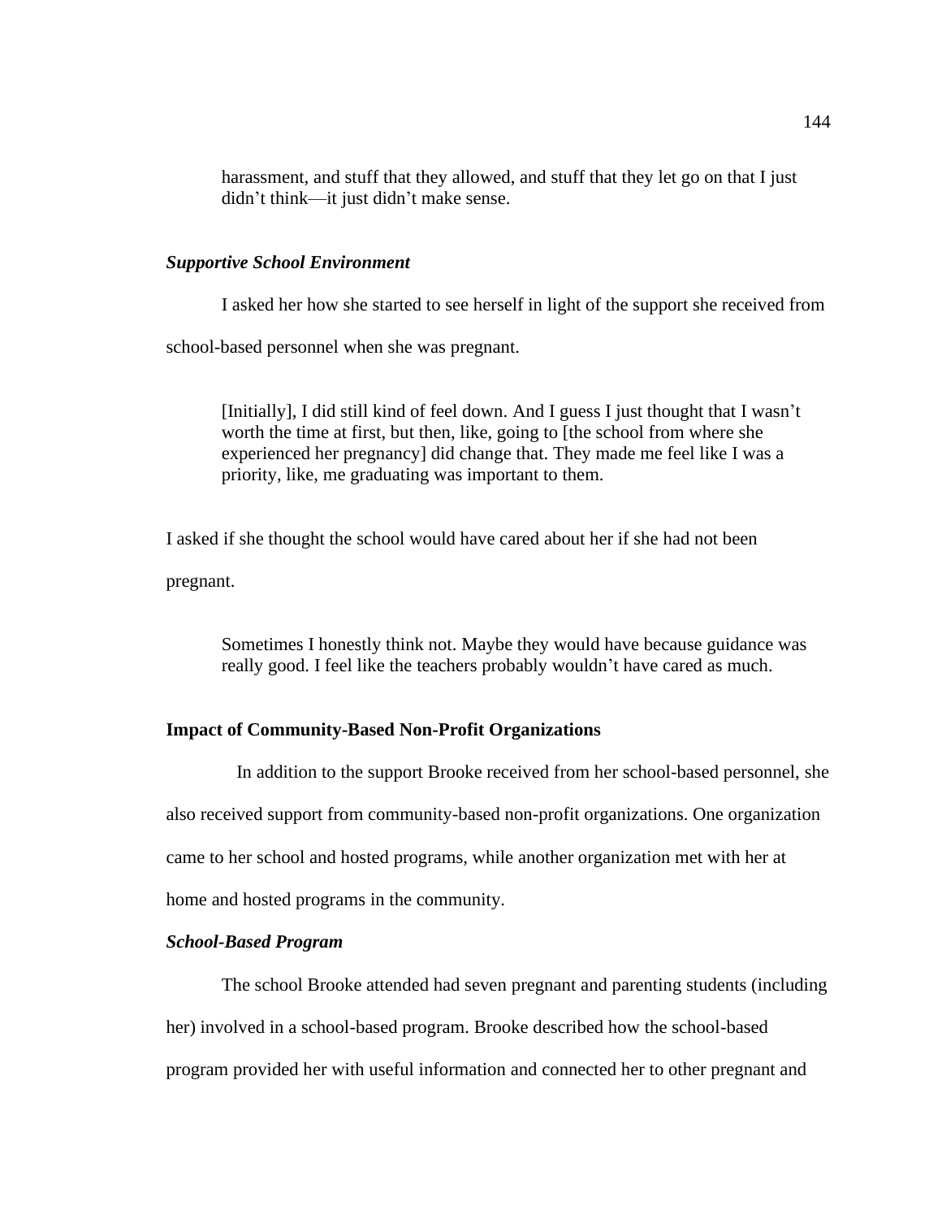> harassment, and stuff that they allowed, and stuff that they let go on that I just didn't think—it just didn't make sense.

### *Supportive School Environment*

I asked her how she started to see herself in light of the support she received from school-based personnel when she was pregnant.

> [Initially], I did still kind of feel down. And I guess I just thought that I wasn't worth the time at first, but then, like, going to [the school from where she experienced her pregnancy] did change that. They made me feel like I was a priority, like, me graduating was important to them.

I asked if she thought the school would have cared about her if she had not been pregnant.

> Sometimes I honestly think not. Maybe they would have because guidance was really good. I feel like the teachers probably wouldn't have cared as much.

## Impact of Community-Based Non-Profit Organizations

In addition to the support Brooke received from her school-based personnel, she also received support from community-based non-profit organizations. One organization came to her school and hosted programs, while another organization met with her at home and hosted programs in the community.

### *School-Based Program*

The school Brooke attended had seven pregnant and parenting students (including her) involved in a school-based program. Brooke described how the school-based program provided her with useful information and connected her to other pregnant and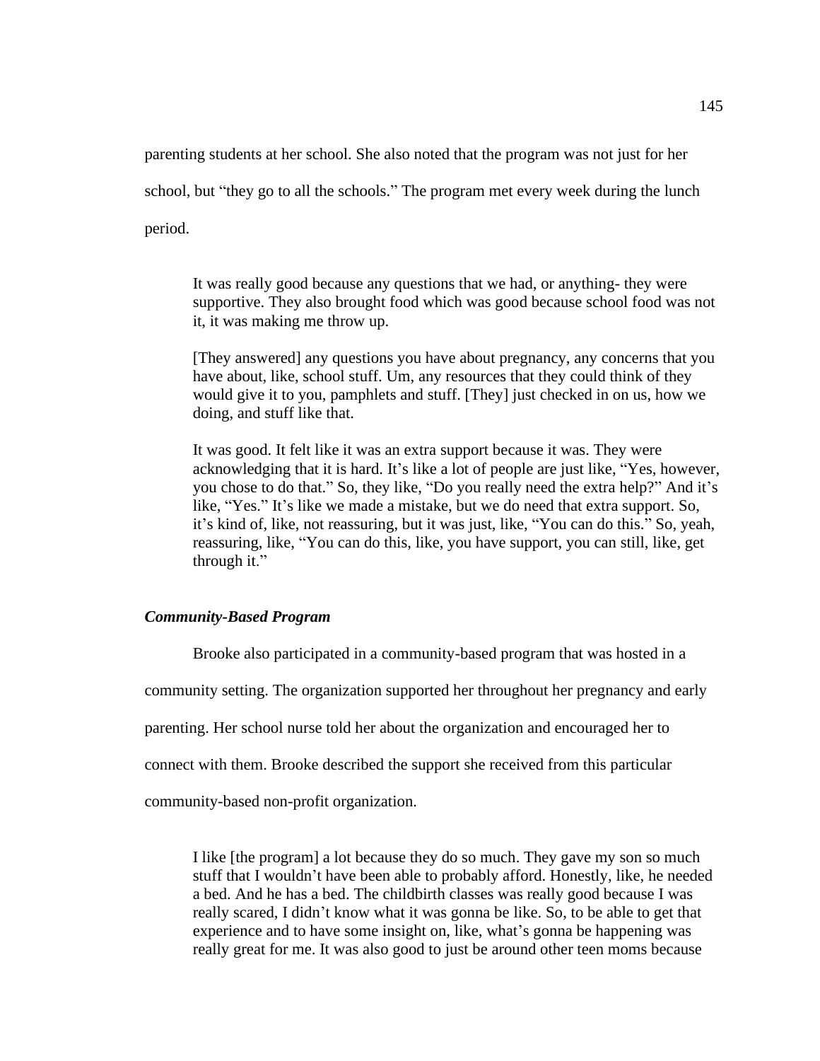parenting students at her school. She also noted that the program was not just for her school, but "they go to all the schools." The program met every week during the lunch period.

> It was really good because any questions that we had, or anything- they were supportive. They also brought food which was good because school food was not it, it was making me throw up.
>
> [They answered] any questions you have about pregnancy, any concerns that you have about, like, school stuff. Um, any resources that they could think of they would give it to you, pamphlets and stuff. [They] just checked in on us, how we doing, and stuff like that.
>
> It was good. It felt like it was an extra support because it was. They were acknowledging that it is hard. It's like a lot of people are just like, "Yes, however, you chose to do that." So, they like, "Do you really need the extra help?" And it's like, "Yes." It's like we made a mistake, but we do need that extra support. So, it's kind of, like, not reassuring, but it was just, like, "You can do this." So, yeah, reassuring, like, "You can do this, like, you have support, you can still, like, get through it."

### *Community-Based Program*

Brooke also participated in a community-based program that was hosted in a community setting. The organization supported her throughout her pregnancy and early parenting. Her school nurse told her about the organization and encouraged her to connect with them. Brooke described the support she received from this particular community-based non-profit organization.

> I like [the program] a lot because they do so much. They gave my son so much stuff that I wouldn't have been able to probably afford. Honestly, like, he needed a bed. And he has a bed. The childbirth classes was really good because I was really scared, I didn't know what it was gonna be like. So, to be able to get that experience and to have some insight on, like, what's gonna be happening was really great for me. It was also good to just be around other teen moms because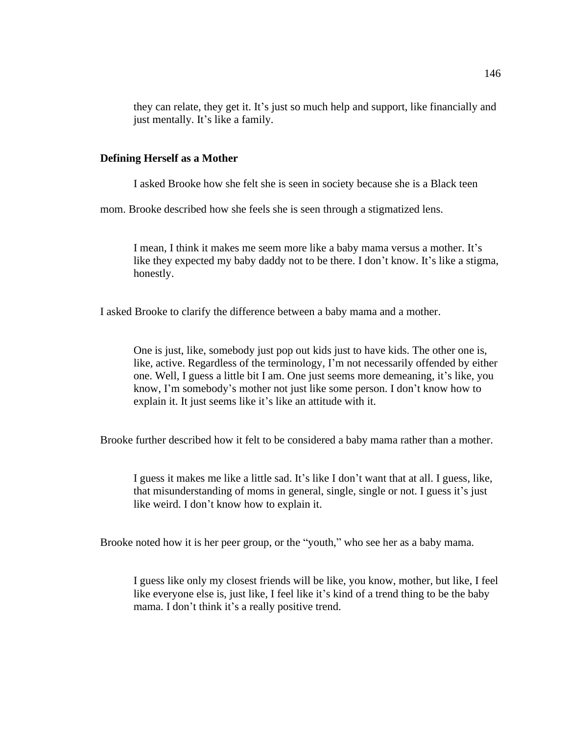> they can relate, they get it. It's just so much help and support, like financially and just mentally. It's like a family.

### Defining Herself as a Mother

I asked Brooke how she felt she is seen in society because she is a Black teen mom. Brooke described how she feels she is seen through a stigmatized lens.

> I mean, I think it makes me seem more like a baby mama versus a mother. It's like they expected my baby daddy not to be there. I don't know. It's like a stigma, honestly.

I asked Brooke to clarify the difference between a baby mama and a mother.

> One is just, like, somebody just pop out kids just to have kids. The other one is, like, active. Regardless of the terminology, I'm not necessarily offended by either one. Well, I guess a little bit I am. One just seems more demeaning, it's like, you know, I'm somebody's mother not just like some person. I don't know how to explain it. It just seems like it's like an attitude with it.

Brooke further described how it felt to be considered a baby mama rather than a mother.

> I guess it makes me like a little sad. It's like I don't want that at all. I guess, like, that misunderstanding of moms in general, single, single or not. I guess it's just like weird. I don't know how to explain it.

Brooke noted how it is her peer group, or the "youth," who see her as a baby mama.

> I guess like only my closest friends will be like, you know, mother, but like, I feel like everyone else is, just like, I feel like it's kind of a trend thing to be the baby mama. I don't think it's a really positive trend.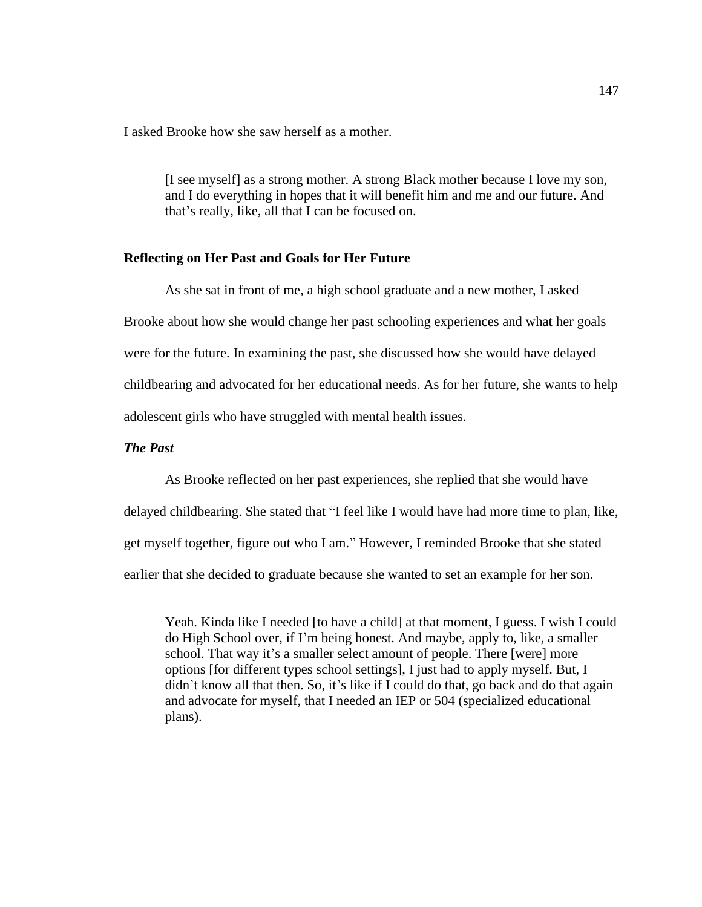I asked Brooke how she saw herself as a mother.

> [I see myself] as a strong mother. A strong Black mother because I love my son, and I do everything in hopes that it will benefit him and me and our future. And that's really, like, all that I can be focused on.

### Reflecting on Her Past and Goals for Her Future

As she sat in front of me, a high school graduate and a new mother, I asked Brooke about how she would change her past schooling experiences and what her goals were for the future. In examining the past, she discussed how she would have delayed childbearing and advocated for her educational needs. As for her future, she wants to help adolescent girls who have struggled with mental health issues.

#### ***The Past***

As Brooke reflected on her past experiences, she replied that she would have delayed childbearing. She stated that "I feel like I would have had more time to plan, like, get myself together, figure out who I am." However, I reminded Brooke that she stated earlier that she decided to graduate because she wanted to set an example for her son.

> Yeah. Kinda like I needed [to have a child] at that moment, I guess. I wish I could do High School over, if I'm being honest. And maybe, apply to, like, a smaller school. That way it's a smaller select amount of people. There [were] more options [for different types school settings], I just had to apply myself. But, I didn't know all that then. So, it's like if I could do that, go back and do that again and advocate for myself, that I needed an IEP or 504 (specialized educational plans).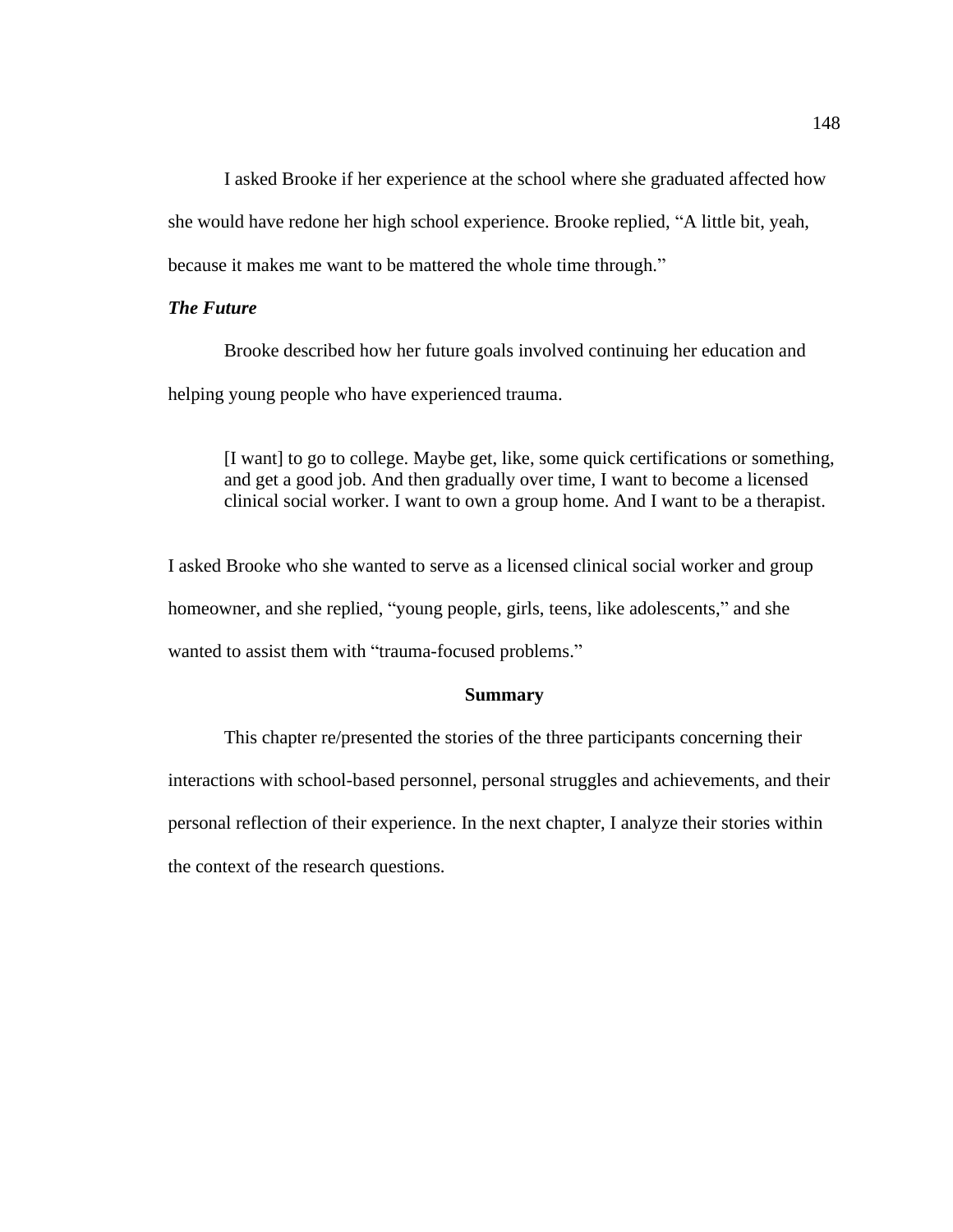I asked Brooke if her experience at the school where she graduated affected how she would have redone her high school experience. Brooke replied, "A little bit, yeah, because it makes me want to be mattered the whole time through."

### *The Future*

Brooke described how her future goals involved continuing her education and helping young people who have experienced trauma.

> [I want] to go to college. Maybe get, like, some quick certifications or something, and get a good job. And then gradually over time, I want to become a licensed clinical social worker. I want to own a group home. And I want to be a therapist.

I asked Brooke who she wanted to serve as a licensed clinical social worker and group homeowner, and she replied, "young people, girls, teens, like adolescents," and she wanted to assist them with "trauma-focused problems."

## Summary

This chapter re/presented the stories of the three participants concerning their interactions with school-based personnel, personal struggles and achievements, and their personal reflection of their experience. In the next chapter, I analyze their stories within the context of the research questions.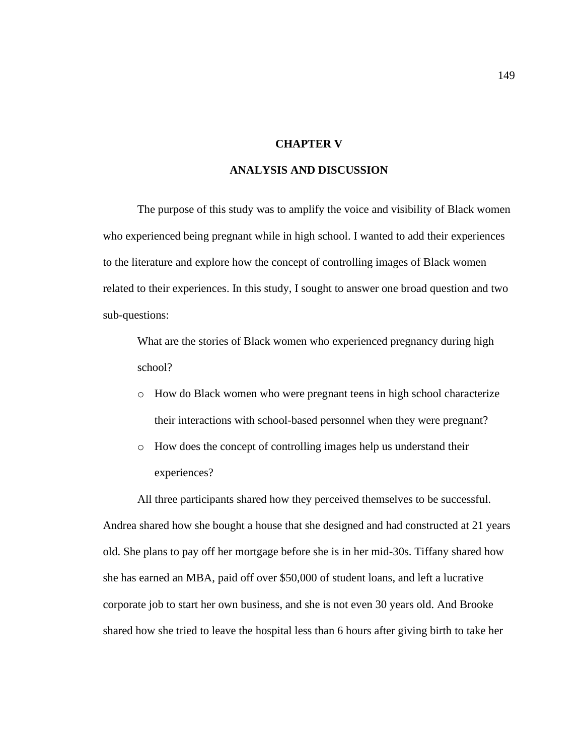# CHAPTER V

# ANALYSIS AND DISCUSSION

The purpose of this study was to amplify the voice and visibility of Black women who experienced being pregnant while in high school. I wanted to add their experiences to the literature and explore how the concept of controlling images of Black women related to their experiences. In this study, I sought to answer one broad question and two sub-questions:

What are the stories of Black women who experienced pregnancy during high school?

- How do Black women who were pregnant teens in high school characterize their interactions with school-based personnel when they were pregnant?
- How does the concept of controlling images help us understand their experiences?

All three participants shared how they perceived themselves to be successful. Andrea shared how she bought a house that she designed and had constructed at 21 years old. She plans to pay off her mortgage before she is in her mid-30s. Tiffany shared how she has earned an MBA, paid off over $50,000 of student loans, and left a lucrative corporate job to start her own business, and she is not even 30 years old. And Brooke shared how she tried to leave the hospital less than 6 hours after giving birth to take her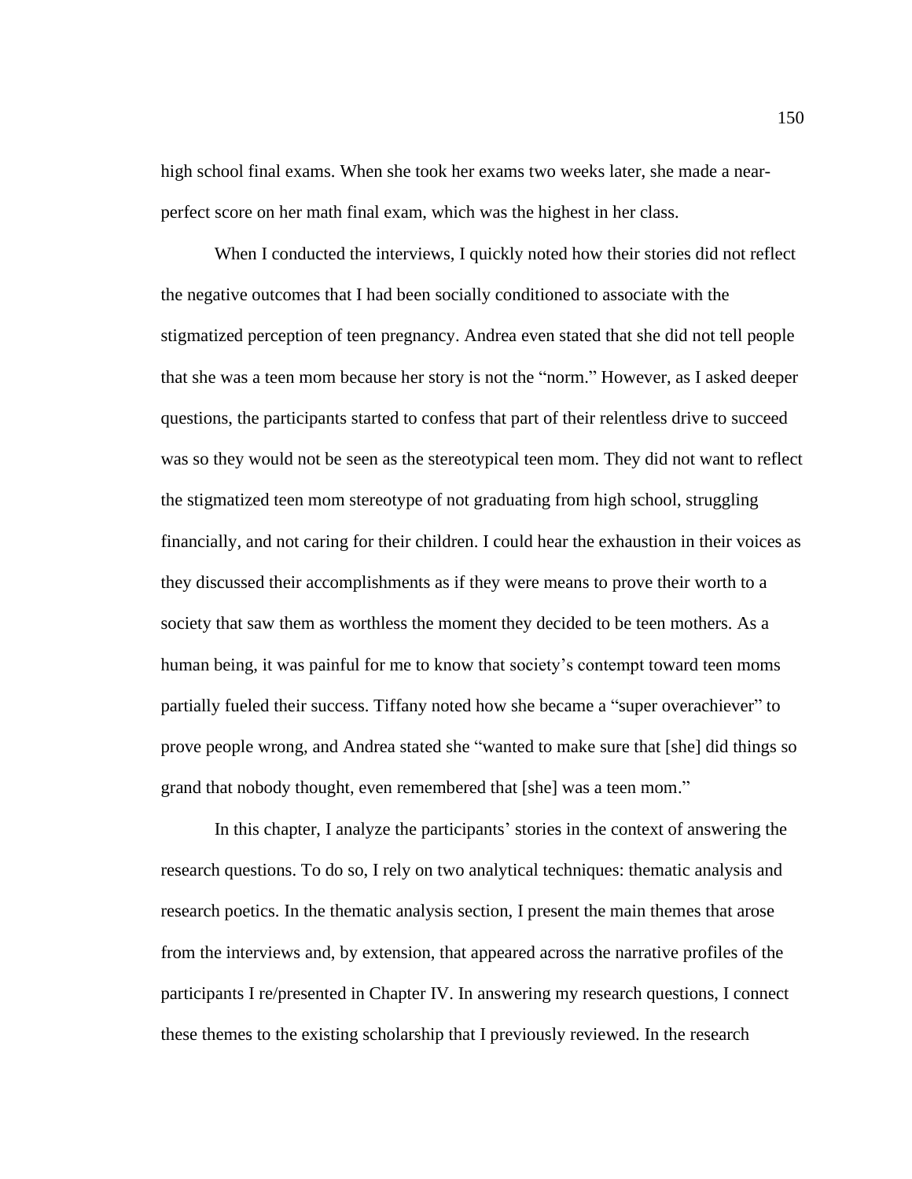high school final exams. When she took her exams two weeks later, she made a near-perfect score on her math final exam, which was the highest in her class.

When I conducted the interviews, I quickly noted how their stories did not reflect the negative outcomes that I had been socially conditioned to associate with the stigmatized perception of teen pregnancy. Andrea even stated that she did not tell people that she was a teen mom because her story is not the "norm." However, as I asked deeper questions, the participants started to confess that part of their relentless drive to succeed was so they would not be seen as the stereotypical teen mom. They did not want to reflect the stigmatized teen mom stereotype of not graduating from high school, struggling financially, and not caring for their children. I could hear the exhaustion in their voices as they discussed their accomplishments as if they were means to prove their worth to a society that saw them as worthless the moment they decided to be teen mothers. As a human being, it was painful for me to know that society's contempt toward teen moms partially fueled their success. Tiffany noted how she became a "super overachiever" to prove people wrong, and Andrea stated she "wanted to make sure that [she] did things so grand that nobody thought, even remembered that [she] was a teen mom."

In this chapter, I analyze the participants' stories in the context of answering the research questions. To do so, I rely on two analytical techniques: thematic analysis and research poetics. In the thematic analysis section, I present the main themes that arose from the interviews and, by extension, that appeared across the narrative profiles of the participants I re/presented in Chapter IV. In answering my research questions, I connect these themes to the existing scholarship that I previously reviewed. In the research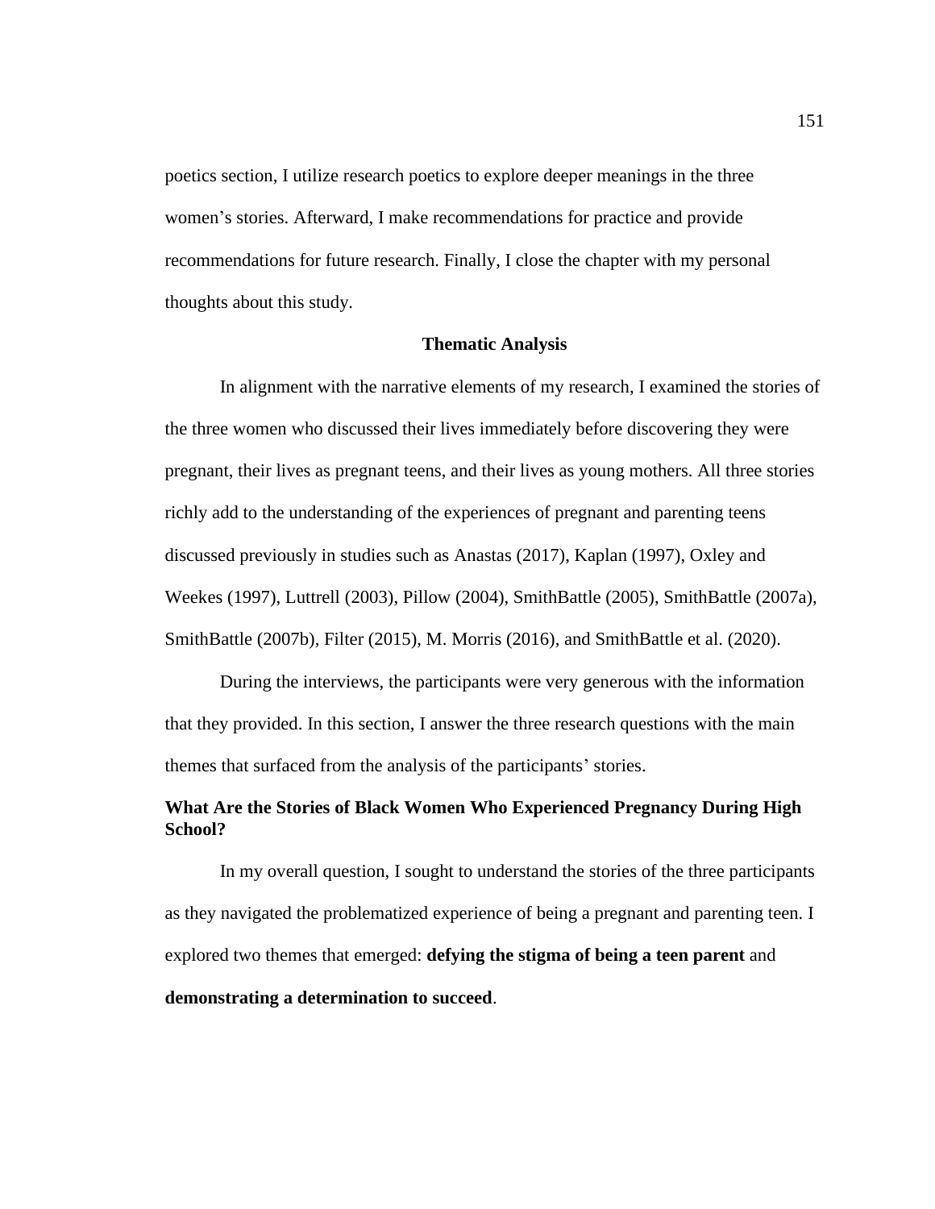poetics section, I utilize research poetics to explore deeper meanings in the three women's stories. Afterward, I make recommendations for practice and provide recommendations for future research. Finally, I close the chapter with my personal thoughts about this study.

## Thematic Analysis

In alignment with the narrative elements of my research, I examined the stories of the three women who discussed their lives immediately before discovering they were pregnant, their lives as pregnant teens, and their lives as young mothers. All three stories richly add to the understanding of the experiences of pregnant and parenting teens discussed previously in studies such as Anastas (2017), Kaplan (1997), Oxley and Weekes (1997), Luttrell (2003), Pillow (2004), SmithBattle (2005), SmithBattle (2007a), SmithBattle (2007b), Filter (2015), M. Morris (2016), and SmithBattle et al. (2020).

During the interviews, the participants were very generous with the information that they provided. In this section, I answer the three research questions with the main themes that surfaced from the analysis of the participants' stories.

### What Are the Stories of Black Women Who Experienced Pregnancy During High School?

In my overall question, I sought to understand the stories of the three participants as they navigated the problematized experience of being a pregnant and parenting teen. I explored two themes that emerged: **defying the stigma of being a teen parent** and **demonstrating a determination to succeed**.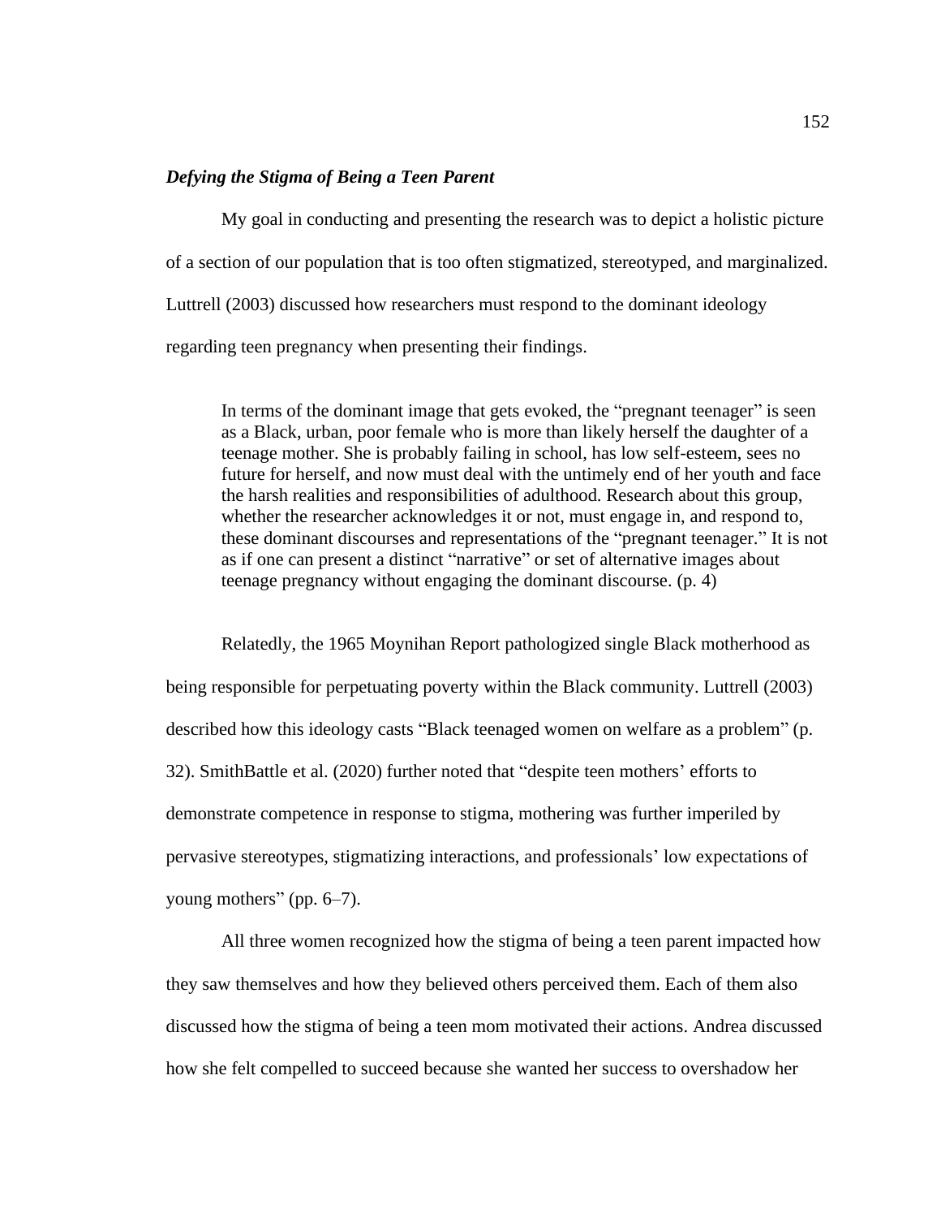### *Defying the Stigma of Being a Teen Parent*

My goal in conducting and presenting the research was to depict a holistic picture of a section of our population that is too often stigmatized, stereotyped, and marginalized. Luttrell (2003) discussed how researchers must respond to the dominant ideology regarding teen pregnancy when presenting their findings.

> In terms of the dominant image that gets evoked, the "pregnant teenager" is seen as a Black, urban, poor female who is more than likely herself the daughter of a teenage mother. She is probably failing in school, has low self-esteem, sees no future for herself, and now must deal with the untimely end of her youth and face the harsh realities and responsibilities of adulthood. Research about this group, whether the researcher acknowledges it or not, must engage in, and respond to, these dominant discourses and representations of the "pregnant teenager." It is not as if one can present a distinct "narrative" or set of alternative images about teenage pregnancy without engaging the dominant discourse. (p. 4)

Relatedly, the 1965 Moynihan Report pathologized single Black motherhood as being responsible for perpetuating poverty within the Black community. Luttrell (2003) described how this ideology casts "Black teenaged women on welfare as a problem" (p. 32). SmithBattle et al. (2020) further noted that "despite teen mothers' efforts to demonstrate competence in response to stigma, mothering was further imperiled by pervasive stereotypes, stigmatizing interactions, and professionals' low expectations of young mothers" (pp. 6–7).

All three women recognized how the stigma of being a teen parent impacted how they saw themselves and how they believed others perceived them. Each of them also discussed how the stigma of being a teen mom motivated their actions. Andrea discussed how she felt compelled to succeed because she wanted her success to overshadow her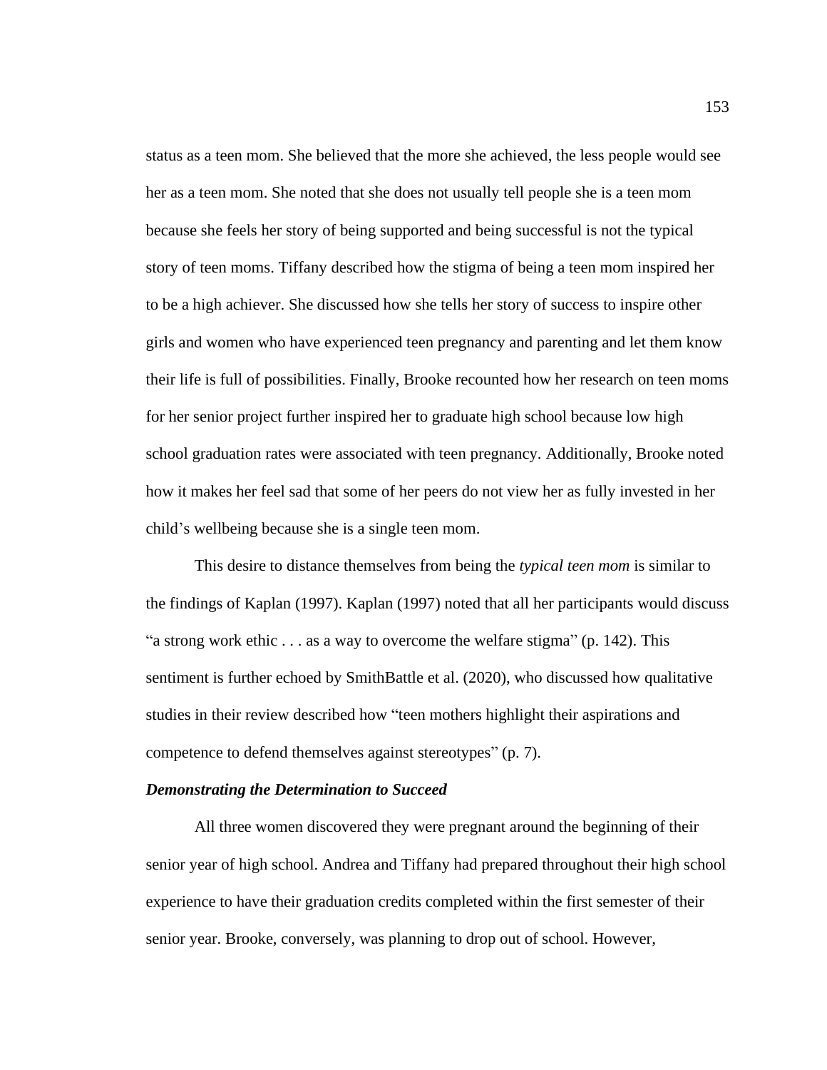status as a teen mom. She believed that the more she achieved, the less people would see her as a teen mom. She noted that she does not usually tell people she is a teen mom because she feels her story of being supported and being successful is not the typical story of teen moms. Tiffany described how the stigma of being a teen mom inspired her to be a high achiever. She discussed how she tells her story of success to inspire other girls and women who have experienced teen pregnancy and parenting and let them know their life is full of possibilities. Finally, Brooke recounted how her research on teen moms for her senior project further inspired her to graduate high school because low high school graduation rates were associated with teen pregnancy. Additionally, Brooke noted how it makes her feel sad that some of her peers do not view her as fully invested in her child's wellbeing because she is a single teen mom.

This desire to distance themselves from being the *typical teen mom* is similar to the findings of Kaplan (1997). Kaplan (1997) noted that all her participants would discuss "a strong work ethic . . . as a way to overcome the welfare stigma" (p. 142). This sentiment is further echoed by SmithBattle et al. (2020), who discussed how qualitative studies in their review described how "teen mothers highlight their aspirations and competence to defend themselves against stereotypes" (p. 7).

### *Demonstrating the Determination to Succeed*

All three women discovered they were pregnant around the beginning of their senior year of high school. Andrea and Tiffany had prepared throughout their high school experience to have their graduation credits completed within the first semester of their senior year. Brooke, conversely, was planning to drop out of school. However,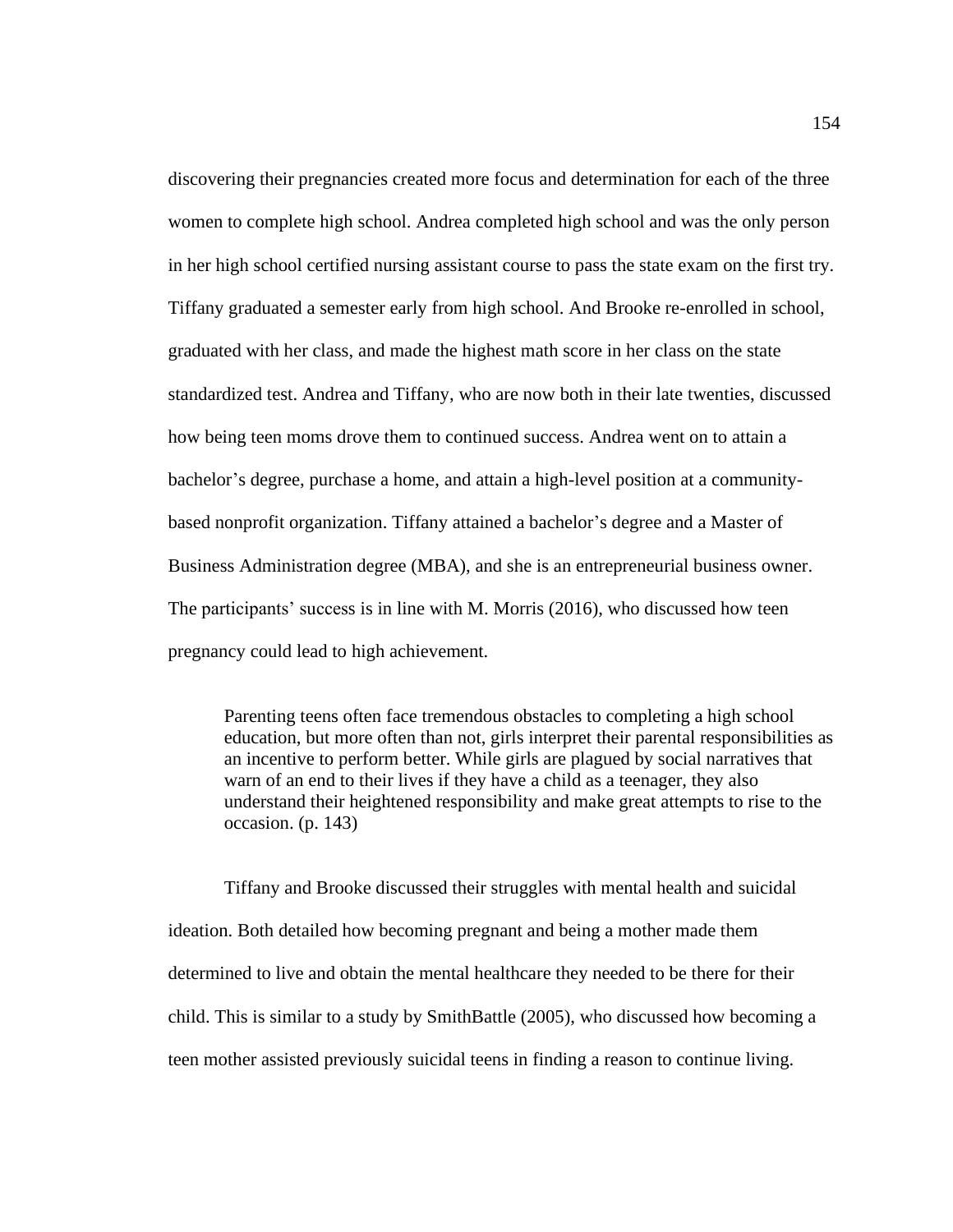discovering their pregnancies created more focus and determination for each of the three women to complete high school. Andrea completed high school and was the only person in her high school certified nursing assistant course to pass the state exam on the first try. Tiffany graduated a semester early from high school. And Brooke re-enrolled in school, graduated with her class, and made the highest math score in her class on the state standardized test. Andrea and Tiffany, who are now both in their late twenties, discussed how being teen moms drove them to continued success. Andrea went on to attain a bachelor's degree, purchase a home, and attain a high-level position at a community-based nonprofit organization. Tiffany attained a bachelor's degree and a Master of Business Administration degree (MBA), and she is an entrepreneurial business owner. The participants' success is in line with M. Morris (2016), who discussed how teen pregnancy could lead to high achievement.

> Parenting teens often face tremendous obstacles to completing a high school education, but more often than not, girls interpret their parental responsibilities as an incentive to perform better. While girls are plagued by social narratives that warn of an end to their lives if they have a child as a teenager, they also understand their heightened responsibility and make great attempts to rise to the occasion. (p. 143)

Tiffany and Brooke discussed their struggles with mental health and suicidal ideation. Both detailed how becoming pregnant and being a mother made them determined to live and obtain the mental healthcare they needed to be there for their child. This is similar to a study by SmithBattle (2005), who discussed how becoming a teen mother assisted previously suicidal teens in finding a reason to continue living.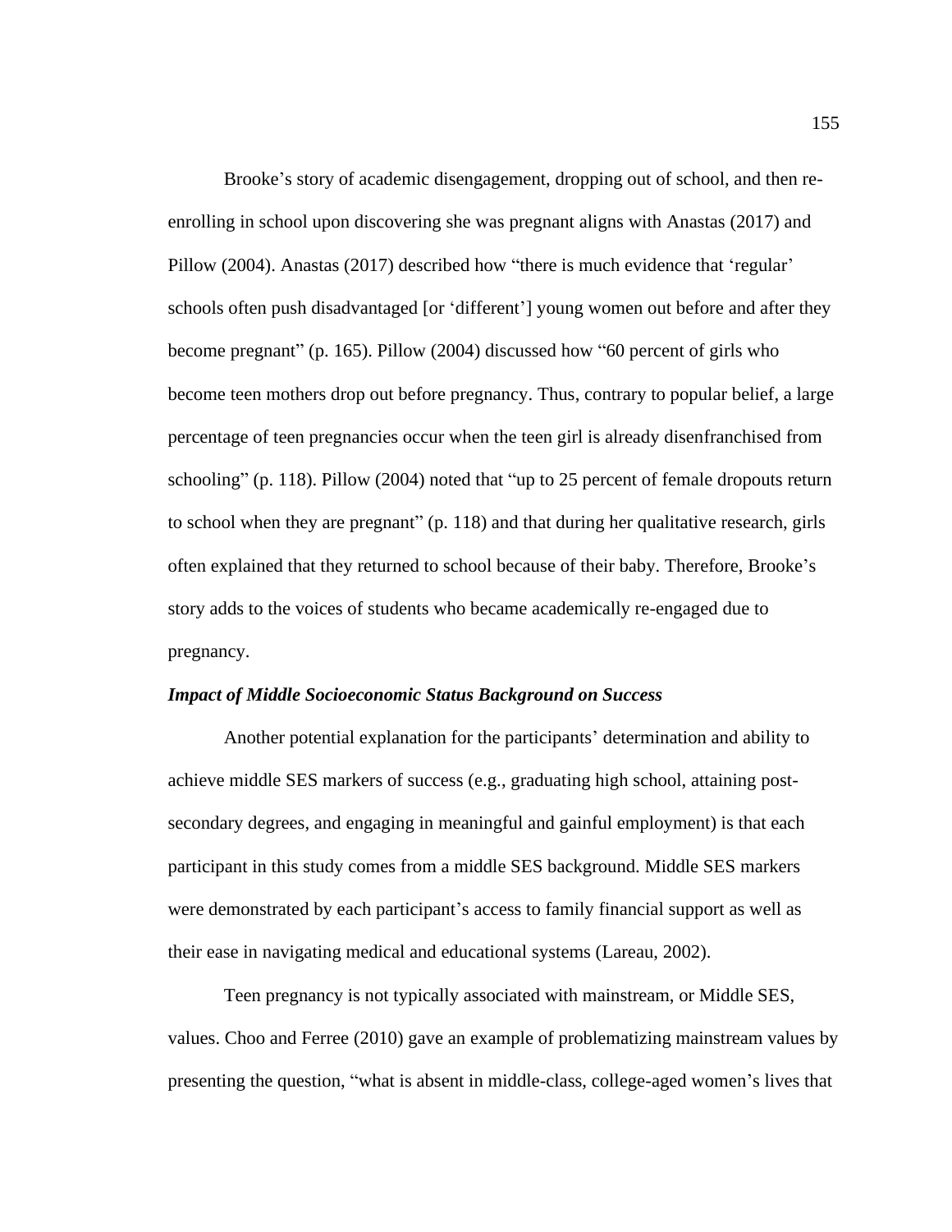Brooke's story of academic disengagement, dropping out of school, and then re-enrolling in school upon discovering she was pregnant aligns with Anastas (2017) and Pillow (2004). Anastas (2017) described how "there is much evidence that 'regular' schools often push disadvantaged [or 'different'] young women out before and after they become pregnant" (p. 165). Pillow (2004) discussed how "60 percent of girls who become teen mothers drop out before pregnancy. Thus, contrary to popular belief, a large percentage of teen pregnancies occur when the teen girl is already disenfranchised from schooling" (p. 118). Pillow (2004) noted that "up to 25 percent of female dropouts return to school when they are pregnant" (p. 118) and that during her qualitative research, girls often explained that they returned to school because of their baby. Therefore, Brooke's story adds to the voices of students who became academically re-engaged due to pregnancy.

***Impact of Middle Socioeconomic Status Background on Success***

Another potential explanation for the participants' determination and ability to achieve middle SES markers of success (e.g., graduating high school, attaining post-secondary degrees, and engaging in meaningful and gainful employment) is that each participant in this study comes from a middle SES background. Middle SES markers were demonstrated by each participant's access to family financial support as well as their ease in navigating medical and educational systems (Lareau, 2002).

Teen pregnancy is not typically associated with mainstream, or Middle SES, values. Choo and Ferree (2010) gave an example of problematizing mainstream values by presenting the question, "what is absent in middle-class, college-aged women's lives that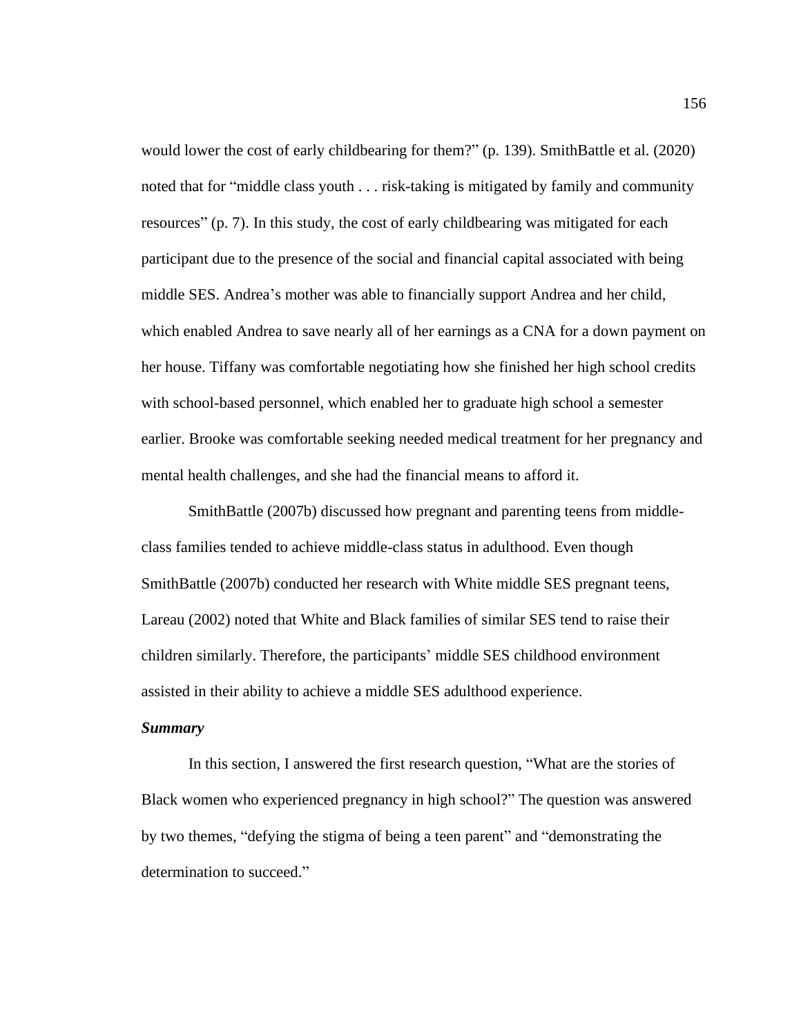would lower the cost of early childbearing for them?" (p. 139). SmithBattle et al. (2020) noted that for "middle class youth . . . risk-taking is mitigated by family and community resources" (p. 7). In this study, the cost of early childbearing was mitigated for each participant due to the presence of the social and financial capital associated with being middle SES. Andrea's mother was able to financially support Andrea and her child, which enabled Andrea to save nearly all of her earnings as a CNA for a down payment on her house. Tiffany was comfortable negotiating how she finished her high school credits with school-based personnel, which enabled her to graduate high school a semester earlier. Brooke was comfortable seeking needed medical treatment for her pregnancy and mental health challenges, and she had the financial means to afford it.

SmithBattle (2007b) discussed how pregnant and parenting teens from middle-class families tended to achieve middle-class status in adulthood. Even though SmithBattle (2007b) conducted her research with White middle SES pregnant teens, Lareau (2002) noted that White and Black families of similar SES tend to raise their children similarly. Therefore, the participants' middle SES childhood environment assisted in their ability to achieve a middle SES adulthood experience.

***Summary***

In this section, I answered the first research question, "What are the stories of Black women who experienced pregnancy in high school?" The question was answered by two themes, "defying the stigma of being a teen parent" and "demonstrating the determination to succeed."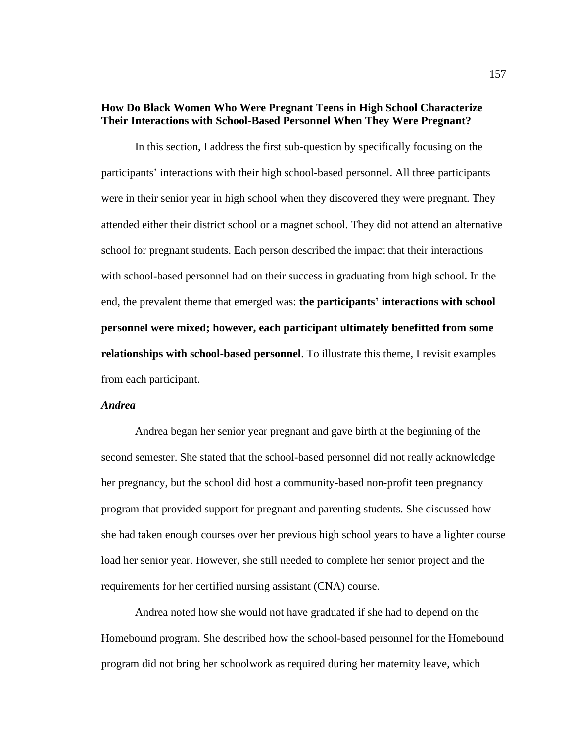### How Do Black Women Who Were Pregnant Teens in High School Characterize Their Interactions with School-Based Personnel When They Were Pregnant?

In this section, I address the first sub-question by specifically focusing on the participants' interactions with their high school-based personnel. All three participants were in their senior year in high school when they discovered they were pregnant. They attended either their district school or a magnet school. They did not attend an alternative school for pregnant students. Each person described the impact that their interactions with school-based personnel had on their success in graduating from high school. In the end, the prevalent theme that emerged was: **the participants' interactions with school personnel were mixed; however, each participant ultimately benefitted from some relationships with school-based personnel**. To illustrate this theme, I revisit examples from each participant.

#### *Andrea*

Andrea began her senior year pregnant and gave birth at the beginning of the second semester. She stated that the school-based personnel did not really acknowledge her pregnancy, but the school did host a community-based non-profit teen pregnancy program that provided support for pregnant and parenting students. She discussed how she had taken enough courses over her previous high school years to have a lighter course load her senior year. However, she still needed to complete her senior project and the requirements for her certified nursing assistant (CNA) course.

Andrea noted how she would not have graduated if she had to depend on the Homebound program. She described how the school-based personnel for the Homebound program did not bring her schoolwork as required during her maternity leave, which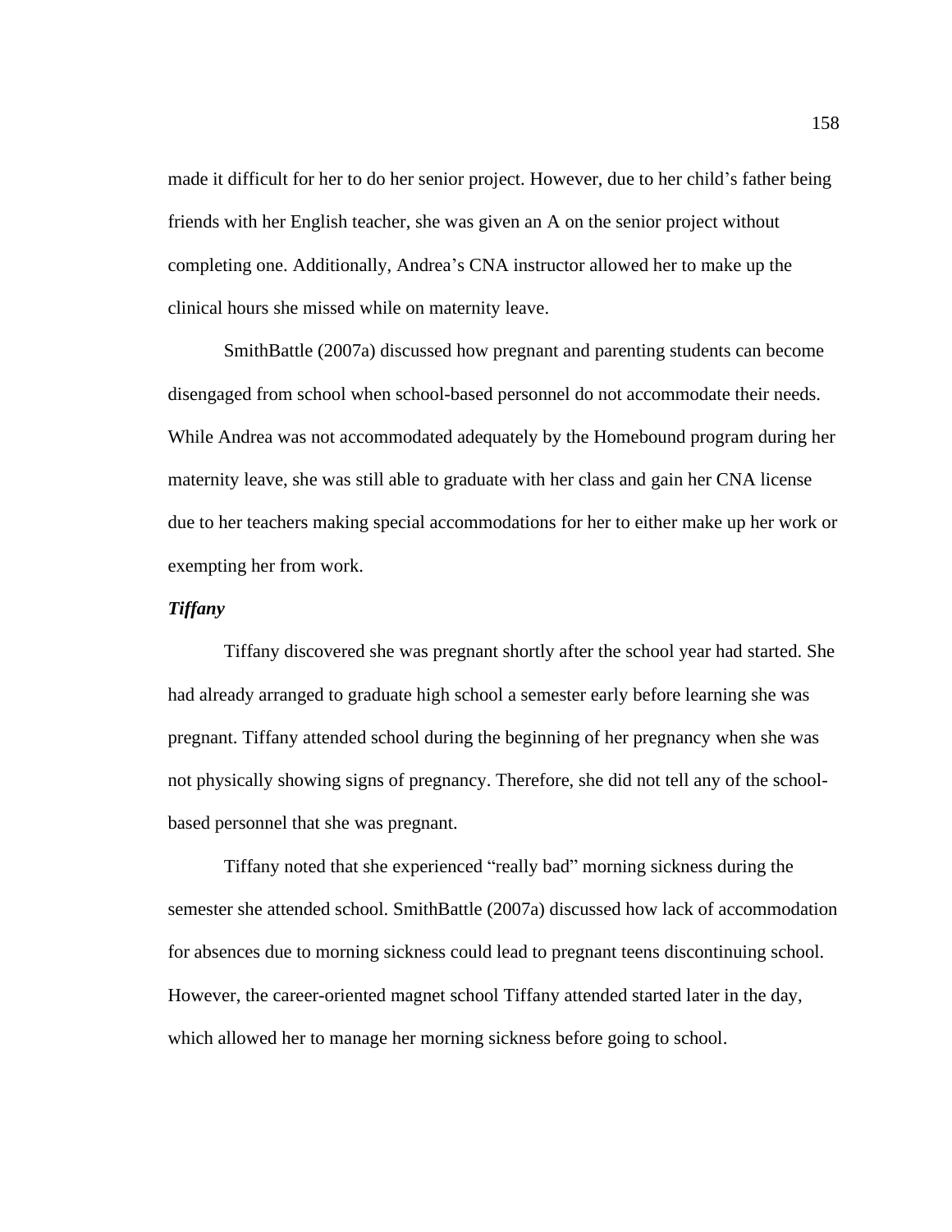made it difficult for her to do her senior project. However, due to her child's father being friends with her English teacher, she was given an A on the senior project without completing one. Additionally, Andrea's CNA instructor allowed her to make up the clinical hours she missed while on maternity leave.

SmithBattle (2007a) discussed how pregnant and parenting students can become disengaged from school when school-based personnel do not accommodate their needs. While Andrea was not accommodated adequately by the Homebound program during her maternity leave, she was still able to graduate with her class and gain her CNA license due to her teachers making special accommodations for her to either make up her work or exempting her from work.

### ***Tiffany***

Tiffany discovered she was pregnant shortly after the school year had started. She had already arranged to graduate high school a semester early before learning she was pregnant. Tiffany attended school during the beginning of her pregnancy when she was not physically showing signs of pregnancy. Therefore, she did not tell any of the school-based personnel that she was pregnant.

Tiffany noted that she experienced "really bad" morning sickness during the semester she attended school. SmithBattle (2007a) discussed how lack of accommodation for absences due to morning sickness could lead to pregnant teens discontinuing school. However, the career-oriented magnet school Tiffany attended started later in the day, which allowed her to manage her morning sickness before going to school.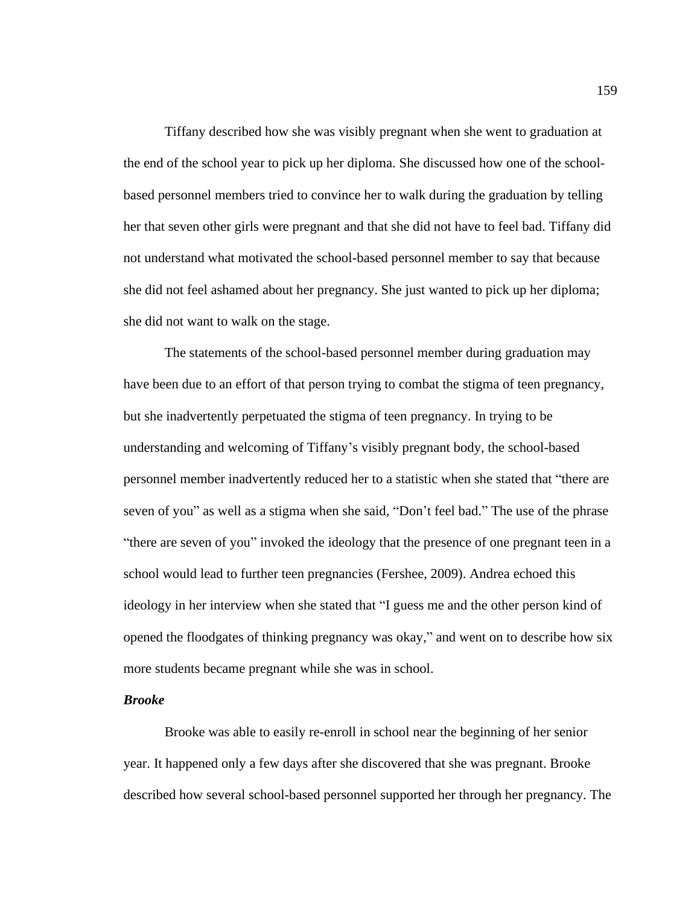Tiffany described how she was visibly pregnant when she went to graduation at the end of the school year to pick up her diploma. She discussed how one of the school-based personnel members tried to convince her to walk during the graduation by telling her that seven other girls were pregnant and that she did not have to feel bad. Tiffany did not understand what motivated the school-based personnel member to say that because she did not feel ashamed about her pregnancy. She just wanted to pick up her diploma; she did not want to walk on the stage.

The statements of the school-based personnel member during graduation may have been due to an effort of that person trying to combat the stigma of teen pregnancy, but she inadvertently perpetuated the stigma of teen pregnancy. In trying to be understanding and welcoming of Tiffany's visibly pregnant body, the school-based personnel member inadvertently reduced her to a statistic when she stated that "there are seven of you" as well as a stigma when she said, "Don't feel bad." The use of the phrase "there are seven of you" invoked the ideology that the presence of one pregnant teen in a school would lead to further teen pregnancies (Fershee, 2009). Andrea echoed this ideology in her interview when she stated that "I guess me and the other person kind of opened the floodgates of thinking pregnancy was okay," and went on to describe how six more students became pregnant while she was in school.

### ***Brooke***

Brooke was able to easily re-enroll in school near the beginning of her senior year. It happened only a few days after she discovered that she was pregnant. Brooke described how several school-based personnel supported her through her pregnancy. The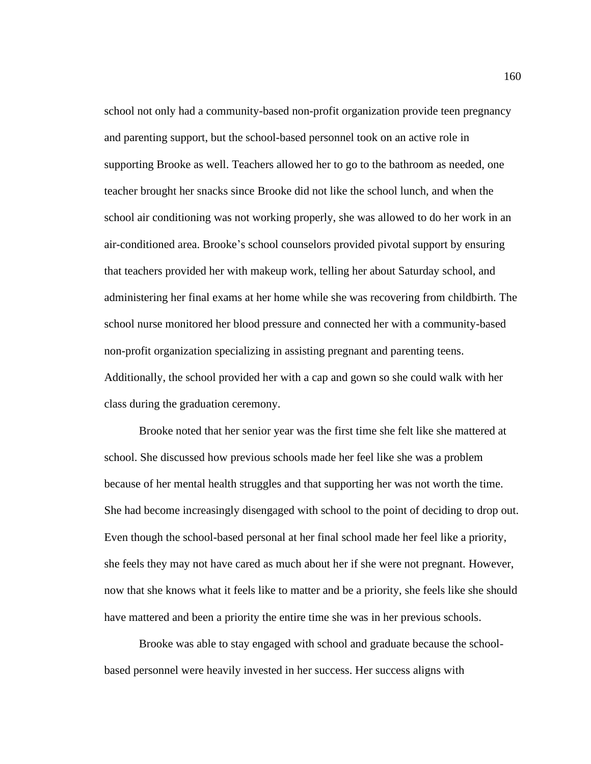school not only had a community-based non-profit organization provide teen pregnancy and parenting support, but the school-based personnel took on an active role in supporting Brooke as well. Teachers allowed her to go to the bathroom as needed, one teacher brought her snacks since Brooke did not like the school lunch, and when the school air conditioning was not working properly, she was allowed to do her work in an air-conditioned area. Brooke's school counselors provided pivotal support by ensuring that teachers provided her with makeup work, telling her about Saturday school, and administering her final exams at her home while she was recovering from childbirth. The school nurse monitored her blood pressure and connected her with a community-based non-profit organization specializing in assisting pregnant and parenting teens. Additionally, the school provided her with a cap and gown so she could walk with her class during the graduation ceremony.

Brooke noted that her senior year was the first time she felt like she mattered at school. She discussed how previous schools made her feel like she was a problem because of her mental health struggles and that supporting her was not worth the time. She had become increasingly disengaged with school to the point of deciding to drop out. Even though the school-based personal at her final school made her feel like a priority, she feels they may not have cared as much about her if she were not pregnant. However, now that she knows what it feels like to matter and be a priority, she feels like she should have mattered and been a priority the entire time she was in her previous schools.

Brooke was able to stay engaged with school and graduate because the school-based personnel were heavily invested in her success. Her success aligns with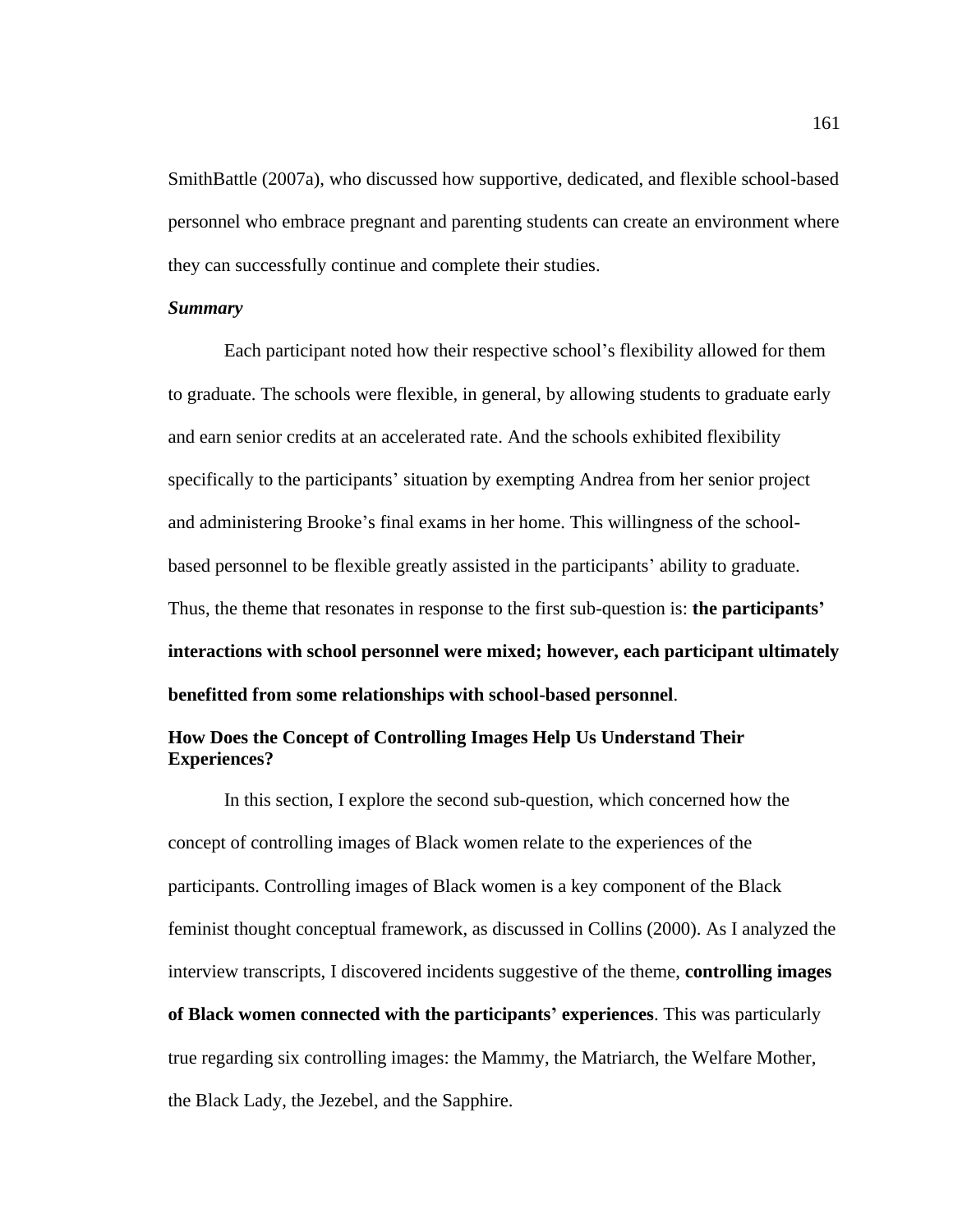SmithBattle (2007a), who discussed how supportive, dedicated, and flexible school-based personnel who embrace pregnant and parenting students can create an environment where they can successfully continue and complete their studies.

### *Summary*

Each participant noted how their respective school's flexibility allowed for them to graduate. The schools were flexible, in general, by allowing students to graduate early and earn senior credits at an accelerated rate. And the schools exhibited flexibility specifically to the participants' situation by exempting Andrea from her senior project and administering Brooke's final exams in her home. This willingness of the school-based personnel to be flexible greatly assisted in the participants' ability to graduate. Thus, the theme that resonates in response to the first sub-question is: **the participants' interactions with school personnel were mixed; however, each participant ultimately benefitted from some relationships with school-based personnel**.

## How Does the Concept of Controlling Images Help Us Understand Their Experiences?

In this section, I explore the second sub-question, which concerned how the concept of controlling images of Black women relate to the experiences of the participants. Controlling images of Black women is a key component of the Black feminist thought conceptual framework, as discussed in Collins (2000). As I analyzed the interview transcripts, I discovered incidents suggestive of the theme, **controlling images of Black women connected with the participants' experiences**. This was particularly true regarding six controlling images: the Mammy, the Matriarch, the Welfare Mother, the Black Lady, the Jezebel, and the Sapphire.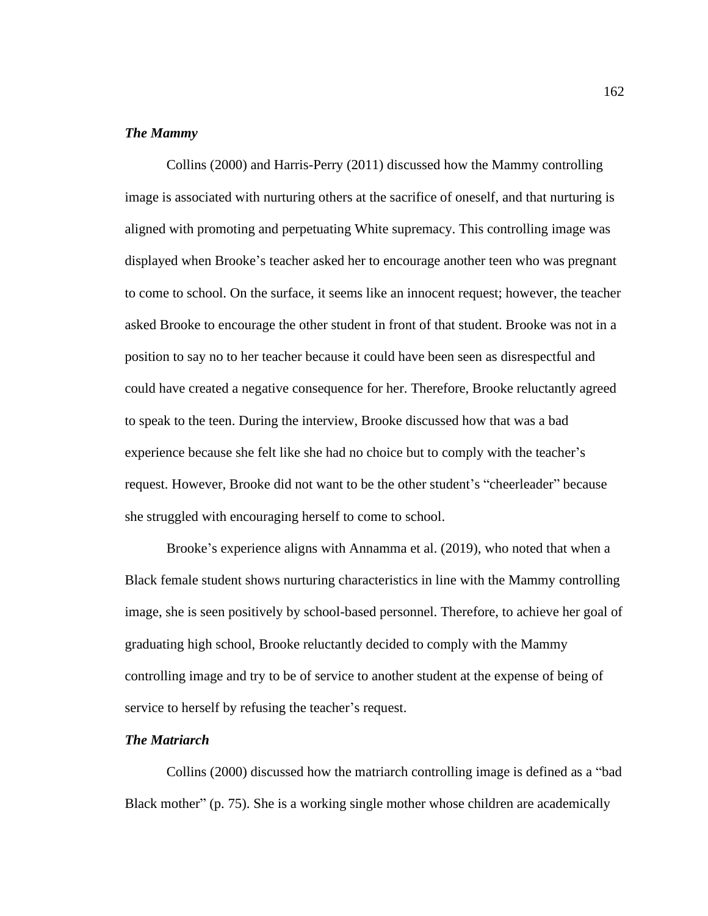### *The Mammy*

Collins (2000) and Harris-Perry (2011) discussed how the Mammy controlling image is associated with nurturing others at the sacrifice of oneself, and that nurturing is aligned with promoting and perpetuating White supremacy. This controlling image was displayed when Brooke's teacher asked her to encourage another teen who was pregnant to come to school. On the surface, it seems like an innocent request; however, the teacher asked Brooke to encourage the other student in front of that student. Brooke was not in a position to say no to her teacher because it could have been seen as disrespectful and could have created a negative consequence for her. Therefore, Brooke reluctantly agreed to speak to the teen. During the interview, Brooke discussed how that was a bad experience because she felt like she had no choice but to comply with the teacher's request. However, Brooke did not want to be the other student's "cheerleader" because she struggled with encouraging herself to come to school.

Brooke's experience aligns with Annamma et al. (2019), who noted that when a Black female student shows nurturing characteristics in line with the Mammy controlling image, she is seen positively by school-based personnel. Therefore, to achieve her goal of graduating high school, Brooke reluctantly decided to comply with the Mammy controlling image and try to be of service to another student at the expense of being of service to herself by refusing the teacher's request.

### *The Matriarch*

Collins (2000) discussed how the matriarch controlling image is defined as a "bad Black mother" (p. 75). She is a working single mother whose children are academically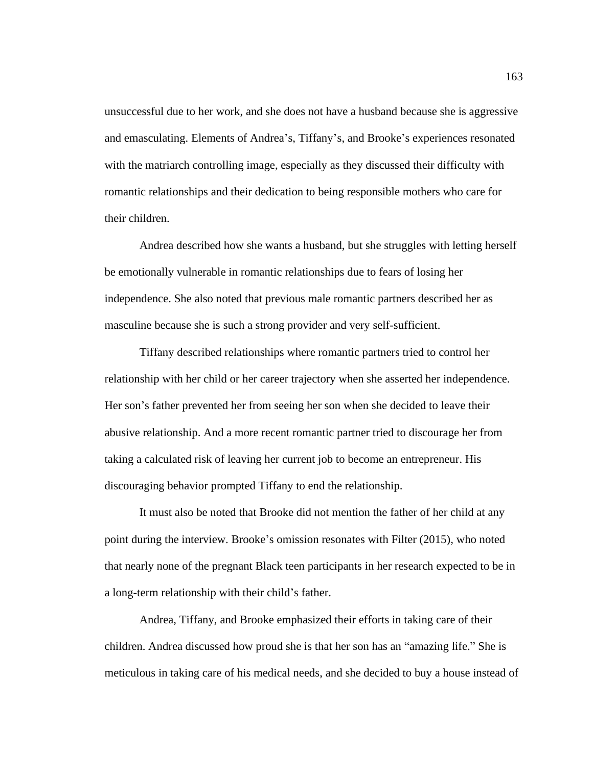unsuccessful due to her work, and she does not have a husband because she is aggressive and emasculating. Elements of Andrea's, Tiffany's, and Brooke's experiences resonated with the matriarch controlling image, especially as they discussed their difficulty with romantic relationships and their dedication to being responsible mothers who care for their children.

Andrea described how she wants a husband, but she struggles with letting herself be emotionally vulnerable in romantic relationships due to fears of losing her independence. She also noted that previous male romantic partners described her as masculine because she is such a strong provider and very self-sufficient.

Tiffany described relationships where romantic partners tried to control her relationship with her child or her career trajectory when she asserted her independence. Her son's father prevented her from seeing her son when she decided to leave their abusive relationship. And a more recent romantic partner tried to discourage her from taking a calculated risk of leaving her current job to become an entrepreneur. His discouraging behavior prompted Tiffany to end the relationship.

It must also be noted that Brooke did not mention the father of her child at any point during the interview. Brooke's omission resonates with Filter (2015), who noted that nearly none of the pregnant Black teen participants in her research expected to be in a long-term relationship with their child's father.

Andrea, Tiffany, and Brooke emphasized their efforts in taking care of their children. Andrea discussed how proud she is that her son has an "amazing life." She is meticulous in taking care of his medical needs, and she decided to buy a house instead of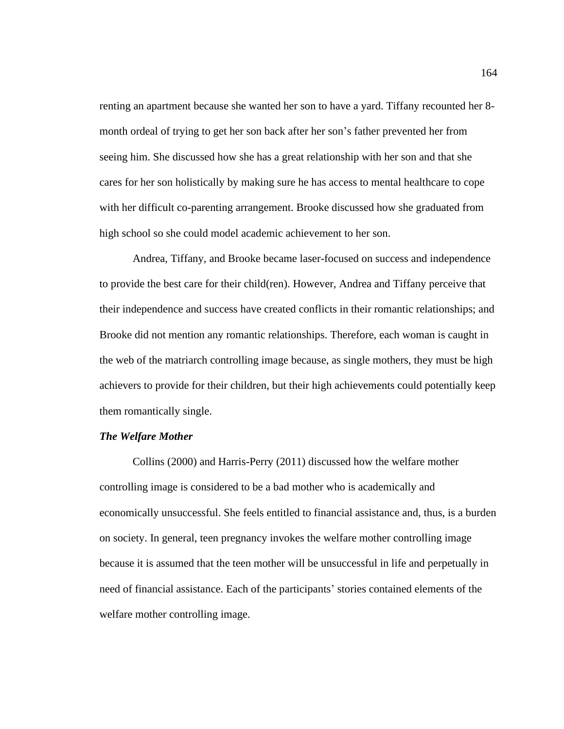renting an apartment because she wanted her son to have a yard. Tiffany recounted her 8-month ordeal of trying to get her son back after her son's father prevented her from seeing him. She discussed how she has a great relationship with her son and that she cares for her son holistically by making sure he has access to mental healthcare to cope with her difficult co-parenting arrangement. Brooke discussed how she graduated from high school so she could model academic achievement to her son.

Andrea, Tiffany, and Brooke became laser-focused on success and independence to provide the best care for their child(ren). However, Andrea and Tiffany perceive that their independence and success have created conflicts in their romantic relationships; and Brooke did not mention any romantic relationships. Therefore, each woman is caught in the web of the matriarch controlling image because, as single mothers, they must be high achievers to provide for their children, but their high achievements could potentially keep them romantically single.

### *The Welfare Mother*

Collins (2000) and Harris-Perry (2011) discussed how the welfare mother controlling image is considered to be a bad mother who is academically and economically unsuccessful. She feels entitled to financial assistance and, thus, is a burden on society. In general, teen pregnancy invokes the welfare mother controlling image because it is assumed that the teen mother will be unsuccessful in life and perpetually in need of financial assistance. Each of the participants' stories contained elements of the welfare mother controlling image.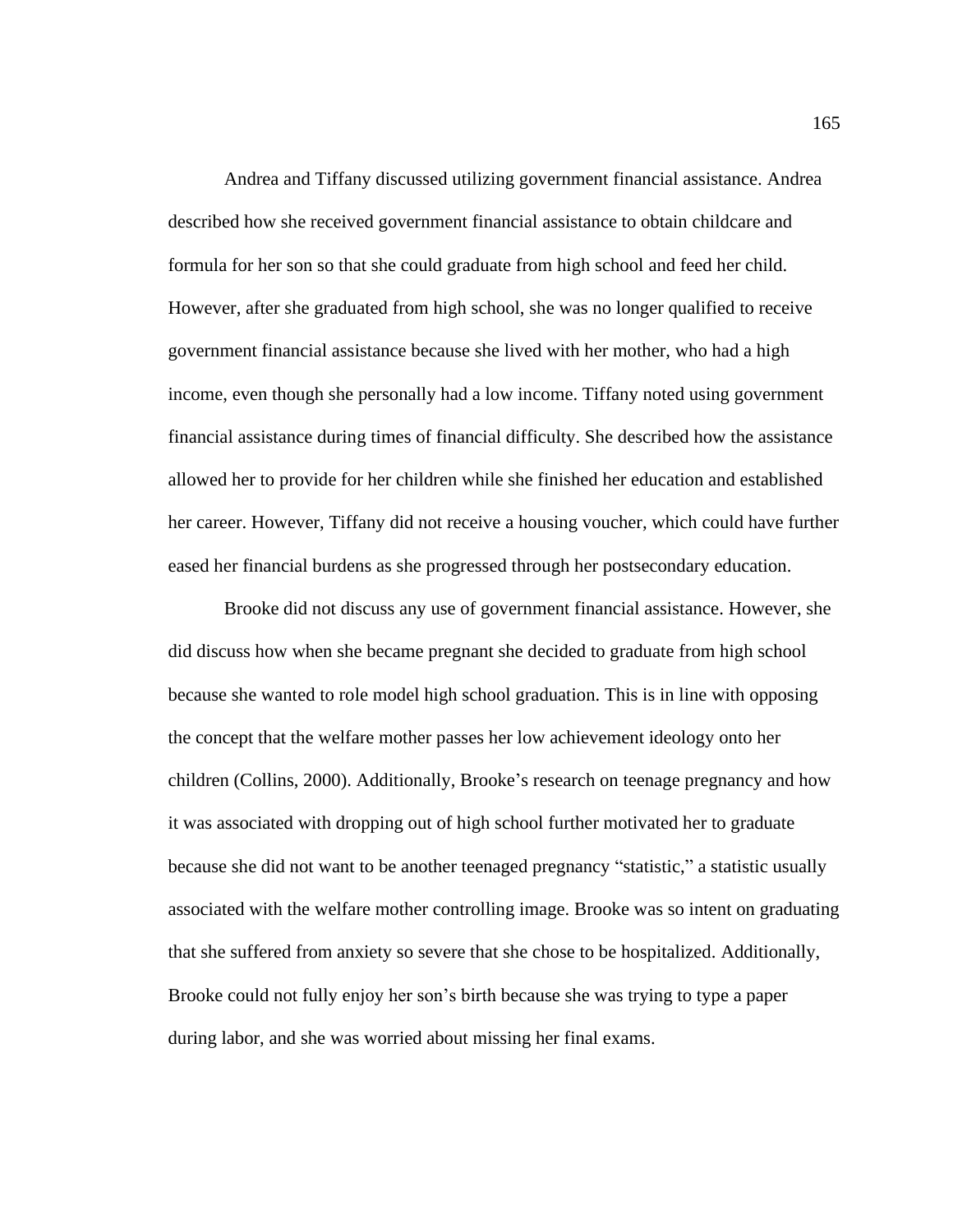Andrea and Tiffany discussed utilizing government financial assistance. Andrea described how she received government financial assistance to obtain childcare and formula for her son so that she could graduate from high school and feed her child. However, after she graduated from high school, she was no longer qualified to receive government financial assistance because she lived with her mother, who had a high income, even though she personally had a low income. Tiffany noted using government financial assistance during times of financial difficulty. She described how the assistance allowed her to provide for her children while she finished her education and established her career. However, Tiffany did not receive a housing voucher, which could have further eased her financial burdens as she progressed through her postsecondary education.

Brooke did not discuss any use of government financial assistance. However, she did discuss how when she became pregnant she decided to graduate from high school because she wanted to role model high school graduation. This is in line with opposing the concept that the welfare mother passes her low achievement ideology onto her children (Collins, 2000). Additionally, Brooke's research on teenage pregnancy and how it was associated with dropping out of high school further motivated her to graduate because she did not want to be another teenaged pregnancy "statistic," a statistic usually associated with the welfare mother controlling image. Brooke was so intent on graduating that she suffered from anxiety so severe that she chose to be hospitalized. Additionally, Brooke could not fully enjoy her son's birth because she was trying to type a paper during labor, and she was worried about missing her final exams.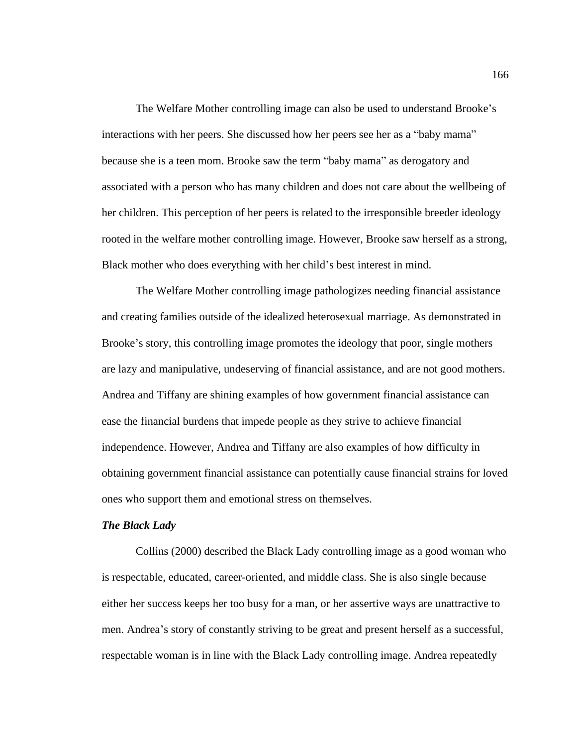The Welfare Mother controlling image can also be used to understand Brooke's interactions with her peers. She discussed how her peers see her as a "baby mama" because she is a teen mom. Brooke saw the term "baby mama" as derogatory and associated with a person who has many children and does not care about the wellbeing of her children. This perception of her peers is related to the irresponsible breeder ideology rooted in the welfare mother controlling image. However, Brooke saw herself as a strong, Black mother who does everything with her child's best interest in mind.

The Welfare Mother controlling image pathologizes needing financial assistance and creating families outside of the idealized heterosexual marriage. As demonstrated in Brooke's story, this controlling image promotes the ideology that poor, single mothers are lazy and manipulative, undeserving of financial assistance, and are not good mothers. Andrea and Tiffany are shining examples of how government financial assistance can ease the financial burdens that impede people as they strive to achieve financial independence. However, Andrea and Tiffany are also examples of how difficulty in obtaining government financial assistance can potentially cause financial strains for loved ones who support them and emotional stress on themselves.

***The Black Lady***

Collins (2000) described the Black Lady controlling image as a good woman who is respectable, educated, career-oriented, and middle class. She is also single because either her success keeps her too busy for a man, or her assertive ways are unattractive to men. Andrea's story of constantly striving to be great and present herself as a successful, respectable woman is in line with the Black Lady controlling image. Andrea repeatedly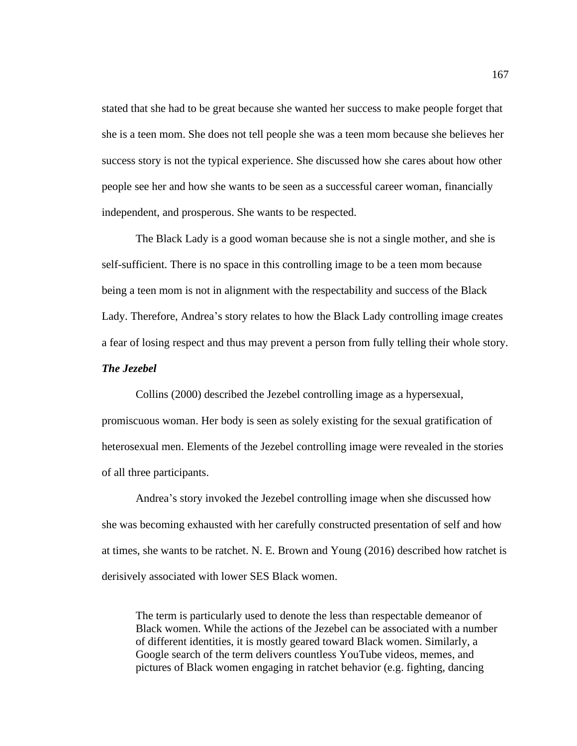stated that she had to be great because she wanted her success to make people forget that she is a teen mom. She does not tell people she was a teen mom because she believes her success story is not the typical experience. She discussed how she cares about how other people see her and how she wants to be seen as a successful career woman, financially independent, and prosperous. She wants to be respected.

The Black Lady is a good woman because she is not a single mother, and she is self-sufficient. There is no space in this controlling image to be a teen mom because being a teen mom is not in alignment with the respectability and success of the Black Lady. Therefore, Andrea's story relates to how the Black Lady controlling image creates a fear of losing respect and thus may prevent a person from fully telling their whole story.

### *The Jezebel*

Collins (2000) described the Jezebel controlling image as a hypersexual, promiscuous woman. Her body is seen as solely existing for the sexual gratification of heterosexual men. Elements of the Jezebel controlling image were revealed in the stories of all three participants.

Andrea's story invoked the Jezebel controlling image when she discussed how she was becoming exhausted with her carefully constructed presentation of self and how at times, she wants to be ratchet. N. E. Brown and Young (2016) described how ratchet is derisively associated with lower SES Black women.

> The term is particularly used to denote the less than respectable demeanor of Black women. While the actions of the Jezebel can be associated with a number of different identities, it is mostly geared toward Black women. Similarly, a Google search of the term delivers countless YouTube videos, memes, and pictures of Black women engaging in ratchet behavior (e.g. fighting, dancing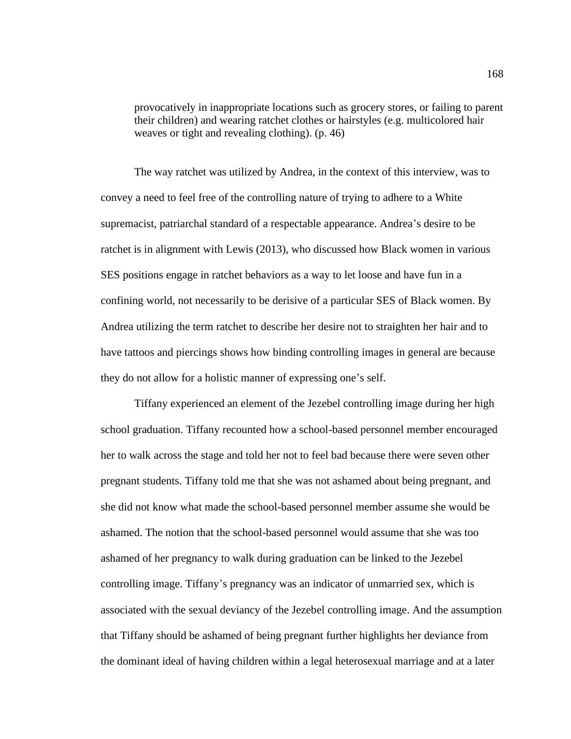> provocatively in inappropriate locations such as grocery stores, or failing to parent their children) and wearing ratchet clothes or hairstyles (e.g. multicolored hair weaves or tight and revealing clothing). (p. 46)

The way ratchet was utilized by Andrea, in the context of this interview, was to convey a need to feel free of the controlling nature of trying to adhere to a White supremacist, patriarchal standard of a respectable appearance. Andrea's desire to be ratchet is in alignment with Lewis (2013), who discussed how Black women in various SES positions engage in ratchet behaviors as a way to let loose and have fun in a confining world, not necessarily to be derisive of a particular SES of Black women. By Andrea utilizing the term ratchet to describe her desire not to straighten her hair and to have tattoos and piercings shows how binding controlling images in general are because they do not allow for a holistic manner of expressing one's self.

Tiffany experienced an element of the Jezebel controlling image during her high school graduation. Tiffany recounted how a school-based personnel member encouraged her to walk across the stage and told her not to feel bad because there were seven other pregnant students. Tiffany told me that she was not ashamed about being pregnant, and she did not know what made the school-based personnel member assume she would be ashamed. The notion that the school-based personnel would assume that she was too ashamed of her pregnancy to walk during graduation can be linked to the Jezebel controlling image. Tiffany's pregnancy was an indicator of unmarried sex, which is associated with the sexual deviancy of the Jezebel controlling image. And the assumption that Tiffany should be ashamed of being pregnant further highlights her deviance from the dominant ideal of having children within a legal heterosexual marriage and at a later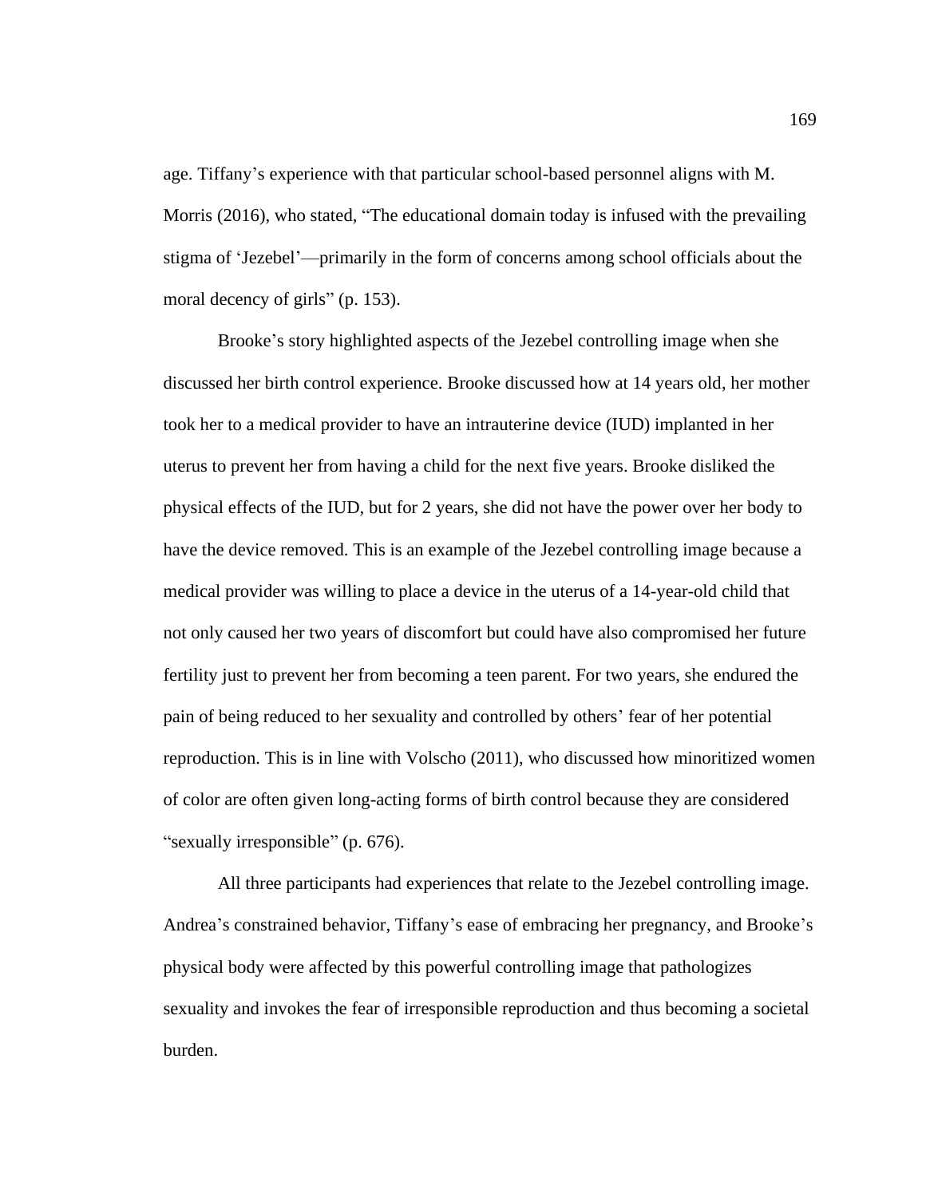age. Tiffany’s experience with that particular school-based personnel aligns with M. Morris (2016), who stated, “The educational domain today is infused with the prevailing stigma of ‘Jezebel’—primarily in the form of concerns among school officials about the moral decency of girls” (p. 153).

Brooke’s story highlighted aspects of the Jezebel controlling image when she discussed her birth control experience. Brooke discussed how at 14 years old, her mother took her to a medical provider to have an intrauterine device (IUD) implanted in her uterus to prevent her from having a child for the next five years. Brooke disliked the physical effects of the IUD, but for 2 years, she did not have the power over her body to have the device removed. This is an example of the Jezebel controlling image because a medical provider was willing to place a device in the uterus of a 14-year-old child that not only caused her two years of discomfort but could have also compromised her future fertility just to prevent her from becoming a teen parent. For two years, she endured the pain of being reduced to her sexuality and controlled by others’ fear of her potential reproduction. This is in line with Volscho (2011), who discussed how minoritized women of color are often given long-acting forms of birth control because they are considered “sexually irresponsible” (p. 676).

All three participants had experiences that relate to the Jezebel controlling image. Andrea’s constrained behavior, Tiffany’s ease of embracing her pregnancy, and Brooke’s physical body were affected by this powerful controlling image that pathologizes sexuality and invokes the fear of irresponsible reproduction and thus becoming a societal burden.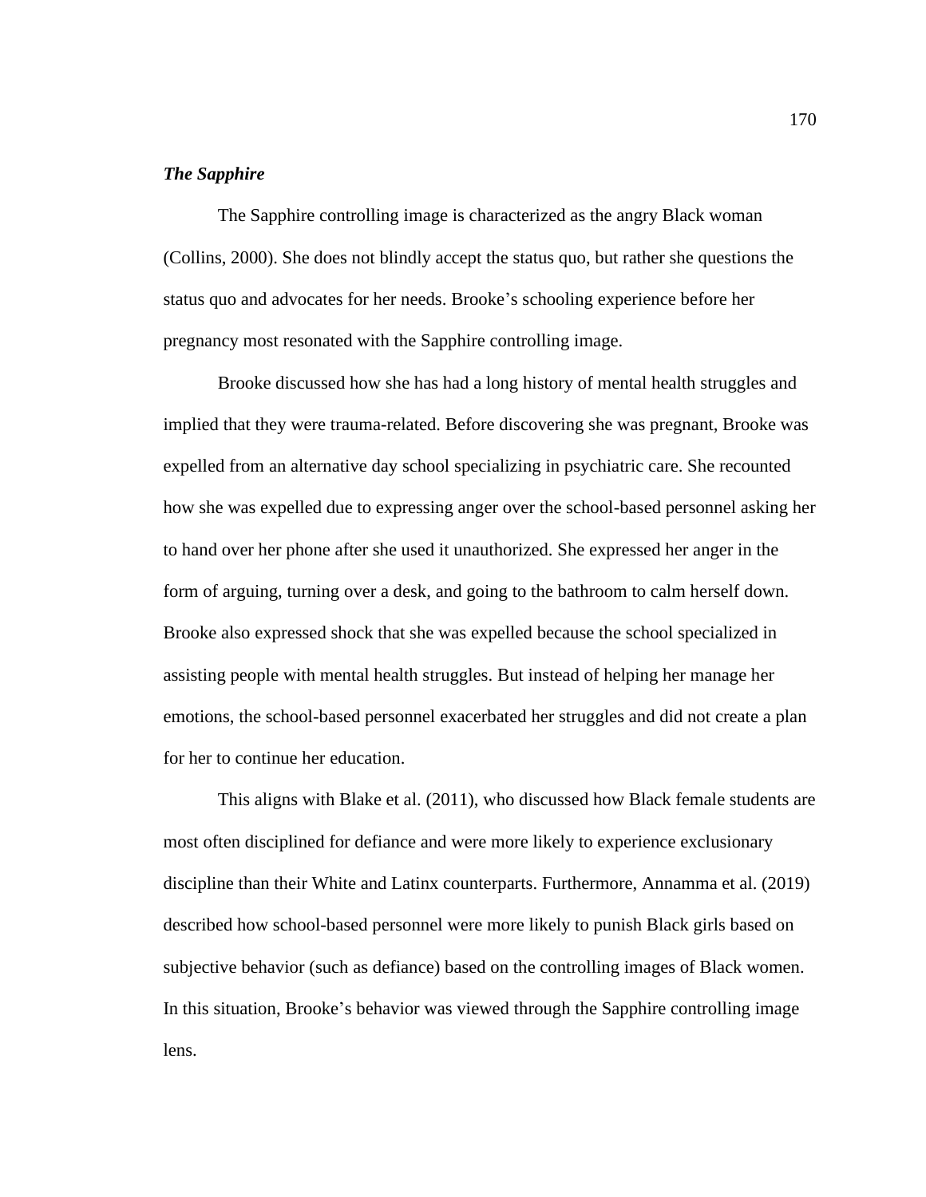### ***The Sapphire***

The Sapphire controlling image is characterized as the angry Black woman (Collins, 2000). She does not blindly accept the status quo, but rather she questions the status quo and advocates for her needs. Brooke's schooling experience before her pregnancy most resonated with the Sapphire controlling image.

Brooke discussed how she has had a long history of mental health struggles and implied that they were trauma-related. Before discovering she was pregnant, Brooke was expelled from an alternative day school specializing in psychiatric care. She recounted how she was expelled due to expressing anger over the school-based personnel asking her to hand over her phone after she used it unauthorized. She expressed her anger in the form of arguing, turning over a desk, and going to the bathroom to calm herself down. Brooke also expressed shock that she was expelled because the school specialized in assisting people with mental health struggles. But instead of helping her manage her emotions, the school-based personnel exacerbated her struggles and did not create a plan for her to continue her education.

This aligns with Blake et al. (2011), who discussed how Black female students are most often disciplined for defiance and were more likely to experience exclusionary discipline than their White and Latinx counterparts. Furthermore, Annamma et al. (2019) described how school-based personnel were more likely to punish Black girls based on subjective behavior (such as defiance) based on the controlling images of Black women. In this situation, Brooke's behavior was viewed through the Sapphire controlling image lens.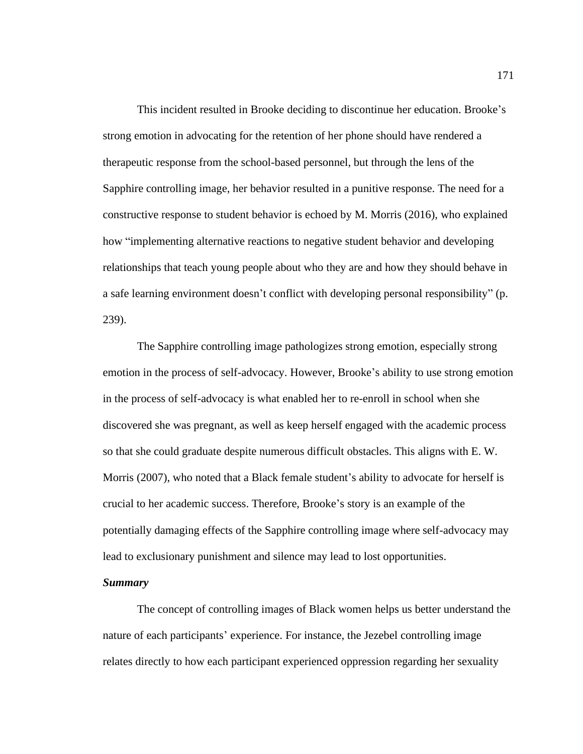This incident resulted in Brooke deciding to discontinue her education. Brooke's strong emotion in advocating for the retention of her phone should have rendered a therapeutic response from the school-based personnel, but through the lens of the Sapphire controlling image, her behavior resulted in a punitive response. The need for a constructive response to student behavior is echoed by M. Morris (2016), who explained how "implementing alternative reactions to negative student behavior and developing relationships that teach young people about who they are and how they should behave in a safe learning environment doesn't conflict with developing personal responsibility" (p. 239).

The Sapphire controlling image pathologizes strong emotion, especially strong emotion in the process of self-advocacy. However, Brooke's ability to use strong emotion in the process of self-advocacy is what enabled her to re-enroll in school when she discovered she was pregnant, as well as keep herself engaged with the academic process so that she could graduate despite numerous difficult obstacles. This aligns with E. W. Morris (2007), who noted that a Black female student's ability to advocate for herself is crucial to her academic success. Therefore, Brooke's story is an example of the potentially damaging effects of the Sapphire controlling image where self-advocacy may lead to exclusionary punishment and silence may lead to lost opportunities.

***Summary***

The concept of controlling images of Black women helps us better understand the nature of each participants' experience. For instance, the Jezebel controlling image relates directly to how each participant experienced oppression regarding her sexuality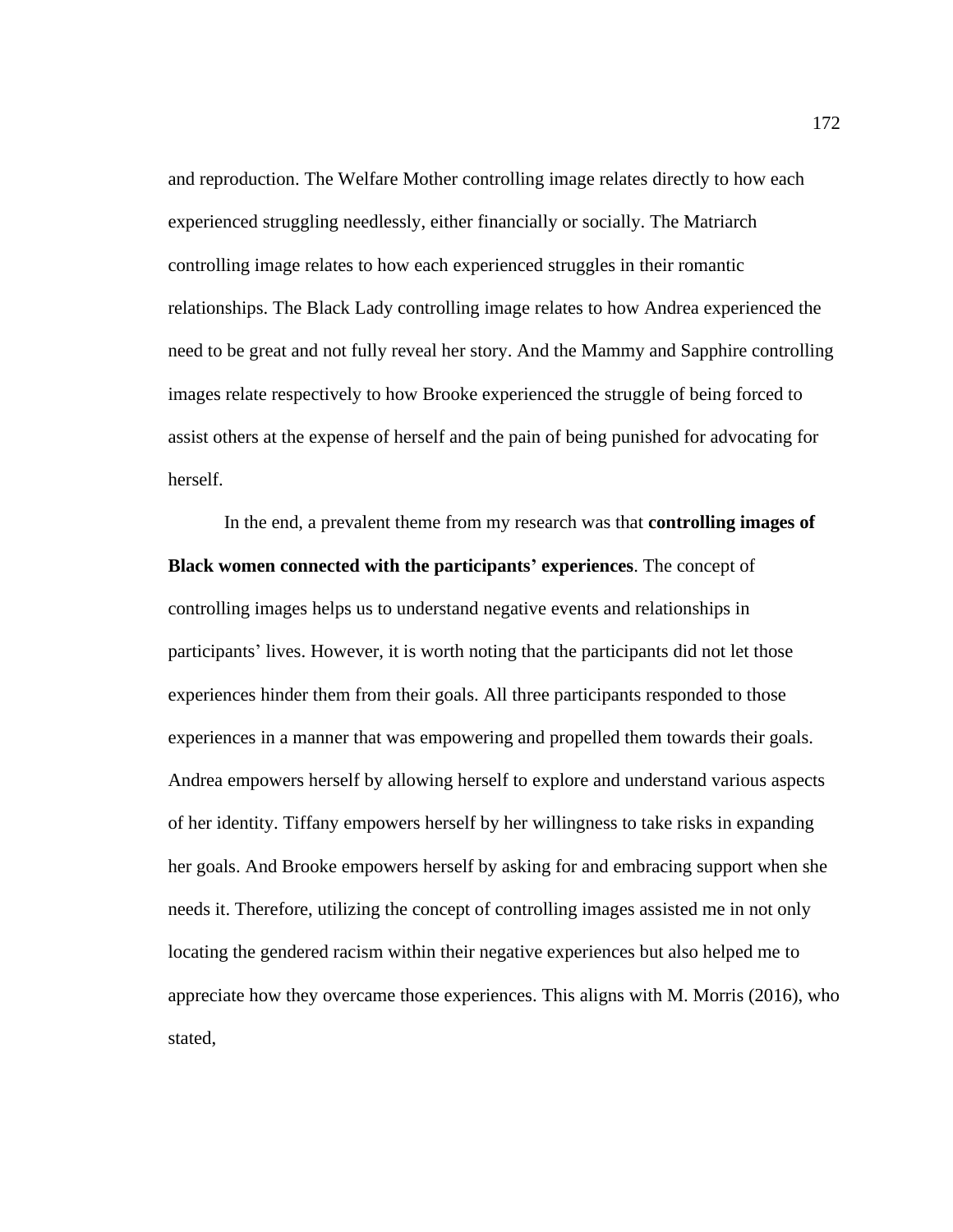and reproduction. The Welfare Mother controlling image relates directly to how each experienced struggling needlessly, either financially or socially. The Matriarch controlling image relates to how each experienced struggles in their romantic relationships. The Black Lady controlling image relates to how Andrea experienced the need to be great and not fully reveal her story. And the Mammy and Sapphire controlling images relate respectively to how Brooke experienced the struggle of being forced to assist others at the expense of herself and the pain of being punished for advocating for herself.

In the end, a prevalent theme from my research was that **controlling images of Black women connected with the participants' experiences**. The concept of controlling images helps us to understand negative events and relationships in participants' lives. However, it is worth noting that the participants did not let those experiences hinder them from their goals. All three participants responded to those experiences in a manner that was empowering and propelled them towards their goals. Andrea empowers herself by allowing herself to explore and understand various aspects of her identity. Tiffany empowers herself by her willingness to take risks in expanding her goals. And Brooke empowers herself by asking for and embracing support when she needs it. Therefore, utilizing the concept of controlling images assisted me in not only locating the gendered racism within their negative experiences but also helped me to appreciate how they overcame those experiences. This aligns with M. Morris (2016), who stated,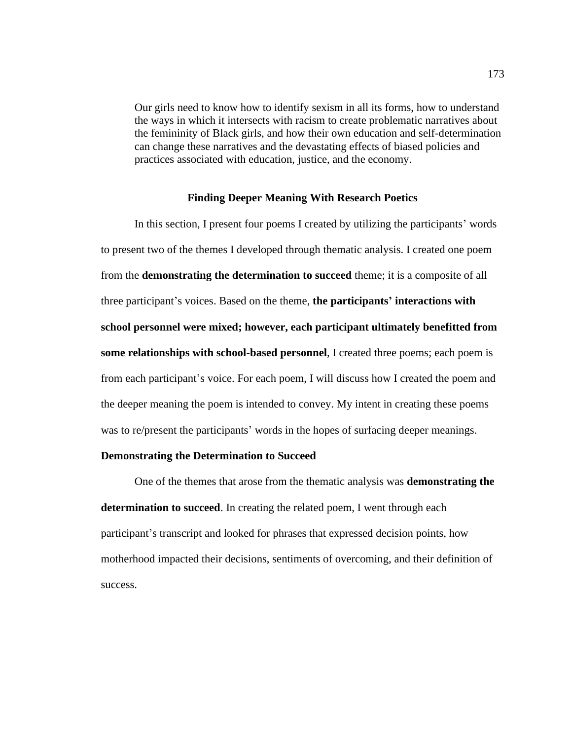> Our girls need to know how to identify sexism in all its forms, how to understand the ways in which it intersects with racism to create problematic narratives about the femininity of Black girls, and how their own education and self-determination can change these narratives and the devastating effects of biased policies and practices associated with education, justice, and the economy.

## Finding Deeper Meaning With Research Poetics

In this section, I present four poems I created by utilizing the participants' words to present two of the themes I developed through thematic analysis. I created one poem from the **demonstrating the determination to succeed** theme; it is a composite of all three participant's voices. Based on the theme, **the participants' interactions with school personnel were mixed; however, each participant ultimately benefitted from some relationships with school-based personnel**, I created three poems; each poem is from each participant's voice. For each poem, I will discuss how I created the poem and the deeper meaning the poem is intended to convey. My intent in creating these poems was to re/present the participants' words in the hopes of surfacing deeper meanings.

### Demonstrating the Determination to Succeed

One of the themes that arose from the thematic analysis was **demonstrating the determination to succeed**. In creating the related poem, I went through each participant's transcript and looked for phrases that expressed decision points, how motherhood impacted their decisions, sentiments of overcoming, and their definition of success.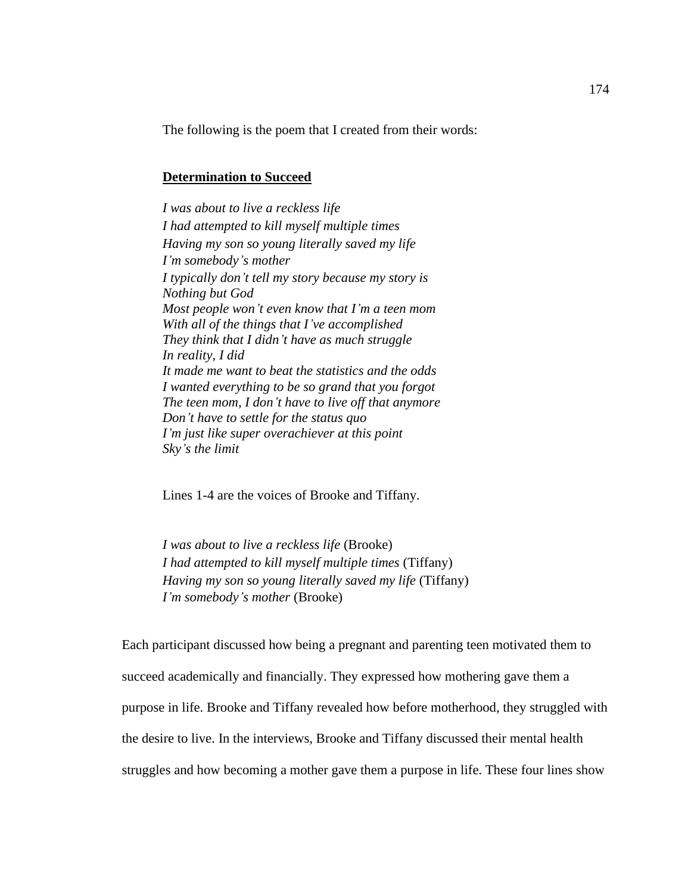The following is the poem that I created from their words:

**Determination to Succeed**

*I was about to live a reckless life*
*I had attempted to kill myself multiple times*
*Having my son so young literally saved my life*
*I'm somebody's mother*
*I typically don't tell my story because my story is*
*Nothing but God*
*Most people won't even know that I'm a teen mom*
*With all of the things that I've accomplished*
*They think that I didn't have as much struggle*
*In reality, I did*
*It made me want to beat the statistics and the odds*
*I wanted everything to be so grand that you forgot*
*The teen mom, I don't have to live off that anymore*
*Don't have to settle for the status quo*
*I'm just like super overachiever at this point*
*Sky's the limit*

Lines 1-4 are the voices of Brooke and Tiffany.

*I was about to live a reckless life* (Brooke)
*I had attempted to kill myself multiple times* (Tiffany)
*Having my son so young literally saved my life* (Tiffany)
*I'm somebody's mother* (Brooke)

Each participant discussed how being a pregnant and parenting teen motivated them to succeed academically and financially. They expressed how mothering gave them a purpose in life. Brooke and Tiffany revealed how before motherhood, they struggled with the desire to live. In the interviews, Brooke and Tiffany discussed their mental health struggles and how becoming a mother gave them a purpose in life. These four lines show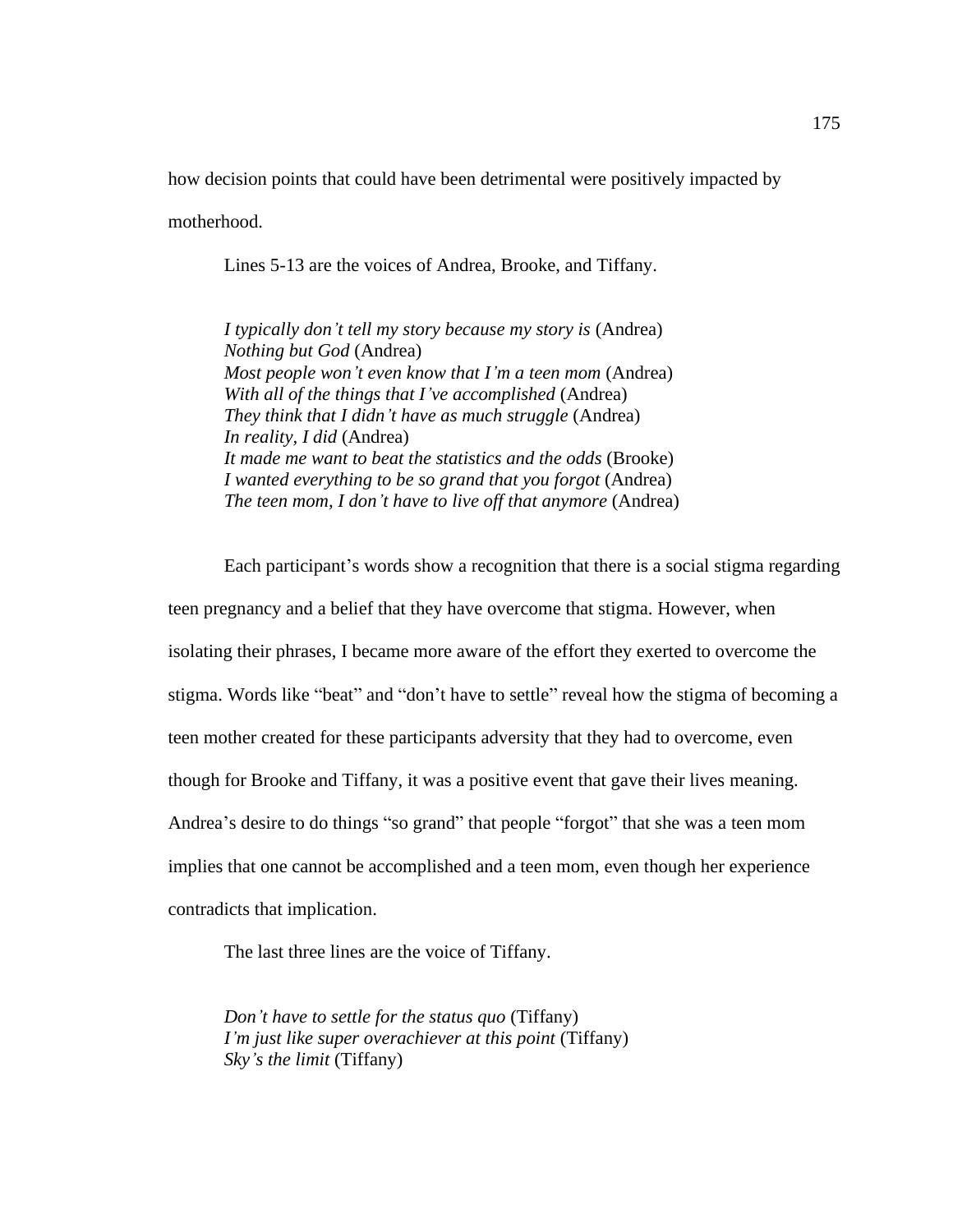how decision points that could have been detrimental were positively impacted by motherhood.

Lines 5-13 are the voices of Andrea, Brooke, and Tiffany.

> *I typically don't tell my story because my story is* (Andrea)  
> *Nothing but God* (Andrea)  
> *Most people won't even know that I'm a teen mom* (Andrea)  
> *With all of the things that I've accomplished* (Andrea)  
> *They think that I didn't have as much struggle* (Andrea)  
> *In reality, I did* (Andrea)  
> *It made me want to beat the statistics and the odds* (Brooke)  
> *I wanted everything to be so grand that you forgot* (Andrea)  
> *The teen mom, I don't have to live off that anymore* (Andrea)

Each participant's words show a recognition that there is a social stigma regarding teen pregnancy and a belief that they have overcome that stigma. However, when isolating their phrases, I became more aware of the effort they exerted to overcome the stigma. Words like "beat" and "don't have to settle" reveal how the stigma of becoming a teen mother created for these participants adversity that they had to overcome, even though for Brooke and Tiffany, it was a positive event that gave their lives meaning. Andrea's desire to do things "so grand" that people "forgot" that she was a teen mom implies that one cannot be accomplished and a teen mom, even though her experience contradicts that implication.

The last three lines are the voice of Tiffany.

> *Don't have to settle for the status quo* (Tiffany)  
> *I'm just like super overachiever at this point* (Tiffany)  
> *Sky's the limit* (Tiffany)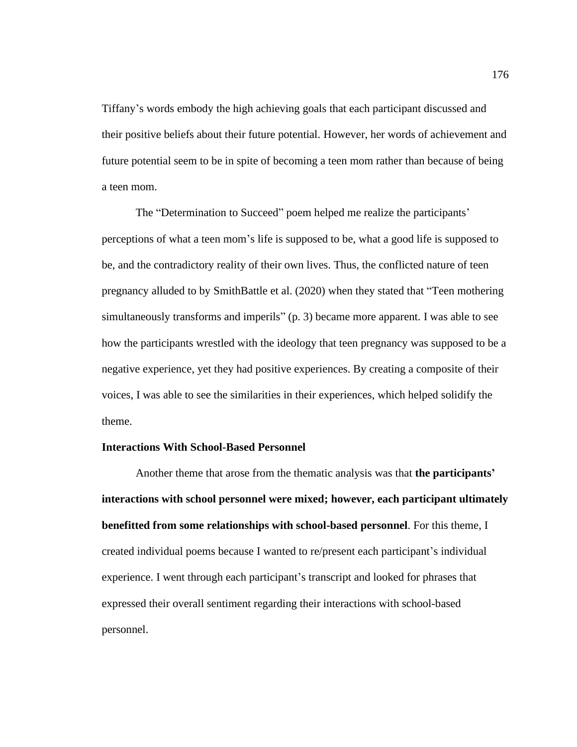Tiffany's words embody the high achieving goals that each participant discussed and their positive beliefs about their future potential. However, her words of achievement and future potential seem to be in spite of becoming a teen mom rather than because of being a teen mom.

The "Determination to Succeed" poem helped me realize the participants' perceptions of what a teen mom's life is supposed to be, what a good life is supposed to be, and the contradictory reality of their own lives. Thus, the conflicted nature of teen pregnancy alluded to by SmithBattle et al. (2020) when they stated that "Teen mothering simultaneously transforms and imperils" (p. 3) became more apparent. I was able to see how the participants wrestled with the ideology that teen pregnancy was supposed to be a negative experience, yet they had positive experiences. By creating a composite of their voices, I was able to see the similarities in their experiences, which helped solidify the theme.

### Interactions With School-Based Personnel

Another theme that arose from the thematic analysis was that **the participants' interactions with school personnel were mixed; however, each participant ultimately benefitted from some relationships with school-based personnel**. For this theme, I created individual poems because I wanted to re/present each participant's individual experience. I went through each participant's transcript and looked for phrases that expressed their overall sentiment regarding their interactions with school-based personnel.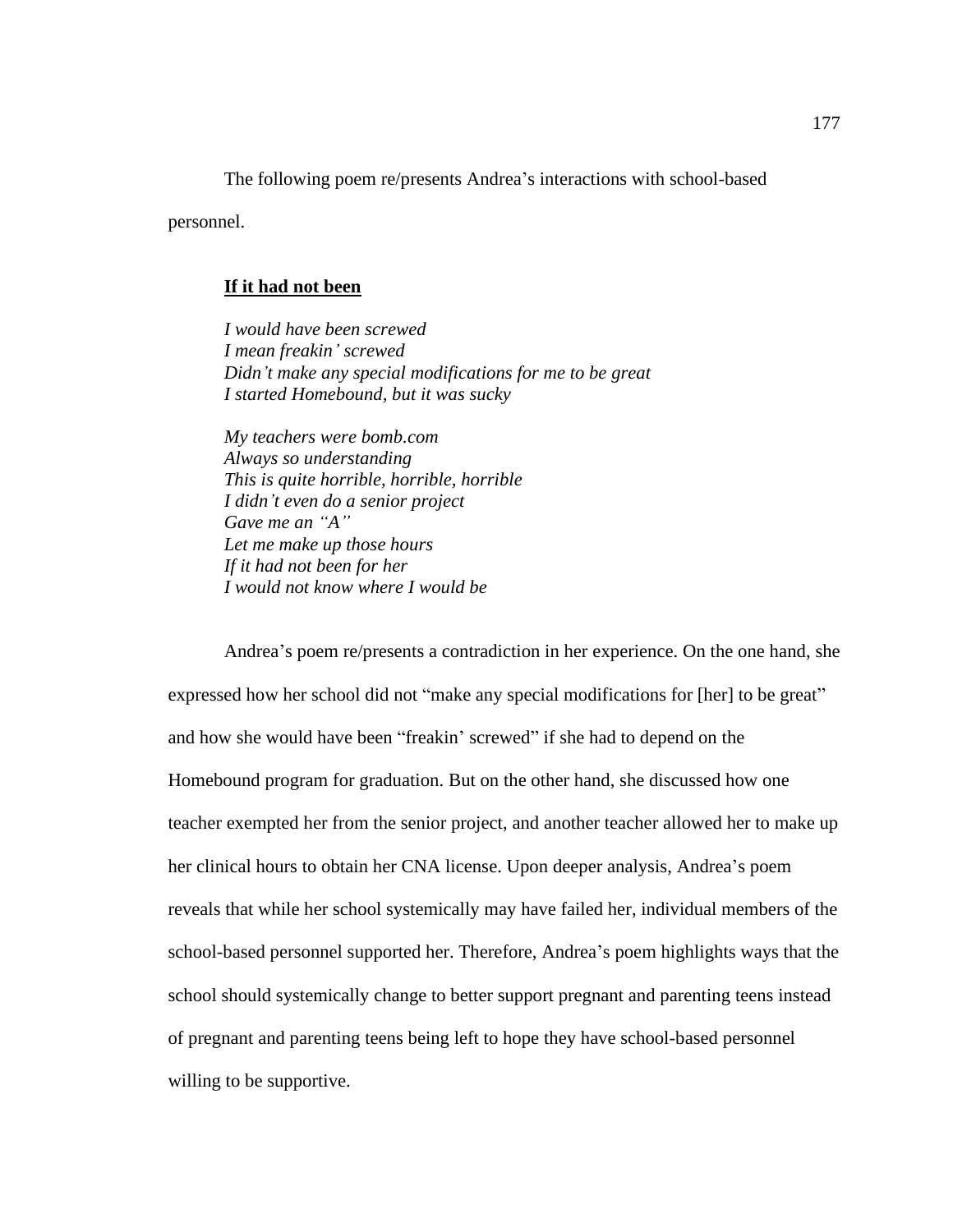The following poem re/presents Andrea's interactions with school-based personnel.

**<u>If it had not been</u>**

*I would have been screwed*
*I mean freakin' screwed*
*Didn't make any special modifications for me to be great*
*I started Homebound, but it was sucky*

*My teachers were bomb.com*
*Always so understanding*
*This is quite horrible, horrible, horrible*
*I didn't even do a senior project*
*Gave me an "A"*
*Let me make up those hours*
*If it had not been for her*
*I would not know where I would be*

Andrea's poem re/presents a contradiction in her experience. On the one hand, she expressed how her school did not "make any special modifications for [her] to be great" and how she would have been "freakin' screwed" if she had to depend on the Homebound program for graduation. But on the other hand, she discussed how one teacher exempted her from the senior project, and another teacher allowed her to make up her clinical hours to obtain her CNA license. Upon deeper analysis, Andrea's poem reveals that while her school systemically may have failed her, individual members of the school-based personnel supported her. Therefore, Andrea's poem highlights ways that the school should systemically change to better support pregnant and parenting teens instead of pregnant and parenting teens being left to hope they have school-based personnel willing to be supportive.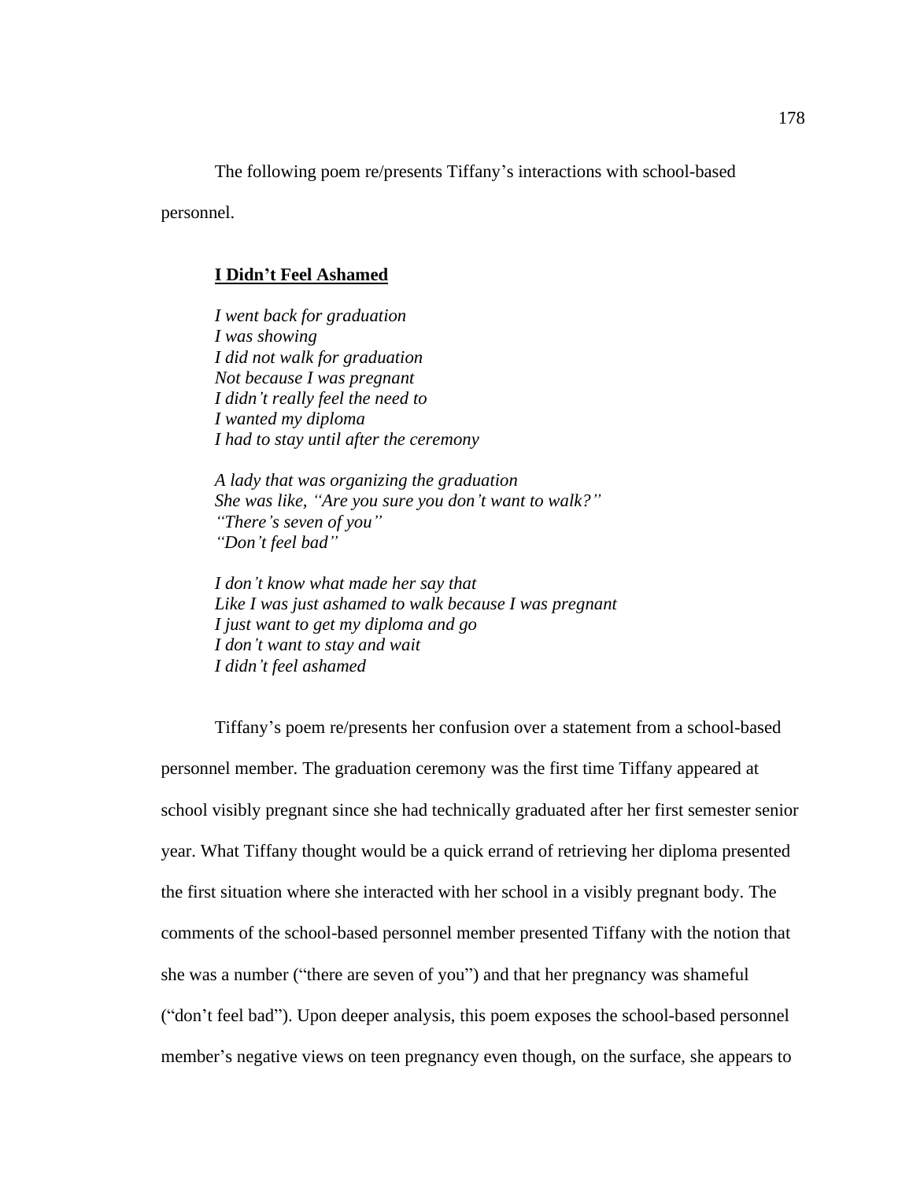The following poem re/presents Tiffany's interactions with school-based personnel.

**<u>I Didn't Feel Ashamed</u>**

*I went back for graduation*
*I was showing*
*I did not walk for graduation*
*Not because I was pregnant*
*I didn't really feel the need to*
*I wanted my diploma*
*I had to stay until after the ceremony*

*A lady that was organizing the graduation*
*She was like, "Are you sure you don't want to walk?"*
*"There's seven of you"*
*"Don't feel bad"*

*I don't know what made her say that*
*Like I was just ashamed to walk because I was pregnant*
*I just want to get my diploma and go*
*I don't want to stay and wait*
*I didn't feel ashamed*

Tiffany's poem re/presents her confusion over a statement from a school-based personnel member. The graduation ceremony was the first time Tiffany appeared at school visibly pregnant since she had technically graduated after her first semester senior year. What Tiffany thought would be a quick errand of retrieving her diploma presented the first situation where she interacted with her school in a visibly pregnant body. The comments of the school-based personnel member presented Tiffany with the notion that she was a number ("there are seven of you") and that her pregnancy was shameful ("don't feel bad"). Upon deeper analysis, this poem exposes the school-based personnel member's negative views on teen pregnancy even though, on the surface, she appears to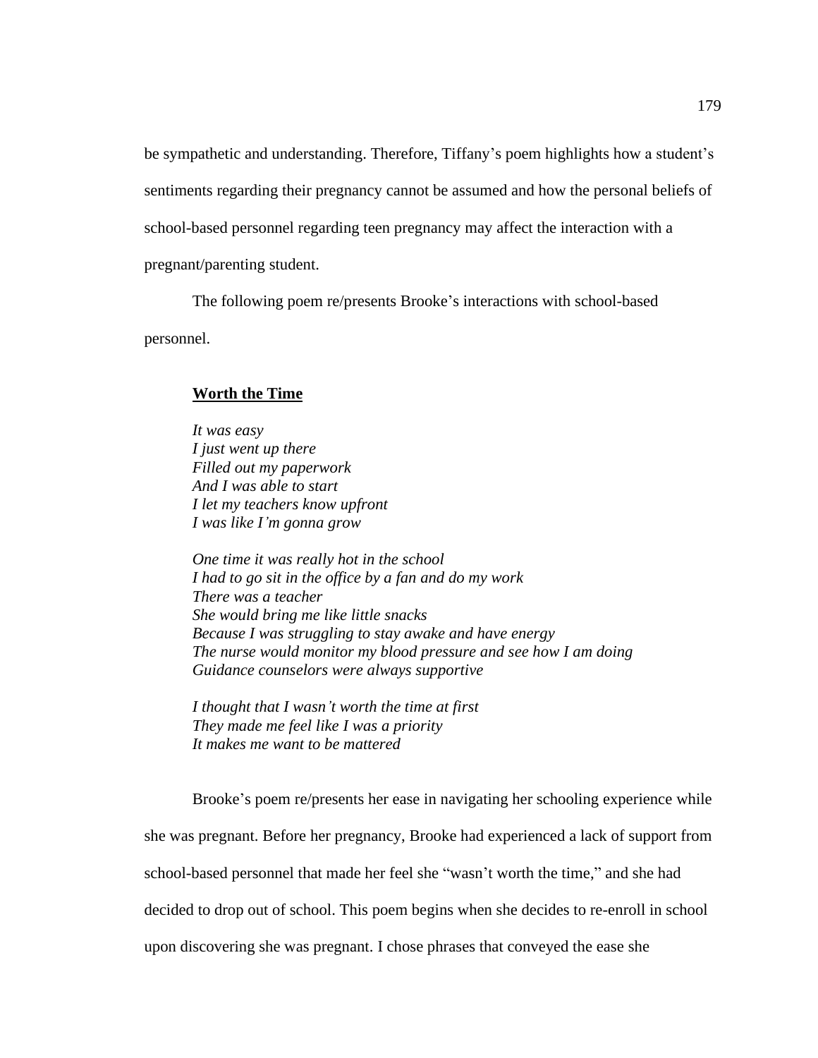be sympathetic and understanding. Therefore, Tiffany's poem highlights how a student's sentiments regarding their pregnancy cannot be assumed and how the personal beliefs of school-based personnel regarding teen pregnancy may affect the interaction with a pregnant/parenting student.

The following poem re/presents Brooke's interactions with school-based personnel.

**<u>Worth the Time</u>**

*It was easy*
*I just went up there*
*Filled out my paperwork*
*And I was able to start*
*I let my teachers know upfront*
*I was like I'm gonna grow*

*One time it was really hot in the school*
*I had to go sit in the office by a fan and do my work*
*There was a teacher*
*She would bring me like little snacks*
*Because I was struggling to stay awake and have energy*
*The nurse would monitor my blood pressure and see how I am doing*
*Guidance counselors were always supportive*

*I thought that I wasn't worth the time at first*
*They made me feel like I was a priority*
*It makes me want to be mattered*

Brooke's poem re/presents her ease in navigating her schooling experience while she was pregnant. Before her pregnancy, Brooke had experienced a lack of support from school-based personnel that made her feel she "wasn't worth the time," and she had decided to drop out of school. This poem begins when she decides to re-enroll in school upon discovering she was pregnant. I chose phrases that conveyed the ease she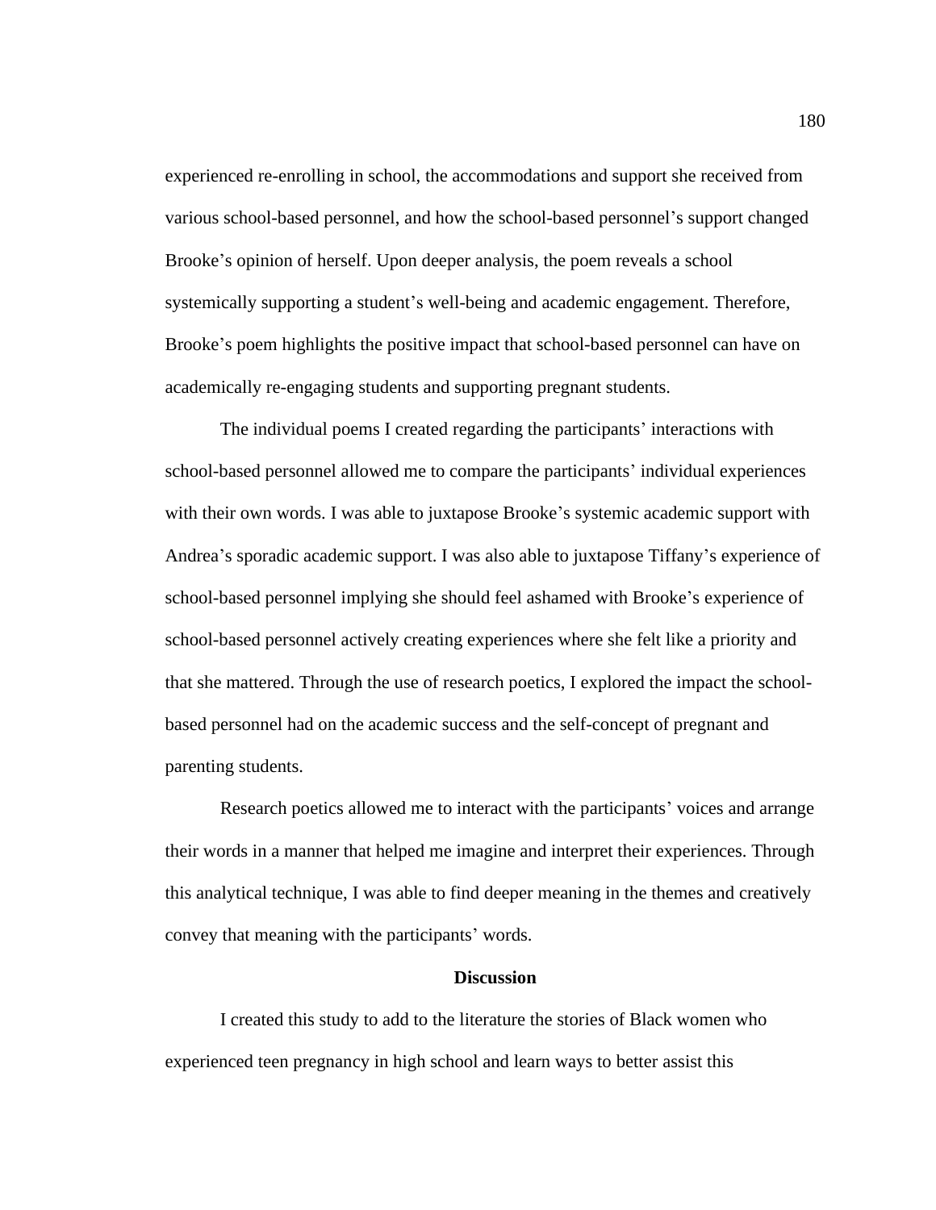experienced re-enrolling in school, the accommodations and support she received from various school-based personnel, and how the school-based personnel's support changed Brooke's opinion of herself. Upon deeper analysis, the poem reveals a school systemically supporting a student's well-being and academic engagement. Therefore, Brooke's poem highlights the positive impact that school-based personnel can have on academically re-engaging students and supporting pregnant students.

The individual poems I created regarding the participants' interactions with school-based personnel allowed me to compare the participants' individual experiences with their own words. I was able to juxtapose Brooke's systemic academic support with Andrea's sporadic academic support. I was also able to juxtapose Tiffany's experience of school-based personnel implying she should feel ashamed with Brooke's experience of school-based personnel actively creating experiences where she felt like a priority and that she mattered. Through the use of research poetics, I explored the impact the school-based personnel had on the academic success and the self-concept of pregnant and parenting students.

Research poetics allowed me to interact with the participants' voices and arrange their words in a manner that helped me imagine and interpret their experiences. Through this analytical technique, I was able to find deeper meaning in the themes and creatively convey that meaning with the participants' words.

## Discussion

I created this study to add to the literature the stories of Black women who experienced teen pregnancy in high school and learn ways to better assist this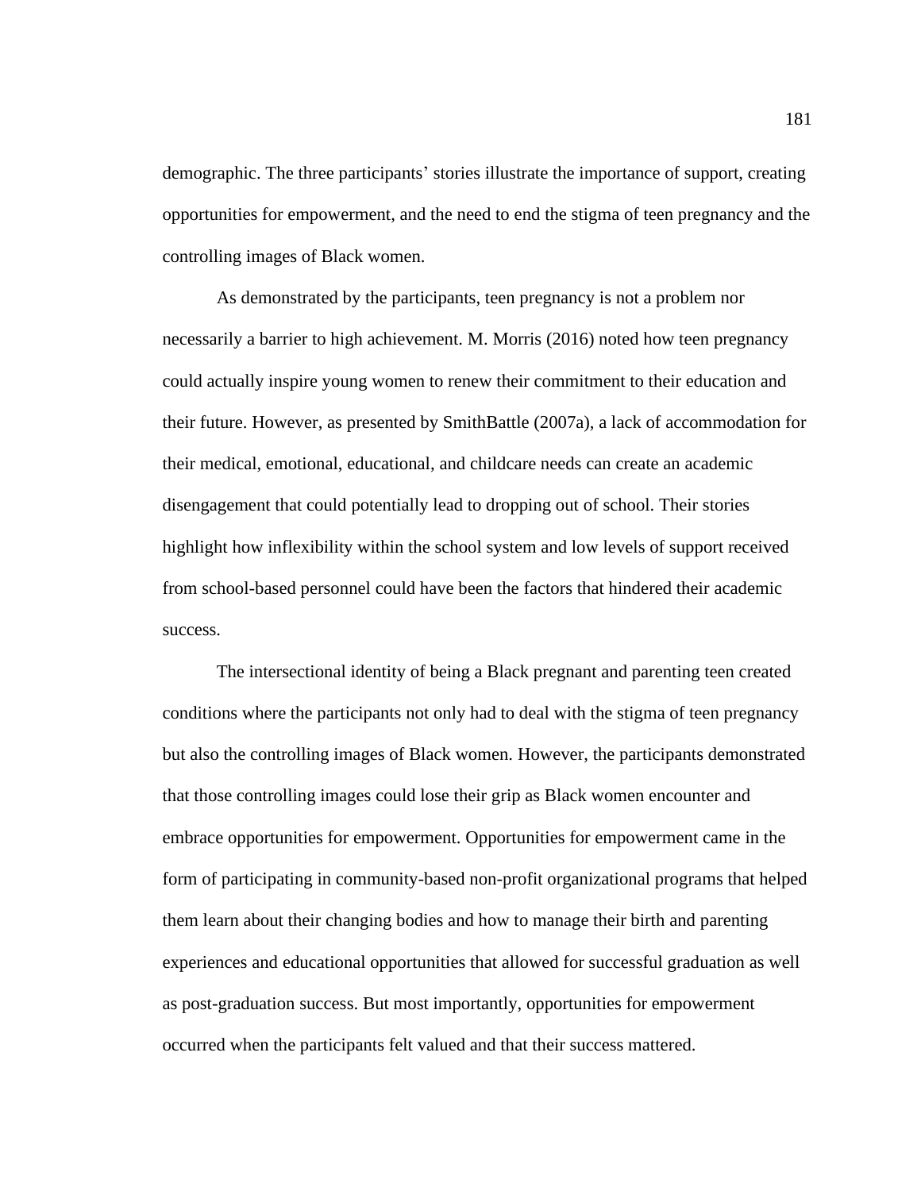demographic. The three participants' stories illustrate the importance of support, creating opportunities for empowerment, and the need to end the stigma of teen pregnancy and the controlling images of Black women.

As demonstrated by the participants, teen pregnancy is not a problem nor necessarily a barrier to high achievement. M. Morris (2016) noted how teen pregnancy could actually inspire young women to renew their commitment to their education and their future. However, as presented by SmithBattle (2007a), a lack of accommodation for their medical, emotional, educational, and childcare needs can create an academic disengagement that could potentially lead to dropping out of school. Their stories highlight how inflexibility within the school system and low levels of support received from school-based personnel could have been the factors that hindered their academic success.

The intersectional identity of being a Black pregnant and parenting teen created conditions where the participants not only had to deal with the stigma of teen pregnancy but also the controlling images of Black women. However, the participants demonstrated that those controlling images could lose their grip as Black women encounter and embrace opportunities for empowerment. Opportunities for empowerment came in the form of participating in community-based non-profit organizational programs that helped them learn about their changing bodies and how to manage their birth and parenting experiences and educational opportunities that allowed for successful graduation as well as post-graduation success. But most importantly, opportunities for empowerment occurred when the participants felt valued and that their success mattered.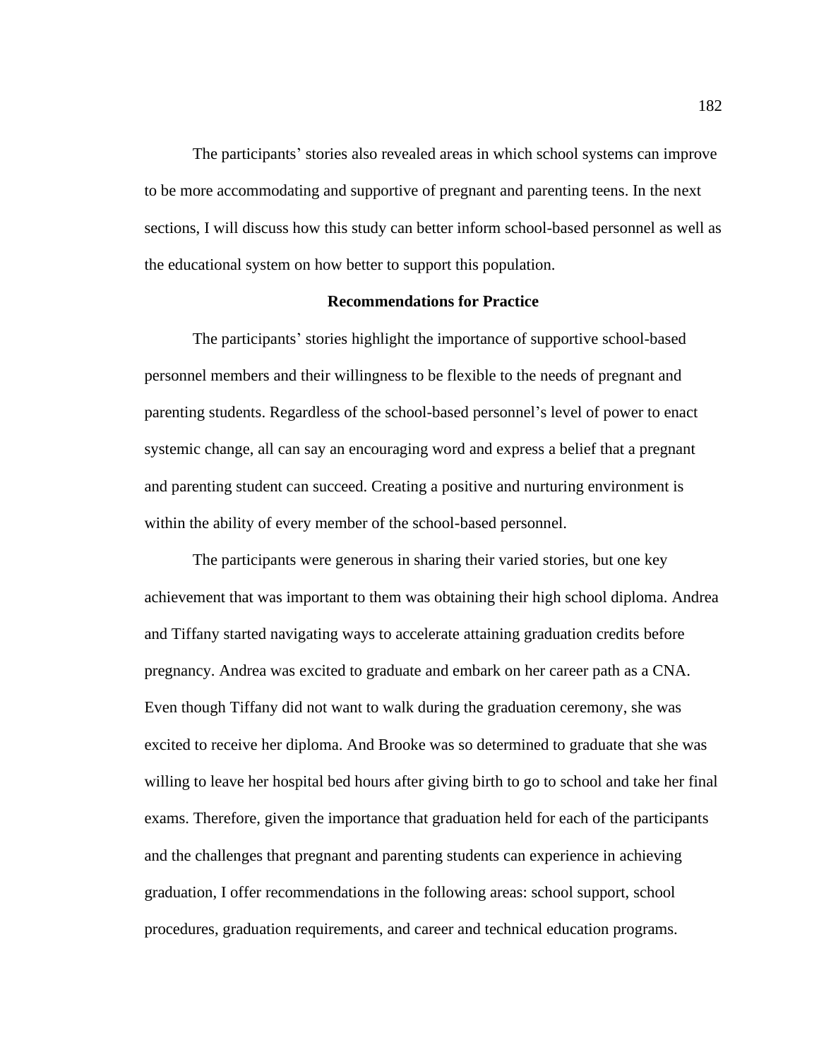The participants' stories also revealed areas in which school systems can improve to be more accommodating and supportive of pregnant and parenting teens. In the next sections, I will discuss how this study can better inform school-based personnel as well as the educational system on how better to support this population.

## Recommendations for Practice

The participants' stories highlight the importance of supportive school-based personnel members and their willingness to be flexible to the needs of pregnant and parenting students. Regardless of the school-based personnel's level of power to enact systemic change, all can say an encouraging word and express a belief that a pregnant and parenting student can succeed. Creating a positive and nurturing environment is within the ability of every member of the school-based personnel.

The participants were generous in sharing their varied stories, but one key achievement that was important to them was obtaining their high school diploma. Andrea and Tiffany started navigating ways to accelerate attaining graduation credits before pregnancy. Andrea was excited to graduate and embark on her career path as a CNA. Even though Tiffany did not want to walk during the graduation ceremony, she was excited to receive her diploma. And Brooke was so determined to graduate that she was willing to leave her hospital bed hours after giving birth to go to school and take her final exams. Therefore, given the importance that graduation held for each of the participants and the challenges that pregnant and parenting students can experience in achieving graduation, I offer recommendations in the following areas: school support, school procedures, graduation requirements, and career and technical education programs.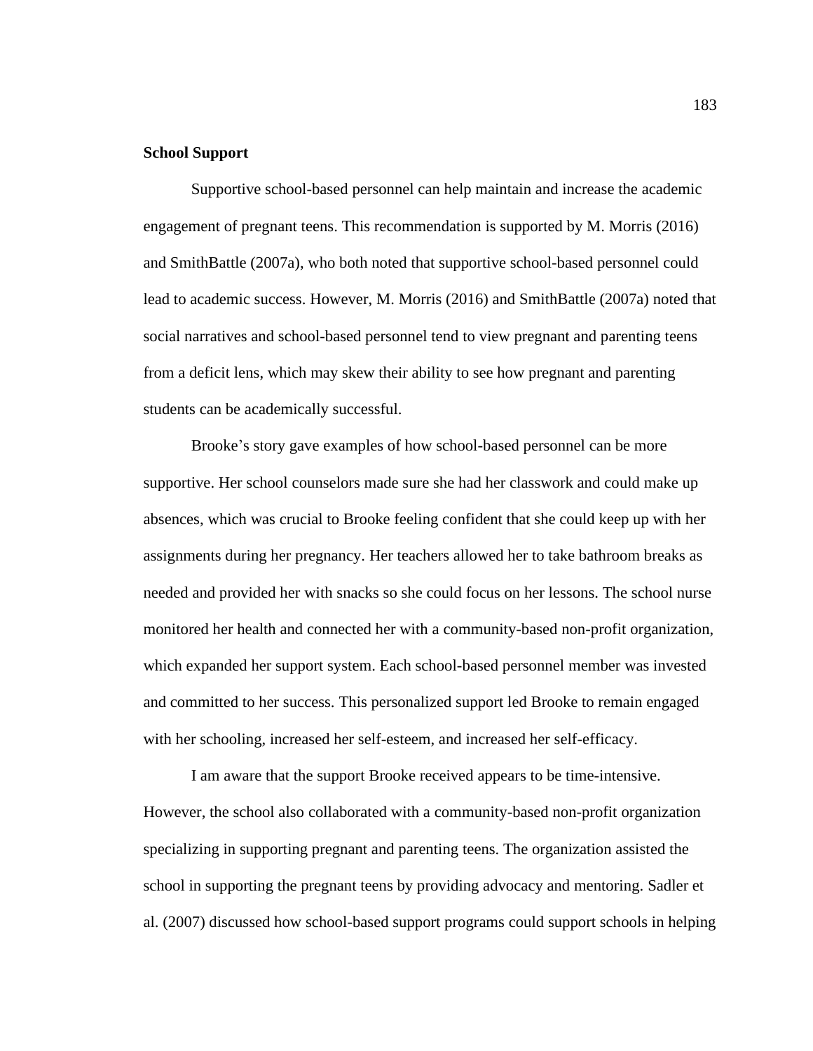**School Support**

Supportive school-based personnel can help maintain and increase the academic engagement of pregnant teens. This recommendation is supported by M. Morris (2016) and SmithBattle (2007a), who both noted that supportive school-based personnel could lead to academic success. However, M. Morris (2016) and SmithBattle (2007a) noted that social narratives and school-based personnel tend to view pregnant and parenting teens from a deficit lens, which may skew their ability to see how pregnant and parenting students can be academically successful.

Brooke's story gave examples of how school-based personnel can be more supportive. Her school counselors made sure she had her classwork and could make up absences, which was crucial to Brooke feeling confident that she could keep up with her assignments during her pregnancy. Her teachers allowed her to take bathroom breaks as needed and provided her with snacks so she could focus on her lessons. The school nurse monitored her health and connected her with a community-based non-profit organization, which expanded her support system. Each school-based personnel member was invested and committed to her success. This personalized support led Brooke to remain engaged with her schooling, increased her self-esteem, and increased her self-efficacy.

I am aware that the support Brooke received appears to be time-intensive. However, the school also collaborated with a community-based non-profit organization specializing in supporting pregnant and parenting teens. The organization assisted the school in supporting the pregnant teens by providing advocacy and mentoring. Sadler et al. (2007) discussed how school-based support programs could support schools in helping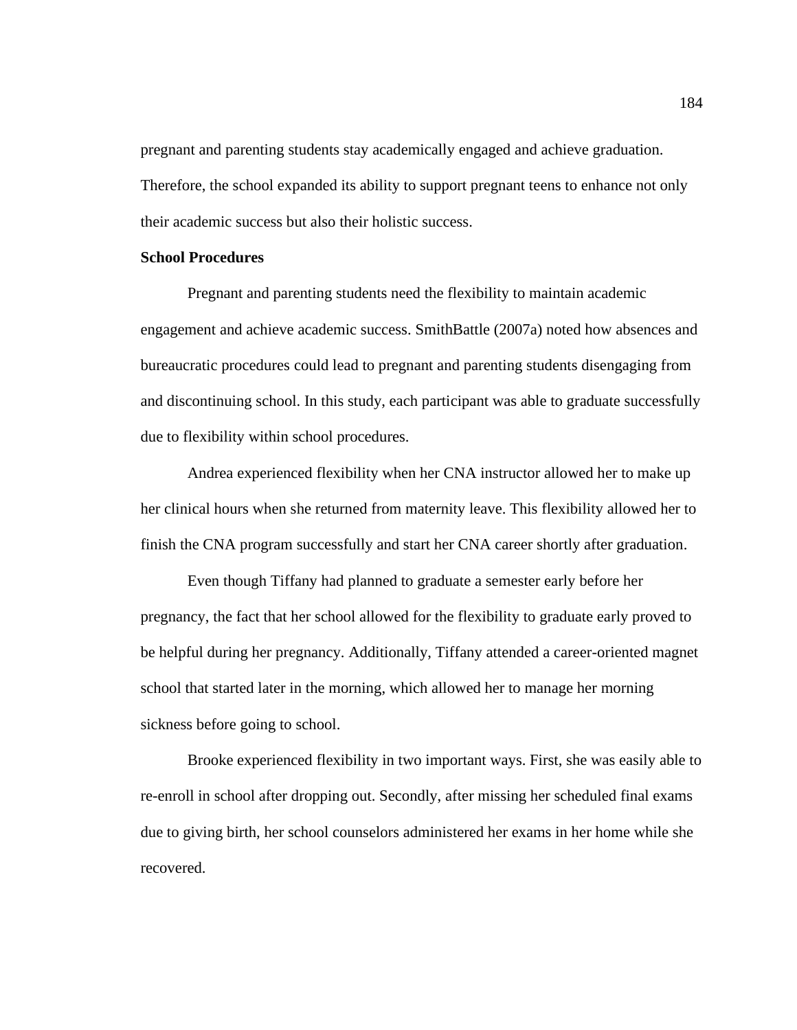pregnant and parenting students stay academically engaged and achieve graduation. Therefore, the school expanded its ability to support pregnant teens to enhance not only their academic success but also their holistic success.

**School Procedures**

Pregnant and parenting students need the flexibility to maintain academic engagement and achieve academic success. SmithBattle (2007a) noted how absences and bureaucratic procedures could lead to pregnant and parenting students disengaging from and discontinuing school. In this study, each participant was able to graduate successfully due to flexibility within school procedures.

Andrea experienced flexibility when her CNA instructor allowed her to make up her clinical hours when she returned from maternity leave. This flexibility allowed her to finish the CNA program successfully and start her CNA career shortly after graduation.

Even though Tiffany had planned to graduate a semester early before her pregnancy, the fact that her school allowed for the flexibility to graduate early proved to be helpful during her pregnancy. Additionally, Tiffany attended a career-oriented magnet school that started later in the morning, which allowed her to manage her morning sickness before going to school.

Brooke experienced flexibility in two important ways. First, she was easily able to re-enroll in school after dropping out. Secondly, after missing her scheduled final exams due to giving birth, her school counselors administered her exams in her home while she recovered.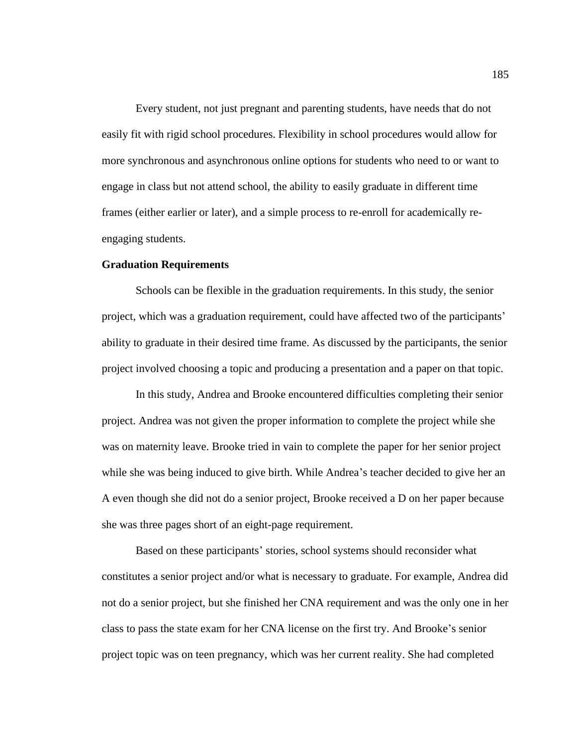Every student, not just pregnant and parenting students, have needs that do not easily fit with rigid school procedures. Flexibility in school procedures would allow for more synchronous and asynchronous online options for students who need to or want to engage in class but not attend school, the ability to easily graduate in different time frames (either earlier or later), and a simple process to re-enroll for academically re-engaging students.

**Graduation Requirements**

Schools can be flexible in the graduation requirements. In this study, the senior project, which was a graduation requirement, could have affected two of the participants' ability to graduate in their desired time frame. As discussed by the participants, the senior project involved choosing a topic and producing a presentation and a paper on that topic.

In this study, Andrea and Brooke encountered difficulties completing their senior project. Andrea was not given the proper information to complete the project while she was on maternity leave. Brooke tried in vain to complete the paper for her senior project while she was being induced to give birth. While Andrea's teacher decided to give her an A even though she did not do a senior project, Brooke received a D on her paper because she was three pages short of an eight-page requirement.

Based on these participants' stories, school systems should reconsider what constitutes a senior project and/or what is necessary to graduate. For example, Andrea did not do a senior project, but she finished her CNA requirement and was the only one in her class to pass the state exam for her CNA license on the first try. And Brooke's senior project topic was on teen pregnancy, which was her current reality. She had completed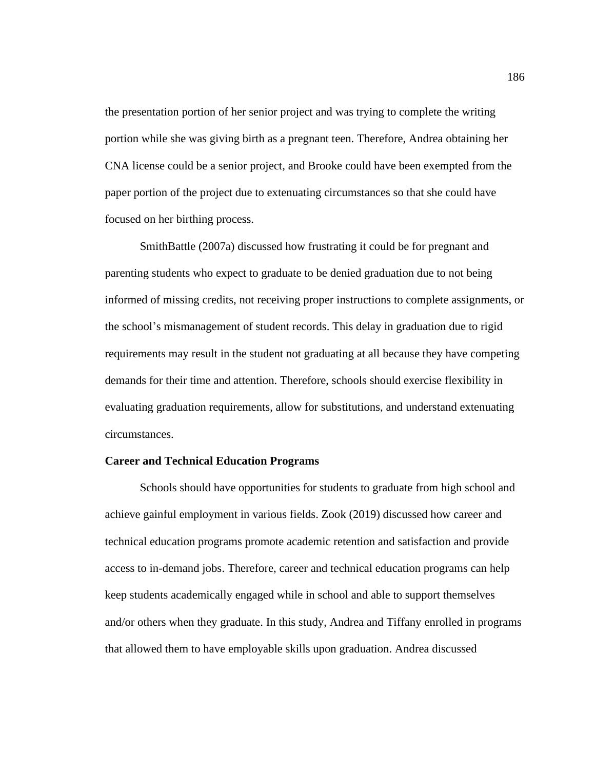the presentation portion of her senior project and was trying to complete the writing portion while she was giving birth as a pregnant teen. Therefore, Andrea obtaining her CNA license could be a senior project, and Brooke could have been exempted from the paper portion of the project due to extenuating circumstances so that she could have focused on her birthing process.

SmithBattle (2007a) discussed how frustrating it could be for pregnant and parenting students who expect to graduate to be denied graduation due to not being informed of missing credits, not receiving proper instructions to complete assignments, or the school's mismanagement of student records. This delay in graduation due to rigid requirements may result in the student not graduating at all because they have competing demands for their time and attention. Therefore, schools should exercise flexibility in evaluating graduation requirements, allow for substitutions, and understand extenuating circumstances.

**Career and Technical Education Programs**

Schools should have opportunities for students to graduate from high school and achieve gainful employment in various fields. Zook (2019) discussed how career and technical education programs promote academic retention and satisfaction and provide access to in-demand jobs. Therefore, career and technical education programs can help keep students academically engaged while in school and able to support themselves and/or others when they graduate. In this study, Andrea and Tiffany enrolled in programs that allowed them to have employable skills upon graduation. Andrea discussed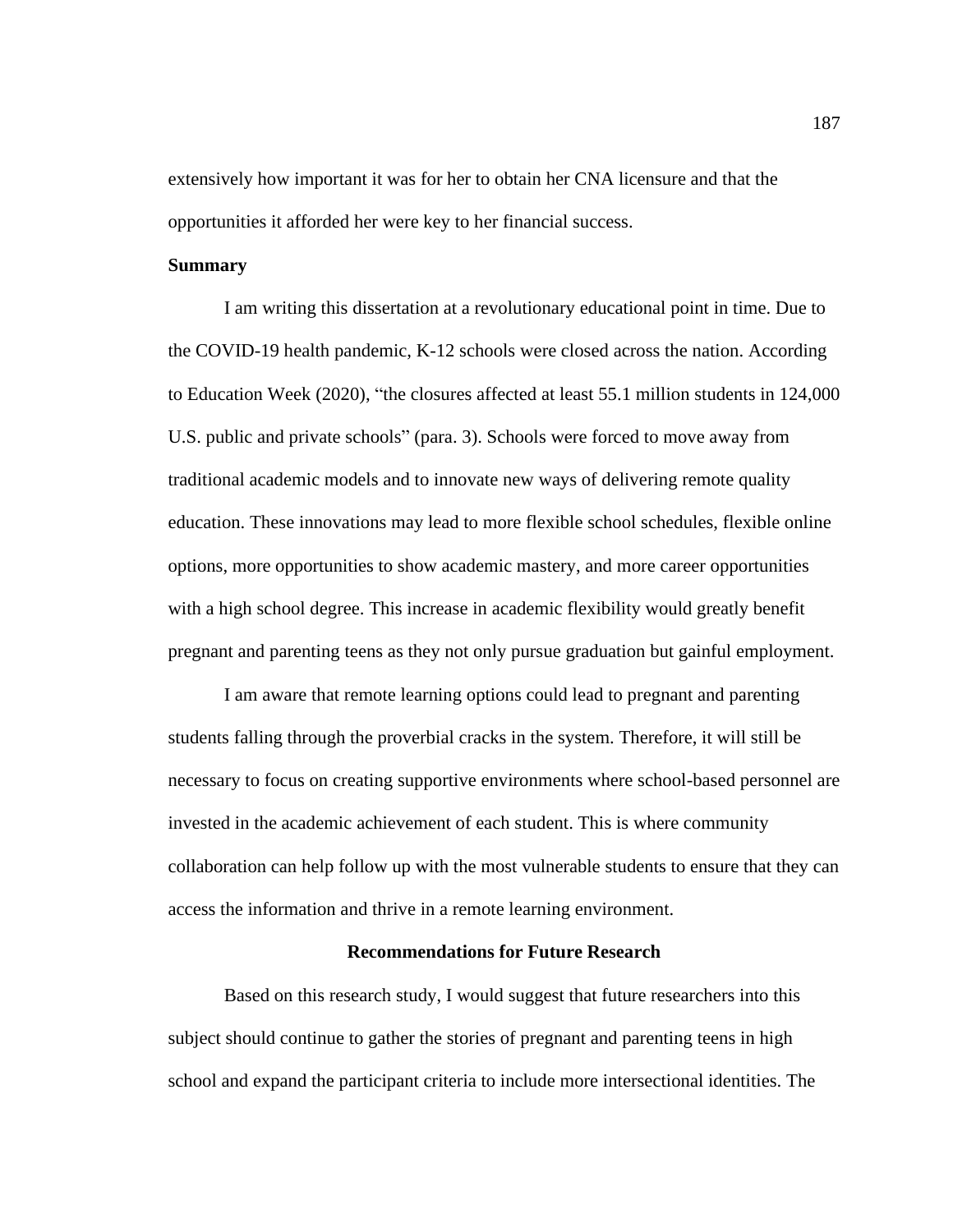extensively how important it was for her to obtain her CNA licensure and that the opportunities it afforded her were key to her financial success.

### Summary

I am writing this dissertation at a revolutionary educational point in time. Due to the COVID-19 health pandemic, K-12 schools were closed across the nation. According to Education Week (2020), “the closures affected at least 55.1 million students in 124,000 U.S. public and private schools” (para. 3). Schools were forced to move away from traditional academic models and to innovate new ways of delivering remote quality education. These innovations may lead to more flexible school schedules, flexible online options, more opportunities to show academic mastery, and more career opportunities with a high school degree. This increase in academic flexibility would greatly benefit pregnant and parenting teens as they not only pursue graduation but gainful employment.

I am aware that remote learning options could lead to pregnant and parenting students falling through the proverbial cracks in the system. Therefore, it will still be necessary to focus on creating supportive environments where school-based personnel are invested in the academic achievement of each student. This is where community collaboration can help follow up with the most vulnerable students to ensure that they can access the information and thrive in a remote learning environment.

## Recommendations for Future Research

Based on this research study, I would suggest that future researchers into this subject should continue to gather the stories of pregnant and parenting teens in high school and expand the participant criteria to include more intersectional identities. The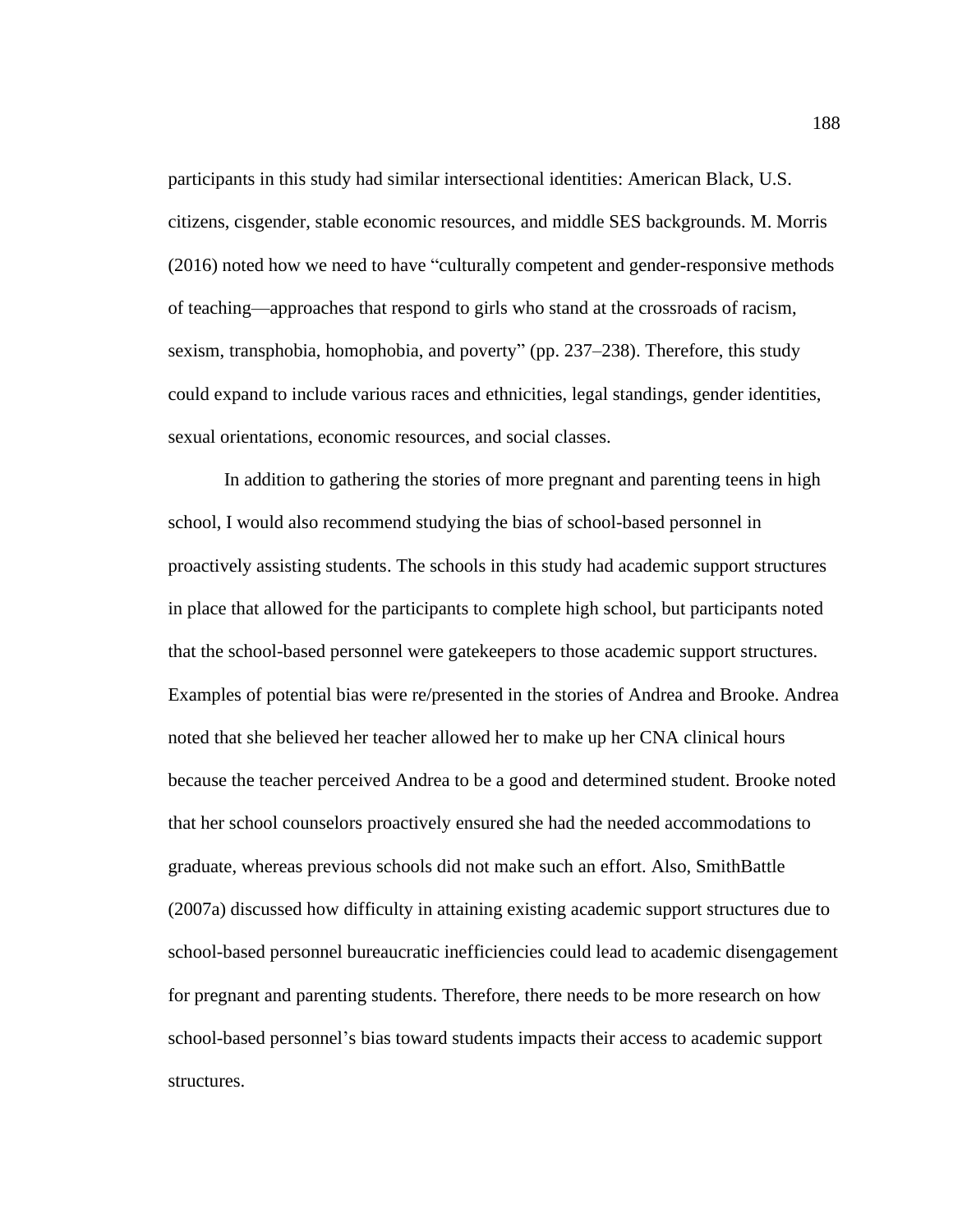participants in this study had similar intersectional identities: American Black, U.S. citizens, cisgender, stable economic resources, and middle SES backgrounds. M. Morris (2016) noted how we need to have "culturally competent and gender-responsive methods of teaching—approaches that respond to girls who stand at the crossroads of racism, sexism, transphobia, homophobia, and poverty" (pp. 237–238). Therefore, this study could expand to include various races and ethnicities, legal standings, gender identities, sexual orientations, economic resources, and social classes.

In addition to gathering the stories of more pregnant and parenting teens in high school, I would also recommend studying the bias of school-based personnel in proactively assisting students. The schools in this study had academic support structures in place that allowed for the participants to complete high school, but participants noted that the school-based personnel were gatekeepers to those academic support structures. Examples of potential bias were re/presented in the stories of Andrea and Brooke. Andrea noted that she believed her teacher allowed her to make up her CNA clinical hours because the teacher perceived Andrea to be a good and determined student. Brooke noted that her school counselors proactively ensured she had the needed accommodations to graduate, whereas previous schools did not make such an effort. Also, SmithBattle (2007a) discussed how difficulty in attaining existing academic support structures due to school-based personnel bureaucratic inefficiencies could lead to academic disengagement for pregnant and parenting students. Therefore, there needs to be more research on how school-based personnel's bias toward students impacts their access to academic support structures.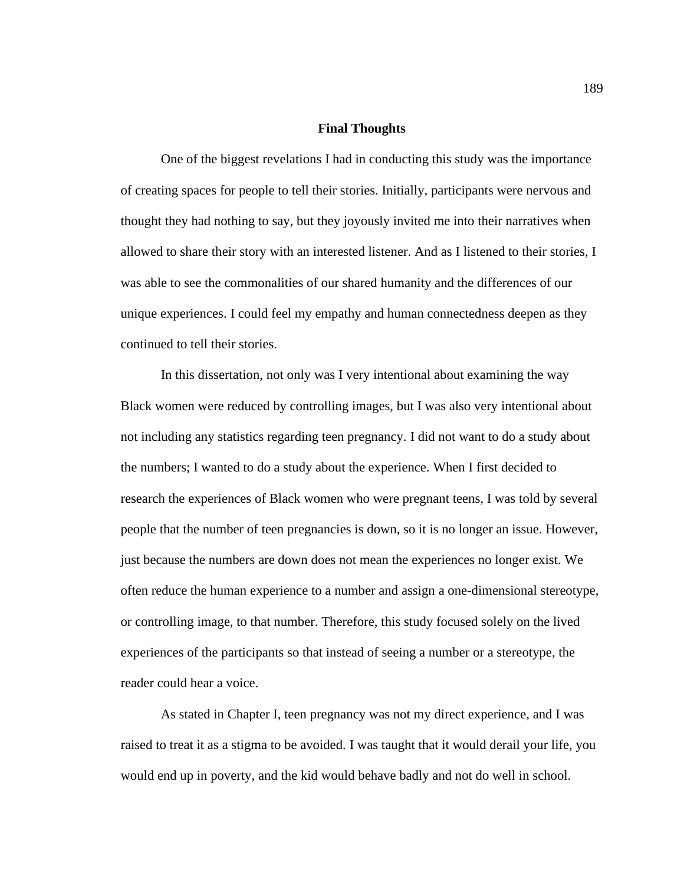## Final Thoughts

One of the biggest revelations I had in conducting this study was the importance of creating spaces for people to tell their stories. Initially, participants were nervous and thought they had nothing to say, but they joyously invited me into their narratives when allowed to share their story with an interested listener. And as I listened to their stories, I was able to see the commonalities of our shared humanity and the differences of our unique experiences. I could feel my empathy and human connectedness deepen as they continued to tell their stories.

In this dissertation, not only was I very intentional about examining the way Black women were reduced by controlling images, but I was also very intentional about not including any statistics regarding teen pregnancy. I did not want to do a study about the numbers; I wanted to do a study about the experience. When I first decided to research the experiences of Black women who were pregnant teens, I was told by several people that the number of teen pregnancies is down, so it is no longer an issue. However, just because the numbers are down does not mean the experiences no longer exist. We often reduce the human experience to a number and assign a one-dimensional stereotype, or controlling image, to that number. Therefore, this study focused solely on the lived experiences of the participants so that instead of seeing a number or a stereotype, the reader could hear a voice.

As stated in Chapter I, teen pregnancy was not my direct experience, and I was raised to treat it as a stigma to be avoided. I was taught that it would derail your life, you would end up in poverty, and the kid would behave badly and not do well in school.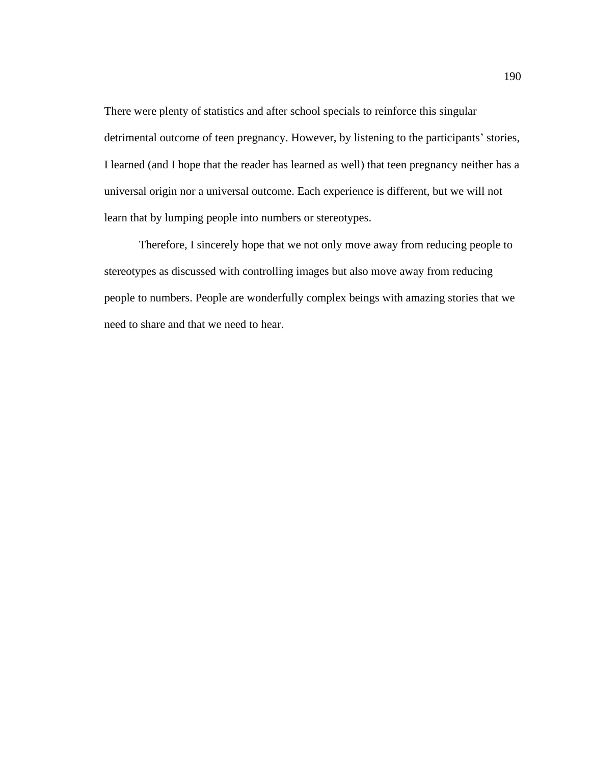There were plenty of statistics and after school specials to reinforce this singular detrimental outcome of teen pregnancy. However, by listening to the participants' stories, I learned (and I hope that the reader has learned as well) that teen pregnancy neither has a universal origin nor a universal outcome. Each experience is different, but we will not learn that by lumping people into numbers or stereotypes.

Therefore, I sincerely hope that we not only move away from reducing people to stereotypes as discussed with controlling images but also move away from reducing people to numbers. People are wonderfully complex beings with amazing stories that we need to share and that we need to hear.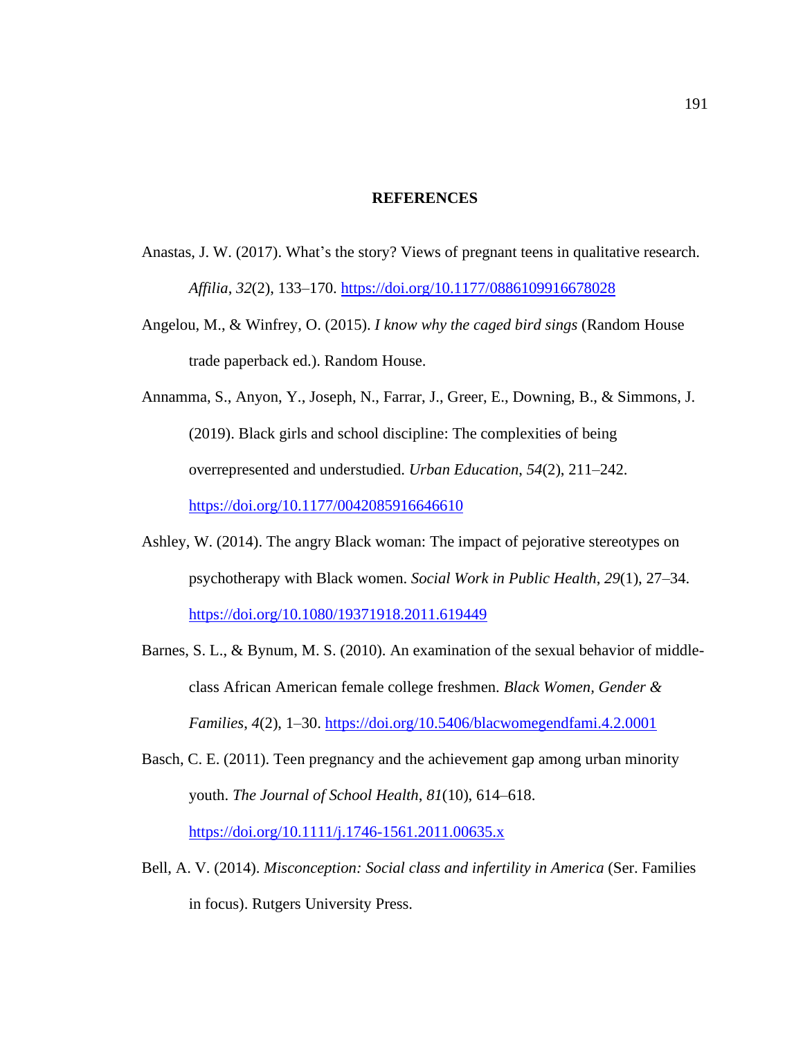# REFERENCES

Anastas, J. W. (2017). What's the story? Views of pregnant teens in qualitative research. *Affilia*, *32*(2), 133–170. https://doi.org/10.1177/0886109916678028

Angelou, M., & Winfrey, O. (2015). *I know why the caged bird sings* (Random House trade paperback ed.). Random House.

Annamma, S., Anyon, Y., Joseph, N., Farrar, J., Greer, E., Downing, B., & Simmons, J. (2019). Black girls and school discipline: The complexities of being overrepresented and understudied. *Urban Education*, *54*(2), 211–242. https://doi.org/10.1177/0042085916646610

Ashley, W. (2014). The angry Black woman: The impact of pejorative stereotypes on psychotherapy with Black women. *Social Work in Public Health*, *29*(1), 27–34. https://doi.org/10.1080/19371918.2011.619449

Barnes, S. L., & Bynum, M. S. (2010). An examination of the sexual behavior of middle-class African American female college freshmen. *Black Women, Gender & Families*, *4*(2), 1–30. https://doi.org/10.5406/blacwomegendfami.4.2.0001

Basch, C. E. (2011). Teen pregnancy and the achievement gap among urban minority youth. *The Journal of School Health*, *81*(10), 614–618. https://doi.org/10.1111/j.1746-1561.2011.00635.x

Bell, A. V. (2014). *Misconception: Social class and infertility in America* (Ser. Families in focus). Rutgers University Press.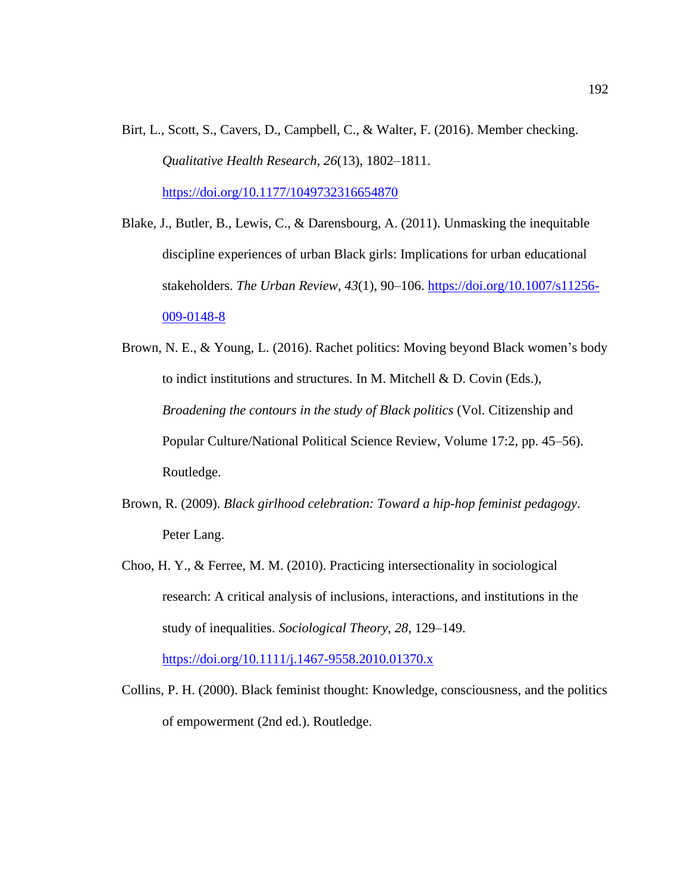Birt, L., Scott, S., Cavers, D., Campbell, C., & Walter, F. (2016). Member checking. *Qualitative Health Research*, *26*(13), 1802–1811. https://doi.org/10.1177/1049732316654870

Blake, J., Butler, B., Lewis, C., & Darensbourg, A. (2011). Unmasking the inequitable discipline experiences of urban Black girls: Implications for urban educational stakeholders. *The Urban Review*, *43*(1), 90–106. https://doi.org/10.1007/s11256-009-0148-8

Brown, N. E., & Young, L. (2016). Rachet politics: Moving beyond Black women's body to indict institutions and structures. In M. Mitchell & D. Covin (Eds.), *Broadening the contours in the study of Black politics* (Vol. Citizenship and Popular Culture/National Political Science Review, Volume 17:2, pp. 45–56). Routledge.

Brown, R. (2009). *Black girlhood celebration: Toward a hip-hop feminist pedagogy*. Peter Lang.

Choo, H. Y., & Ferree, M. M. (2010). Practicing intersectionality in sociological research: A critical analysis of inclusions, interactions, and institutions in the study of inequalities. *Sociological Theory*, *28*, 129–149. https://doi.org/10.1111/j.1467-9558.2010.01370.x

Collins, P. H. (2000). Black feminist thought: Knowledge, consciousness, and the politics of empowerment (2nd ed.). Routledge.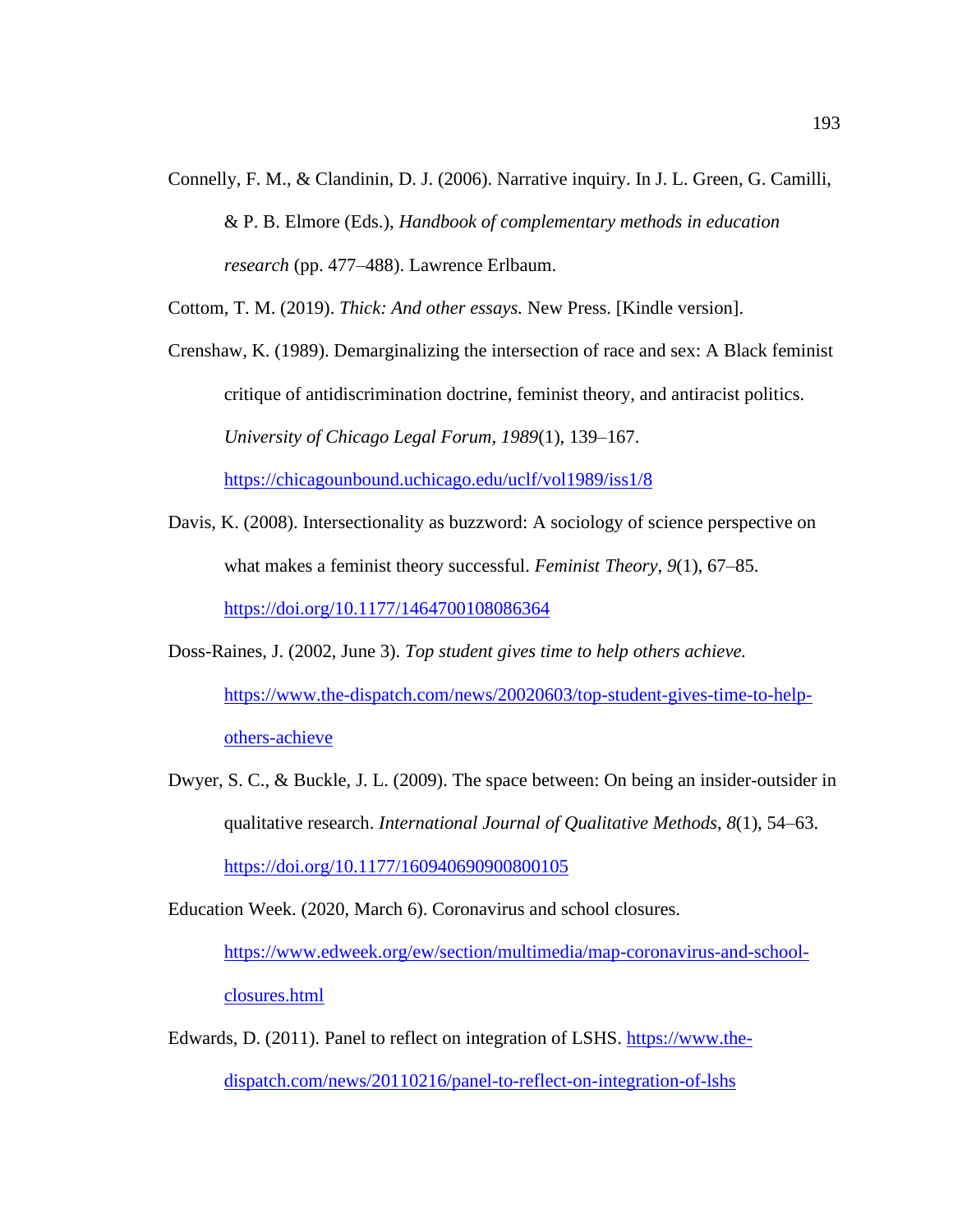Connelly, F. M., & Clandinin, D. J. (2006). Narrative inquiry. In J. L. Green, G. Camilli, & P. B. Elmore (Eds.), *Handbook of complementary methods in education research* (pp. 477–488). Lawrence Erlbaum.

Cottom, T. M. (2019). *Thick: And other essays.* New Press. [Kindle version].

Crenshaw, K. (1989). Demarginalizing the intersection of race and sex: A Black feminist critique of antidiscrimination doctrine, feminist theory, and antiracist politics. *University of Chicago Legal Forum*, *1989*(1), 139–167. https://chicagounbound.uchicago.edu/uclf/vol1989/iss1/8

Davis, K. (2008). Intersectionality as buzzword: A sociology of science perspective on what makes a feminist theory successful. *Feminist Theory*, *9*(1), 67–85. https://doi.org/10.1177/1464700108086364

Doss-Raines, J. (2002, June 3). *Top student gives time to help others achieve.* https://www.the-dispatch.com/news/20020603/top-student-gives-time-to-help-others-achieve

Dwyer, S. C., & Buckle, J. L. (2009). The space between: On being an insider-outsider in qualitative research. *International Journal of Qualitative Methods*, *8*(1), 54–63. https://doi.org/10.1177/160940690900800105

Education Week. (2020, March 6). Coronavirus and school closures. https://www.edweek.org/ew/section/multimedia/map-coronavirus-and-school-closures.html

Edwards, D. (2011). Panel to reflect on integration of LSHS. https://www.the-dispatch.com/news/20110216/panel-to-reflect-on-integration-of-lshs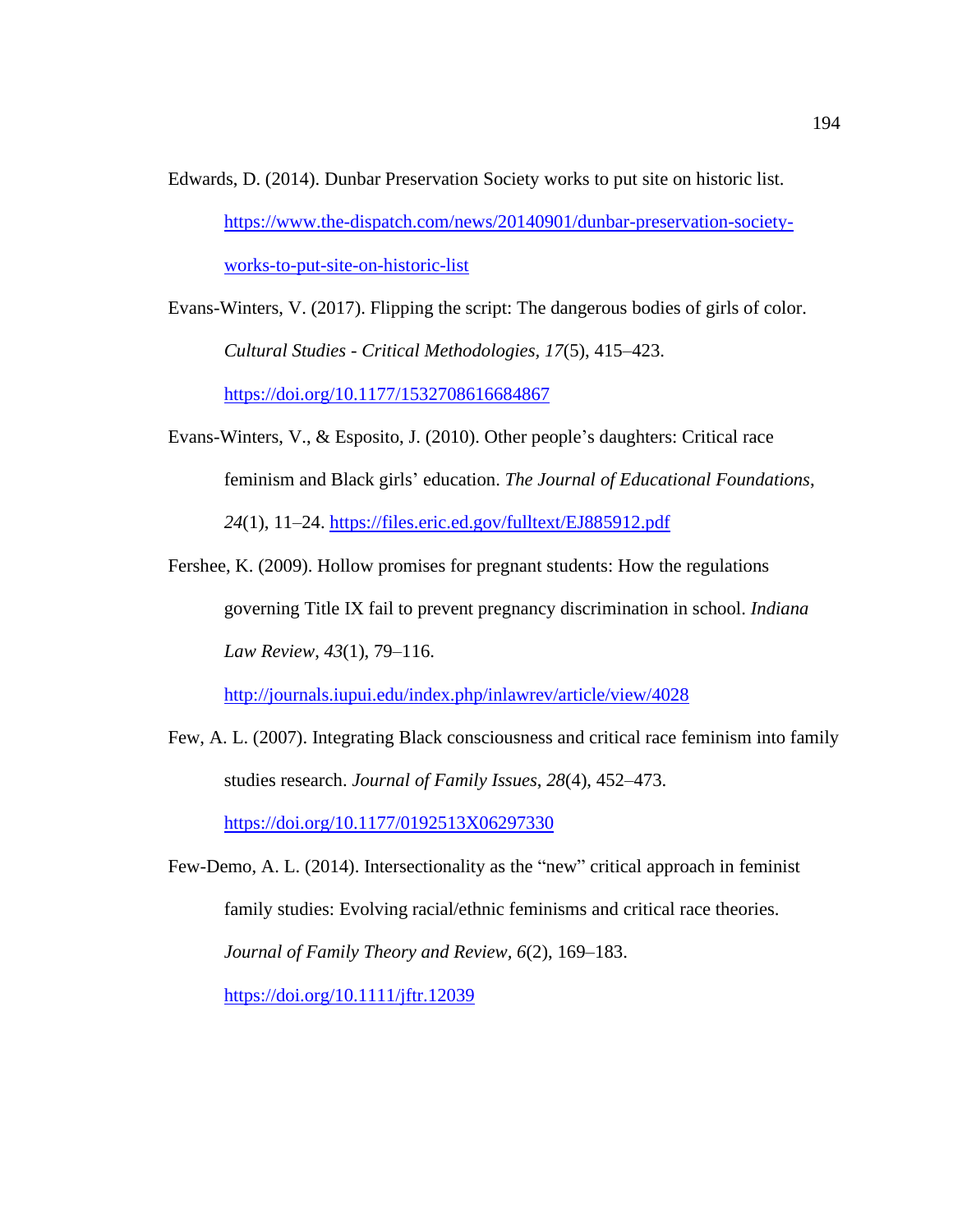Edwards, D. (2014). Dunbar Preservation Society works to put site on historic list. https://www.the-dispatch.com/news/20140901/dunbar-preservation-society-works-to-put-site-on-historic-list

Evans-Winters, V. (2017). Flipping the script: The dangerous bodies of girls of color. *Cultural Studies - Critical Methodologies, 17*(5), 415–423. https://doi.org/10.1177/1532708616684867

Evans-Winters, V., & Esposito, J. (2010). Other people's daughters: Critical race feminism and Black girls' education. *The Journal of Educational Foundations*, *24*(1), 11–24. https://files.eric.ed.gov/fulltext/EJ885912.pdf

Fershee, K. (2009). Hollow promises for pregnant students: How the regulations governing Title IX fail to prevent pregnancy discrimination in school. *Indiana Law Review*, *43*(1), 79–116. http://journals.iupui.edu/index.php/inlawrev/article/view/4028

Few, A. L. (2007). Integrating Black consciousness and critical race feminism into family studies research. *Journal of Family Issues*, *28*(4), 452–473. https://doi.org/10.1177/0192513X06297330

Few-Demo, A. L. (2014). Intersectionality as the "new" critical approach in feminist family studies: Evolving racial/ethnic feminisms and critical race theories. *Journal of Family Theory and Review*, *6*(2), 169–183. https://doi.org/10.1111/jftr.12039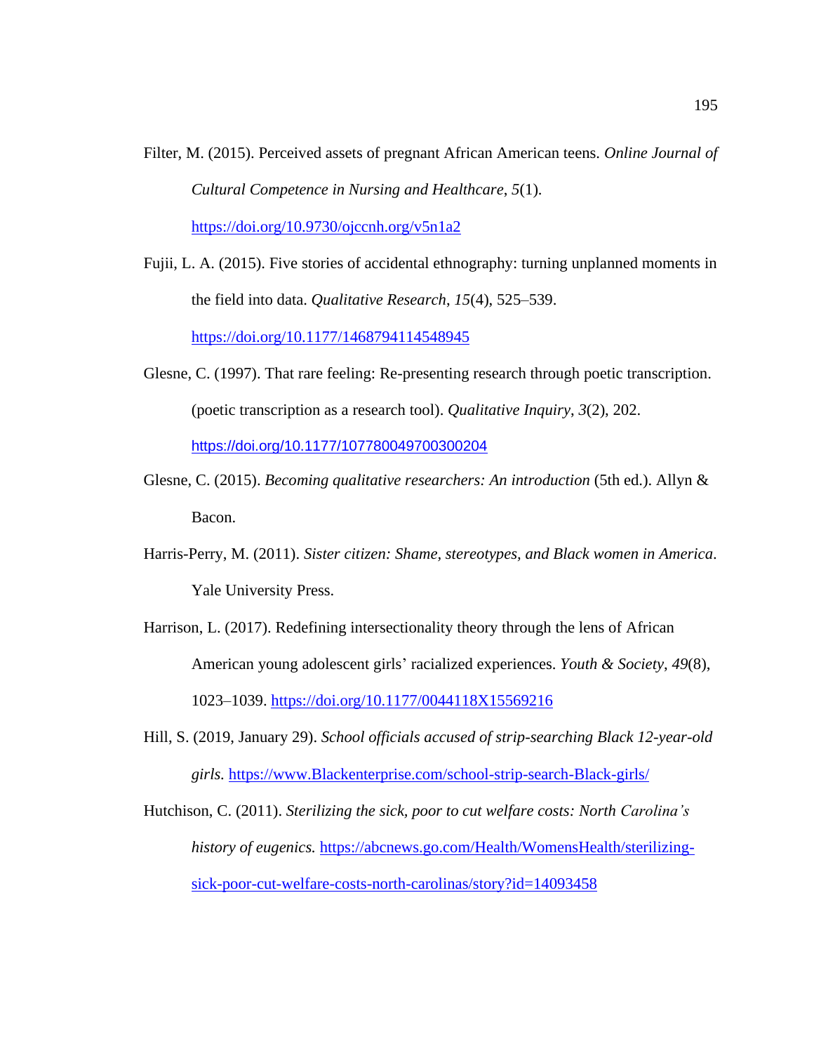Filter, M. (2015). Perceived assets of pregnant African American teens. *Online Journal of Cultural Competence in Nursing and Healthcare*, *5*(1). https://doi.org/10.9730/ojccnh.org/v5n1a2

Fujii, L. A. (2015). Five stories of accidental ethnography: turning unplanned moments in the field into data. *Qualitative Research*, *15*(4), 525–539. https://doi.org/10.1177/1468794114548945

Glesne, C. (1997). That rare feeling: Re-presenting research through poetic transcription. (poetic transcription as a research tool). *Qualitative Inquiry*, *3*(2), 202. https://doi.org/10.1177/107780049700300204

Glesne, C. (2015). *Becoming qualitative researchers: An introduction* (5th ed.). Allyn & Bacon.

Harris-Perry, M. (2011). *Sister citizen: Shame, stereotypes, and Black women in America*. Yale University Press.

Harrison, L. (2017). Redefining intersectionality theory through the lens of African American young adolescent girls' racialized experiences. *Youth & Society*, *49*(8), 1023–1039. https://doi.org/10.1177/0044118X15569216

Hill, S. (2019, January 29). *School officials accused of strip-searching Black 12-year-old girls.* https://www.Blackenterprise.com/school-strip-search-Black-girls/

Hutchison, C. (2011). *Sterilizing the sick, poor to cut welfare costs: North Carolina's history of eugenics.* https://abcnews.go.com/Health/WomensHealth/sterilizing-sick-poor-cut-welfare-costs-north-carolinas/story?id=14093458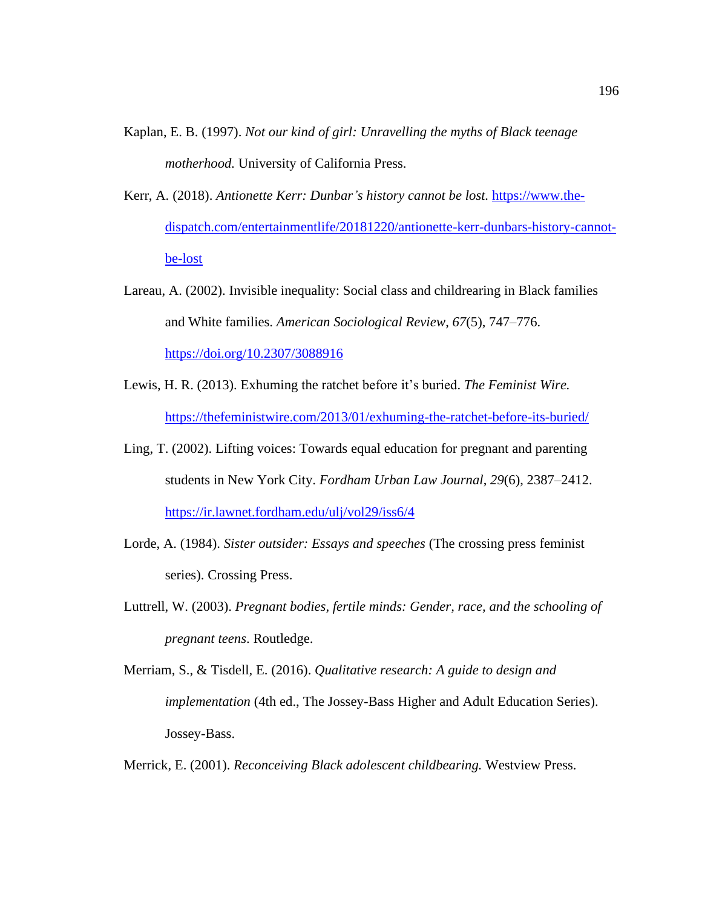Kaplan, E. B. (1997). *Not our kind of girl: Unravelling the myths of Black teenage motherhood.* University of California Press.

Kerr, A. (2018). *Antionette Kerr: Dunbar's history cannot be lost.* https://www.the-dispatch.com/entertainmentlife/20181220/antionette-kerr-dunbars-history-cannot-be-lost

Lareau, A. (2002). Invisible inequality: Social class and childrearing in Black families and White families. *American Sociological Review*, *67*(5), 747–776. https://doi.org/10.2307/3088916

Lewis, H. R. (2013). Exhuming the ratchet before it's buried. *The Feminist Wire.* https://thefeministwire.com/2013/01/exhuming-the-ratchet-before-its-buried/

Ling, T. (2002). Lifting voices: Towards equal education for pregnant and parenting students in New York City. *Fordham Urban Law Journal*, *29*(6), 2387–2412. https://ir.lawnet.fordham.edu/ulj/vol29/iss6/4

Lorde, A. (1984). *Sister outsider: Essays and speeches* (The crossing press feminist series). Crossing Press.

Luttrell, W. (2003). *Pregnant bodies, fertile minds: Gender, race, and the schooling of pregnant teens*. Routledge.

Merriam, S., & Tisdell, E. (2016). *Qualitative research: A guide to design and implementation* (4th ed., The Jossey-Bass Higher and Adult Education Series). Jossey-Bass.

Merrick, E. (2001). *Reconceiving Black adolescent childbearing.* Westview Press.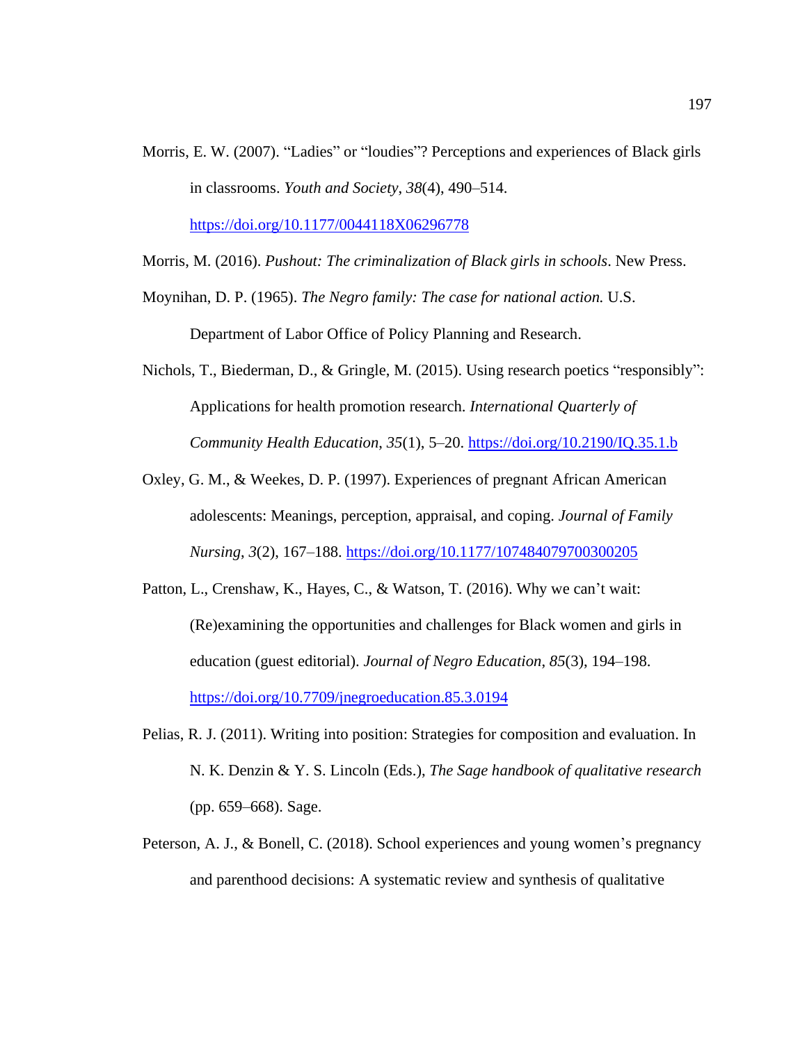Morris, E. W. (2007). "Ladies" or "loudies"? Perceptions and experiences of Black girls in classrooms. *Youth and Society*, *38*(4), 490–514. https://doi.org/10.1177/0044118X06296778

Morris, M. (2016). *Pushout: The criminalization of Black girls in schools*. New Press.

Moynihan, D. P. (1965). *The Negro family: The case for national action.* U.S. Department of Labor Office of Policy Planning and Research.

Nichols, T., Biederman, D., & Gringle, M. (2015). Using research poetics "responsibly": Applications for health promotion research. *International Quarterly of Community Health Education*, *35*(1), 5–20. https://doi.org/10.2190/IQ.35.1.b

Oxley, G. M., & Weekes, D. P. (1997). Experiences of pregnant African American adolescents: Meanings, perception, appraisal, and coping. *Journal of Family Nursing*, *3*(2), 167–188. https://doi.org/10.1177/107484079700300205

Patton, L., Crenshaw, K., Hayes, C., & Watson, T. (2016). Why we can't wait: (Re)examining the opportunities and challenges for Black women and girls in education (guest editorial). *Journal of Negro Education*, *85*(3), 194–198. https://doi.org/10.7709/jnegroeducation.85.3.0194

Pelias, R. J. (2011). Writing into position: Strategies for composition and evaluation. In N. K. Denzin & Y. S. Lincoln (Eds.), *The Sage handbook of qualitative research* (pp. 659–668). Sage.

Peterson, A. J., & Bonell, C. (2018). School experiences and young women's pregnancy and parenthood decisions: A systematic review and synthesis of qualitative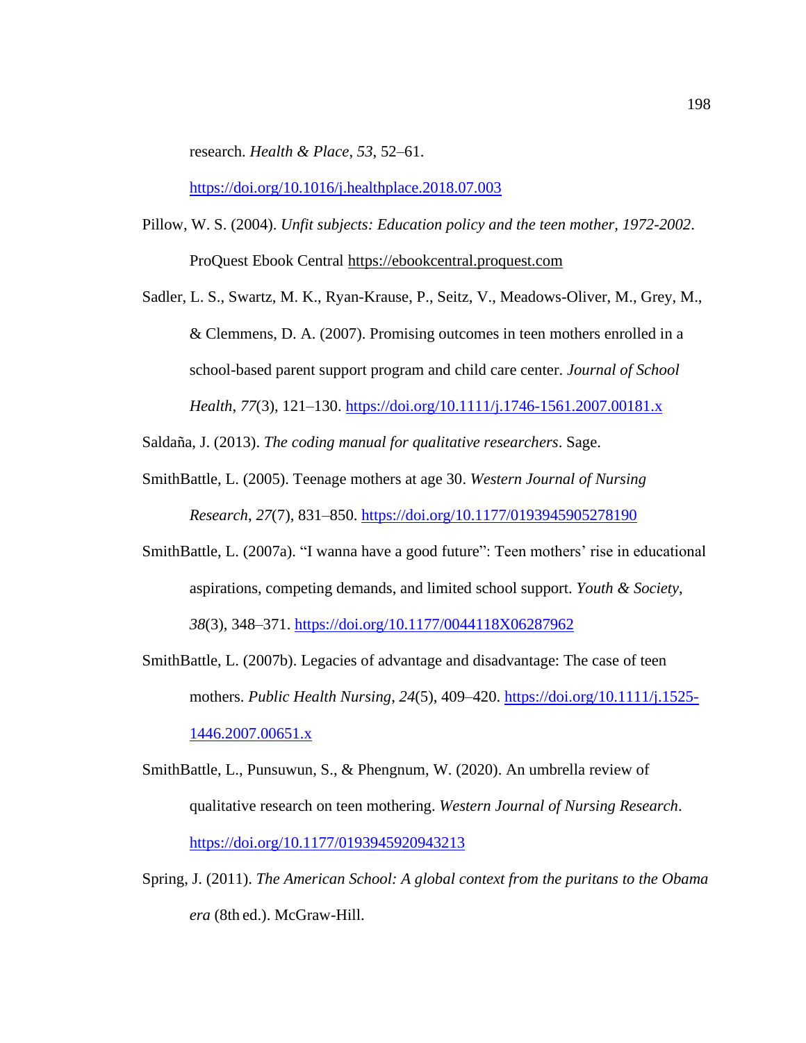research. *Health & Place*, *53*, 52–61. https://doi.org/10.1016/j.healthplace.2018.07.003

Pillow, W. S. (2004). *Unfit subjects: Education policy and the teen mother, 1972-2002*. ProQuest Ebook Central https://ebookcentral.proquest.com

Sadler, L. S., Swartz, M. K., Ryan-Krause, P., Seitz, V., Meadows-Oliver, M., Grey, M., & Clemmens, D. A. (2007). Promising outcomes in teen mothers enrolled in a school-based parent support program and child care center. *Journal of School Health*, *77*(3), 121–130. https://doi.org/10.1111/j.1746-1561.2007.00181.x

Saldaña, J. (2013). *The coding manual for qualitative researchers*. Sage.

SmithBattle, L. (2005). Teenage mothers at age 30. *Western Journal of Nursing Research*, *27*(7), 831–850. https://doi.org/10.1177/0193945905278190

SmithBattle, L. (2007a). "I wanna have a good future": Teen mothers' rise in educational aspirations, competing demands, and limited school support. *Youth & Society*, *38*(3), 348–371. https://doi.org/10.1177/0044118X06287962

SmithBattle, L. (2007b). Legacies of advantage and disadvantage: The case of teen mothers. *Public Health Nursing*, *24*(5), 409–420. https://doi.org/10.1111/j.1525-1446.2007.00651.x

SmithBattle, L., Punsuwun, S., & Phengnum, W. (2020). An umbrella review of qualitative research on teen mothering. *Western Journal of Nursing Research*. https://doi.org/10.1177/0193945920943213

Spring, J. (2011). *The American School: A global context from the puritans to the Obama era* (8th ed.). McGraw-Hill.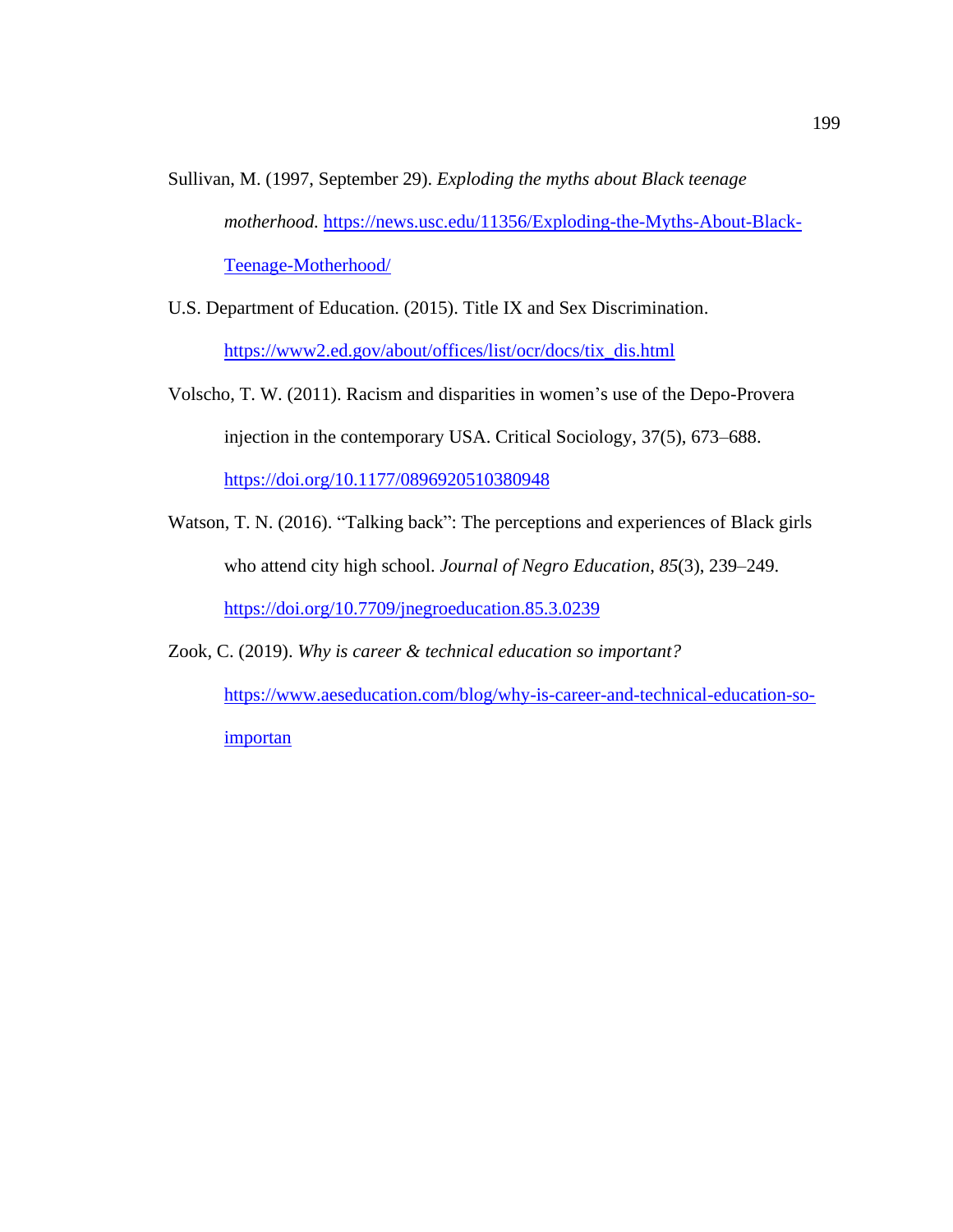Sullivan, M. (1997, September 29). *Exploding the myths about Black teenage motherhood.* https://news.usc.edu/11356/Exploding-the-Myths-About-Black-Teenage-Motherhood/

U.S. Department of Education. (2015). Title IX and Sex Discrimination. https://www2.ed.gov/about/offices/list/ocr/docs/tix_dis.html

Volscho, T. W. (2011). Racism and disparities in women's use of the Depo-Provera injection in the contemporary USA. Critical Sociology, 37(5), 673–688. https://doi.org/10.1177/0896920510380948

Watson, T. N. (2016). "Talking back": The perceptions and experiences of Black girls who attend city high school. *Journal of Negro Education*, *85*(3), 239–249. https://doi.org/10.7709/jnegroeducation.85.3.0239

Zook, C. (2019). *Why is career & technical education so important?* https://www.aeseducation.com/blog/why-is-career-and-technical-education-so-importan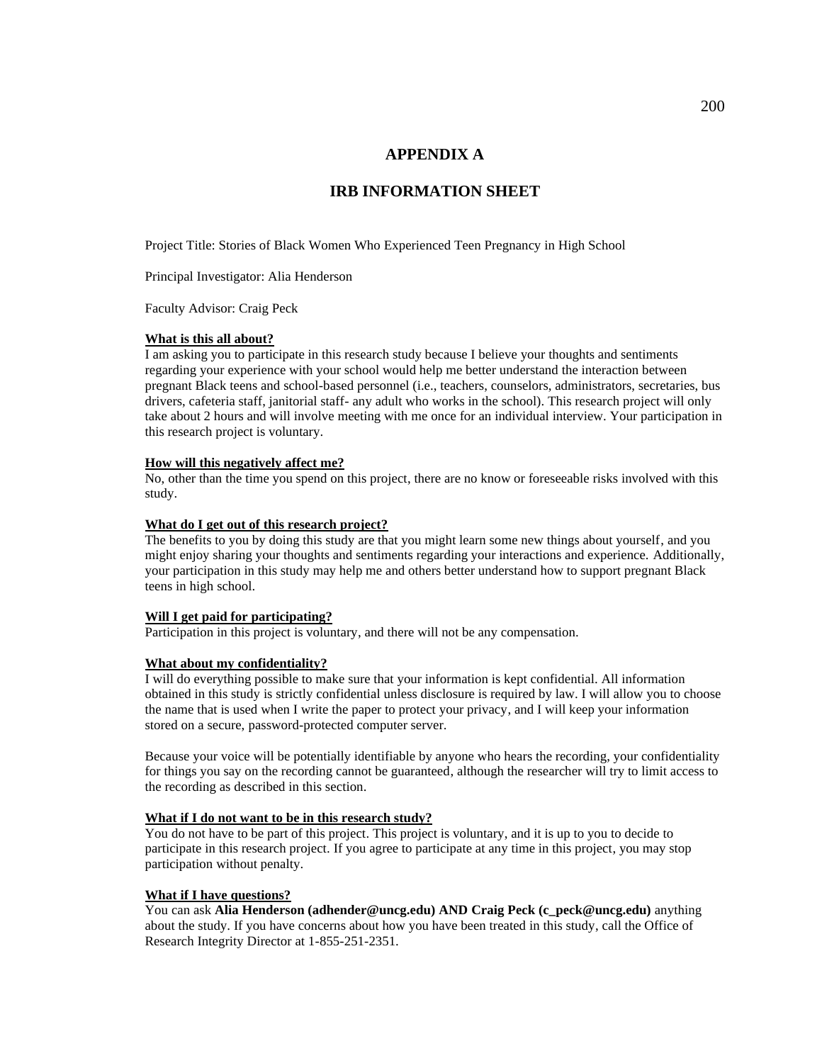# APPENDIX A

## IRB INFORMATION SHEET

Project Title: Stories of Black Women Who Experienced Teen Pregnancy in High School

Principal Investigator: Alia Henderson

Faculty Advisor: Craig Peck

**What is this all about?**

I am asking you to participate in this research study because I believe your thoughts and sentiments regarding your experience with your school would help me better understand the interaction between pregnant Black teens and school-based personnel (i.e., teachers, counselors, administrators, secretaries, bus drivers, cafeteria staff, janitorial staff- any adult who works in the school). This research project will only take about 2 hours and will involve meeting with me once for an individual interview. Your participation in this research project is voluntary.

**How will this negatively affect me?**

No, other than the time you spend on this project, there are no know or foreseeable risks involved with this study.

**What do I get out of this research project?**

The benefits to you by doing this study are that you might learn some new things about yourself, and you might enjoy sharing your thoughts and sentiments regarding your interactions and experience. Additionally, your participation in this study may help me and others better understand how to support pregnant Black teens in high school.

**Will I get paid for participating?**

Participation in this project is voluntary, and there will not be any compensation.

**What about my confidentiality?**

I will do everything possible to make sure that your information is kept confidential. All information obtained in this study is strictly confidential unless disclosure is required by law. I will allow you to choose the name that is used when I write the paper to protect your privacy, and I will keep your information stored on a secure, password-protected computer server.

Because your voice will be potentially identifiable by anyone who hears the recording, your confidentiality for things you say on the recording cannot be guaranteed, although the researcher will try to limit access to the recording as described in this section.

**What if I do not want to be in this research study?**

You do not have to be part of this project. This project is voluntary, and it is up to you to decide to participate in this research project. If you agree to participate at any time in this project, you may stop participation without penalty.

**What if I have questions?**

You can ask **Alia Henderson (adhender@uncg.edu) AND Craig Peck (c_peck@uncg.edu)** anything about the study. If you have concerns about how you have been treated in this study, call the Office of Research Integrity Director at 1-855-251-2351.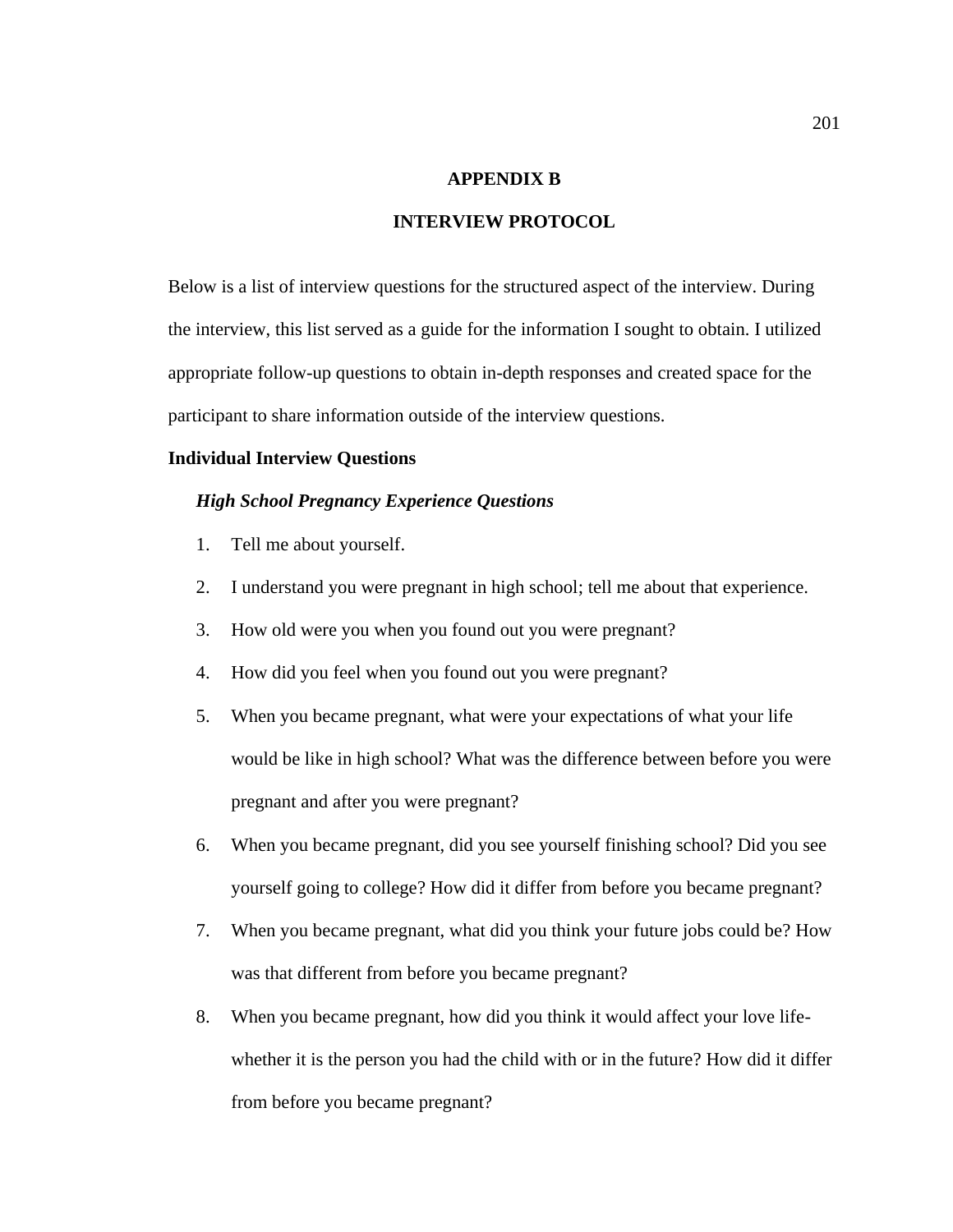# APPENDIX B

# INTERVIEW PROTOCOL

Below is a list of interview questions for the structured aspect of the interview. During the interview, this list served as a guide for the information I sought to obtain. I utilized appropriate follow-up questions to obtain in-depth responses and created space for the participant to share information outside of the interview questions.

**Individual Interview Questions**

***High School Pregnancy Experience Questions***

1. Tell me about yourself.
2. I understand you were pregnant in high school; tell me about that experience.
3. How old were you when you found out you were pregnant?
4. How did you feel when you found out you were pregnant?
5. When you became pregnant, what were your expectations of what your life would be like in high school? What was the difference between before you were pregnant and after you were pregnant?
6. When you became pregnant, did you see yourself finishing school? Did you see yourself going to college? How did it differ from before you became pregnant?
7. When you became pregnant, what did you think your future jobs could be? How was that different from before you became pregnant?
8. When you became pregnant, how did you think it would affect your love life- whether it is the person you had the child with or in the future? How did it differ from before you became pregnant?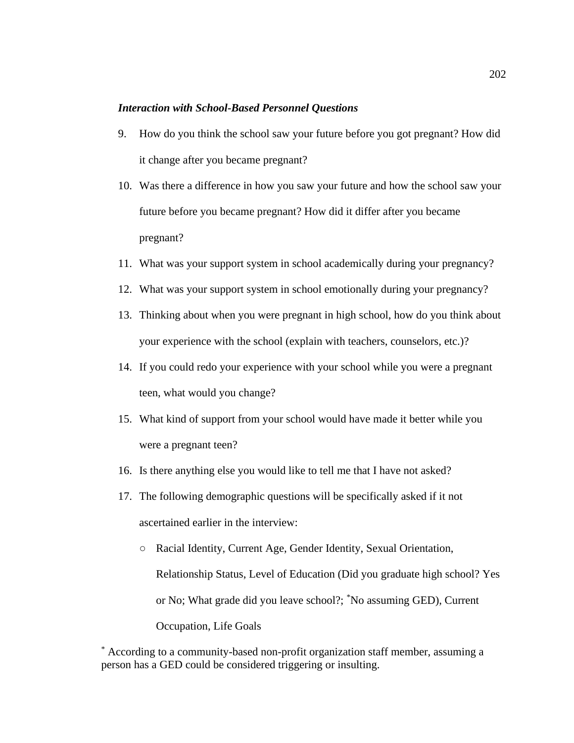***Interaction with School-Based Personnel Questions***

9. How do you think the school saw your future before you got pregnant? How did it change after you became pregnant?
10. Was there a difference in how you saw your future and how the school saw your future before you became pregnant? How did it differ after you became pregnant?
11. What was your support system in school academically during your pregnancy?
12. What was your support system in school emotionally during your pregnancy?
13. Thinking about when you were pregnant in high school, how do you think about your experience with the school (explain with teachers, counselors, etc.)?
14. If you could redo your experience with your school while you were a pregnant teen, what would you change?
15. What kind of support from your school would have made it better while you were a pregnant teen?
16. Is there anything else you would like to tell me that I have not asked?
17. The following demographic questions will be specifically asked if it not ascertained earlier in the interview:
    - Racial Identity, Current Age, Gender Identity, Sexual Orientation, Relationship Status, Level of Education (Did you graduate high school? Yes or No; What grade did you leave school?; [*]No assuming GED), Current Occupation, Life Goals

[*] According to a community-based non-profit organization staff member, assuming a person has a GED could be considered triggering or insulting.